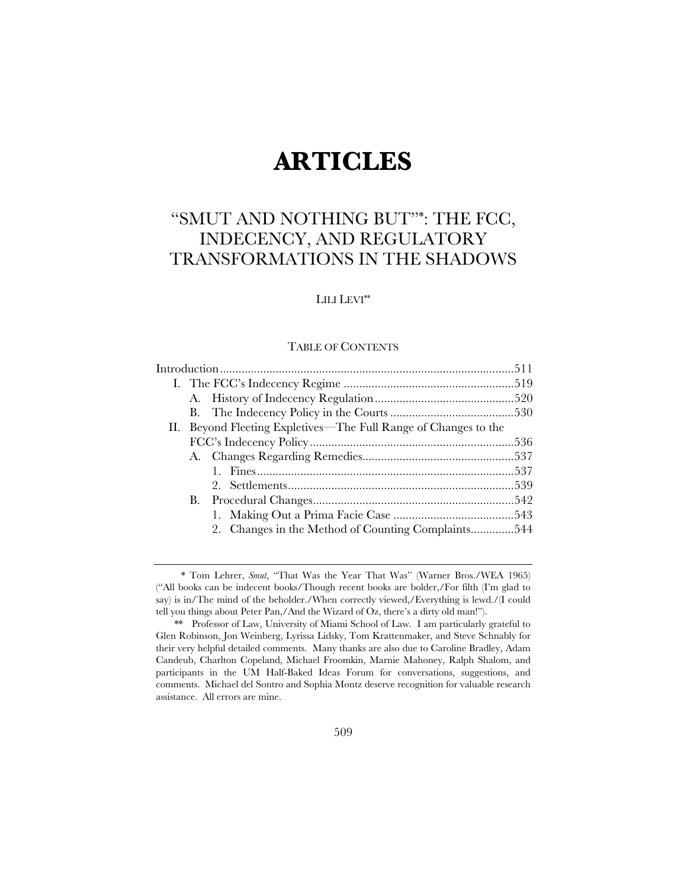# ARTICLES

## "SMUT AND NOTHING BUT"*: THE FCC, INDECENCY, AND REGULATORY TRANSFORMATIONS IN THE SHADOWS

LILI LEVI**

TABLE OF CONTENTS

Introduction ..............................................................................................511

- I. The FCC's Indecency Regime .......................................................519
  - A. History of Indecency Regulation .............................................520
  - B. The Indecency Policy in the Courts ........................................530
- II. Beyond Fleeting Expletives—The Full Range of Changes to the FCC's Indecency Policy ..................................................................536
  - A. Changes Regarding Remedies.................................................537
    - 1. Fines ..................................................................................537
    - 2. Settlements.........................................................................539
  - B. Procedural Changes.................................................................542
    - 1. Making Out a Prima Facie Case .......................................543
    - 2. Changes in the Method of Counting Complaints..............544

---

\* Tom Lehrer, *Smut*, "That Was the Year That Was" (Warner Bros./WEA 1965) ("All books can be indecent books/Though recent books are bolder,/For filth (I'm glad to say) is in/The mind of the beholder./When correctly viewed,/Everything is lewd./(I could tell you things about Peter Pan,/And the Wizard of Oz, there's a dirty old man!").

\*\* Professor of Law, University of Miami School of Law. I am particularly grateful to Glen Robinson, Jon Weinberg, Lyrissa Lidsky, Tom Krattenmaker, and Steve Schnably for their very helpful detailed comments. Many thanks are also due to Caroline Bradley, Adam Candeub, Charlton Copeland, Michael Froomkin, Marnie Mahoney, Ralph Shalom, and participants in the UM Half-Baked Ideas Forum for conversations, suggestions, and comments. Michael del Sontro and Sophia Montz deserve recognition for valuable research assistance. All errors are mine.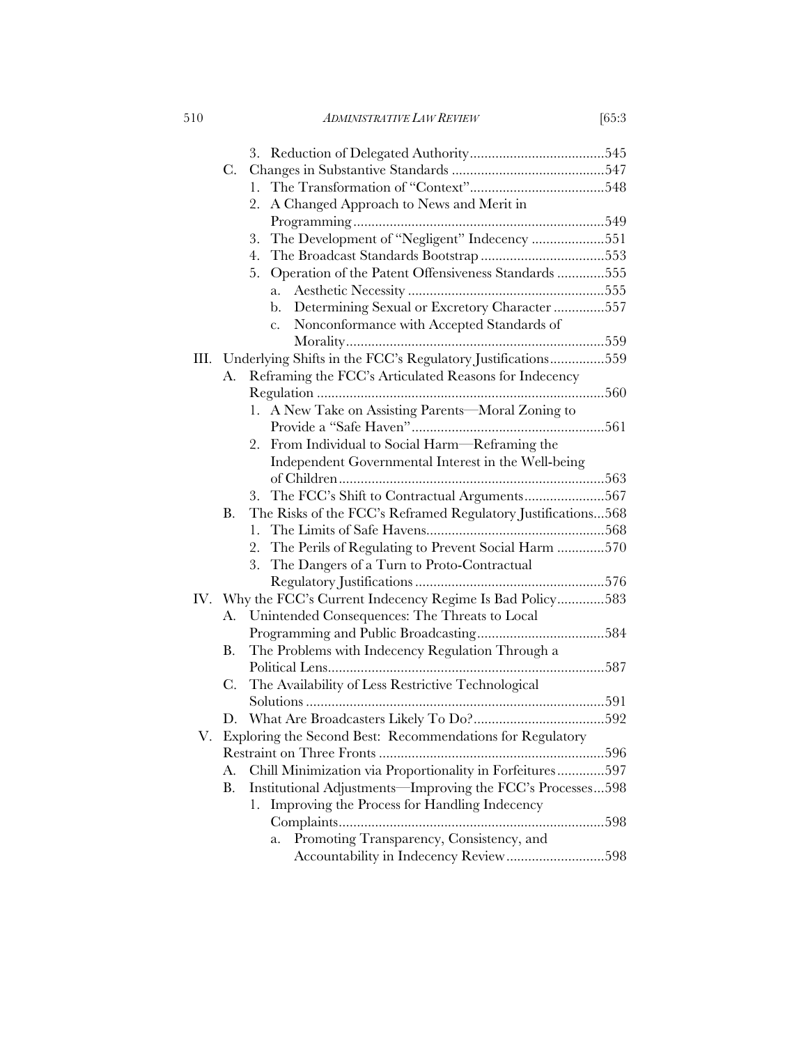- 3. Reduction of Delegated Authority .....545
- C. Changes in Substantive Standards .....547
  - 1. The Transformation of "Context" .....548
  - 2. A Changed Approach to News and Merit in Programming .....549
  - 3. The Development of "Negligent" Indecency .....551
  - 4. The Broadcast Standards Bootstrap .....553
  - 5. Operation of the Patent Offensiveness Standards .....555
    - a. Aesthetic Necessity .....555
    - b. Determining Sexual or Excretory Character .....557
    - c. Nonconformance with Accepted Standards of Morality .....559

III. Underlying Shifts in the FCC's Regulatory Justifications .....559

- A. Reframing the FCC's Articulated Reasons for Indecency Regulation .....560
  - 1. A New Take on Assisting Parents—Moral Zoning to Provide a "Safe Haven" .....561
  - 2. From Individual to Social Harm—Reframing the Independent Governmental Interest in the Well-being of Children .....563
  - 3. The FCC's Shift to Contractual Arguments .....567
- B. The Risks of the FCC's Reframed Regulatory Justifications .....568
  - 1. The Limits of Safe Havens .....568
  - 2. The Perils of Regulating to Prevent Social Harm .....570
  - 3. The Dangers of a Turn to Proto-Contractual Regulatory Justifications .....576

IV. Why the FCC's Current Indecency Regime Is Bad Policy .....583

- A. Unintended Consequences: The Threats to Local Programming and Public Broadcasting .....584
- B. The Problems with Indecency Regulation Through a Political Lens .....587
- C. The Availability of Less Restrictive Technological Solutions .....591
- D. What Are Broadcasters Likely To Do? .....592

V. Exploring the Second Best: Recommendations for Regulatory Restraint on Three Fronts .....596

- A. Chill Minimization via Proportionality in Forfeitures .....597
- B. Institutional Adjustments—Improving the FCC's Processes .....598
  - 1. Improving the Process for Handling Indecency Complaints .....598
    - a. Promoting Transparency, Consistency, and Accountability in Indecency Review .....598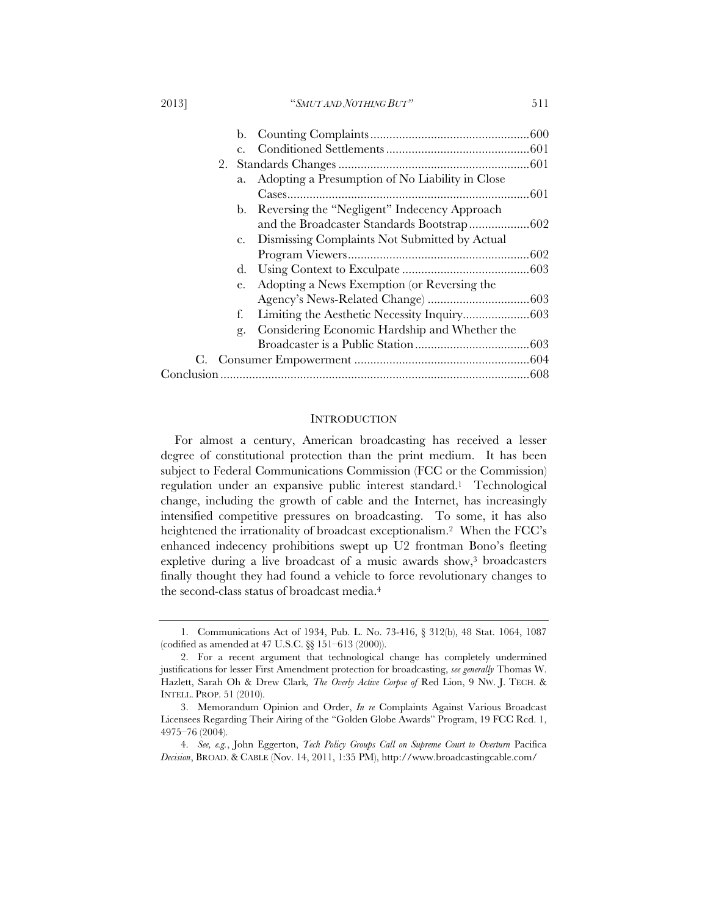b. Counting Complaints .................................................. 600

c. Conditioned Settlements ............................................. 601

2. Standards Changes ............................................................ 601

a. Adopting a Presumption of No Liability in Close Cases ............................................................................ 601

b. Reversing the "Negligent" Indecency Approach and the Broadcaster Standards Bootstrap ................... 602

c. Dismissing Complaints Not Submitted by Actual Program Viewers ......................................................... 602

d. Using Context to Exculpate ........................................ 603

e. Adopting a News Exemption (or Reversing the Agency's News-Related Change) ................................ 603

f. Limiting the Aesthetic Necessity Inquiry..................... 603

g. Considering Economic Hardship and Whether the Broadcaster is a Public Station .................................... 603

C. Consumer Empowerment ....................................................... 604

Conclusion ................................................................................................ 608

## INTRODUCTION

For almost a century, American broadcasting has received a lesser degree of constitutional protection than the print medium. It has been subject to Federal Communications Commission (FCC or the Commission) regulation under an expansive public interest standard.[1] Technological change, including the growth of cable and the Internet, has increasingly intensified competitive pressures on broadcasting. To some, it has also heightened the irrationality of broadcast exceptionalism.[2] When the FCC's enhanced indecency prohibitions swept up U2 frontman Bono's fleeting expletive during a live broadcast of a music awards show,[3] broadcasters finally thought they had found a vehicle to force revolutionary changes to the second-class status of broadcast media.[4]

---

1. Communications Act of 1934, Pub. L. No. 73-416, § 312(b), 48 Stat. 1064, 1087 (codified as amended at 47 U.S.C. §§ 151–613 (2000)).

2. For a recent argument that technological change has completely undermined justifications for lesser First Amendment protection for broadcasting, *see generally* Thomas W. Hazlett, Sarah Oh & Drew Clark, *The Overly Active Corpse of* Red Lion, 9 NW. J. TECH. & INTELL. PROP. 51 (2010).

3. Memorandum Opinion and Order, *In re* Complaints Against Various Broadcast Licensees Regarding Their Airing of the "Golden Globe Awards" Program, 19 FCC Rcd. 1, 4975–76 (2004).

4. *See, e.g.*, John Eggerton, *Tech Policy Groups Call on Supreme Court to Overturn* Pacifica *Decision*, BROAD. & CABLE (Nov. 14, 2011, 1:35 PM), http://www.broadcastingcable.com/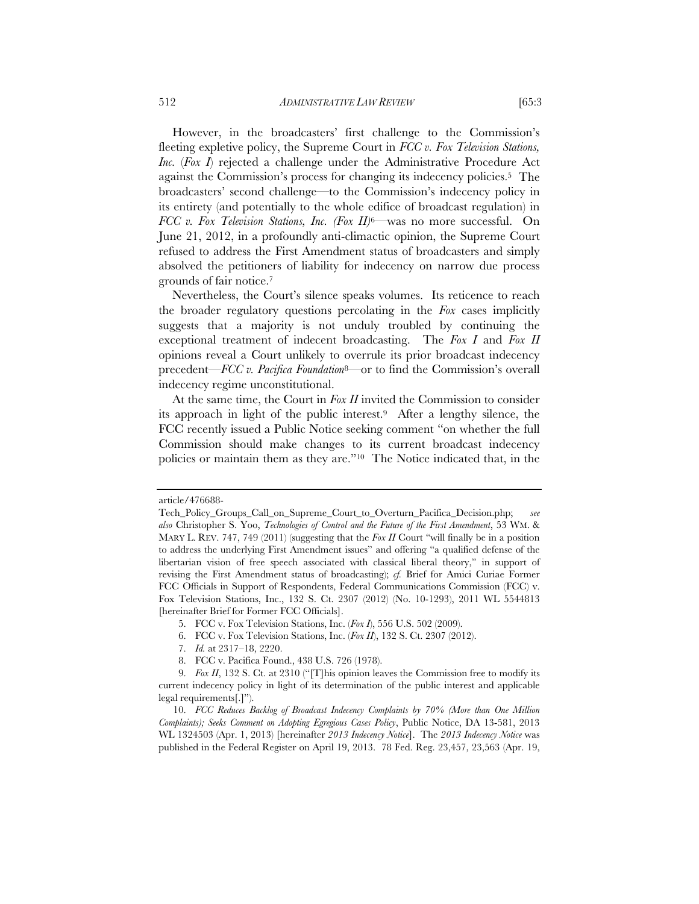However, in the broadcasters' first challenge to the Commission's fleeting expletive policy, the Supreme Court in *FCC v. Fox Television Stations, Inc.* (*Fox I*) rejected a challenge under the Administrative Procedure Act against the Commission's process for changing its indecency policies.[5] The broadcasters' second challenge—to the Commission's indecency policy in its entirety (and potentially to the whole edifice of broadcast regulation) in *FCC v. Fox Television Stations, Inc. (Fox II)*[6]—was no more successful. On June 21, 2012, in a profoundly anti-climactic opinion, the Supreme Court refused to address the First Amendment status of broadcasters and simply absolved the petitioners of liability for indecency on narrow due process grounds of fair notice.[7]

Nevertheless, the Court's silence speaks volumes. Its reticence to reach the broader regulatory questions percolating in the *Fox* cases implicitly suggests that a majority is not unduly troubled by continuing the exceptional treatment of indecent broadcasting. The *Fox I* and *Fox II* opinions reveal a Court unlikely to overrule its prior broadcast indecency precedent—*FCC v. Pacifica Foundation*[8]—or to find the Commission's overall indecency regime unconstitutional.

At the same time, the Court in *Fox II* invited the Commission to consider its approach in light of the public interest.[9] After a lengthy silence, the FCC recently issued a Public Notice seeking comment "on whether the full Commission should make changes to its current broadcast indecency policies or maintain them as they are."[10] The Notice indicated that, in the

---

article/476688-Tech_Policy_Groups_Call_on_Supreme_Court_to_Overturn_Pacifica_Decision.php; *see also* Christopher S. Yoo, *Technologies of Control and the Future of the First Amendment*, 53 WM. & MARY L. REV. 747, 749 (2011) (suggesting that the *Fox II* Court "will finally be in a position to address the underlying First Amendment issues" and offering "a qualified defense of the libertarian vision of free speech associated with classical liberal theory," in support of revising the First Amendment status of broadcasting); *cf.* Brief for Amici Curiae Former FCC Officials in Support of Respondents, Federal Communications Commission (FCC) v. Fox Television Stations, Inc., 132 S. Ct. 2307 (2012) (No. 10-1293), 2011 WL 5544813 [hereinafter Brief for Former FCC Officials].

5. FCC v. Fox Television Stations, Inc. (*Fox I*), 556 U.S. 502 (2009).

6. FCC v. Fox Television Stations, Inc. (*Fox II*), 132 S. Ct. 2307 (2012).

7. *Id.* at 2317–18, 2220.

8. FCC v. Pacifica Found., 438 U.S. 726 (1978).

9. *Fox II*, 132 S. Ct. at 2310 ("[T]his opinion leaves the Commission free to modify its current indecency policy in light of its determination of the public interest and applicable legal requirements[.]").

10. *FCC Reduces Backlog of Broadcast Indecency Complaints by 70% (More than One Million Complaints); Seeks Comment on Adopting Egregious Cases Policy*, Public Notice, DA 13-581, 2013 WL 1324503 (Apr. 1, 2013) [hereinafter *2013 Indecency Notice*]. The *2013 Indecency Notice* was published in the Federal Register on April 19, 2013. 78 Fed. Reg. 23,457, 23,563 (Apr. 19,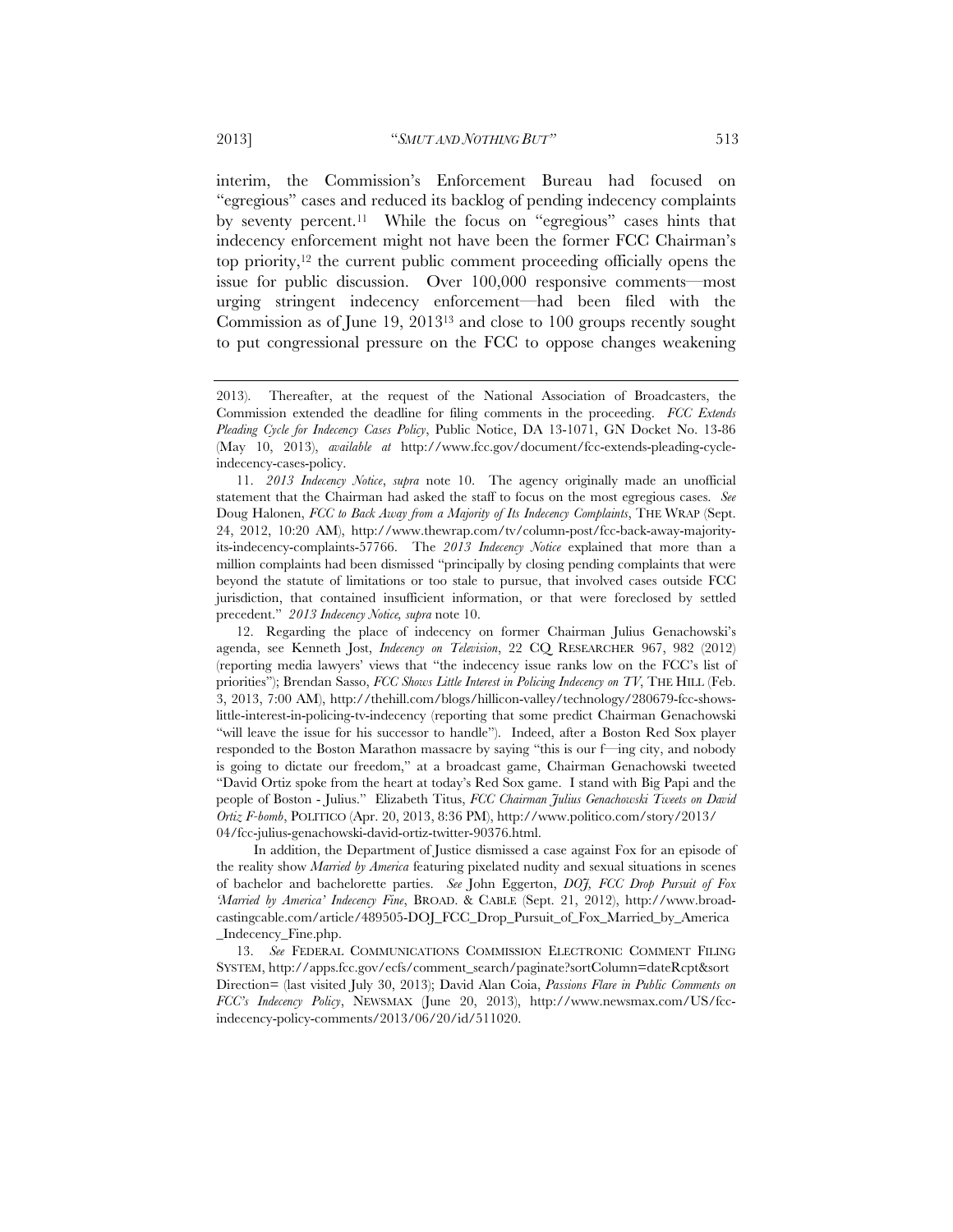interim, the Commission's Enforcement Bureau had focused on "egregious" cases and reduced its backlog of pending indecency complaints by seventy percent.[11] While the focus on "egregious" cases hints that indecency enforcement might not have been the former FCC Chairman's top priority,[12] the current public comment proceeding officially opens the issue for public discussion. Over 100,000 responsive comments—most urging stringent indecency enforcement—had been filed with the Commission as of June 19, 2013[13] and close to 100 groups recently sought to put congressional pressure on the FCC to oppose changes weakening

---

2013). Thereafter, at the request of the National Association of Broadcasters, the Commission extended the deadline for filing comments in the proceeding. *FCC Extends Pleading Cycle for Indecency Cases Policy*, Public Notice, DA 13-1071, GN Docket No. 13-86 (May 10, 2013), *available at* http://www.fcc.gov/document/fcc-extends-pleading-cycle-indecency-cases-policy.

11. *2013 Indecency Notice*, *supra* note 10. The agency originally made an unofficial statement that the Chairman had asked the staff to focus on the most egregious cases. *See* Doug Halonen, *FCC to Back Away from a Majority of Its Indecency Complaints*, THE WRAP (Sept. 24, 2012, 10:20 AM), http://www.thewrap.com/tv/column-post/fcc-back-away-majority-its-indecency-complaints-57766. The *2013 Indecency Notice* explained that more than a million complaints had been dismissed "principally by closing pending complaints that were beyond the statute of limitations or too stale to pursue, that involved cases outside FCC jurisdiction, that contained insufficient information, or that were foreclosed by settled precedent." *2013 Indecency Notice*, *supra* note 10.

12. Regarding the place of indecency on former Chairman Julius Genachowski's agenda, see Kenneth Jost, *Indecency on Television*, 22 CQ RESEARCHER 967, 982 (2012) (reporting media lawyers' views that "the indecency issue ranks low on the FCC's list of priorities"); Brendan Sasso, *FCC Shows Little Interest in Policing Indecency on TV*, THE HILL (Feb. 3, 2013, 7:00 AM), http://thehill.com/blogs/hillicon-valley/technology/280679-fcc-shows-little-interest-in-policing-tv-indecency (reporting that some predict Chairman Genachowski "will leave the issue for his successor to handle"). Indeed, after a Boston Red Sox player responded to the Boston Marathon massacre by saying "this is our f—ing city, and nobody is going to dictate our freedom," at a broadcast game, Chairman Genachowski tweeted "David Ortiz spoke from the heart at today's Red Sox game. I stand with Big Papi and the people of Boston - Julius." Elizabeth Titus, *FCC Chairman Julius Genachowski Tweets on David Ortiz F-bomb*, POLITICO (Apr. 20, 2013, 8:36 PM), http://www.politico.com/story/2013/04/fcc-julius-genachowski-david-ortiz-twitter-90376.html.

In addition, the Department of Justice dismissed a case against Fox for an episode of the reality show *Married by America* featuring pixelated nudity and sexual situations in scenes of bachelor and bachelorette parties. *See* John Eggerton, *DOJ, FCC Drop Pursuit of Fox 'Married by America' Indecency Fine*, BROAD. & CABLE (Sept. 21, 2012), http://www.broadcastingcable.com/article/489505-DOJ_FCC_Drop_Pursuit_of_Fox_Married_by_America_Indecency_Fine.php.

13. *See* FEDERAL COMMUNICATIONS COMMISSION ELECTRONIC COMMENT FILING SYSTEM, http://apps.fcc.gov/ecfs/comment_search/paginate?sortColumn=dateRcpt&sortDirection= (last visited July 30, 2013); David Alan Coia, *Passions Flare in Public Comments on FCC's Indecency Policy*, NEWSMAX (June 20, 2013), http://www.newsmax.com/US/fcc-indecency-policy-comments/2013/06/20/id/511020.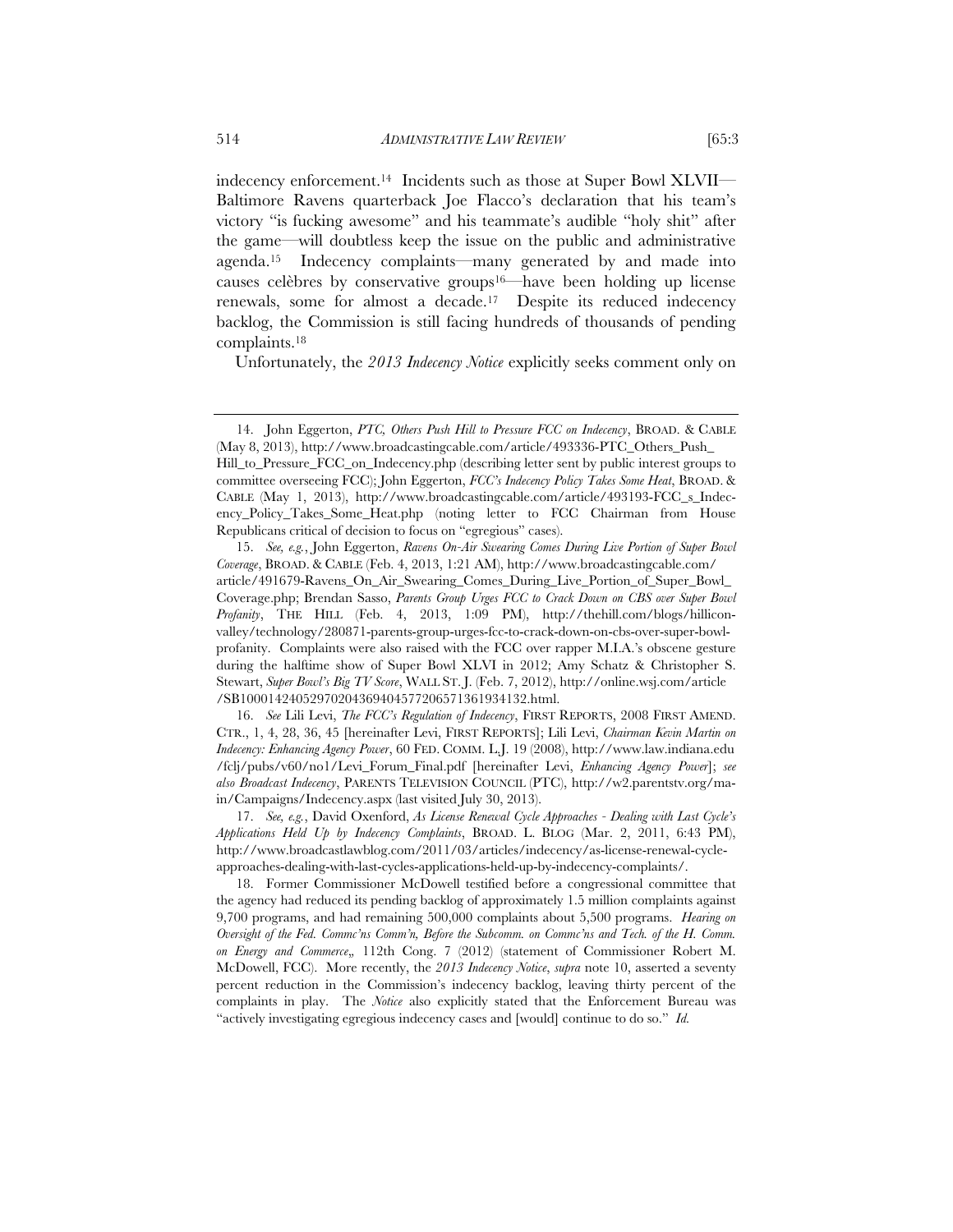indecency enforcement.[14] Incidents such as those at Super Bowl XLVII—Baltimore Ravens quarterback Joe Flacco's declaration that his team's victory "is fucking awesome" and his teammate's audible "holy shit" after the game—will doubtless keep the issue on the public and administrative agenda.[15] Indecency complaints—many generated by and made into causes celèbres by conservative groups[16]—have been holding up license renewals, some for almost a decade.[17] Despite its reduced indecency backlog, the Commission is still facing hundreds of thousands of pending complaints.[18]

Unfortunately, the *2013 Indecency Notice* explicitly seeks comment only on

---

14. John Eggerton, *PTC, Others Push Hill to Pressure FCC on Indecency*, BROAD. & CABLE (May 8, 2013), http://www.broadcastingcable.com/article/493336-PTC_Others_Push_Hill_to_Pressure_FCC_on_Indecency.php (describing letter sent by public interest groups to committee overseeing FCC); John Eggerton, *FCC's Indecency Policy Takes Some Heat*, BROAD. & CABLE (May 1, 2013), http://www.broadcastingcable.com/article/493193-FCC_s_Indecency_Policy_Takes_Some_Heat.php (noting letter to FCC Chairman from House Republicans critical of decision to focus on "egregious" cases).

15. *See, e.g.*, John Eggerton, *Ravens On-Air Swearing Comes During Live Portion of Super Bowl Coverage*, BROAD. & CABLE (Feb. 4, 2013, 1:21 AM), http://www.broadcastingcable.com/article/491679-Ravens_On_Air_Swearing_Comes_During_Live_Portion_of_Super_Bowl_Coverage.php; Brendan Sasso, *Parents Group Urges FCC to Crack Down on CBS over Super Bowl Profanity*, THE HILL (Feb. 4, 2013, 1:09 PM), http://thehill.com/blogs/hillicon-valley/technology/280871-parents-group-urges-fcc-to-crack-down-on-cbs-over-super-bowl-profanity. Complaints were also raised with the FCC over rapper M.I.A.'s obscene gesture during the halftime show of Super Bowl XLVI in 2012; Amy Schatz & Christopher S. Stewart, *Super Bowl's Big TV Score*, WALL ST. J. (Feb. 7, 2012), http://online.wsj.com/article/SB10001424052970204369404577206571361934132.html.

16. *See* Lili Levi, *The FCC's Regulation of Indecency*, FIRST REPORTS, 2008 FIRST AMEND. CTR., 1, 4, 28, 36, 45 [hereinafter Levi, FIRST REPORTS]; Lili Levi, *Chairman Kevin Martin on Indecency: Enhancing Agency Power*, 60 FED. COMM. L.J. 19 (2008), http://www.law.indiana.edu/fclj/pubs/v60/no1/Levi_Forum_Final.pdf [hereinafter Levi, *Enhancing Agency Power*]; *see also Broadcast Indecency*, PARENTS TELEVISION COUNCIL (PTC), http://w2.parentstv.org/main/Campaigns/Indecency.aspx (last visited July 30, 2013).

17. *See, e.g.*, David Oxenford, *As License Renewal Cycle Approaches - Dealing with Last Cycle's Applications Held Up by Indecency Complaints*, BROAD. L. BLOG (Mar. 2, 2011, 6:43 PM), http://www.broadcastlawblog.com/2011/03/articles/indecency/as-license-renewal-cycle-approaches-dealing-with-last-cycles-applications-held-up-by-indecency-complaints/.

18. Former Commissioner McDowell testified before a congressional committee that the agency had reduced its pending backlog of approximately 1.5 million complaints against 9,700 programs, and had remaining 500,000 complaints about 5,500 programs. *Hearing on Oversight of the Fed. Commc'ns Comm'n, Before the Subcomm. on Commc'ns and Tech. of the H. Comm. on Energy and Commerce*,, 112th Cong. 7 (2012) (statement of Commissioner Robert M. McDowell, FCC). More recently, the *2013 Indecency Notice*, *supra* note 10, asserted a seventy percent reduction in the Commission's indecency backlog, leaving thirty percent of the complaints in play. The *Notice* also explicitly stated that the Enforcement Bureau was "actively investigating egregious indecency cases and [would] continue to do so." *Id.*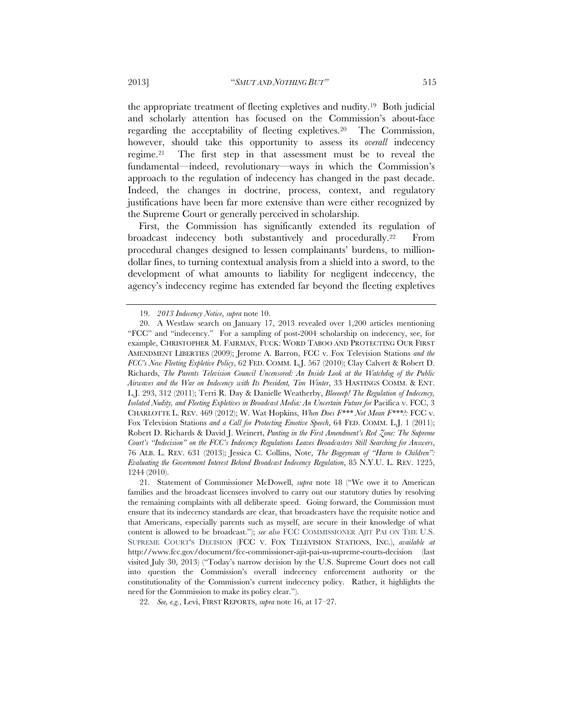the appropriate treatment of fleeting expletives and nudity.[19] Both judicial and scholarly attention has focused on the Commission's about-face regarding the acceptability of fleeting expletives.[20] The Commission, however, should take this opportunity to assess its *overall* indecency regime.[21] The first step in that assessment must be to reveal the fundamental—indeed, revolutionary—ways in which the Commission's approach to the regulation of indecency has changed in the past decade. Indeed, the changes in doctrine, process, context, and regulatory justifications have been far more extensive than were either recognized by the Supreme Court or generally perceived in scholarship.

First, the Commission has significantly extended its regulation of broadcast indecency both substantively and procedurally.[22] From procedural changes designed to lessen complainants' burdens, to million-dollar fines, to turning contextual analysis from a shield into a sword, to the development of what amounts to liability for negligent indecency, the agency's indecency regime has extended far beyond the fleeting expletives

---

19. *2013 Indecency Notice*, *supra* note 10.

20. A Westlaw search on January 17, 2013 revealed over 1,200 articles mentioning "FCC" and "indecency." For a sampling of post-2004 scholarship on indecency, see, for example, CHRISTOPHER M. FAIRMAN, FUCK: WORD TABOO AND PROTECTING OUR FIRST AMENDMENT LIBERTIES (2009); Jerome A. Barron, FCC v. Fox Television Stations *and the FCC's New Fleeting Expletive Policy*, 62 FED. COMM. L.J. 567 (2010); Clay Calvert & Robert D. Richards, *The Parents Television Council Uncensored: An Inside Look at the Watchdog of the Public Airwaves and the War on Indecency with Its President, Tim Winter*, 33 HASTINGS COMM. & ENT. L.J. 293, 312 (2011); Terri R. Day & Danielle Weatherby, *Bleeeeep! The Regulation of Indecency, Isolated Nudity, and Fleeting Expletives in Broadcast Media: An Uncertain Future for* Pacifica v. FCC, 3 CHARLOTTE L. REV. 469 (2012); W. Wat Hopkins, *When Does F\*\*\* Not Mean F\*\*\*?:* FCC v. Fox Television Stations *and a Call for Protecting Emotive Speech*, 64 FED. COMM. L.J. 1 (2011); Robert D. Richards & David J. Weinert, *Punting in the First Amendment's Red Zone: The Supreme Court's "Indecision" on the FCC's Indecency Regulations Leaves Broadcasters Still Searching for Answers*, 76 ALB. L. REV. 631 (2013); Jessica C. Collins, Note, *The Bogeyman of "Harm to Children": Evaluating the Government Interest Behind Broadcast Indecency Regulation*, 85 N.Y.U. L. REV. 1225, 1244 (2010).

21. Statement of Commissioner McDowell, *supra* note 18 ("We owe it to American families and the broadcast licensees involved to carry out our statutory duties by resolving the remaining complaints with all deliberate speed. Going forward, the Commission must ensure that its indecency standards are clear, that broadcasters have the requisite notice and that Americans, especially parents such as myself, are secure in their knowledge of what content is allowed to be broadcast."); *see also* FCC COMMISSIONER AJIT PAI ON THE U.S. SUPREME COURT'S DECISION (FCC V. FOX TELEVISION STATIONS, INC.), *available at* http://www.fcc.gov/document/fcc-commissioner-ajit-pai-us-supreme-courts-decision (last visited July 30, 2013) ("Today's narrow decision by the U.S. Supreme Court does not call into question the Commission's overall indecency enforcement authority or the constitutionality of the Commission's current indecency policy. Rather, it highlights the need for the Commission to make its policy clear.").

22. *See, e.g.*, Levi, FIRST REPORTS, *supra* note 16, at 17–27.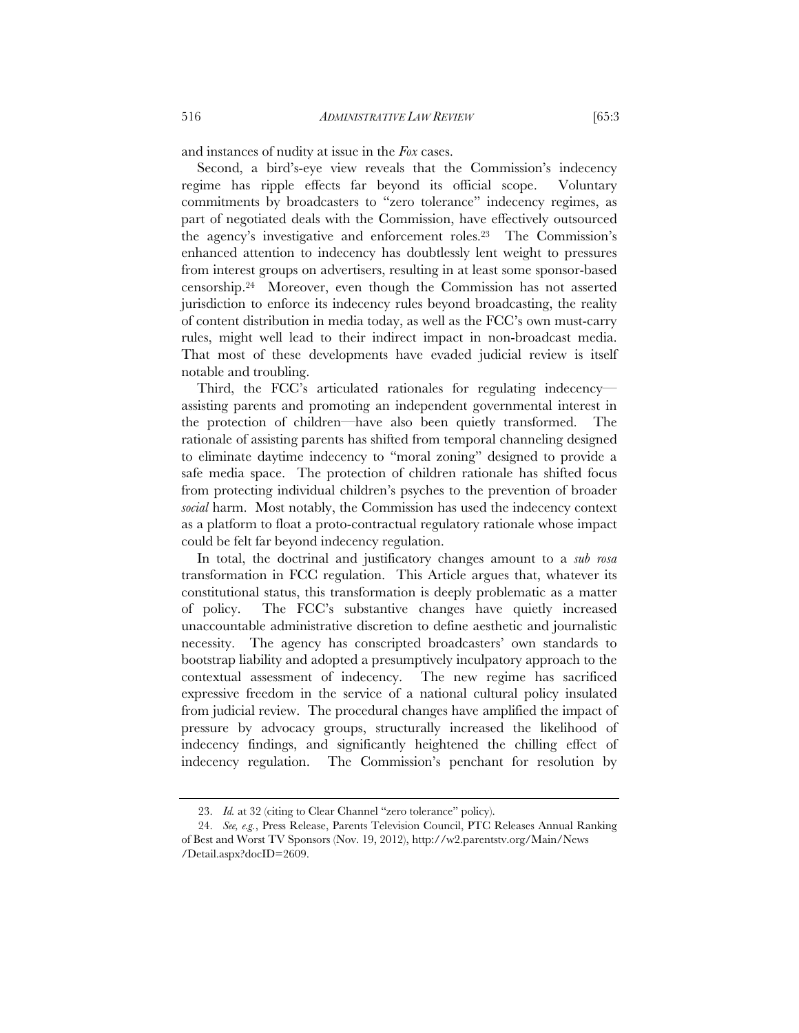and instances of nudity at issue in the *Fox* cases.

Second, a bird's-eye view reveals that the Commission's indecency regime has ripple effects far beyond its official scope. Voluntary commitments by broadcasters to "zero tolerance" indecency regimes, as part of negotiated deals with the Commission, have effectively outsourced the agency's investigative and enforcement roles.[23] The Commission's enhanced attention to indecency has doubtlessly lent weight to pressures from interest groups on advertisers, resulting in at least some sponsor-based censorship.[24] Moreover, even though the Commission has not asserted jurisdiction to enforce its indecency rules beyond broadcasting, the reality of content distribution in media today, as well as the FCC's own must-carry rules, might well lead to their indirect impact in non-broadcast media. That most of these developments have evaded judicial review is itself notable and troubling.

Third, the FCC's articulated rationales for regulating indecency—assisting parents and promoting an independent governmental interest in the protection of children—have also been quietly transformed. The rationale of assisting parents has shifted from temporal channeling designed to eliminate daytime indecency to "moral zoning" designed to provide a safe media space. The protection of children rationale has shifted focus from protecting individual children's psyches to the prevention of broader *social* harm. Most notably, the Commission has used the indecency context as a platform to float a proto-contractual regulatory rationale whose impact could be felt far beyond indecency regulation.

In total, the doctrinal and justificatory changes amount to a *sub rosa* transformation in FCC regulation. This Article argues that, whatever its constitutional status, this transformation is deeply problematic as a matter of policy. The FCC's substantive changes have quietly increased unaccountable administrative discretion to define aesthetic and journalistic necessity. The agency has conscripted broadcasters' own standards to bootstrap liability and adopted a presumptively inculpatory approach to the contextual assessment of indecency. The new regime has sacrificed expressive freedom in the service of a national cultural policy insulated from judicial review. The procedural changes have amplified the impact of pressure by advocacy groups, structurally increased the likelihood of indecency findings, and significantly heightened the chilling effect of indecency regulation. The Commission's penchant for resolution by

---

23. *Id.* at 32 (citing to Clear Channel "zero tolerance" policy).

24. *See, e.g.*, Press Release, Parents Television Council, PTC Releases Annual Ranking of Best and Worst TV Sponsors (Nov. 19, 2012), http://w2.parentstv.org/Main/News/Detail.aspx?docID=2609.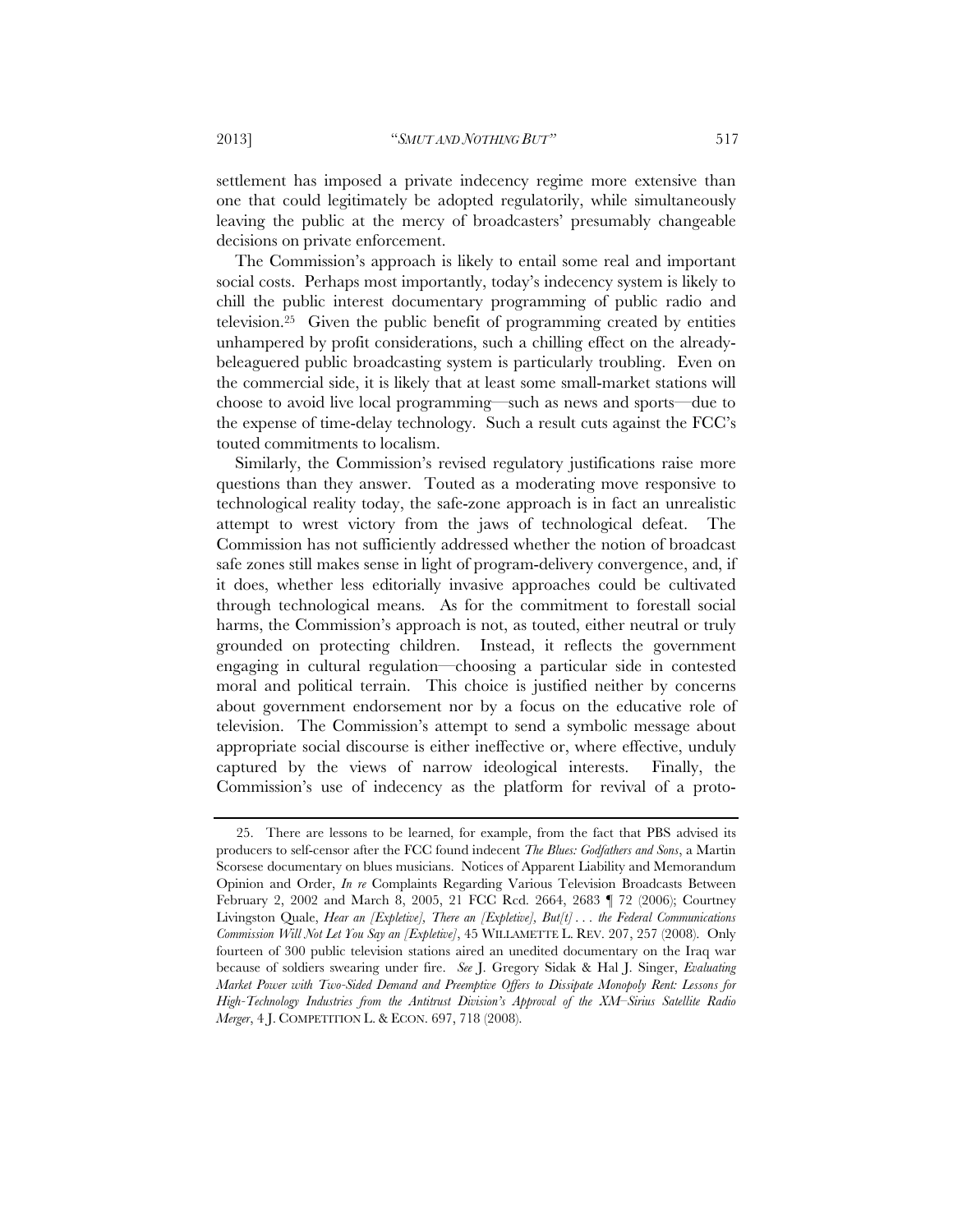settlement has imposed a private indecency regime more extensive than one that could legitimately be adopted regulatorily, while simultaneously leaving the public at the mercy of broadcasters' presumably changeable decisions on private enforcement.

The Commission's approach is likely to entail some real and important social costs. Perhaps most importantly, today's indecency system is likely to chill the public interest documentary programming of public radio and television.[25] Given the public benefit of programming created by entities unhampered by profit considerations, such a chilling effect on the already-beleaguered public broadcasting system is particularly troubling. Even on the commercial side, it is likely that at least some small-market stations will choose to avoid live local programming—such as news and sports—due to the expense of time-delay technology. Such a result cuts against the FCC's touted commitments to localism.

Similarly, the Commission's revised regulatory justifications raise more questions than they answer. Touted as a moderating move responsive to technological reality today, the safe-zone approach is in fact an unrealistic attempt to wrest victory from the jaws of technological defeat. The Commission has not sufficiently addressed whether the notion of broadcast safe zones still makes sense in light of program-delivery convergence, and, if it does, whether less editorially invasive approaches could be cultivated through technological means. As for the commitment to forestall social harms, the Commission's approach is not, as touted, either neutral or truly grounded on protecting children. Instead, it reflects the government engaging in cultural regulation—choosing a particular side in contested moral and political terrain. This choice is justified neither by concerns about government endorsement nor by a focus on the educative role of television. The Commission's attempt to send a symbolic message about appropriate social discourse is either ineffective or, where effective, unduly captured by the views of narrow ideological interests. Finally, the Commission's use of indecency as the platform for revival of a proto-

---

25. There are lessons to be learned, for example, from the fact that PBS advised its producers to self-censor after the FCC found indecent *The Blues: Godfathers and Sons*, a Martin Scorsese documentary on blues musicians. Notices of Apparent Liability and Memorandum Opinion and Order, *In re* Complaints Regarding Various Television Broadcasts Between February 2, 2002 and March 8, 2005, 21 FCC Rcd. 2664, 2683 ¶ 72 (2006); Courtney Livingston Quale, *Hear an [Expletive], There an [Expletive], But[t] . . . the Federal Communications Commission Will Not Let You Say an [Expletive]*, 45 WILLAMETTE L. REV. 207, 257 (2008). Only fourteen of 300 public television stations aired an unedited documentary on the Iraq war because of soldiers swearing under fire. *See* J. Gregory Sidak & Hal J. Singer, *Evaluating Market Power with Two-Sided Demand and Preemptive Offers to Dissipate Monopoly Rent: Lessons for High-Technology Industries from the Antitrust Division's Approval of the XM–Sirius Satellite Radio Merger*, 4 J. COMPETITION L. & ECON. 697, 718 (2008).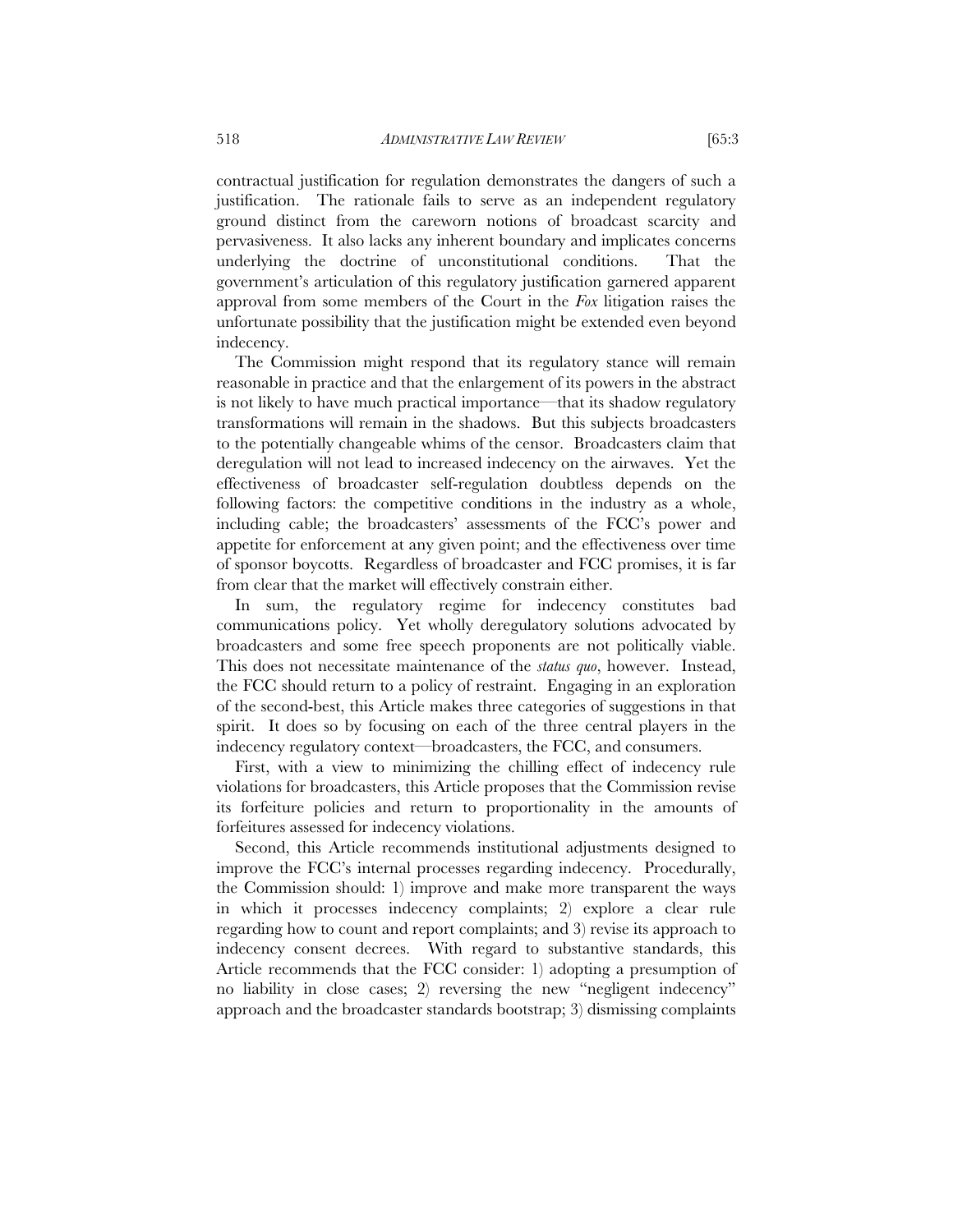contractual justification for regulation demonstrates the dangers of such a justification. The rationale fails to serve as an independent regulatory ground distinct from the careworn notions of broadcast scarcity and pervasiveness. It also lacks any inherent boundary and implicates concerns underlying the doctrine of unconstitutional conditions. That the government's articulation of this regulatory justification garnered apparent approval from some members of the Court in the *Fox* litigation raises the unfortunate possibility that the justification might be extended even beyond indecency.

The Commission might respond that its regulatory stance will remain reasonable in practice and that the enlargement of its powers in the abstract is not likely to have much practical importance—that its shadow regulatory transformations will remain in the shadows. But this subjects broadcasters to the potentially changeable whims of the censor. Broadcasters claim that deregulation will not lead to increased indecency on the airwaves. Yet the effectiveness of broadcaster self-regulation doubtless depends on the following factors: the competitive conditions in the industry as a whole, including cable; the broadcasters' assessments of the FCC's power and appetite for enforcement at any given point; and the effectiveness over time of sponsor boycotts. Regardless of broadcaster and FCC promises, it is far from clear that the market will effectively constrain either.

In sum, the regulatory regime for indecency constitutes bad communications policy. Yet wholly deregulatory solutions advocated by broadcasters and some free speech proponents are not politically viable. This does not necessitate maintenance of the *status quo*, however. Instead, the FCC should return to a policy of restraint. Engaging in an exploration of the second-best, this Article makes three categories of suggestions in that spirit. It does so by focusing on each of the three central players in the indecency regulatory context—broadcasters, the FCC, and consumers.

First, with a view to minimizing the chilling effect of indecency rule violations for broadcasters, this Article proposes that the Commission revise its forfeiture policies and return to proportionality in the amounts of forfeitures assessed for indecency violations.

Second, this Article recommends institutional adjustments designed to improve the FCC's internal processes regarding indecency. Procedurally, the Commission should: 1) improve and make more transparent the ways in which it processes indecency complaints; 2) explore a clear rule regarding how to count and report complaints; and 3) revise its approach to indecency consent decrees. With regard to substantive standards, this Article recommends that the FCC consider: 1) adopting a presumption of no liability in close cases; 2) reversing the new "negligent indecency" approach and the broadcaster standards bootstrap; 3) dismissing complaints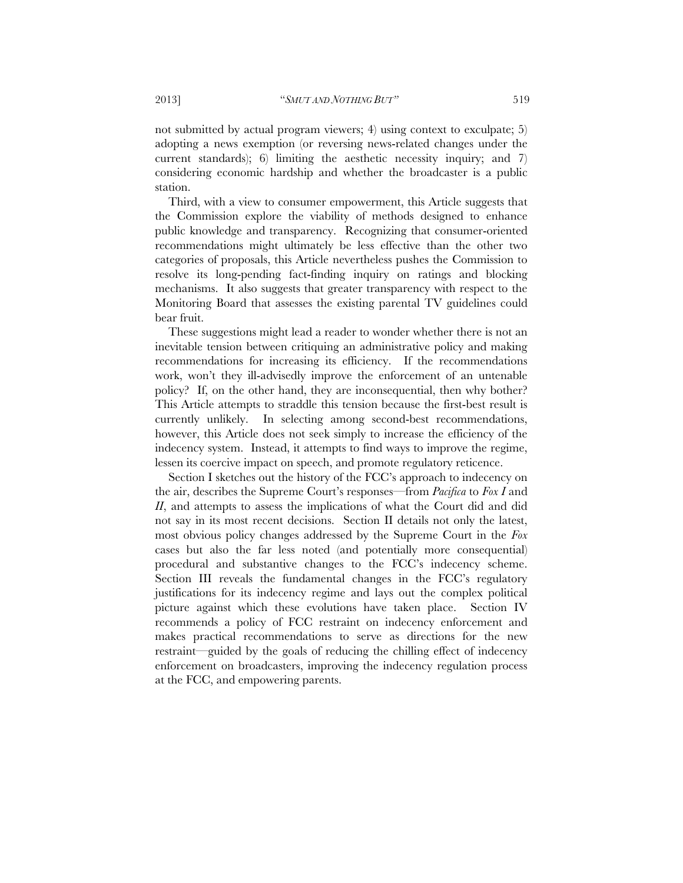not submitted by actual program viewers; 4) using context to exculpate; 5) adopting a news exemption (or reversing news-related changes under the current standards); 6) limiting the aesthetic necessity inquiry; and 7) considering economic hardship and whether the broadcaster is a public station.

Third, with a view to consumer empowerment, this Article suggests that the Commission explore the viability of methods designed to enhance public knowledge and transparency. Recognizing that consumer-oriented recommendations might ultimately be less effective than the other two categories of proposals, this Article nevertheless pushes the Commission to resolve its long-pending fact-finding inquiry on ratings and blocking mechanisms. It also suggests that greater transparency with respect to the Monitoring Board that assesses the existing parental TV guidelines could bear fruit.

These suggestions might lead a reader to wonder whether there is not an inevitable tension between critiquing an administrative policy and making recommendations for increasing its efficiency. If the recommendations work, won't they ill-advisedly improve the enforcement of an untenable policy? If, on the other hand, they are inconsequential, then why bother? This Article attempts to straddle this tension because the first-best result is currently unlikely. In selecting among second-best recommendations, however, this Article does not seek simply to increase the efficiency of the indecency system. Instead, it attempts to find ways to improve the regime, lessen its coercive impact on speech, and promote regulatory reticence.

Section I sketches out the history of the FCC's approach to indecency on the air, describes the Supreme Court's responses—from *Pacifica* to *Fox I* and *II*, and attempts to assess the implications of what the Court did and did not say in its most recent decisions. Section II details not only the latest, most obvious policy changes addressed by the Supreme Court in the *Fox* cases but also the far less noted (and potentially more consequential) procedural and substantive changes to the FCC's indecency scheme. Section III reveals the fundamental changes in the FCC's regulatory justifications for its indecency regime and lays out the complex political picture against which these evolutions have taken place. Section IV recommends a policy of FCC restraint on indecency enforcement and makes practical recommendations to serve as directions for the new restraint—guided by the goals of reducing the chilling effect of indecency enforcement on broadcasters, improving the indecency regulation process at the FCC, and empowering parents.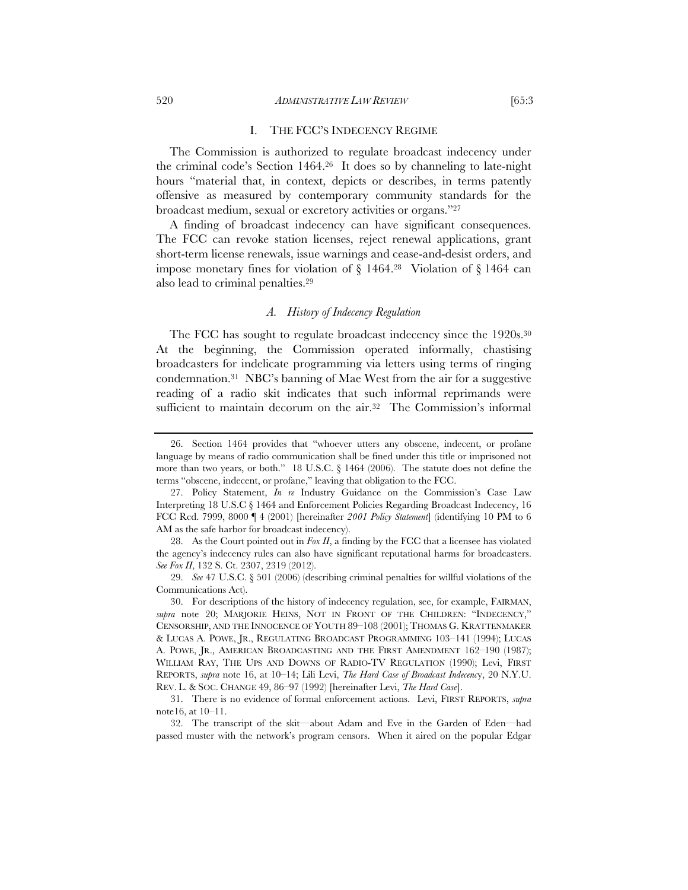## I. THE FCC'S INDECENCY REGIME

The Commission is authorized to regulate broadcast indecency under the criminal code's Section 1464.[26] It does so by channeling to late-night hours "material that, in context, depicts or describes, in terms patently offensive as measured by contemporary community standards for the broadcast medium, sexual or excretory activities or organs."[27]

A finding of broadcast indecency can have significant consequences. The FCC can revoke station licenses, reject renewal applications, grant short-term license renewals, issue warnings and cease-and-desist orders, and impose monetary fines for violation of § 1464.[28] Violation of § 1464 can also lead to criminal penalties.[29]

### *A. History of Indecency Regulation*

The FCC has sought to regulate broadcast indecency since the 1920s.[30] At the beginning, the Commission operated informally, chastising broadcasters for indelicate programming via letters using terms of ringing condemnation.[31] NBC's banning of Mae West from the air for a suggestive reading of a radio skit indicates that such informal reprimands were sufficient to maintain decorum on the air.[32] The Commission's informal

---

26. Section 1464 provides that "whoever utters any obscene, indecent, or profane language by means of radio communication shall be fined under this title or imprisoned not more than two years, or both." 18 U.S.C. § 1464 (2006). The statute does not define the terms "obscene, indecent, or profane," leaving that obligation to the FCC.

27. Policy Statement, *In re* Industry Guidance on the Commission's Case Law Interpreting 18 U.S.C § 1464 and Enforcement Policies Regarding Broadcast Indecency, 16 FCC Rcd. 7999, 8000 ¶ 4 (2001) [hereinafter *2001 Policy Statement*] (identifying 10 PM to 6 AM as the safe harbor for broadcast indecency).

28. As the Court pointed out in *Fox II*, a finding by the FCC that a licensee has violated the agency's indecency rules can also have significant reputational harms for broadcasters. *See Fox II*, 132 S. Ct. 2307, 2319 (2012).

29. *See* 47 U.S.C. § 501 (2006) (describing criminal penalties for willful violations of the Communications Act).

30. For descriptions of the history of indecency regulation, see, for example, FAIRMAN, *supra* note 20; MARJORIE HEINS, NOT IN FRONT OF THE CHILDREN: "INDECENCY," CENSORSHIP, AND THE INNOCENCE OF YOUTH 89–108 (2001); THOMAS G. KRATTENMAKER & LUCAS A. POWE, JR., REGULATING BROADCAST PROGRAMMING 103–141 (1994); LUCAS A. POWE, JR., AMERICAN BROADCASTING AND THE FIRST AMENDMENT 162–190 (1987); WILLIAM RAY, THE UPS AND DOWNS OF RADIO-TV REGULATION (1990); Levi, FIRST REPORTS, *supra* note 16, at 10–14; Lili Levi, *The Hard Case of Broadcast Indecency*, 20 N.Y.U. REV. L. & SOC. CHANGE 49, 86–97 (1992) [hereinafter Levi, *The Hard Case*].

31. There is no evidence of formal enforcement actions. Levi, FIRST REPORTS, *supra* note16, at 10–11.

32. The transcript of the skit—about Adam and Eve in the Garden of Eden—had passed muster with the network's program censors. When it aired on the popular Edgar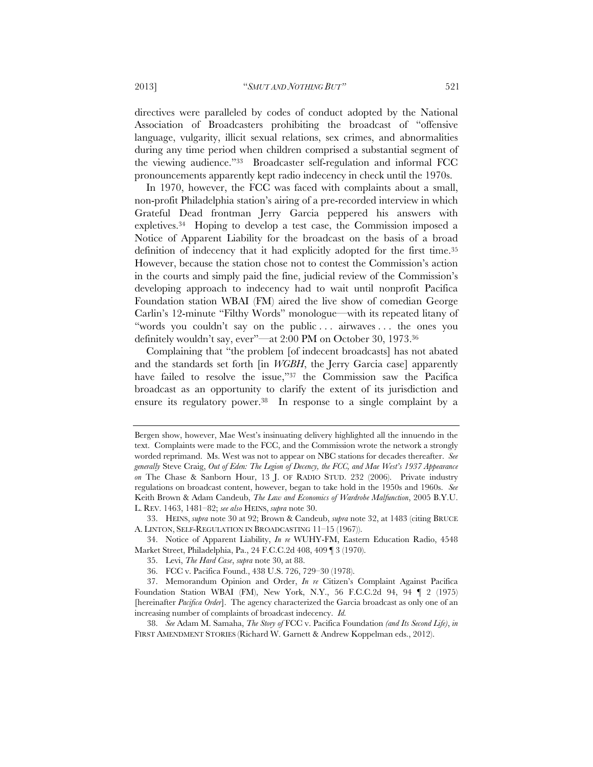directives were paralleled by codes of conduct adopted by the National Association of Broadcasters prohibiting the broadcast of "offensive language, vulgarity, illicit sexual relations, sex crimes, and abnormalities during any time period when children comprised a substantial segment of the viewing audience."[33] Broadcaster self-regulation and informal FCC pronouncements apparently kept radio indecency in check until the 1970s.

In 1970, however, the FCC was faced with complaints about a small, non-profit Philadelphia station's airing of a pre-recorded interview in which Grateful Dead frontman Jerry Garcia peppered his answers with expletives.[34] Hoping to develop a test case, the Commission imposed a Notice of Apparent Liability for the broadcast on the basis of a broad definition of indecency that it had explicitly adopted for the first time.[35] However, because the station chose not to contest the Commission's action in the courts and simply paid the fine, judicial review of the Commission's developing approach to indecency had to wait until nonprofit Pacifica Foundation station WBAI (FM) aired the live show of comedian George Carlin's 12-minute "Filthy Words" monologue—with its repeated litany of "words you couldn't say on the public . . . airwaves . . . the ones you definitely wouldn't say, ever"—at 2:00 PM on October 30, 1973.[36]

Complaining that "the problem [of indecent broadcasts] has not abated and the standards set forth [in *WGBH*, the Jerry Garcia case] apparently have failed to resolve the issue,"[37] the Commission saw the Pacifica broadcast as an opportunity to clarify the extent of its jurisdiction and ensure its regulatory power.[38] In response to a single complaint by a

---

Bergen show, however, Mae West's insinuating delivery highlighted all the innuendo in the text. Complaints were made to the FCC, and the Commission wrote the network a strongly worded reprimand. Ms. West was not to appear on NBC stations for decades thereafter. *See generally* Steve Craig, *Out of Eden: The Legion of Decency, the FCC, and Mae West's 1937 Appearance on* The Chase & Sanborn Hour, 13 J. OF RADIO STUD. 232 (2006). Private industry regulations on broadcast content, however, began to take hold in the 1950s and 1960s. *See* Keith Brown & Adam Candeub, *The Law and Economics of Wardrobe Malfunction*, 2005 B.Y.U. L. REV. 1463, 1481–82; *see also* HEINS, *supra* note 30.

33. HEINS, *supra* note 30 at 92; Brown & Candeub, *supra* note 32, at 1483 (citing BRUCE A. LINTON, SELF-REGULATION IN BROADCASTING 11–15 (1967)).

34. Notice of Apparent Liability, *In re* WUHY-FM, Eastern Education Radio, 4548 Market Street, Philadelphia, Pa., 24 F.C.C.2d 408, 409 ¶ 3 (1970).

35. Levi, *The Hard Case*, *supra* note 30, at 88.

36. FCC v. Pacifica Found., 438 U.S. 726, 729–30 (1978).

37. Memorandum Opinion and Order, *In re* Citizen's Complaint Against Pacifica Foundation Station WBAI (FM), New York, N.Y., 56 F.C.C.2d 94, 94 ¶ 2 (1975) [hereinafter *Pacifica Order*]. The agency characterized the Garcia broadcast as only one of an increasing number of complaints of broadcast indecency. *Id.*

38. *See* Adam M. Samaha, *The Story of* FCC v. Pacifica Foundation *(and Its Second Life)*, *in* FIRST AMENDMENT STORIES (Richard W. Garnett & Andrew Koppelman eds., 2012).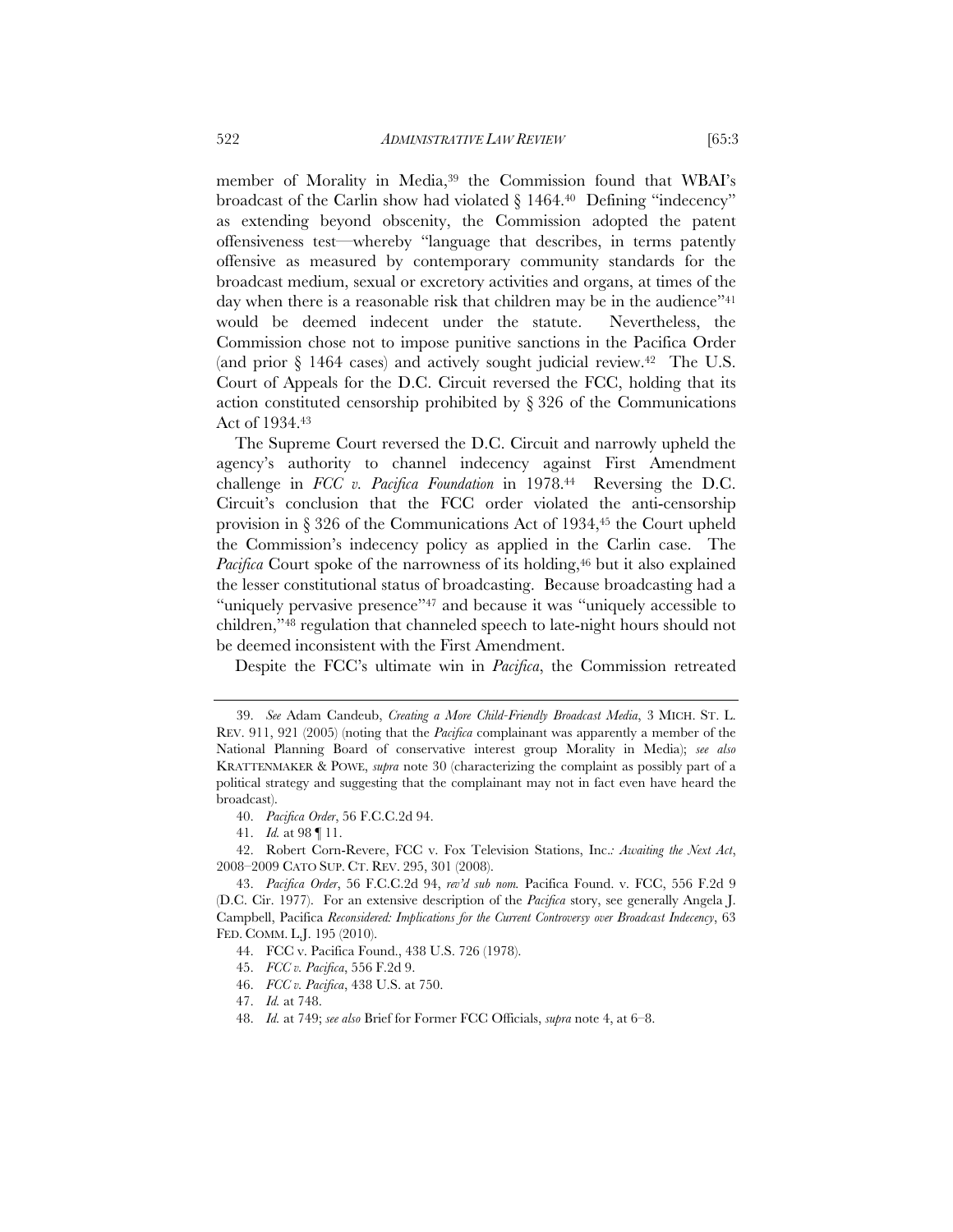member of Morality in Media,[39] the Commission found that WBAI's broadcast of the Carlin show had violated § 1464.[40] Defining "indecency" as extending beyond obscenity, the Commission adopted the patent offensiveness test—whereby "language that describes, in terms patently offensive as measured by contemporary community standards for the broadcast medium, sexual or excretory activities and organs, at times of the day when there is a reasonable risk that children may be in the audience"[41] would be deemed indecent under the statute. Nevertheless, the Commission chose not to impose punitive sanctions in the Pacifica Order (and prior § 1464 cases) and actively sought judicial review.[42] The U.S. Court of Appeals for the D.C. Circuit reversed the FCC, holding that its action constituted censorship prohibited by § 326 of the Communications Act of 1934.[43]

The Supreme Court reversed the D.C. Circuit and narrowly upheld the agency's authority to channel indecency against First Amendment challenge in *FCC v. Pacifica Foundation* in 1978.[44] Reversing the D.C. Circuit's conclusion that the FCC order violated the anti-censorship provision in § 326 of the Communications Act of 1934,[45] the Court upheld the Commission's indecency policy as applied in the Carlin case. The *Pacifica* Court spoke of the narrowness of its holding,[46] but it also explained the lesser constitutional status of broadcasting. Because broadcasting had a "uniquely pervasive presence"[47] and because it was "uniquely accessible to children,"[48] regulation that channeled speech to late-night hours should not be deemed inconsistent with the First Amendment.

Despite the FCC's ultimate win in *Pacifica*, the Commission retreated

---

39. *See* Adam Candeub, *Creating a More Child-Friendly Broadcast Media*, 3 MICH. ST. L. REV. 911, 921 (2005) (noting that the *Pacifica* complainant was apparently a member of the National Planning Board of conservative interest group Morality in Media); *see also* KRATTENMAKER & POWE, *supra* note 30 (characterizing the complaint as possibly part of a political strategy and suggesting that the complainant may not in fact even have heard the broadcast).

40. *Pacifica Order*, 56 F.C.C.2d 94.

41. *Id.* at 98 ¶ 11.

42. Robert Corn-Revere, FCC v. Fox Television Stations, Inc.*: Awaiting the Next Act*, 2008–2009 CATO SUP. CT. REV. 295, 301 (2008).

43. *Pacifica Order*, 56 F.C.C.2d 94, *rev'd sub nom.* Pacifica Found. v. FCC, 556 F.2d 9 (D.C. Cir. 1977). For an extensive description of the *Pacifica* story, see generally Angela J. Campbell, Pacifica *Reconsidered: Implications for the Current Controversy over Broadcast Indecency*, 63 FED. COMM. L.J. 195 (2010).

44. FCC v. Pacifica Found., 438 U.S. 726 (1978).

45. *FCC v. Pacifica*, 556 F.2d 9.

46. *FCC v. Pacifica*, 438 U.S. at 750.

47. *Id.* at 748.

48. *Id.* at 749; *see also* Brief for Former FCC Officials, *supra* note 4, at 6–8.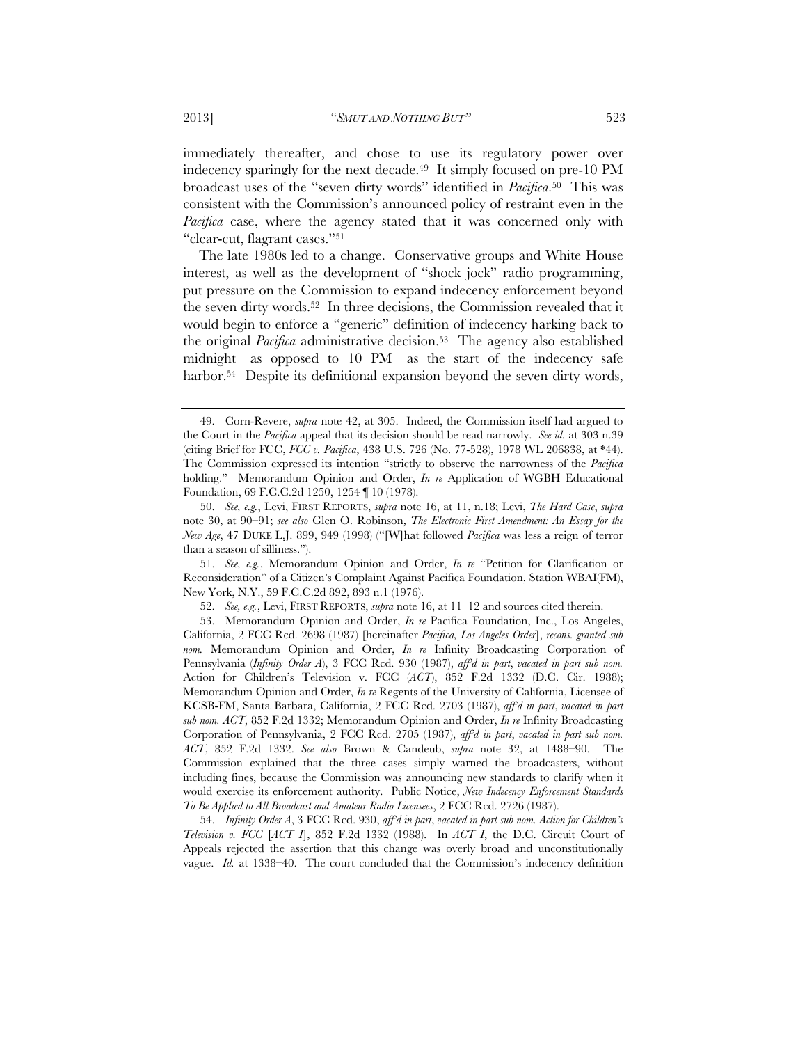immediately thereafter, and chose to use its regulatory power over indecency sparingly for the next decade.[49] It simply focused on pre-10 PM broadcast uses of the "seven dirty words" identified in *Pacifica*.[50] This was consistent with the Commission's announced policy of restraint even in the *Pacifica* case, where the agency stated that it was concerned only with "clear-cut, flagrant cases."[51]

The late 1980s led to a change. Conservative groups and White House interest, as well as the development of "shock jock" radio programming, put pressure on the Commission to expand indecency enforcement beyond the seven dirty words.[52] In three decisions, the Commission revealed that it would begin to enforce a "generic" definition of indecency harking back to the original *Pacifica* administrative decision.[53] The agency also established midnight—as opposed to 10 PM—as the start of the indecency safe harbor.[54] Despite its definitional expansion beyond the seven dirty words,

---

49. Corn-Revere, *supra* note 42, at 305. Indeed, the Commission itself had argued to the Court in the *Pacifica* appeal that its decision should be read narrowly. *See id.* at 303 n.39 (citing Brief for FCC, *FCC v. Pacifica*, 438 U.S. 726 (No. 77-528), 1978 WL 206838, at *44). The Commission expressed its intention "strictly to observe the narrowness of the *Pacifica* holding." Memorandum Opinion and Order, *In re* Application of WGBH Educational Foundation, 69 F.C.C.2d 1250, 1254 ¶ 10 (1978).

50. *See, e.g.*, Levi, FIRST REPORTS, *supra* note 16, at 11, n.18; Levi, *The Hard Case*, *supra* note 30, at 90–91; *see also* Glen O. Robinson, *The Electronic First Amendment: An Essay for the New Age*, 47 DUKE L.J. 899, 949 (1998) ("[W]hat followed *Pacifica* was less a reign of terror than a season of silliness.").

51. *See, e.g.*, Memorandum Opinion and Order, *In re* "Petition for Clarification or Reconsideration" of a Citizen's Complaint Against Pacifica Foundation, Station WBAI(FM), New York, N.Y., 59 F.C.C.2d 892, 893 n.1 (1976).

52. *See, e.g.*, Levi, FIRST REPORTS, *supra* note 16, at 11–12 and sources cited therein.

53. Memorandum Opinion and Order, *In re* Pacifica Foundation, Inc., Los Angeles, California, 2 FCC Rcd. 2698 (1987) [hereinafter *Pacifica, Los Angeles Order*], *recons. granted sub nom.* Memorandum Opinion and Order, *In re* Infinity Broadcasting Corporation of Pennsylvania (*Infinity Order A*), 3 FCC Rcd. 930 (1987), *aff'd in part*, *vacated in part sub nom.* Action for Children's Television v. FCC (*ACT*), 852 F.2d 1332 (D.C. Cir. 1988); Memorandum Opinion and Order, *In re* Regents of the University of California, Licensee of KCSB-FM, Santa Barbara, California, 2 FCC Rcd. 2703 (1987), *aff'd in part*, *vacated in part sub nom. ACT*, 852 F.2d 1332; Memorandum Opinion and Order, *In re* Infinity Broadcasting Corporation of Pennsylvania, 2 FCC Rcd. 2705 (1987), *aff'd in part*, *vacated in part sub nom. ACT*, 852 F.2d 1332. *See also* Brown & Candeub, *supra* note 32, at 1488–90. The Commission explained that the three cases simply warned the broadcasters, without including fines, because the Commission was announcing new standards to clarify when it would exercise its enforcement authority. Public Notice, *New Indecency Enforcement Standards To Be Applied to All Broadcast and Amateur Radio Licensees*, 2 FCC Rcd. 2726 (1987).

54. *Infinity Order A*, 3 FCC Rcd. 930, *aff'd in part*, *vacated in part sub nom. Action for Children's Television v. FCC* [*ACT I*], 852 F.2d 1332 (1988). In *ACT I*, the D.C. Circuit Court of Appeals rejected the assertion that this change was overly broad and unconstitutionally vague. *Id.* at 1338–40. The court concluded that the Commission's indecency definition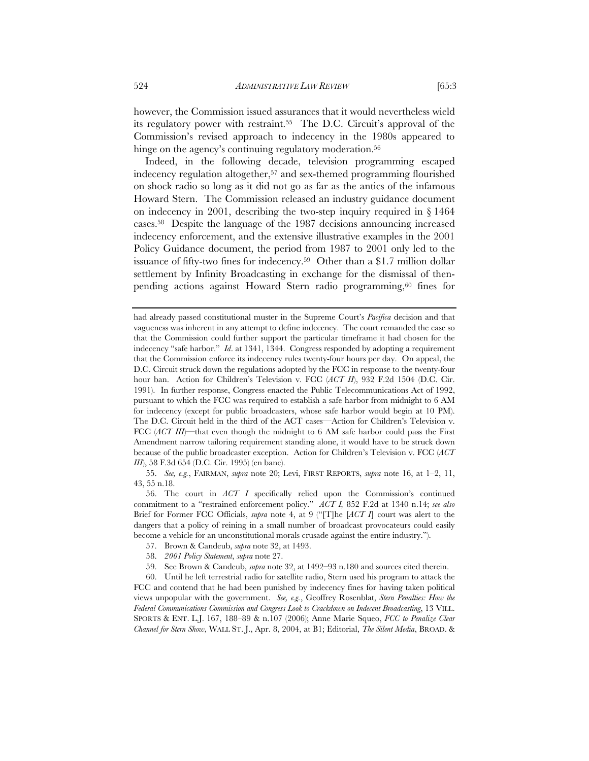however, the Commission issued assurances that it would nevertheless wield its regulatory power with restraint.[55] The D.C. Circuit's approval of the Commission's revised approach to indecency in the 1980s appeared to hinge on the agency's continuing regulatory moderation.[56]

Indeed, in the following decade, television programming escaped indecency regulation altogether,[57] and sex-themed programming flourished on shock radio so long as it did not go as far as the antics of the infamous Howard Stern. The Commission released an industry guidance document on indecency in 2001, describing the two-step inquiry required in § 1464 cases.[58] Despite the language of the 1987 decisions announcing increased indecency enforcement, and the extensive illustrative examples in the 2001 Policy Guidance document, the period from 1987 to 2001 only led to the issuance of fifty-two fines for indecency.[59] Other than a $1.7 million dollar settlement by Infinity Broadcasting in exchange for the dismissal of then-pending actions against Howard Stern radio programming,[60] fines for

---

had already passed constitutional muster in the Supreme Court's *Pacifica* decision and that vagueness was inherent in any attempt to define indecency. The court remanded the case so that the Commission could further support the particular timeframe it had chosen for the indecency "safe harbor." *Id*. at 1341, 1344. Congress responded by adopting a requirement that the Commission enforce its indecency rules twenty-four hours per day. On appeal, the D.C. Circuit struck down the regulations adopted by the FCC in response to the twenty-four hour ban. Action for Children's Television v. FCC (*ACT II*), 932 F.2d 1504 (D.C. Cir. 1991). In further response, Congress enacted the Public Telecommunications Act of 1992, pursuant to which the FCC was required to establish a safe harbor from midnight to 6 AM for indecency (except for public broadcasters, whose safe harbor would begin at 10 PM). The D.C. Circuit held in the third of the ACT cases—Action for Children's Television v. FCC (*ACT III*)—that even though the midnight to 6 AM safe harbor could pass the First Amendment narrow tailoring requirement standing alone, it would have to be struck down because of the public broadcaster exception. Action for Children's Television v. FCC (*ACT III*), 58 F.3d 654 (D.C. Cir. 1995) (en banc).

55. *See, e.g.*, FAIRMAN, *supra* note 20; Levi, FIRST REPORTS, *supra* note 16, at 1–2, 11, 43, 55 n.18.

56. The court in *ACT I* specifically relied upon the Commission's continued commitment to a "restrained enforcement policy." *ACT I,* 852 F.2d at 1340 n.14; *see also* Brief for Former FCC Officials, *supra* note 4, at 9 ("[T]he [*ACT I*] court was alert to the dangers that a policy of reining in a small number of broadcast provocateurs could easily become a vehicle for an unconstitutional morals crusade against the entire industry.").

57. Brown & Candeub, *supra* note 32, at 1493.

58. *2001 Policy Statement*, *supra* note 27.

59. See Brown & Candeub, *supra* note 32, at 1492–93 n.180 and sources cited therein.

60. Until he left terrestrial radio for satellite radio, Stern used his program to attack the FCC and contend that he had been punished by indecency fines for having taken political views unpopular with the government. *See, e.g.*, Geoffrey Rosenblat, *Stern Penalties: How the Federal Communications Commission and Congress Look to Crackdown on Indecent Broadcasting*, 13 VILL. SPORTS & ENT. L.J. 167, 188–89 & n.107 (2006); Anne Marie Squeo, *FCC to Penalize Clear Channel for Stern Show*, WALL ST. J., Apr. 8, 2004, at B1; Editorial, *The Silent Media*, BROAD. &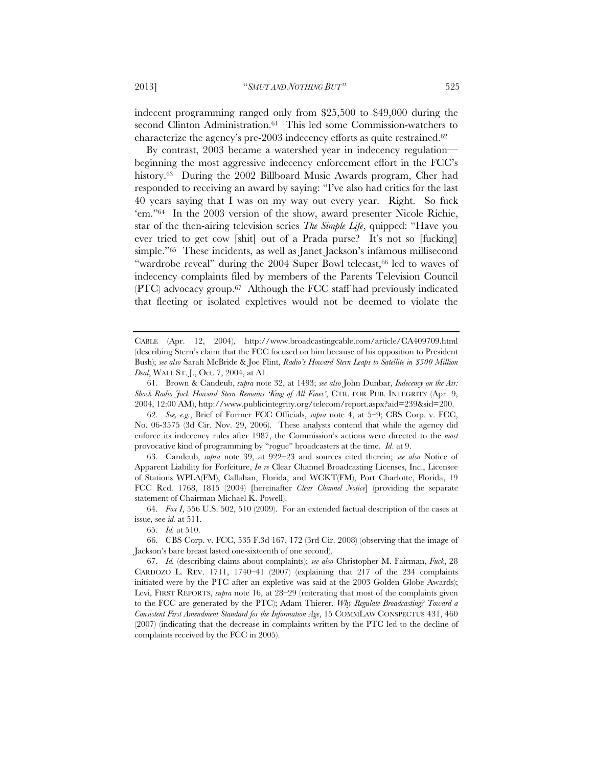indecent programming ranged only from $25,500 to $49,000 during the second Clinton Administration.[61] This led some Commission-watchers to characterize the agency's pre-2003 indecency efforts as quite restrained.[62]

By contrast, 2003 became a watershed year in indecency regulation—beginning the most aggressive indecency enforcement effort in the FCC's history.[63] During the 2002 Billboard Music Awards program, Cher had responded to receiving an award by saying: "I've also had critics for the last 40 years saying that I was on my way out every year. Right. So fuck 'em."[64] In the 2003 version of the show, award presenter Nicole Richie, star of the then-airing television series *The Simple Life*, quipped: "Have you ever tried to get cow [shit] out of a Prada purse? It's not so [fucking] simple."[65] These incidents, as well as Janet Jackson's infamous millisecond "wardrobe reveal" during the 2004 Super Bowl telecast,[66] led to waves of indecency complaints filed by members of the Parents Television Council (PTC) advocacy group.[67] Although the FCC staff had previously indicated that fleeting or isolated expletives would not be deemed to violate the

---

CABLE (Apr. 12, 2004), http://www.broadcastingcable.com/article/CA409709.html (describing Stern's claim that the FCC focused on him because of his opposition to President Bush); *see also* Sarah McBride & Joe Flint, *Radio's Howard Stern Leaps to Satellite in $500 Million Deal*, WALL ST. J., Oct. 7, 2004, at A1.

61. Brown & Candeub, *supra* note 32, at 1493; *see also* John Dunbar, *Indecency on the Air: Shock-Radio Jock Howard Stern Remains 'King of All Fines'*, CTR. FOR PUB. INTEGRITY (Apr. 9, 2004, 12:00 AM), http://www.publicintegrity.org/telecom/report.aspx?aid=239&sid=200.

62. *See, e.g.*, Brief of Former FCC Officials, *supra* note 4, at 5–9; CBS Corp. v. FCC, No. 06-3575 (3d Cir. Nov. 29, 2006). These analysts contend that while the agency did enforce its indecency rules after 1987, the Commission's actions were directed to the *most* provocative kind of programming by "rogue" broadcasters at the time. *Id*. at 9.

63. Candeub, *supra* note 39, at 922–23 and sources cited therein; *see also* Notice of Apparent Liability for Forfeiture, *In re* Clear Channel Broadcasting Licenses, Inc., Licensee of Stations WPLA(FM), Callahan, Florida, and WCKT(FM), Port Charlotte, Florida, 19 FCC Rcd. 1768, 1815 (2004) [hereinafter *Clear Channel Notice*] (providing the separate statement of Chairman Michael K. Powell).

64. *Fox I*, 556 U.S. 502, 510 (2009). For an extended factual description of the cases at issue, see *id.* at 511.

65. *Id.* at 510.

66. CBS Corp. v. FCC, 535 F.3d 167, 172 (3rd Cir. 2008) (observing that the image of Jackson's bare breast lasted one-sixteenth of one second).

67. *Id.* (describing claims about complaints); *see also* Christopher M. Fairman, *Fuck*, 28 CARDOZO L. REV. 1711, 1740–41 (2007) (explaining that 217 of the 234 complaints initiated were by the PTC after an expletive was said at the 2003 Golden Globe Awards); Levi, FIRST REPORTS, *supra* note 16, at 28–29 (reiterating that most of the complaints given to the FCC are generated by the PTC); Adam Thierer, *Why Regulate Broadcasting? Toward a Consistent First Amendment Standard for the Information Age*, 15 COMMLAW CONSPECTUS 431, 460 (2007) (indicating that the decrease in complaints written by the PTC led to the decline of complaints received by the FCC in 2005).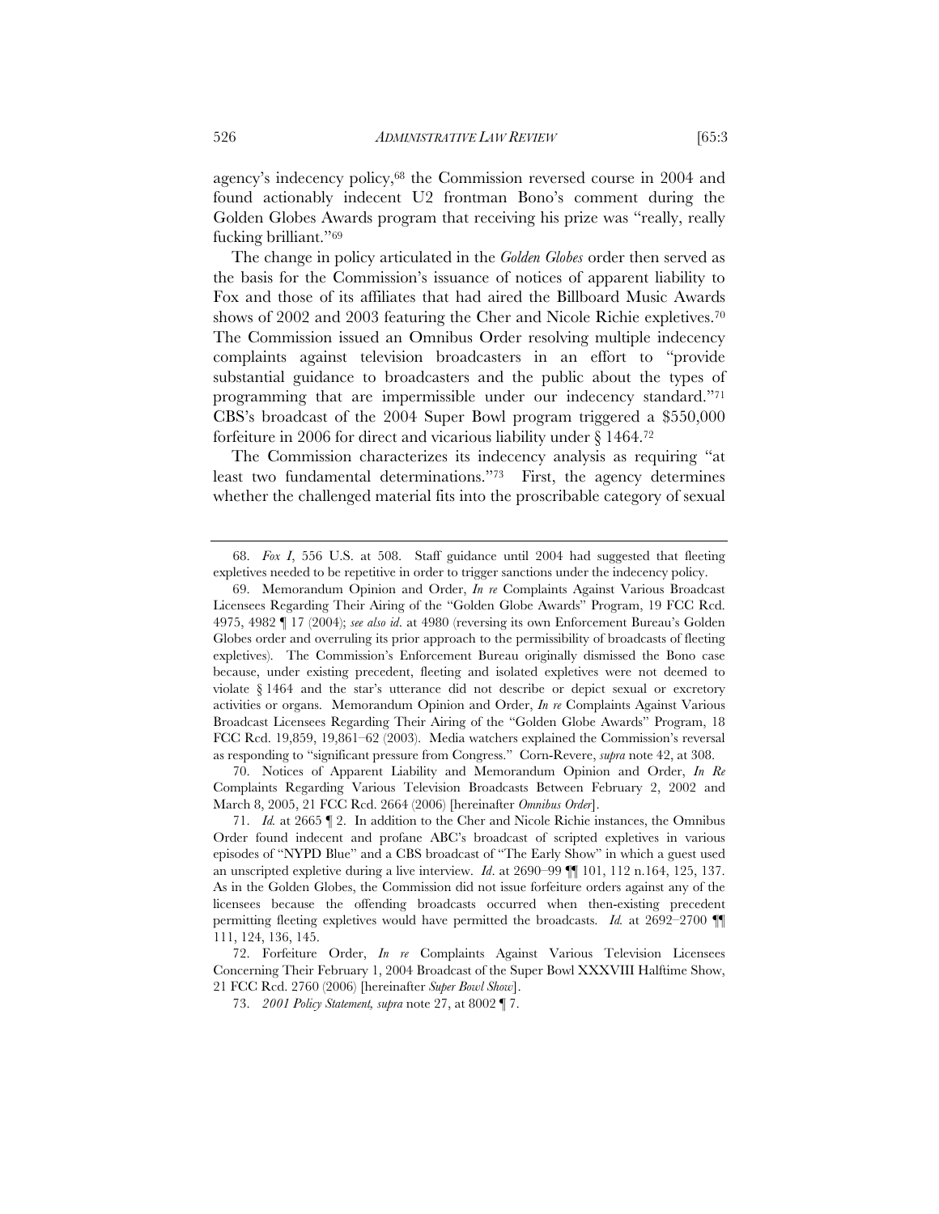agency's indecency policy,[68] the Commission reversed course in 2004 and found actionably indecent U2 frontman Bono's comment during the Golden Globes Awards program that receiving his prize was "really, really fucking brilliant."[69]

The change in policy articulated in the *Golden Globes* order then served as the basis for the Commission's issuance of notices of apparent liability to Fox and those of its affiliates that had aired the Billboard Music Awards shows of 2002 and 2003 featuring the Cher and Nicole Richie expletives.[70] The Commission issued an Omnibus Order resolving multiple indecency complaints against television broadcasters in an effort to "provide substantial guidance to broadcasters and the public about the types of programming that are impermissible under our indecency standard."[71] CBS's broadcast of the 2004 Super Bowl program triggered a $550,000 forfeiture in 2006 for direct and vicarious liability under § 1464.[72]

The Commission characterizes its indecency analysis as requiring "at least two fundamental determinations."[73] First, the agency determines whether the challenged material fits into the proscribable category of sexual

---

68. *Fox I*, 556 U.S. at 508. Staff guidance until 2004 had suggested that fleeting expletives needed to be repetitive in order to trigger sanctions under the indecency policy.

69. Memorandum Opinion and Order, *In re* Complaints Against Various Broadcast Licensees Regarding Their Airing of the "Golden Globe Awards" Program, 19 FCC Rcd. 4975, 4982 ¶ 17 (2004); *see also id*. at 4980 (reversing its own Enforcement Bureau's Golden Globes order and overruling its prior approach to the permissibility of broadcasts of fleeting expletives). The Commission's Enforcement Bureau originally dismissed the Bono case because, under existing precedent, fleeting and isolated expletives were not deemed to violate § 1464 and the star's utterance did not describe or depict sexual or excretory activities or organs. Memorandum Opinion and Order, *In re* Complaints Against Various Broadcast Licensees Regarding Their Airing of the "Golden Globe Awards" Program, 18 FCC Rcd. 19,859, 19,861–62 (2003). Media watchers explained the Commission's reversal as responding to "significant pressure from Congress." Corn-Revere, *supra* note 42, at 308.

70. Notices of Apparent Liability and Memorandum Opinion and Order, *In Re* Complaints Regarding Various Television Broadcasts Between February 2, 2002 and March 8, 2005, 21 FCC Rcd. 2664 (2006) [hereinafter *Omnibus Order*].

71. *Id.* at 2665 ¶ 2. In addition to the Cher and Nicole Richie instances, the Omnibus Order found indecent and profane ABC's broadcast of scripted expletives in various episodes of "NYPD Blue" and a CBS broadcast of "The Early Show" in which a guest used an unscripted expletive during a live interview. *Id*. at 2690–99 ¶¶ 101, 112 n.164, 125, 137. As in the Golden Globes, the Commission did not issue forfeiture orders against any of the licensees because the offending broadcasts occurred when then-existing precedent permitting fleeting expletives would have permitted the broadcasts. *Id.* at 2692–2700 ¶¶ 111, 124, 136, 145.

72. Forfeiture Order, *In re* Complaints Against Various Television Licensees Concerning Their February 1, 2004 Broadcast of the Super Bowl XXXVIII Halftime Show, 21 FCC Rcd. 2760 (2006) [hereinafter *Super Bowl Show*].

73. *2001 Policy Statement, supra* note 27, at 8002 ¶ 7.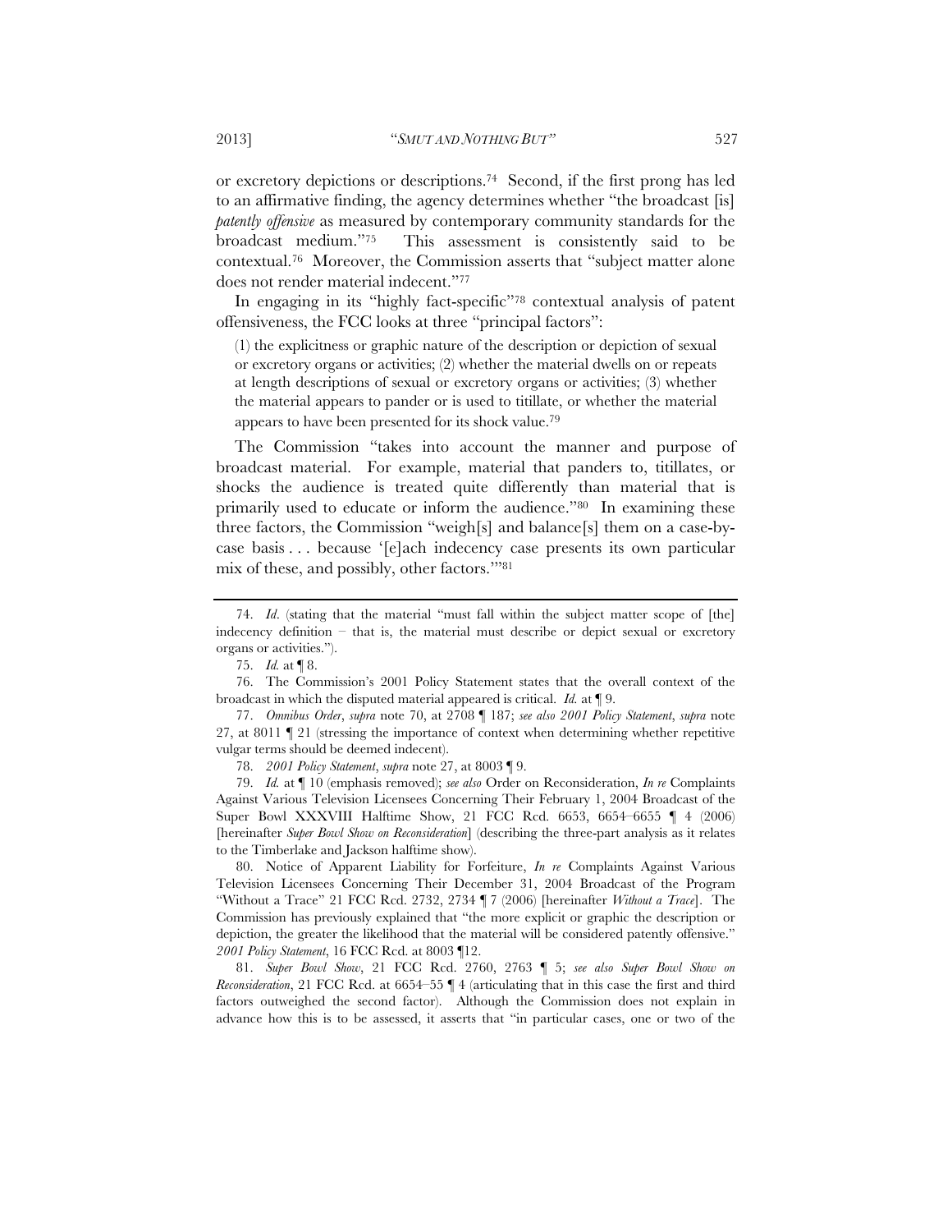or excretory depictions or descriptions.[74] Second, if the first prong has led to an affirmative finding, the agency determines whether "the broadcast [is] *patently offensive* as measured by contemporary community standards for the broadcast medium."[75] This assessment is consistently said to be contextual.[76] Moreover, the Commission asserts that "subject matter alone does not render material indecent."[77]

In engaging in its "highly fact-specific"[78] contextual analysis of patent offensiveness, the FCC looks at three "principal factors":

> (1) the explicitness or graphic nature of the description or depiction of sexual or excretory organs or activities; (2) whether the material dwells on or repeats at length descriptions of sexual or excretory organs or activities; (3) whether the material appears to pander or is used to titillate, or whether the material appears to have been presented for its shock value.[79]

The Commission "takes into account the manner and purpose of broadcast material. For example, material that panders to, titillates, or shocks the audience is treated quite differently than material that is primarily used to educate or inform the audience."[80] In examining these three factors, the Commission "weigh[s] and balance[s] them on a case-by-case basis . . . because '[e]ach indecency case presents its own particular mix of these, and possibly, other factors.'"[81]

---

74. *Id*. (stating that the material "must fall within the subject matter scope of [the] indecency definition – that is, the material must describe or depict sexual or excretory organs or activities.").

75. *Id.* at ¶ 8.

76. The Commission's 2001 Policy Statement states that the overall context of the broadcast in which the disputed material appeared is critical. *Id.* at ¶ 9.

77. *Omnibus Order*, *supra* note 70, at 2708 ¶ 187; *see also 2001 Policy Statement*, *supra* note 27, at 8011 ¶ 21 (stressing the importance of context when determining whether repetitive vulgar terms should be deemed indecent).

78. *2001 Policy Statement*, *supra* note 27, at 8003 ¶ 9.

79. *Id.* at ¶ 10 (emphasis removed); *see also* Order on Reconsideration, *In re* Complaints Against Various Television Licensees Concerning Their February 1, 2004 Broadcast of the Super Bowl XXXVIII Halftime Show, 21 FCC Rcd. 6653, 6654–6655 ¶ 4 (2006) [hereinafter *Super Bowl Show on Reconsideration*] (describing the three-part analysis as it relates to the Timberlake and Jackson halftime show).

80. Notice of Apparent Liability for Forfeiture, *In re* Complaints Against Various Television Licensees Concerning Their December 31, 2004 Broadcast of the Program "Without a Trace" 21 FCC Rcd. 2732, 2734 ¶ 7 (2006) [hereinafter *Without a Trace*]. The Commission has previously explained that "the more explicit or graphic the description or depiction, the greater the likelihood that the material will be considered patently offensive." *2001 Policy Statement*, 16 FCC Rcd. at 8003 ¶12.

81. *Super Bowl Show*, 21 FCC Rcd. 2760, 2763 ¶ 5; *see also Super Bowl Show on Reconsideration*, 21 FCC Rcd. at 6654–55 ¶ 4 (articulating that in this case the first and third factors outweighed the second factor). Although the Commission does not explain in advance how this is to be assessed, it asserts that "in particular cases, one or two of the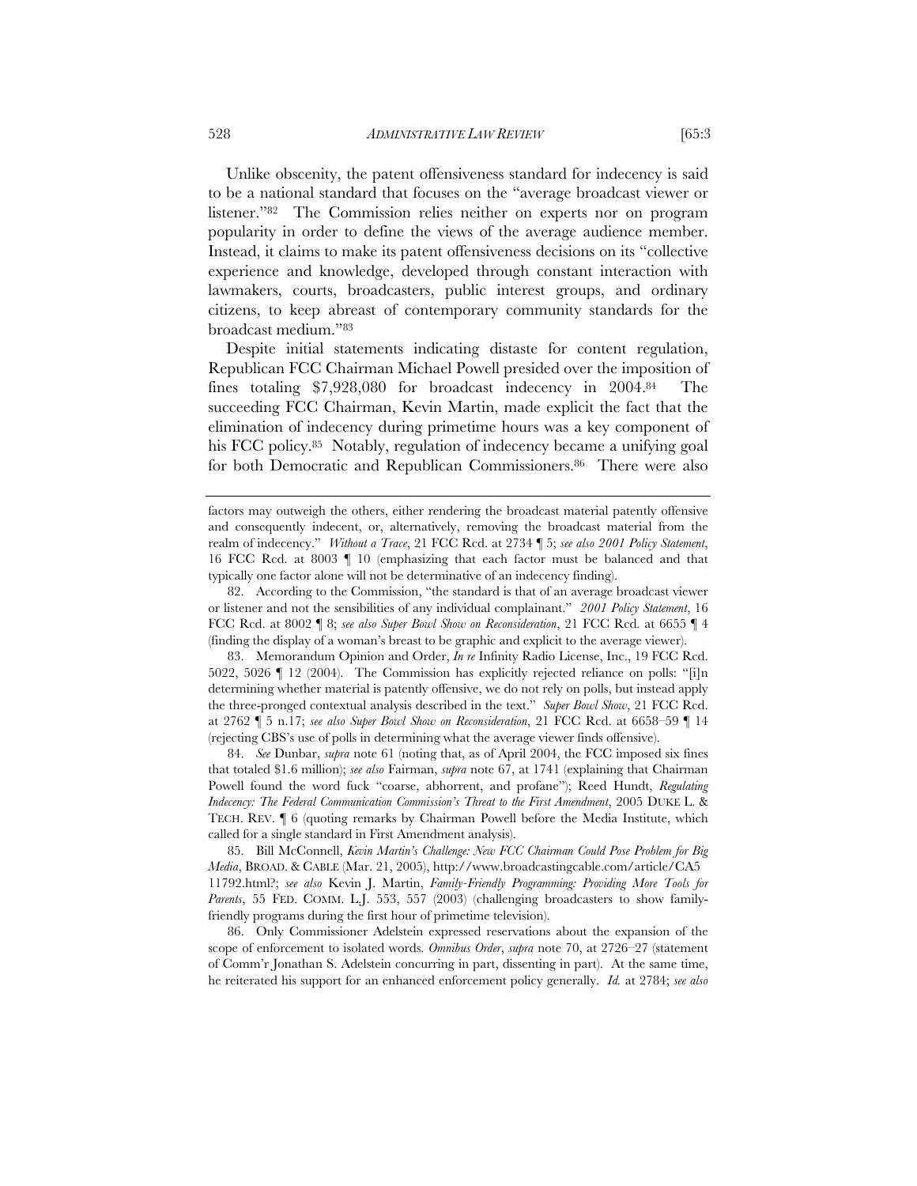Unlike obscenity, the patent offensiveness standard for indecency is said to be a national standard that focuses on the "average broadcast viewer or listener."[82] The Commission relies neither on experts nor on program popularity in order to define the views of the average audience member. Instead, it claims to make its patent offensiveness decisions on its "collective experience and knowledge, developed through constant interaction with lawmakers, courts, broadcasters, public interest groups, and ordinary citizens, to keep abreast of contemporary community standards for the broadcast medium."[83]

Despite initial statements indicating distaste for content regulation, Republican FCC Chairman Michael Powell presided over the imposition of fines totaling $7,928,080 for broadcast indecency in 2004.[84] The succeeding FCC Chairman, Kevin Martin, made explicit the fact that the elimination of indecency during primetime hours was a key component of his FCC policy.[85] Notably, regulation of indecency became a unifying goal for both Democratic and Republican Commissioners.[86] There were also

---

factors may outweigh the others, either rendering the broadcast material patently offensive and consequently indecent, or, alternatively, removing the broadcast material from the realm of indecency." *Without a Trace*, 21 FCC Rcd. at 2734 ¶ 5; *see also 2001 Policy Statement*, 16 FCC Rcd. at 8003 ¶ 10 (emphasizing that each factor must be balanced and that typically one factor alone will not be determinative of an indecency finding).

82. According to the Commission, "the standard is that of an average broadcast viewer or listener and not the sensibilities of any individual complainant." *2001 Policy Statement*, 16 FCC Rcd. at 8002 ¶ 8; *see also Super Bowl Show on Reconsideration*, 21 FCC Rcd. at 6655 ¶ 4 (finding the display of a woman's breast to be graphic and explicit to the average viewer).

83. Memorandum Opinion and Order, *In re* Infinity Radio License, Inc., 19 FCC Rcd. 5022, 5026 ¶ 12 (2004). The Commission has explicitly rejected reliance on polls: "[i]n determining whether material is patently offensive, we do not rely on polls, but instead apply the three-pronged contextual analysis described in the text." *Super Bowl Show*, 21 FCC Rcd. at 2762 ¶ 5 n.17; *see also Super Bowl Show on Reconsideration*, 21 FCC Rcd. at 6658–59 ¶ 14 (rejecting CBS's use of polls in determining what the average viewer finds offensive).

84. *See* Dunbar, *supra* note 61 (noting that, as of April 2004, the FCC imposed six fines that totaled $1.6 million); *see also* Fairman, *supra* note 67, at 1741 (explaining that Chairman Powell found the word fuck "coarse, abhorrent, and profane"); Reed Hundt, *Regulating Indecency: The Federal Communication Commission's Threat to the First Amendment*, 2005 DUKE L. & TECH. REV. ¶ 6 (quoting remarks by Chairman Powell before the Media Institute, which called for a single standard in First Amendment analysis).

85. Bill McConnell, *Kevin Martin's Challenge: New FCC Chairman Could Pose Problem for Big Media*, BROAD. & CABLE (Mar. 21, 2005), http://www.broadcastingcable.com/article/CA5 11792.html?; *see also* Kevin J. Martin, *Family-Friendly Programming: Providing More Tools for Parents*, 55 FED. COMM. L.J. 553, 557 (2003) (challenging broadcasters to show family-friendly programs during the first hour of primetime television).

86. Only Commissioner Adelstein expressed reservations about the expansion of the scope of enforcement to isolated words. *Omnibus Order*, *supra* note 70, at 2726–27 (statement of Comm'r Jonathan S. Adelstein concurring in part, dissenting in part). At the same time, he reiterated his support for an enhanced enforcement policy generally. *Id.* at 2784; *see also*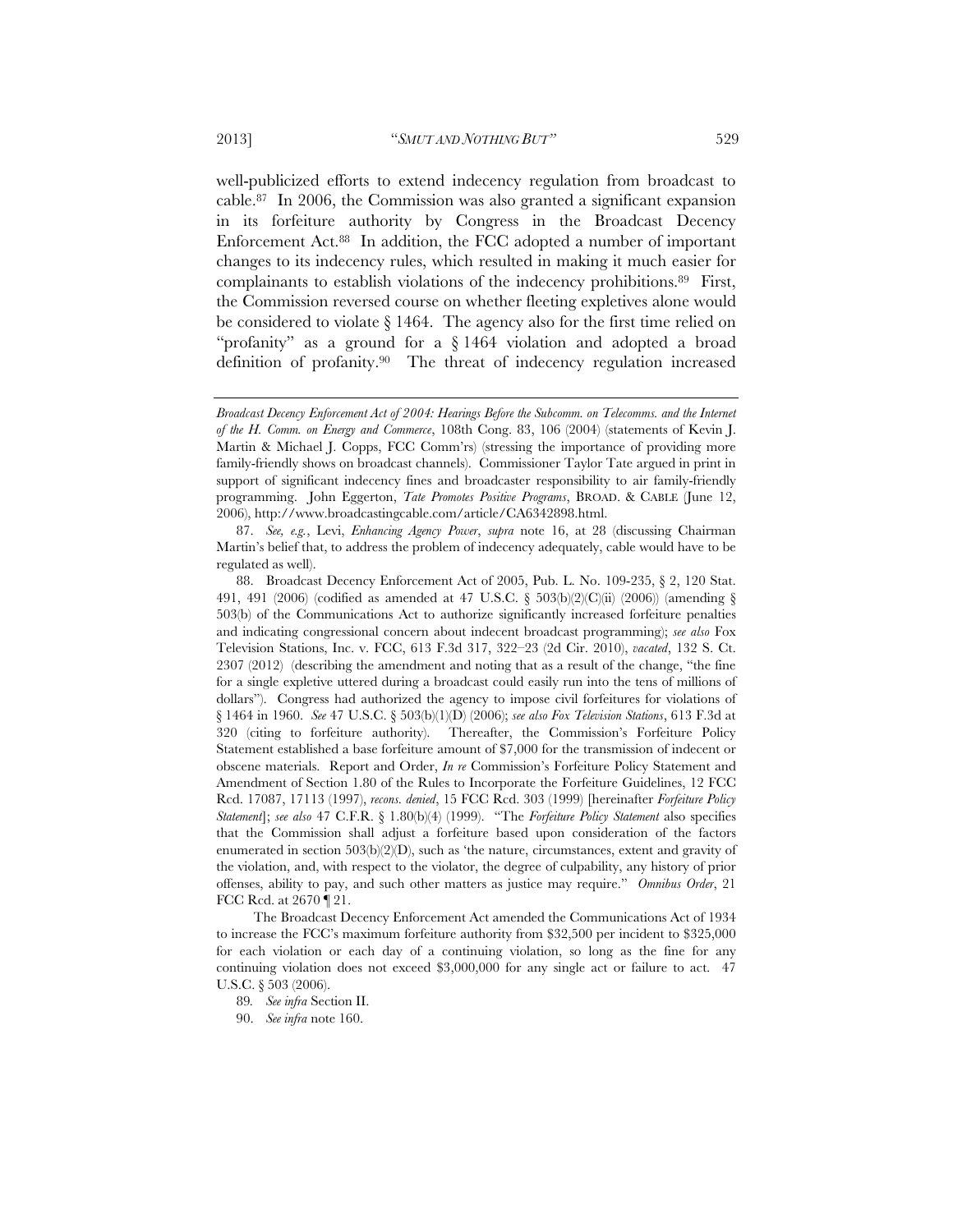well-publicized efforts to extend indecency regulation from broadcast to cable.[87] In 2006, the Commission was also granted a significant expansion in its forfeiture authority by Congress in the Broadcast Decency Enforcement Act.[88] In addition, the FCC adopted a number of important changes to its indecency rules, which resulted in making it much easier for complainants to establish violations of the indecency prohibitions.[89] First, the Commission reversed course on whether fleeting expletives alone would be considered to violate § 1464. The agency also for the first time relied on "profanity" as a ground for a § 1464 violation and adopted a broad definition of profanity.[90] The threat of indecency regulation increased

---

*Broadcast Decency Enforcement Act of 2004: Hearings Before the Subcomm. on Telecomms. and the Internet of the H. Comm. on Energy and Commerce*, 108th Cong. 83, 106 (2004) (statements of Kevin J. Martin & Michael J. Copps, FCC Comm'rs) (stressing the importance of providing more family-friendly shows on broadcast channels). Commissioner Taylor Tate argued in print in support of significant indecency fines and broadcaster responsibility to air family-friendly programming. John Eggerton, *Tate Promotes Positive Programs*, BROAD. & CABLE (June 12, 2006), http://www.broadcastingcable.com/article/CA6342898.html.

87. *See, e.g.*, Levi, *Enhancing Agency Power*, *supra* note 16, at 28 (discussing Chairman Martin's belief that, to address the problem of indecency adequately, cable would have to be regulated as well).

88. Broadcast Decency Enforcement Act of 2005, Pub. L. No. 109-235, § 2, 120 Stat. 491, 491 (2006) (codified as amended at 47 U.S.C. § 503(b)(2)(C)(ii) (2006)) (amending § 503(b) of the Communications Act to authorize significantly increased forfeiture penalties and indicating congressional concern about indecent broadcast programming); *see also* Fox Television Stations, Inc. v. FCC, 613 F.3d 317, 322–23 (2d Cir. 2010), *vacated*, 132 S. Ct. 2307 (2012) (describing the amendment and noting that as a result of the change, "the fine for a single expletive uttered during a broadcast could easily run into the tens of millions of dollars"). Congress had authorized the agency to impose civil forfeitures for violations of § 1464 in 1960. *See* 47 U.S.C. § 503(b)(1)(D) (2006); *see also Fox Television Stations*, 613 F.3d at 320 (citing to forfeiture authority). Thereafter, the Commission's Forfeiture Policy Statement established a base forfeiture amount of $7,000 for the transmission of indecent or obscene materials. Report and Order, *In re* Commission's Forfeiture Policy Statement and Amendment of Section 1.80 of the Rules to Incorporate the Forfeiture Guidelines, 12 FCC Rcd. 17087, 17113 (1997), *recons. denied*, 15 FCC Rcd. 303 (1999) [hereinafter *Forfeiture Policy Statement*]; *see also* 47 C.F.R. § 1.80(b)(4) (1999). "The *Forfeiture Policy Statement* also specifies that the Commission shall adjust a forfeiture based upon consideration of the factors enumerated in section 503(b)(2)(D), such as 'the nature, circumstances, extent and gravity of the violation, and, with respect to the violator, the degree of culpability, any history of prior offenses, ability to pay, and such other matters as justice may require." *Omnibus Order*, 21 FCC Rcd. at 2670 ¶ 21.

The Broadcast Decency Enforcement Act amended the Communications Act of 1934 to increase the FCC's maximum forfeiture authority from $32,500 per incident to $325,000 for each violation or each day of a continuing violation, so long as the fine for any continuing violation does not exceed $3,000,000 for any single act or failure to act. 47 U.S.C. § 503 (2006).

89. *See infra* Section II.

90. *See infra* note 160.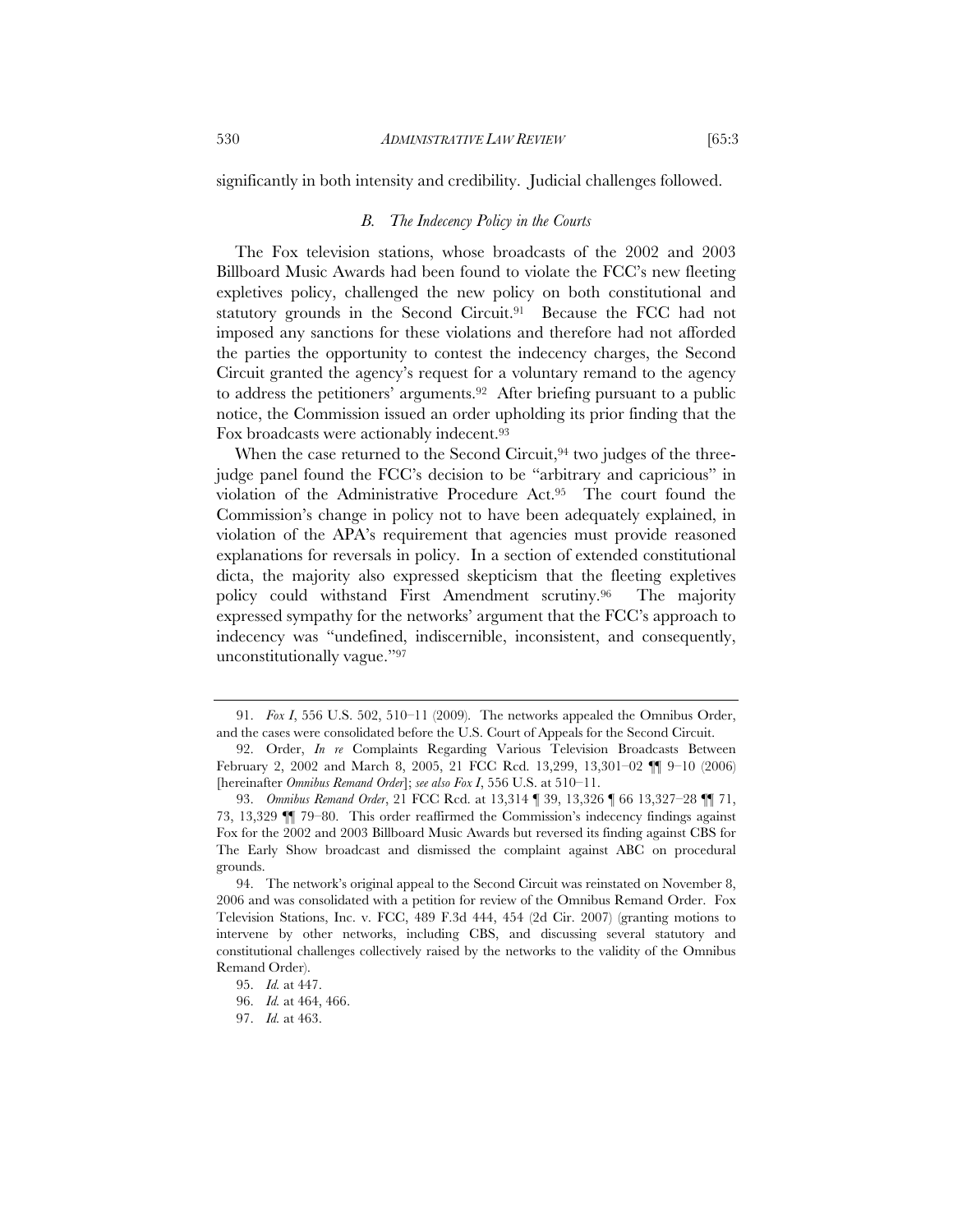significantly in both intensity and credibility. Judicial challenges followed.

### *B. The Indecency Policy in the Courts*

The Fox television stations, whose broadcasts of the 2002 and 2003 Billboard Music Awards had been found to violate the FCC's new fleeting expletives policy, challenged the new policy on both constitutional and statutory grounds in the Second Circuit.[91] Because the FCC had not imposed any sanctions for these violations and therefore had not afforded the parties the opportunity to contest the indecency charges, the Second Circuit granted the agency's request for a voluntary remand to the agency to address the petitioners' arguments.[92] After briefing pursuant to a public notice, the Commission issued an order upholding its prior finding that the Fox broadcasts were actionably indecent.[93]

When the case returned to the Second Circuit,[94] two judges of the three-judge panel found the FCC's decision to be "arbitrary and capricious" in violation of the Administrative Procedure Act.[95] The court found the Commission's change in policy not to have been adequately explained, in violation of the APA's requirement that agencies must provide reasoned explanations for reversals in policy. In a section of extended constitutional dicta, the majority also expressed skepticism that the fleeting expletives policy could withstand First Amendment scrutiny.[96] The majority expressed sympathy for the networks' argument that the FCC's approach to indecency was "undefined, indiscernible, inconsistent, and consequently, unconstitutionally vague."[97]

---

91. *Fox I*, 556 U.S. 502, 510–11 (2009). The networks appealed the Omnibus Order, and the cases were consolidated before the U.S. Court of Appeals for the Second Circuit.

92. Order, *In re* Complaints Regarding Various Television Broadcasts Between February 2, 2002 and March 8, 2005, 21 FCC Rcd. 13,299, 13,301–02 ¶¶ 9–10 (2006) [hereinafter *Omnibus Remand Order*]; *see also Fox I*, 556 U.S. at 510–11.

93. *Omnibus Remand Order*, 21 FCC Rcd. at 13,314 ¶ 39, 13,326 ¶ 66 13,327–28 ¶¶ 71, 73, 13,329 ¶¶ 79–80. This order reaffirmed the Commission's indecency findings against Fox for the 2002 and 2003 Billboard Music Awards but reversed its finding against CBS for The Early Show broadcast and dismissed the complaint against ABC on procedural grounds.

94. The network's original appeal to the Second Circuit was reinstated on November 8, 2006 and was consolidated with a petition for review of the Omnibus Remand Order. Fox Television Stations, Inc. v. FCC, 489 F.3d 444, 454 (2d Cir. 2007) (granting motions to intervene by other networks, including CBS, and discussing several statutory and constitutional challenges collectively raised by the networks to the validity of the Omnibus Remand Order).

95. *Id.* at 447.

96. *Id.* at 464, 466.

97. *Id.* at 463.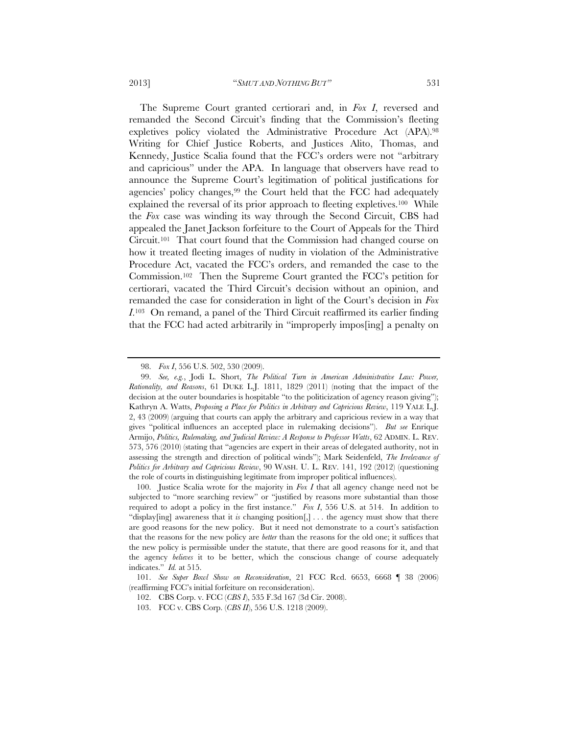The Supreme Court granted certiorari and, in *Fox I*, reversed and remanded the Second Circuit's finding that the Commission's fleeting expletives policy violated the Administrative Procedure Act (APA).[98] Writing for Chief Justice Roberts, and Justices Alito, Thomas, and Kennedy, Justice Scalia found that the FCC's orders were not "arbitrary and capricious" under the APA. In language that observers have read to announce the Supreme Court's legitimation of political justifications for agencies' policy changes,[99] the Court held that the FCC had adequately explained the reversal of its prior approach to fleeting expletives.[100] While the *Fox* case was winding its way through the Second Circuit, CBS had appealed the Janet Jackson forfeiture to the Court of Appeals for the Third Circuit.[101] That court found that the Commission had changed course on how it treated fleeting images of nudity in violation of the Administrative Procedure Act, vacated the FCC's orders, and remanded the case to the Commission.[102] Then the Supreme Court granted the FCC's petition for certiorari, vacated the Third Circuit's decision without an opinion, and remanded the case for consideration in light of the Court's decision in *Fox I*.[103] On remand, a panel of the Third Circuit reaffirmed its earlier finding that the FCC had acted arbitrarily in "improperly impos[ing] a penalty on

---

98. *Fox I*, 556 U.S. 502, 530 (2009).

99. *See, e.g.*, Jodi L. Short, *The Political Turn in American Administrative Law: Power, Rationality, and Reasons*, 61 DUKE L.J. 1811, 1829 (2011) (noting that the impact of the decision at the outer boundaries is hospitable "to the politicization of agency reason giving"); Kathryn A. Watts, *Proposing a Place for Politics in Arbitrary and Capricious Review*, 119 YALE L.J. 2, 43 (2009) (arguing that courts can apply the arbitrary and capricious review in a way that gives "political influences an accepted place in rulemaking decisions"). *But see* Enrique Armijo, *Politics, Rulemaking, and Judicial Review: A Response to Professor Watts*, 62 ADMIN. L. REV. 573, 576 (2010) (stating that "agencies are expert in their areas of delegated authority, not in assessing the strength and direction of political winds"); Mark Seidenfeld, *The Irrelevance of Politics for Arbitrary and Capricious Review*, 90 WASH. U. L. REV. 141, 192 (2012) (questioning the role of courts in distinguishing legitimate from improper political influences).

100. Justice Scalia wrote for the majority in *Fox I* that all agency change need not be subjected to "more searching review" or "justified by reasons more substantial than those required to adopt a policy in the first instance." *Fox I*, 556 U.S. at 514. In addition to "display[ing] awareness that it *is* changing position[,] . . . the agency must show that there are good reasons for the new policy. But it need not demonstrate to a court's satisfaction that the reasons for the new policy are *better* than the reasons for the old one; it suffices that the new policy is permissible under the statute, that there are good reasons for it, and that the agency *believes* it to be better, which the conscious change of course adequately indicates." *Id.* at 515.

101. *See Super Bowl Show on Reconsideration*, 21 FCC Rcd. 6653, 6668 ¶ 38 (2006) (reaffirming FCC's initial forfeiture on reconsideration).

102. CBS Corp. v. FCC (*CBS I*), 535 F.3d 167 (3d Cir. 2008).

103. FCC v. CBS Corp. (*CBS II*), 556 U.S. 1218 (2009).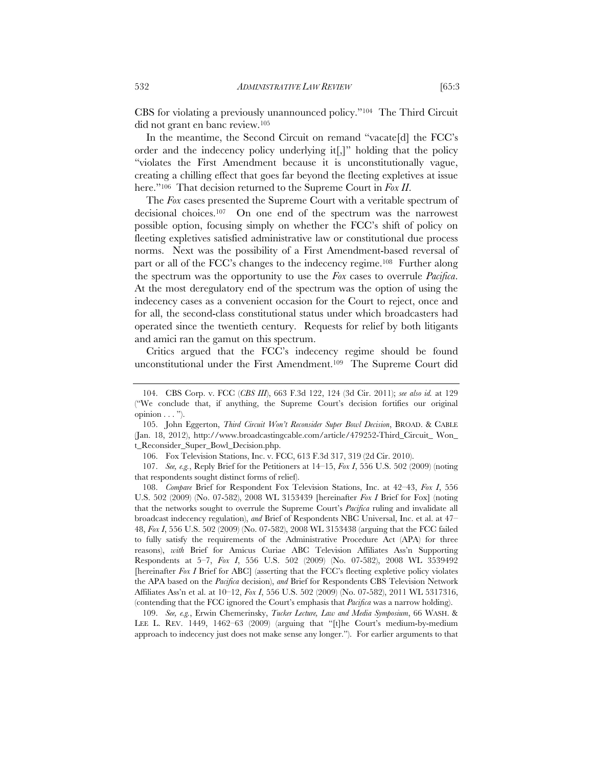CBS for violating a previously unannounced policy."[104] The Third Circuit did not grant en banc review.[105]

In the meantime, the Second Circuit on remand "vacate[d] the FCC's order and the indecency policy underlying it[,]" holding that the policy "violates the First Amendment because it is unconstitutionally vague, creating a chilling effect that goes far beyond the fleeting expletives at issue here."[106] That decision returned to the Supreme Court in *Fox II*.

The *Fox* cases presented the Supreme Court with a veritable spectrum of decisional choices.[107] On one end of the spectrum was the narrowest possible option, focusing simply on whether the FCC's shift of policy on fleeting expletives satisfied administrative law or constitutional due process norms. Next was the possibility of a First Amendment-based reversal of part or all of the FCC's changes to the indecency regime.[108] Further along the spectrum was the opportunity to use the *Fox* cases to overrule *Pacifica*. At the most deregulatory end of the spectrum was the option of using the indecency cases as a convenient occasion for the Court to reject, once and for all, the second-class constitutional status under which broadcasters had operated since the twentieth century. Requests for relief by both litigants and amici ran the gamut on this spectrum.

Critics argued that the FCC's indecency regime should be found unconstitutional under the First Amendment.[109] The Supreme Court did

---

104. CBS Corp. v. FCC (*CBS III*), 663 F.3d 122, 124 (3d Cir. 2011); *see also id.* at 129 ("We conclude that, if anything, the Supreme Court's decision fortifies our original opinion . . . ").

105. John Eggerton, *Third Circuit Won't Reconsider Super Bowl Decision*, BROAD. & CABLE (Jan. 18, 2012), http://www.broadcastingcable.com/article/479252-Third_Circuit_ Won_ t_Reconsider_Super_Bowl_Decision.php.

106. Fox Television Stations, Inc. v. FCC, 613 F.3d 317, 319 (2d Cir. 2010).

107. *See, e.g.*, Reply Brief for the Petitioners at 14–15, *Fox I*, 556 U.S. 502 (2009) (noting that respondents sought distinct forms of relief).

108. *Compare* Brief for Respondent Fox Television Stations, Inc. at 42–43, *Fox I*, 556 U.S. 502 (2009) (No. 07-582), 2008 WL 3153439 [hereinafter *Fox I* Brief for Fox] (noting that the networks sought to overrule the Supreme Court's *Pacifica* ruling and invalidate all broadcast indecency regulation), *and* Brief of Respondents NBC Universal, Inc. et al. at 47–48, *Fox I*, 556 U.S. 502 (2009) (No. 07-582), 2008 WL 3153438 (arguing that the FCC failed to fully satisfy the requirements of the Administrative Procedure Act (APA) for three reasons), *with* Brief for Amicus Curiae ABC Television Affiliates Ass'n Supporting Respondents at 5–7, *Fox I*, 556 U.S. 502 (2009) (No. 07-582), 2008 WL 3539492 [hereinafter *Fox I* Brief for ABC] (asserting that the FCC's fleeting expletive policy violates the APA based on the *Pacifica* decision), *and* Brief for Respondents CBS Television Network Affiliates Ass'n et al. at 10–12, *Fox I*, 556 U.S. 502 (2009) (No. 07-582), 2011 WL 5317316, (contending that the FCC ignored the Court's emphasis that *Pacifica* was a narrow holding).

109. *See, e.g.*, Erwin Chemerinsky, *Tucker Lecture, Law and Media Symposium*, 66 WASH. & LEE L. REV. 1449, 1462–63 (2009) (arguing that "[t]he Court's medium-by-medium approach to indecency just does not make sense any longer."). For earlier arguments to that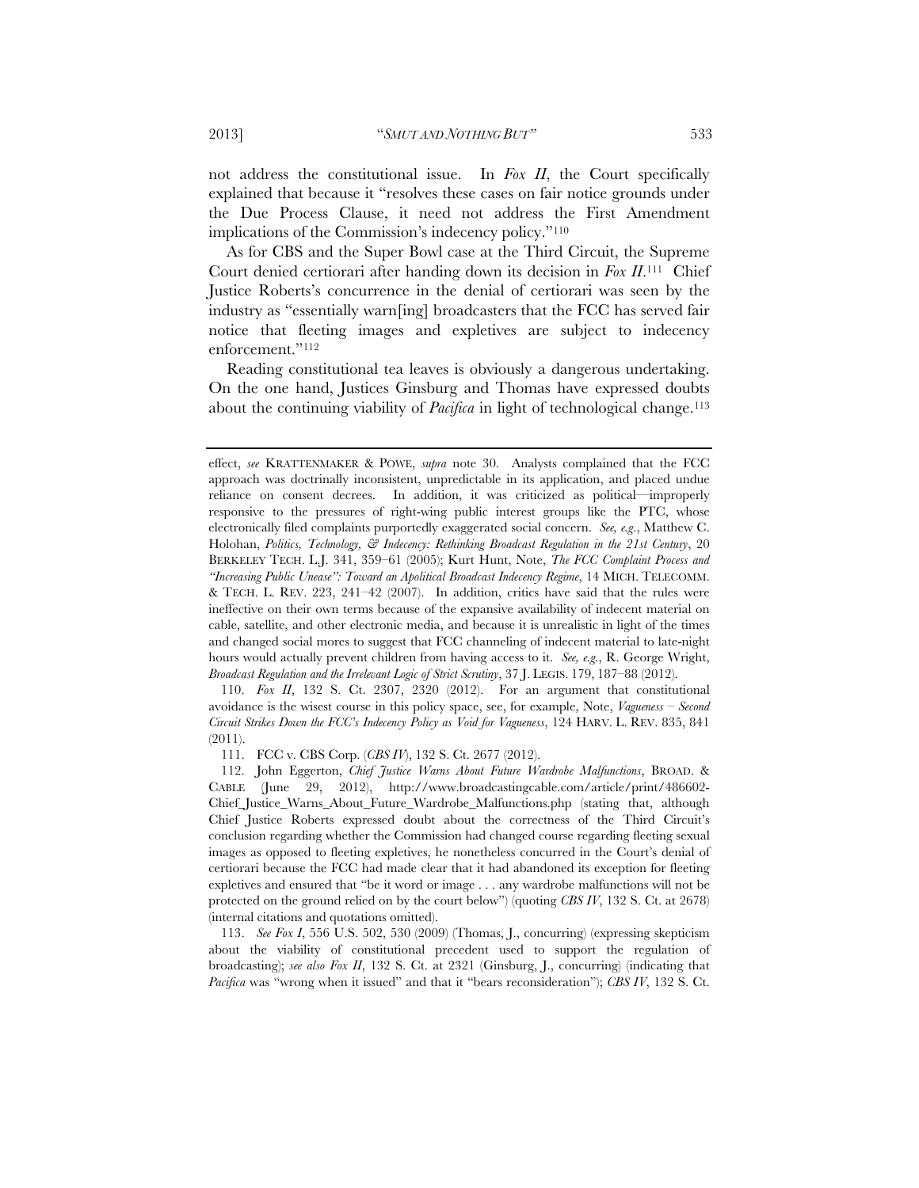not address the constitutional issue. In *Fox II*, the Court specifically explained that because it "resolves these cases on fair notice grounds under the Due Process Clause, it need not address the First Amendment implications of the Commission's indecency policy."[110]

As for CBS and the Super Bowl case at the Third Circuit, the Supreme Court denied certiorari after handing down its decision in *Fox II*.[111] Chief Justice Roberts's concurrence in the denial of certiorari was seen by the industry as "essentially warn[ing] broadcasters that the FCC has served fair notice that fleeting images and expletives are subject to indecency enforcement."[112]

Reading constitutional tea leaves is obviously a dangerous undertaking. On the one hand, Justices Ginsburg and Thomas have expressed doubts about the continuing viability of *Pacifica* in light of technological change.[113]

---

effect, *see* KRATTENMAKER & POWE, *supra* note 30. Analysts complained that the FCC approach was doctrinally inconsistent, unpredictable in its application, and placed undue reliance on consent decrees. In addition, it was criticized as political—improperly responsive to the pressures of right-wing public interest groups like the PTC, whose electronically filed complaints purportedly exaggerated social concern. *See, e.g.*, Matthew C. Holohan, *Politics, Technology, & Indecency: Rethinking Broadcast Regulation in the 21st Century*, 20 BERKELEY TECH. L.J. 341, 359–61 (2005); Kurt Hunt, Note, *The FCC Complaint Process and "Increasing Public Unease": Toward an Apolitical Broadcast Indecency Regime*, 14 MICH. TELECOMM. & TECH. L. REV. 223, 241–42 (2007). In addition, critics have said that the rules were ineffective on their own terms because of the expansive availability of indecent material on cable, satellite, and other electronic media, and because it is unrealistic in light of the times and changed social mores to suggest that FCC channeling of indecent material to late-night hours would actually prevent children from having access to it. *See, e.g.*, R. George Wright, *Broadcast Regulation and the Irrelevant Logic of Strict Scrutiny*, 37 J. LEGIS. 179, 187–88 (2012).

110. *Fox II*, 132 S. Ct. 2307, 2320 (2012). For an argument that constitutional avoidance is the wisest course in this policy space, see, for example, Note, *Vagueness – Second Circuit Strikes Down the FCC's Indecency Policy as Void for Vagueness*, 124 HARV. L. REV. 835, 841 (2011).

111. FCC v. CBS Corp. (*CBS IV*), 132 S. Ct. 2677 (2012).

112. John Eggerton, *Chief Justice Warns About Future Wardrobe Malfunctions*, BROAD. & CABLE (June 29, 2012), http://www.broadcastingcable.com/article/print/486602-Chief_Justice_Warns_About_Future_Wardrobe_Malfunctions.php (stating that, although Chief Justice Roberts expressed doubt about the correctness of the Third Circuit's conclusion regarding whether the Commission had changed course regarding fleeting sexual images as opposed to fleeting expletives, he nonetheless concurred in the Court's denial of certiorari because the FCC had made clear that it had abandoned its exception for fleeting expletives and ensured that "be it word or image . . . any wardrobe malfunctions will not be protected on the ground relied on by the court below") (quoting *CBS IV*, 132 S. Ct. at 2678) (internal citations and quotations omitted).

113. *See Fox I*, 556 U.S. 502, 530 (2009) (Thomas, J., concurring) (expressing skepticism about the viability of constitutional precedent used to support the regulation of broadcasting); *see also Fox II*, 132 S. Ct. at 2321 (Ginsburg, J., concurring) (indicating that *Pacifica* was "wrong when it issued" and that it "bears reconsideration"); *CBS IV*, 132 S. Ct.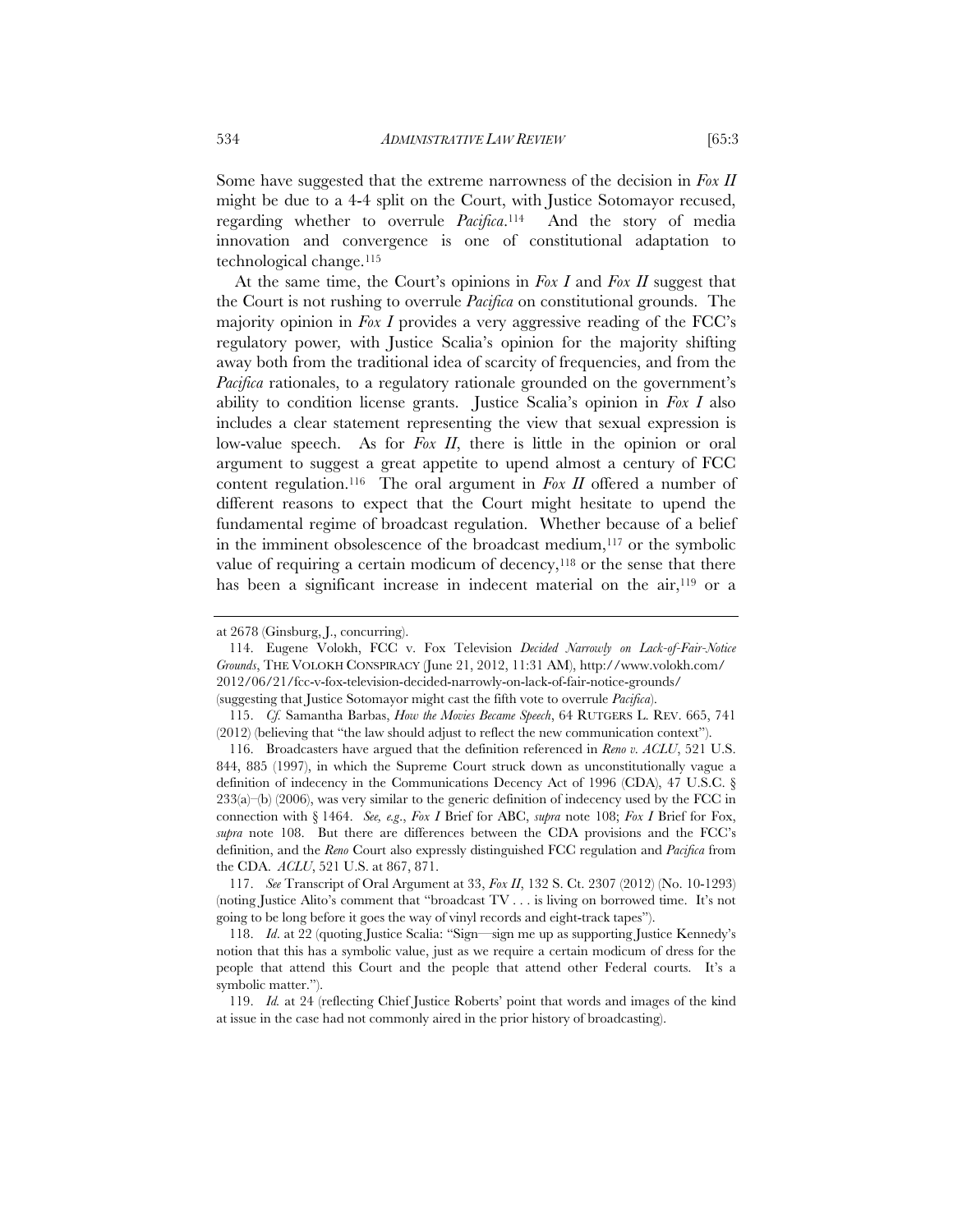Some have suggested that the extreme narrowness of the decision in *Fox II* might be due to a 4-4 split on the Court, with Justice Sotomayor recused, regarding whether to overrule *Pacifica*.[114] And the story of media innovation and convergence is one of constitutional adaptation to technological change.[115]

At the same time, the Court's opinions in *Fox I* and *Fox II* suggest that the Court is not rushing to overrule *Pacifica* on constitutional grounds. The majority opinion in *Fox I* provides a very aggressive reading of the FCC's regulatory power, with Justice Scalia's opinion for the majority shifting away both from the traditional idea of scarcity of frequencies, and from the *Pacifica* rationales, to a regulatory rationale grounded on the government's ability to condition license grants. Justice Scalia's opinion in *Fox I* also includes a clear statement representing the view that sexual expression is low-value speech. As for *Fox II*, there is little in the opinion or oral argument to suggest a great appetite to upend almost a century of FCC content regulation.[116] The oral argument in *Fox II* offered a number of different reasons to expect that the Court might hesitate to upend the fundamental regime of broadcast regulation. Whether because of a belief in the imminent obsolescence of the broadcast medium,[117] or the symbolic value of requiring a certain modicum of decency,[118] or the sense that there has been a significant increase in indecent material on the air,[119] or a

---

at 2678 (Ginsburg, J., concurring).

114. Eugene Volokh, FCC v. Fox Television *Decided Narrowly on Lack-of-Fair-Notice Grounds*, THE VOLOKH CONSPIRACY (June 21, 2012, 11:31 AM), http://www.volokh.com/2012/06/21/fcc-v-fox-television-decided-narrowly-on-lack-of-fair-notice-grounds/ (suggesting that Justice Sotomayor might cast the fifth vote to overrule *Pacifica*).

115. *Cf.* Samantha Barbas, *How the Movies Became Speech*, 64 RUTGERS L. REV. 665, 741 (2012) (believing that "the law should adjust to reflect the new communication context").

116. Broadcasters have argued that the definition referenced in *Reno v. ACLU*, 521 U.S. 844, 885 (1997), in which the Supreme Court struck down as unconstitutionally vague a definition of indecency in the Communications Decency Act of 1996 (CDA), 47 U.S.C. § 233(a)–(b) (2006), was very similar to the generic definition of indecency used by the FCC in connection with § 1464. *See, e.g.*, *Fox I* Brief for ABC, *supra* note 108; *Fox I* Brief for Fox, *supra* note 108. But there are differences between the CDA provisions and the FCC's definition, and the *Reno* Court also expressly distinguished FCC regulation and *Pacifica* from the CDA. *ACLU*, 521 U.S. at 867, 871.

117. *See* Transcript of Oral Argument at 33, *Fox II*, 132 S. Ct. 2307 (2012) (No. 10-1293) (noting Justice Alito's comment that "broadcast TV . . . is living on borrowed time. It's not going to be long before it goes the way of vinyl records and eight-track tapes").

118. *Id*. at 22 (quoting Justice Scalia: "Sign—sign me up as supporting Justice Kennedy's notion that this has a symbolic value, just as we require a certain modicum of dress for the people that attend this Court and the people that attend other Federal courts. It's a symbolic matter.").

119. *Id.* at 24 (reflecting Chief Justice Roberts' point that words and images of the kind at issue in the case had not commonly aired in the prior history of broadcasting).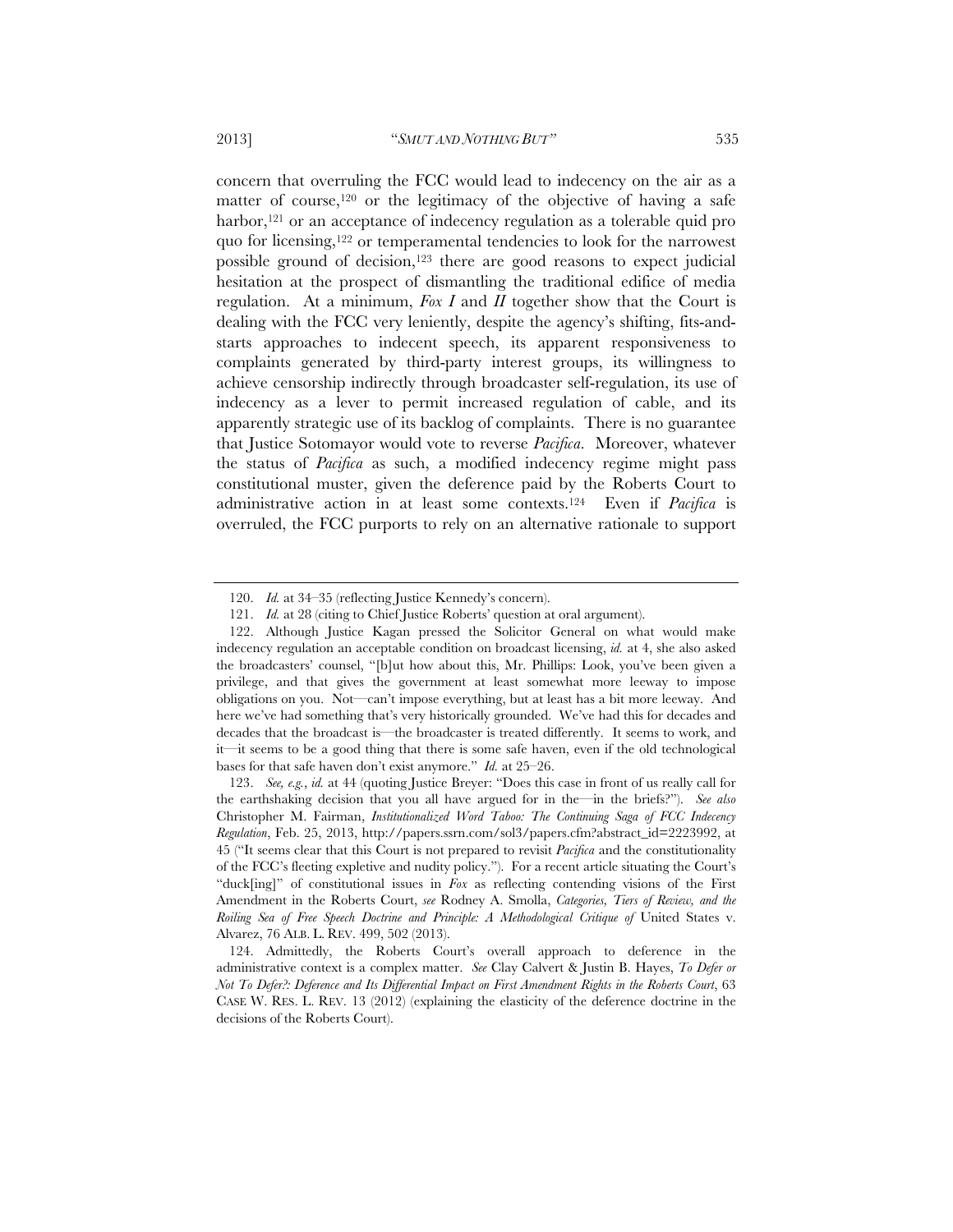concern that overruling the FCC would lead to indecency on the air as a matter of course,[120] or the legitimacy of the objective of having a safe harbor,[121] or an acceptance of indecency regulation as a tolerable quid pro quo for licensing,[122] or temperamental tendencies to look for the narrowest possible ground of decision,[123] there are good reasons to expect judicial hesitation at the prospect of dismantling the traditional edifice of media regulation. At a minimum, *Fox I* and *II* together show that the Court is dealing with the FCC very leniently, despite the agency's shifting, fits-and-starts approaches to indecent speech, its apparent responsiveness to complaints generated by third-party interest groups, its willingness to achieve censorship indirectly through broadcaster self-regulation, its use of indecency as a lever to permit increased regulation of cable, and its apparently strategic use of its backlog of complaints. There is no guarantee that Justice Sotomayor would vote to reverse *Pacifica*. Moreover, whatever the status of *Pacifica* as such, a modified indecency regime might pass constitutional muster, given the deference paid by the Roberts Court to administrative action in at least some contexts.[124] Even if *Pacifica* is overruled, the FCC purports to rely on an alternative rationale to support

---

120. *Id.* at 34–35 (reflecting Justice Kennedy's concern).

121. *Id.* at 28 (citing to Chief Justice Roberts' question at oral argument).

122. Although Justice Kagan pressed the Solicitor General on what would make indecency regulation an acceptable condition on broadcast licensing, *id.* at 4, she also asked the broadcasters' counsel, "[b]ut how about this, Mr. Phillips: Look, you've been given a privilege, and that gives the government at least somewhat more leeway to impose obligations on you. Not—can't impose everything, but at least has a bit more leeway. And here we've had something that's very historically grounded. We've had this for decades and decades that the broadcast is—the broadcaster is treated differently. It seems to work, and it—it seems to be a good thing that there is some safe haven, even if the old technological bases for that safe haven don't exist anymore." *Id.* at 25–26.

123. *See, e.g.*, *id.* at 44 (quoting Justice Breyer: "Does this case in front of us really call for the earthshaking decision that you all have argued for in the—in the briefs?"). *See also* Christopher M. Fairman, *Institutionalized Word Taboo: The Continuing Saga of FCC Indecency Regulation*, Feb. 25, 2013, http://papers.ssrn.com/sol3/papers.cfm?abstract_id=2223992, at 45 ("It seems clear that this Court is not prepared to revisit *Pacifica* and the constitutionality of the FCC's fleeting expletive and nudity policy."). For a recent article situating the Court's "duck[ing]" of constitutional issues in *Fox* as reflecting contending visions of the First Amendment in the Roberts Court, *see* Rodney A. Smolla, *Categories, Tiers of Review, and the Roiling Sea of Free Speech Doctrine and Principle: A Methodological Critique of* United States v. Alvarez, 76 ALB. L. REV. 499, 502 (2013).

124. Admittedly, the Roberts Court's overall approach to deference in the administrative context is a complex matter. *See* Clay Calvert & Justin B. Hayes, *To Defer or Not To Defer?: Deference and Its Differential Impact on First Amendment Rights in the Roberts Court*, 63 CASE W. RES. L. REV. 13 (2012) (explaining the elasticity of the deference doctrine in the decisions of the Roberts Court).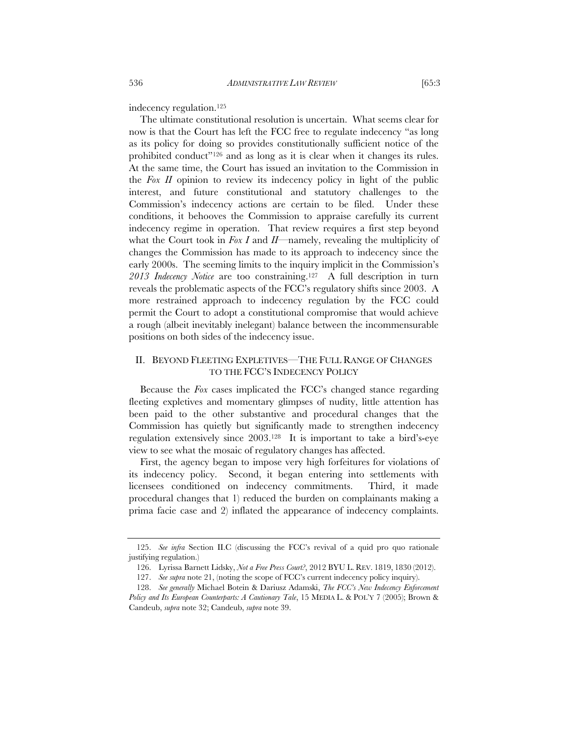indecency regulation.[125]

The ultimate constitutional resolution is uncertain. What seems clear for now is that the Court has left the FCC free to regulate indecency "as long as its policy for doing so provides constitutionally sufficient notice of the prohibited conduct"[126] and as long as it is clear when it changes its rules. At the same time, the Court has issued an invitation to the Commission in the *Fox II* opinion to review its indecency policy in light of the public interest, and future constitutional and statutory challenges to the Commission's indecency actions are certain to be filed. Under these conditions, it behooves the Commission to appraise carefully its current indecency regime in operation. That review requires a first step beyond what the Court took in *Fox I* and *II*—namely, revealing the multiplicity of changes the Commission has made to its approach to indecency since the early 2000s. The seeming limits to the inquiry implicit in the Commission's *2013 Indecency Notice* are too constraining.[127] A full description in turn reveals the problematic aspects of the FCC's regulatory shifts since 2003. A more restrained approach to indecency regulation by the FCC could permit the Court to adopt a constitutional compromise that would achieve a rough (albeit inevitably inelegant) balance between the incommensurable positions on both sides of the indecency issue.

## II. BEYOND FLEETING EXPLETIVES—THE FULL RANGE OF CHANGES TO THE FCC'S INDECENCY POLICY

Because the *Fox* cases implicated the FCC's changed stance regarding fleeting expletives and momentary glimpses of nudity, little attention has been paid to the other substantive and procedural changes that the Commission has quietly but significantly made to strengthen indecency regulation extensively since 2003.[128] It is important to take a bird's-eye view to see what the mosaic of regulatory changes has affected.

First, the agency began to impose very high forfeitures for violations of its indecency policy. Second, it began entering into settlements with licensees conditioned on indecency commitments. Third, it made procedural changes that 1) reduced the burden on complainants making a prima facie case and 2) inflated the appearance of indecency complaints.

---

125. *See infra* Section II.C (discussing the FCC's revival of a quid pro quo rationale justifying regulation.)

126. Lyrissa Barnett Lidsky, *Not a Free Press Court?*, 2012 BYU L. REV. 1819, 1830 (2012).

127. *See supra* note 21, (noting the scope of FCC's current indecency policy inquiry).

128. *See generally* Michael Botein & Dariusz Adamski, *The FCC's New Indecency Enforcement Policy and Its European Counterparts: A Cautionary Tale*, 15 MEDIA L. & POL'Y 7 (2005); Brown & Candeub, *supra* note 32; Candeub, *supra* note 39.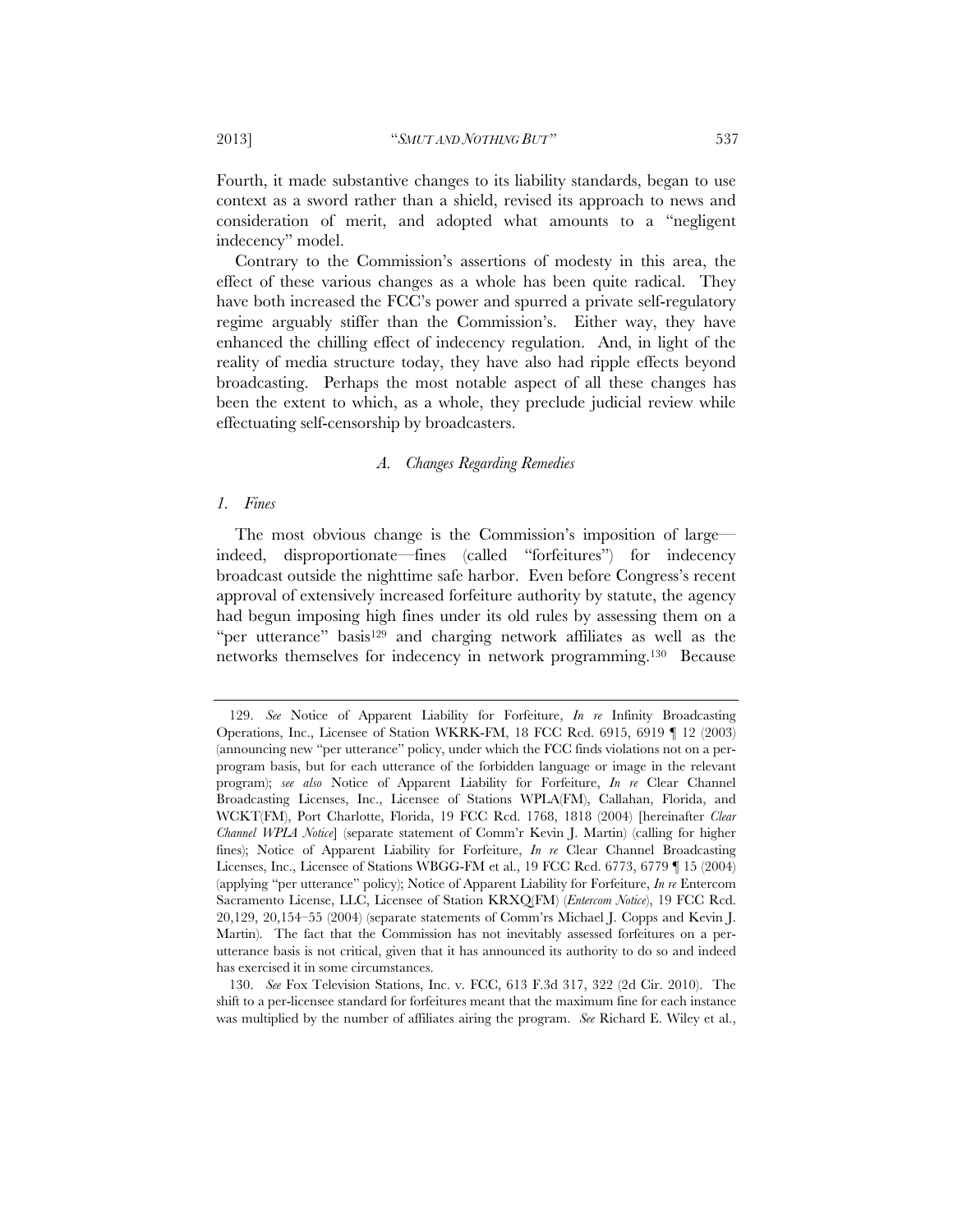Fourth, it made substantive changes to its liability standards, began to use context as a sword rather than a shield, revised its approach to news and consideration of merit, and adopted what amounts to a "negligent indecency" model.

Contrary to the Commission's assertions of modesty in this area, the effect of these various changes as a whole has been quite radical. They have both increased the FCC's power and spurred a private self-regulatory regime arguably stiffer than the Commission's. Either way, they have enhanced the chilling effect of indecency regulation. And, in light of the reality of media structure today, they have also had ripple effects beyond broadcasting. Perhaps the most notable aspect of all these changes has been the extent to which, as a whole, they preclude judicial review while effectuating self-censorship by broadcasters.

### *A. Changes Regarding Remedies*

#### *1. Fines*

The most obvious change is the Commission's imposition of large—indeed, disproportionate—fines (called "forfeitures") for indecency broadcast outside the nighttime safe harbor. Even before Congress's recent approval of extensively increased forfeiture authority by statute, the agency had begun imposing high fines under its old rules by assessing them on a "per utterance" basis[129] and charging network affiliates as well as the networks themselves for indecency in network programming.[130] Because

---

129. *See* Notice of Apparent Liability for Forfeiture, *In re* Infinity Broadcasting Operations, Inc., Licensee of Station WKRK-FM, 18 FCC Rcd. 6915, 6919 ¶ 12 (2003) (announcing new "per utterance" policy, under which the FCC finds violations not on a per-program basis, but for each utterance of the forbidden language or image in the relevant program); *see also* Notice of Apparent Liability for Forfeiture, *In re* Clear Channel Broadcasting Licenses, Inc., Licensee of Stations WPLA(FM), Callahan, Florida, and WCKT(FM), Port Charlotte, Florida, 19 FCC Rcd. 1768, 1818 (2004) [hereinafter *Clear Channel WPLA Notice*] (separate statement of Comm'r Kevin J. Martin) (calling for higher fines); Notice of Apparent Liability for Forfeiture, *In re* Clear Channel Broadcasting Licenses, Inc., Licensee of Stations WBGG-FM et al., 19 FCC Rcd. 6773, 6779 ¶ 15 (2004) (applying "per utterance" policy); Notice of Apparent Liability for Forfeiture, *In re* Entercom Sacramento License, LLC, Licensee of Station KRXQ(FM) (*Entercom Notice*), 19 FCC Rcd. 20,129, 20,154–55 (2004) (separate statements of Comm'rs Michael J. Copps and Kevin J. Martin). The fact that the Commission has not inevitably assessed forfeitures on a per-utterance basis is not critical, given that it has announced its authority to do so and indeed has exercised it in some circumstances.

130. *See* Fox Television Stations, Inc. v. FCC, 613 F.3d 317, 322 (2d Cir. 2010). The shift to a per-licensee standard for forfeitures meant that the maximum fine for each instance was multiplied by the number of affiliates airing the program. *See* Richard E. Wiley et al.,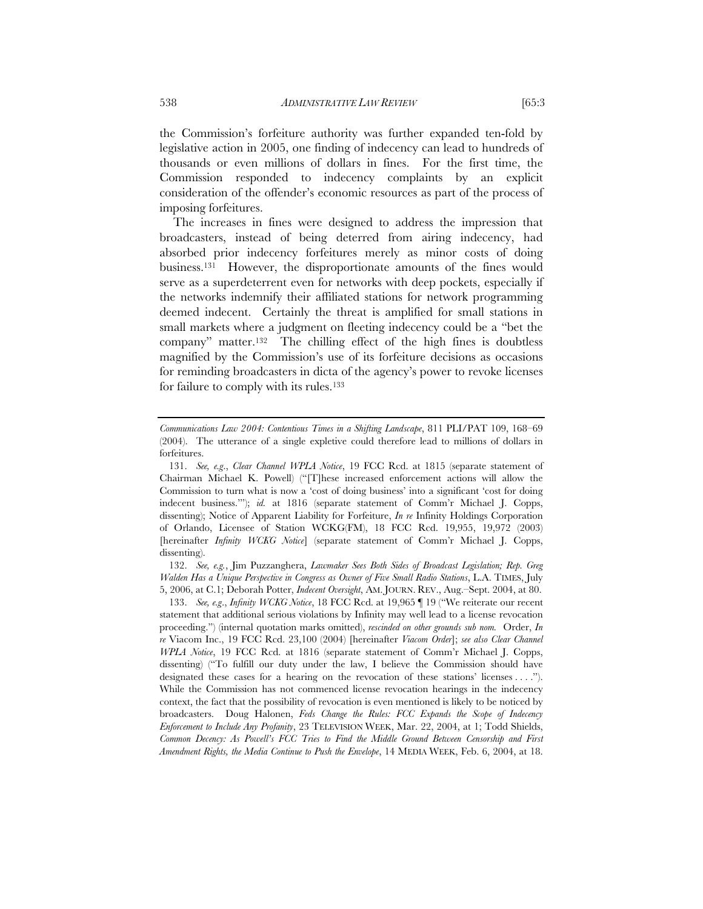the Commission's forfeiture authority was further expanded ten-fold by legislative action in 2005, one finding of indecency can lead to hundreds of thousands or even millions of dollars in fines. For the first time, the Commission responded to indecency complaints by an explicit consideration of the offender's economic resources as part of the process of imposing forfeitures.

The increases in fines were designed to address the impression that broadcasters, instead of being deterred from airing indecency, had absorbed prior indecency forfeitures merely as minor costs of doing business.[131] However, the disproportionate amounts of the fines would serve as a superdeterrent even for networks with deep pockets, especially if the networks indemnify their affiliated stations for network programming deemed indecent. Certainly the threat is amplified for small stations in small markets where a judgment on fleeting indecency could be a "bet the company" matter.[132] The chilling effect of the high fines is doubtless magnified by the Commission's use of its forfeiture decisions as occasions for reminding broadcasters in dicta of the agency's power to revoke licenses for failure to comply with its rules.[133]

---

*Communications Law 2004: Contentious Times in a Shifting Landscape*, 811 PLI/PAT 109, 168–69 (2004). The utterance of a single expletive could therefore lead to millions of dollars in forfeitures.

131. *See, e.g.*, *Clear Channel WPLA Notice*, 19 FCC Rcd. at 1815 (separate statement of Chairman Michael K. Powell) ("[T]hese increased enforcement actions will allow the Commission to turn what is now a 'cost of doing business' into a significant 'cost for doing indecent business.'"); *id.* at 1816 (separate statement of Comm'r Michael J. Copps, dissenting); Notice of Apparent Liability for Forfeiture, *In re* Infinity Holdings Corporation of Orlando, Licensee of Station WCKG(FM), 18 FCC Rcd. 19,955, 19,972 (2003) [hereinafter *Infinity WCKG Notice*] (separate statement of Comm'r Michael J. Copps, dissenting).

132. *See, e.g.*, Jim Puzzanghera, *Lawmaker Sees Both Sides of Broadcast Legislation; Rep. Greg Walden Has a Unique Perspective in Congress as Owner of Five Small Radio Stations*, L.A. TIMES, July 5, 2006, at C.1; Deborah Potter, *Indecent Oversight*, AM. JOURN. REV., Aug.–Sept. 2004, at 80.

133. *See, e.g.*, *Infinity WCKG Notice*, 18 FCC Rcd. at 19,965 ¶ 19 ("We reiterate our recent statement that additional serious violations by Infinity may well lead to a license revocation proceeding.") (internal quotation marks omitted), *rescinded on other grounds sub nom.* Order, *In re* Viacom Inc., 19 FCC Rcd. 23,100 (2004) [hereinafter *Viacom Order*]; *see also Clear Channel WPLA Notice*, 19 FCC Rcd. at 1816 (separate statement of Comm'r Michael J. Copps, dissenting) ("To fulfill our duty under the law, I believe the Commission should have designated these cases for a hearing on the revocation of these stations' licenses . . . ."). While the Commission has not commenced license revocation hearings in the indecency context, the fact that the possibility of revocation is even mentioned is likely to be noticed by broadcasters. Doug Halonen, *Feds Change the Rules: FCC Expands the Scope of Indecency Enforcement to Include Any Profanity*, 23 TELEVISION WEEK, Mar. 22, 2004, at 1; Todd Shields, *Common Decency: As Powell's FCC Tries to Find the Middle Ground Between Censorship and First Amendment Rights, the Media Continue to Push the Envelope*, 14 MEDIA WEEK, Feb. 6, 2004, at 18.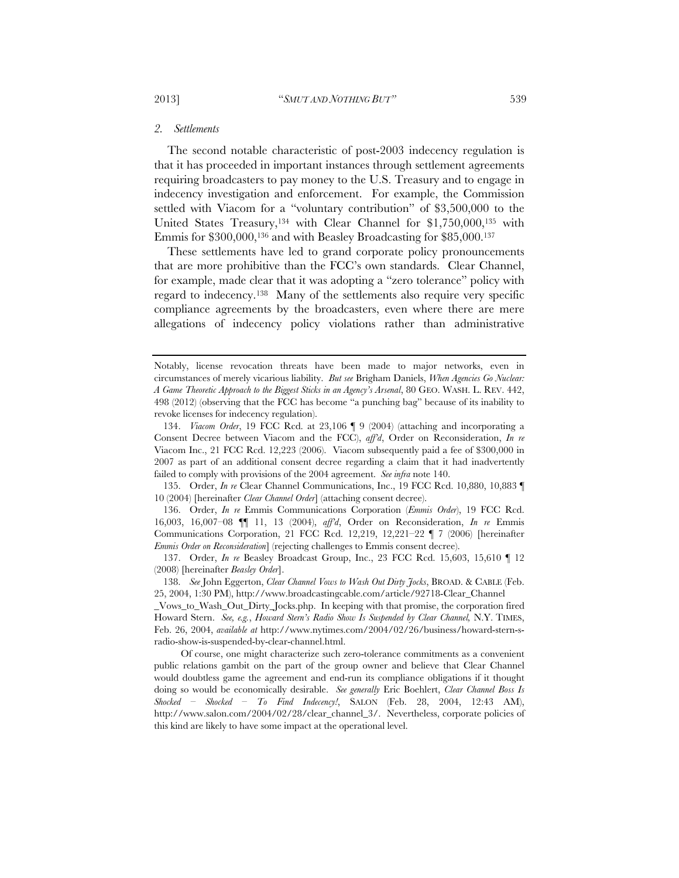### *2. Settlements*

The second notable characteristic of post-2003 indecency regulation is that it has proceeded in important instances through settlement agreements requiring broadcasters to pay money to the U.S. Treasury and to engage in indecency investigation and enforcement. For example, the Commission settled with Viacom for a "voluntary contribution" of $3,500,000 to the United States Treasury,[134] with Clear Channel for $1,750,000,[135] with Emmis for $300,000,[136] and with Beasley Broadcasting for $85,000.[137]

These settlements have led to grand corporate policy pronouncements that are more prohibitive than the FCC's own standards. Clear Channel, for example, made clear that it was adopting a "zero tolerance" policy with regard to indecency.[138] Many of the settlements also require very specific compliance agreements by the broadcasters, even where there are mere allegations of indecency policy violations rather than administrative

---

Notably, license revocation threats have been made to major networks, even in circumstances of merely vicarious liability. *But see* Brigham Daniels, *When Agencies Go Nuclear: A Game Theoretic Approach to the Biggest Sticks in an Agency's Arsenal*, 80 GEO. WASH. L. REV. 442, 498 (2012) (observing that the FCC has become "a punching bag" because of its inability to revoke licenses for indecency regulation).

134. *Viacom Order*, 19 FCC Rcd. at 23,106 ¶ 9 (2004) (attaching and incorporating a Consent Decree between Viacom and the FCC), *aff'd*, Order on Reconsideration, *In re* Viacom Inc., 21 FCC Rcd. 12,223 (2006). Viacom subsequently paid a fee of $300,000 in 2007 as part of an additional consent decree regarding a claim that it had inadvertently failed to comply with provisions of the 2004 agreement. *See infra* note 140.

135. Order, *In re* Clear Channel Communications, Inc., 19 FCC Rcd. 10,880, 10,883 ¶ 10 (2004) [hereinafter *Clear Channel Order*] (attaching consent decree).

136. Order, *In re* Emmis Communications Corporation (*Emmis Order*), 19 FCC Rcd. 16,003, 16,007–08 ¶¶ 11, 13 (2004), *aff'd*, Order on Reconsideration, *In re* Emmis Communications Corporation, 21 FCC Rcd. 12,219, 12,221–22 ¶ 7 (2006) [hereinafter *Emmis Order on Reconsideration*] (rejecting challenges to Emmis consent decree).

137. Order, *In re* Beasley Broadcast Group, Inc., 23 FCC Rcd. 15,603, 15,610 ¶ 12 (2008) [hereinafter *Beasley Order*].

138. *See* John Eggerton, *Clear Channel Vows to Wash Out Dirty Jocks*, BROAD. & CABLE (Feb. 25, 2004, 1:30 PM), http://www.broadcastingcable.com/article/92718-Clear_Channel_Vows_to_Wash_Out_Dirty_Jocks.php. In keeping with that promise, the corporation fired Howard Stern. *See, e.g.*, *Howard Stern's Radio Show Is Suspended by Clear Channel*, N.Y. TIMES, Feb. 26, 2004, *available at* http://www.nytimes.com/2004/02/26/business/howard-stern-s-radio-show-is-suspended-by-clear-channel.html.

Of course, one might characterize such zero-tolerance commitments as a convenient public relations gambit on the part of the group owner and believe that Clear Channel would doubtless game the agreement and end-run its compliance obligations if it thought doing so would be economically desirable. *See generally* Eric Boehlert, *Clear Channel Boss Is Shocked – Shocked – To Find Indecency!*, SALON (Feb. 28, 2004, 12:43 AM), http://www.salon.com/2004/02/28/clear_channel_3/. Nevertheless, corporate policies of this kind are likely to have some impact at the operational level.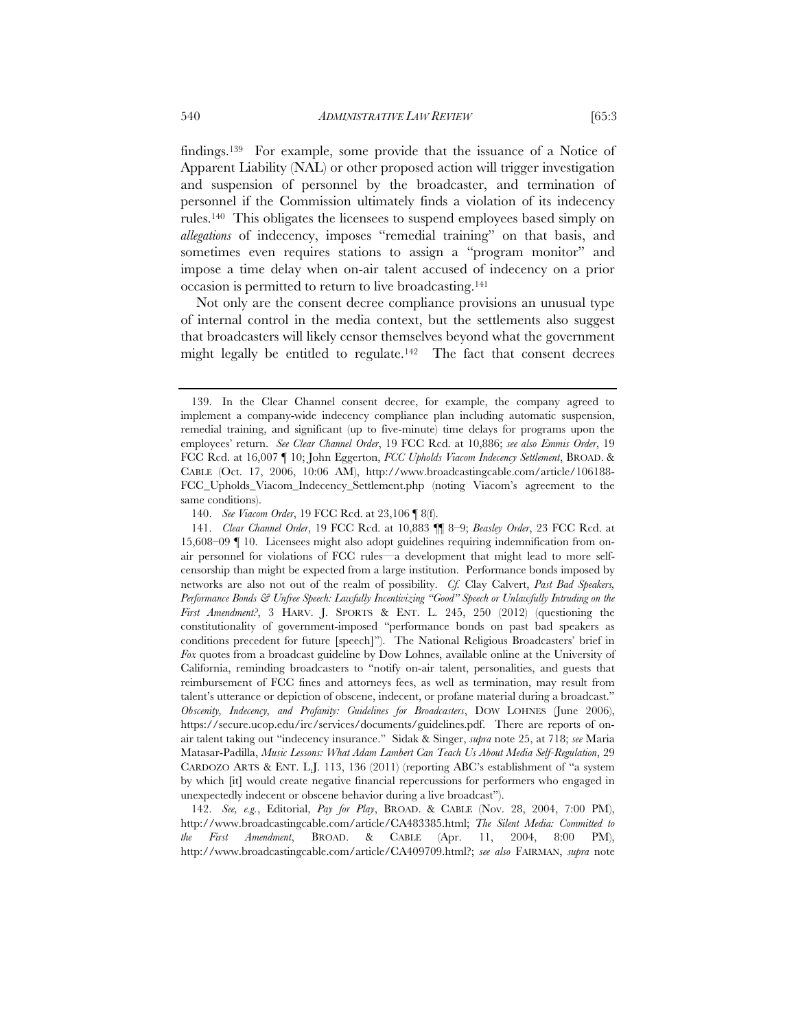findings.[139] For example, some provide that the issuance of a Notice of Apparent Liability (NAL) or other proposed action will trigger investigation and suspension of personnel by the broadcaster, and termination of personnel if the Commission ultimately finds a violation of its indecency rules.[140] This obligates the licensees to suspend employees based simply on *allegations* of indecency, imposes "remedial training" on that basis, and sometimes even requires stations to assign a "program monitor" and impose a time delay when on-air talent accused of indecency on a prior occasion is permitted to return to live broadcasting.[141]

Not only are the consent decree compliance provisions an unusual type of internal control in the media context, but the settlements also suggest that broadcasters will likely censor themselves beyond what the government might legally be entitled to regulate.[142] The fact that consent decrees

---

139. In the Clear Channel consent decree, for example, the company agreed to implement a company-wide indecency compliance plan including automatic suspension, remedial training, and significant (up to five-minute) time delays for programs upon the employees' return. *See Clear Channel Order*, 19 FCC Rcd. at 10,886; *see also Emmis Order*, 19 FCC Rcd. at 16,007 ¶ 10; John Eggerton, *FCC Upholds Viacom Indecency Settlement*, BROAD. & CABLE (Oct. 17, 2006, 10:06 AM), http://www.broadcastingcable.com/article/106188-FCC_Upholds_Viacom_Indecency_Settlement.php (noting Viacom's agreement to the same conditions).

140. *See Viacom Order*, 19 FCC Rcd. at 23,106 ¶ 8(f).

141. *Clear Channel Order*, 19 FCC Rcd. at 10,883 ¶¶ 8–9; *Beasley Order*, 23 FCC Rcd. at 15,608–09 ¶ 10. Licensees might also adopt guidelines requiring indemnification from on-air personnel for violations of FCC rules—a development that might lead to more self-censorship than might be expected from a large institution. Performance bonds imposed by networks are also not out of the realm of possibility. *Cf.* Clay Calvert, *Past Bad Speakers, Performance Bonds & Unfree Speech: Lawfully Incentivizing "Good" Speech or Unlawfully Intruding on the First Amendment?*, 3 HARV. J. SPORTS & ENT. L. 245, 250 (2012) (questioning the constitutionality of government-imposed "performance bonds on past bad speakers as conditions precedent for future [speech]"). The National Religious Broadcasters' brief in *Fox* quotes from a broadcast guideline by Dow Lohnes, available online at the University of California, reminding broadcasters to "notify on-air talent, personalities, and guests that reimbursement of FCC fines and attorneys fees, as well as termination, may result from talent's utterance or depiction of obscene, indecent, or profane material during a broadcast." *Obscenity, Indecency, and Profanity: Guidelines for Broadcasters*, DOW LOHNES (June 2006), https://secure.ucop.edu/irc/services/documents/guidelines.pdf. There are reports of on-air talent taking out "indecency insurance." Sidak & Singer, *supra* note 25, at 718; *see* Maria Matasar-Padilla, *Music Lessons: What Adam Lambert Can Teach Us About Media Self-Regulation*, 29 CARDOZO ARTS & ENT. L.J. 113, 136 (2011) (reporting ABC's establishment of "a system by which [it] would create negative financial repercussions for performers who engaged in unexpectedly indecent or obscene behavior during a live broadcast").

142. *See, e.g.*, Editorial, *Pay for Play*, BROAD. & CABLE (Nov. 28, 2004, 7:00 PM), http://www.broadcastingcable.com/article/CA483385.html; *The Silent Media: Committed to the First Amendment*, BROAD. & CABLE (Apr. 11, 2004, 8:00 PM), http://www.broadcastingcable.com/article/CA409709.html?; *see also* FAIRMAN, *supra* note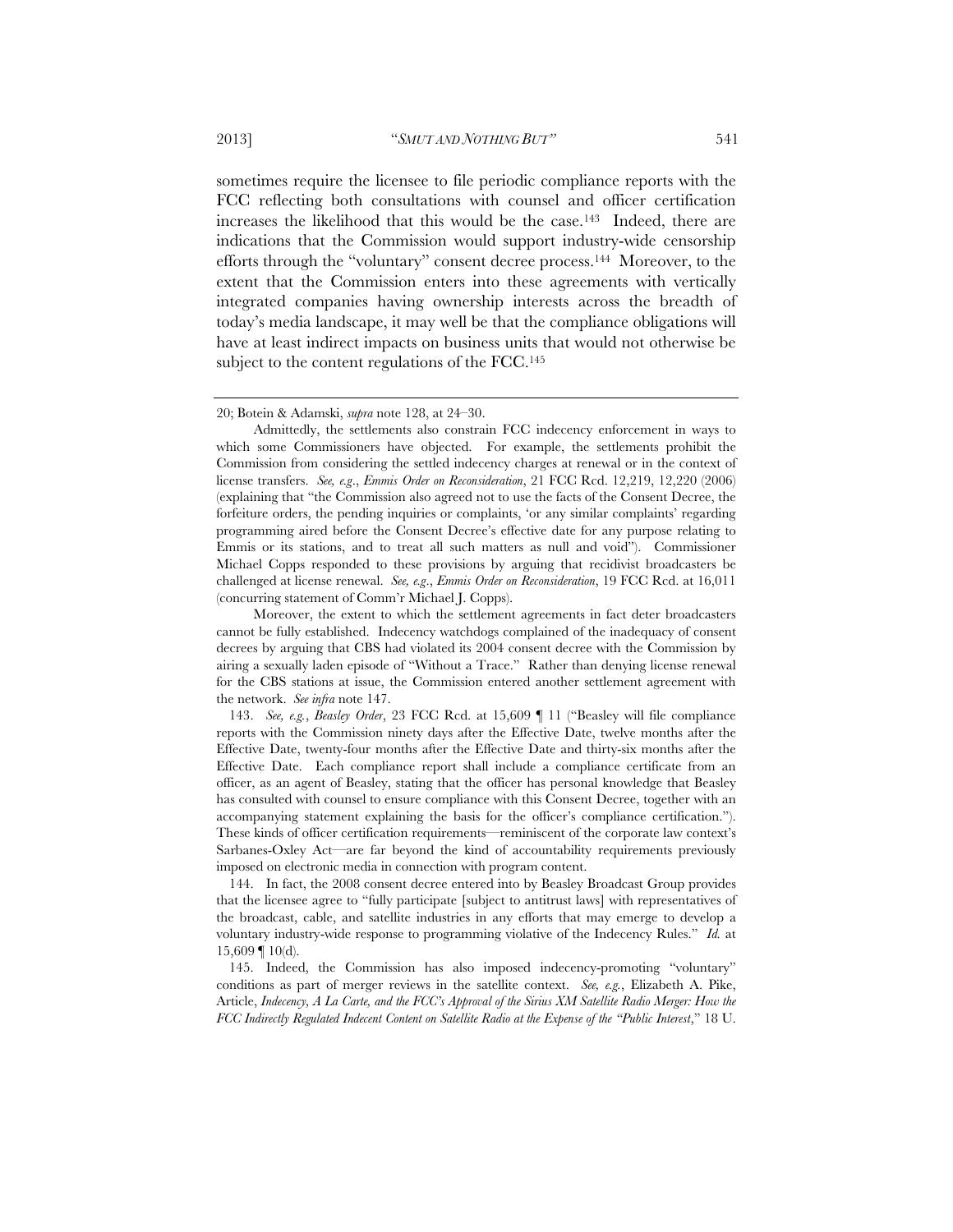sometimes require the licensee to file periodic compliance reports with the FCC reflecting both consultations with counsel and officer certification increases the likelihood that this would be the case.[143] Indeed, there are indications that the Commission would support industry-wide censorship efforts through the "voluntary" consent decree process.[144] Moreover, to the extent that the Commission enters into these agreements with vertically integrated companies having ownership interests across the breadth of today's media landscape, it may well be that the compliance obligations will have at least indirect impacts on business units that would not otherwise be subject to the content regulations of the FCC.[145]

---

20; Botein & Adamski, *supra* note 128, at 24–30.

Admittedly, the settlements also constrain FCC indecency enforcement in ways to which some Commissioners have objected. For example, the settlements prohibit the Commission from considering the settled indecency charges at renewal or in the context of license transfers. *See, e.g.*, *Emmis Order on Reconsideration*, 21 FCC Rcd. 12,219, 12,220 (2006) (explaining that "the Commission also agreed not to use the facts of the Consent Decree, the forfeiture orders, the pending inquiries or complaints, 'or any similar complaints' regarding programming aired before the Consent Decree's effective date for any purpose relating to Emmis or its stations, and to treat all such matters as null and void"). Commissioner Michael Copps responded to these provisions by arguing that recidivist broadcasters be challenged at license renewal. *See, e.g.*, *Emmis Order on Reconsideration*, 19 FCC Rcd. at 16,011 (concurring statement of Comm'r Michael J. Copps).

Moreover, the extent to which the settlement agreements in fact deter broadcasters cannot be fully established. Indecency watchdogs complained of the inadequacy of consent decrees by arguing that CBS had violated its 2004 consent decree with the Commission by airing a sexually laden episode of "Without a Trace." Rather than denying license renewal for the CBS stations at issue, the Commission entered another settlement agreement with the network. *See infra* note 147.

143. *See, e.g.*, *Beasley Order*, 23 FCC Rcd. at 15,609 ¶ 11 ("Beasley will file compliance reports with the Commission ninety days after the Effective Date, twelve months after the Effective Date, twenty-four months after the Effective Date and thirty-six months after the Effective Date. Each compliance report shall include a compliance certificate from an officer, as an agent of Beasley, stating that the officer has personal knowledge that Beasley has consulted with counsel to ensure compliance with this Consent Decree, together with an accompanying statement explaining the basis for the officer's compliance certification."). These kinds of officer certification requirements—reminiscent of the corporate law context's Sarbanes-Oxley Act—are far beyond the kind of accountability requirements previously imposed on electronic media in connection with program content.

144. In fact, the 2008 consent decree entered into by Beasley Broadcast Group provides that the licensee agree to "fully participate [subject to antitrust laws] with representatives of the broadcast, cable, and satellite industries in any efforts that may emerge to develop a voluntary industry-wide response to programming violative of the Indecency Rules." *Id.* at 15,609 ¶ 10(d).

145. Indeed, the Commission has also imposed indecency-promoting "voluntary" conditions as part of merger reviews in the satellite context. *See, e.g.*, Elizabeth A. Pike, Article, *Indecency, A La Carte, and the FCC's Approval of the Sirius XM Satellite Radio Merger: How the FCC Indirectly Regulated Indecent Content on Satellite Radio at the Expense of the "Public Interest*," 18 U.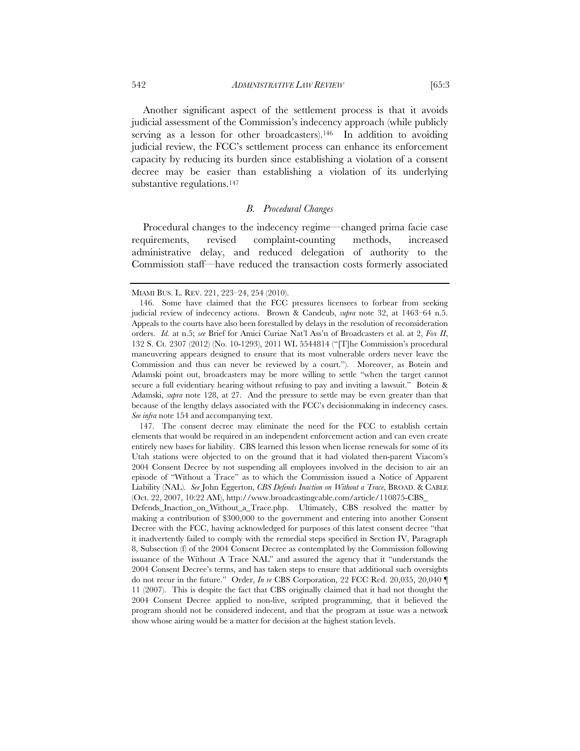Another significant aspect of the settlement process is that it avoids judicial assessment of the Commission's indecency approach (while publicly serving as a lesson for other broadcasters).[146] In addition to avoiding judicial review, the FCC's settlement process can enhance its enforcement capacity by reducing its burden since establishing a violation of a consent decree may be easier than establishing a violation of its underlying substantive regulations.[147]

### *B. Procedural Changes*

Procedural changes to the indecency regime—changed prima facie case requirements, revised complaint-counting methods, increased administrative delay, and reduced delegation of authority to the Commission staff—have reduced the transaction costs formerly associated

---

MIAMI BUS. L. REV. 221, 223–24, 254 (2010).

146. Some have claimed that the FCC pressures licensees to forbear from seeking judicial review of indecency actions. Brown & Candeub, *supra* note 32, at 1463–64 n.5. Appeals to the courts have also been forestalled by delays in the resolution of reconsideration orders. *Id.* at n.5; *see* Brief for Amici Curiae Nat'l Ass'n of Broadcasters et al. at 2, *Fox II*, 132 S. Ct. 2307 (2012) (No. 10-1293), 2011 WL 5544814 ("[T]he Commission's procedural maneuvering appears designed to ensure that its most vulnerable orders never leave the Commission and thus can never be reviewed by a court."). Moreover, as Botein and Adamski point out, broadcasters may be more willing to settle "when the target cannot secure a full evidentiary hearing without refusing to pay and inviting a lawsuit." Botein & Adamski, *supra* note 128, at 27. And the pressure to settle may be even greater than that because of the lengthy delays associated with the FCC's decisionmaking in indecency cases. *See infra* note 154 and accompanying text.

147. The consent decree may eliminate the need for the FCC to establish certain elements that would be required in an independent enforcement action and can even create entirely new bases for liability. CBS learned this lesson when license renewals for some of its Utah stations were objected to on the ground that it had violated then-parent Viacom's 2004 Consent Decree by not suspending all employees involved in the decision to air an episode of "Without a Trace" as to which the Commission issued a Notice of Apparent Liability (NAL). *See* John Eggerton, *CBS Defends Inaction on Without a Trace*, BROAD. & CABLE (Oct. 22, 2007, 10:22 AM), http://www.broadcastingcable.com/article/110875-CBS_Defends_Inaction_on_Without_a_Trace.php. Ultimately, CBS resolved the matter by making a contribution of $300,000 to the government and entering into another Consent Decree with the FCC, having acknowledged for purposes of this latest consent decree "that it inadvertently failed to comply with the remedial steps specified in Section IV, Paragraph 8, Subsection (f) of the 2004 Consent Decree as contemplated by the Commission following issuance of the Without A Trace NAL" and assured the agency that it "understands the 2004 Consent Decree's terms, and has taken steps to ensure that additional such oversights do not recur in the future." Order, *In re* CBS Corporation, 22 FCC Rcd. 20,035, 20,040 ¶ 11 (2007). This is despite the fact that CBS originally claimed that it had not thought the 2004 Consent Decree applied to non-live, scripted programming, that it believed the program should not be considered indecent, and that the program at issue was a network show whose airing would be a matter for decision at the highest station levels.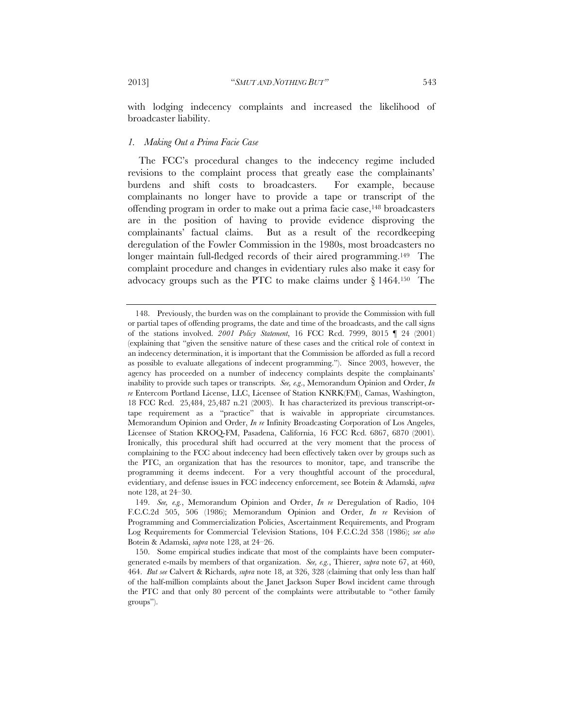with lodging indecency complaints and increased the likelihood of broadcaster liability.

### *1. Making Out a Prima Facie Case*

The FCC's procedural changes to the indecency regime included revisions to the complaint process that greatly ease the complainants' burdens and shift costs to broadcasters. For example, because complainants no longer have to provide a tape or transcript of the offending program in order to make out a prima facie case,[148] broadcasters are in the position of having to provide evidence disproving the complainants' factual claims. But as a result of the recordkeeping deregulation of the Fowler Commission in the 1980s, most broadcasters no longer maintain full-fledged records of their aired programming.[149] The complaint procedure and changes in evidentiary rules also make it easy for advocacy groups such as the PTC to make claims under § 1464.[150] The

---

148. Previously, the burden was on the complainant to provide the Commission with full or partial tapes of offending programs, the date and time of the broadcasts, and the call signs of the stations involved. *2001 Policy Statement*, 16 FCC Rcd. 7999, 8015 ¶ 24 (2001) (explaining that "given the sensitive nature of these cases and the critical role of context in an indecency determination, it is important that the Commission be afforded as full a record as possible to evaluate allegations of indecent programming."). Since 2003, however, the agency has proceeded on a number of indecency complaints despite the complainants' inability to provide such tapes or transcripts. *See, e.g.*, Memorandum Opinion and Order, *In re* Entercom Portland License, LLC, Licensee of Station KNRK(FM), Camas, Washington, 18 FCC Rcd. 25,484, 25,487 n.21 (2003). It has characterized its previous transcript-or-tape requirement as a "practice" that is waivable in appropriate circumstances. Memorandum Opinion and Order, *In re* Infinity Broadcasting Corporation of Los Angeles, Licensee of Station KROQ-FM, Pasadena, California, 16 FCC Rcd. 6867, 6870 (2001). Ironically, this procedural shift had occurred at the very moment that the process of complaining to the FCC about indecency had been effectively taken over by groups such as the PTC, an organization that has the resources to monitor, tape, and transcribe the programming it deems indecent. For a very thoughtful account of the procedural, evidentiary, and defense issues in FCC indecency enforcement, see Botein & Adamski, *supra* note 128, at 24–30.

149. *See, e.g.*, Memorandum Opinion and Order, *In re* Deregulation of Radio, 104 F.C.C.2d 505, 506 (1986); Memorandum Opinion and Order, *In re* Revision of Programming and Commercialization Policies, Ascertainment Requirements, and Program Log Requirements for Commercial Television Stations, 104 F.C.C.2d 358 (1986); *see also* Botein & Adamski, *supra* note 128, at 24–26.

150. Some empirical studies indicate that most of the complaints have been computer-generated e-mails by members of that organization. *See, e.g.*, Thierer, *supra* note 67, at 460, 464. *But see* Calvert & Richards, *supra* note 18, at 326, 328 (claiming that only less than half of the half-million complaints about the Janet Jackson Super Bowl incident came through the PTC and that only 80 percent of the complaints were attributable to "other family groups").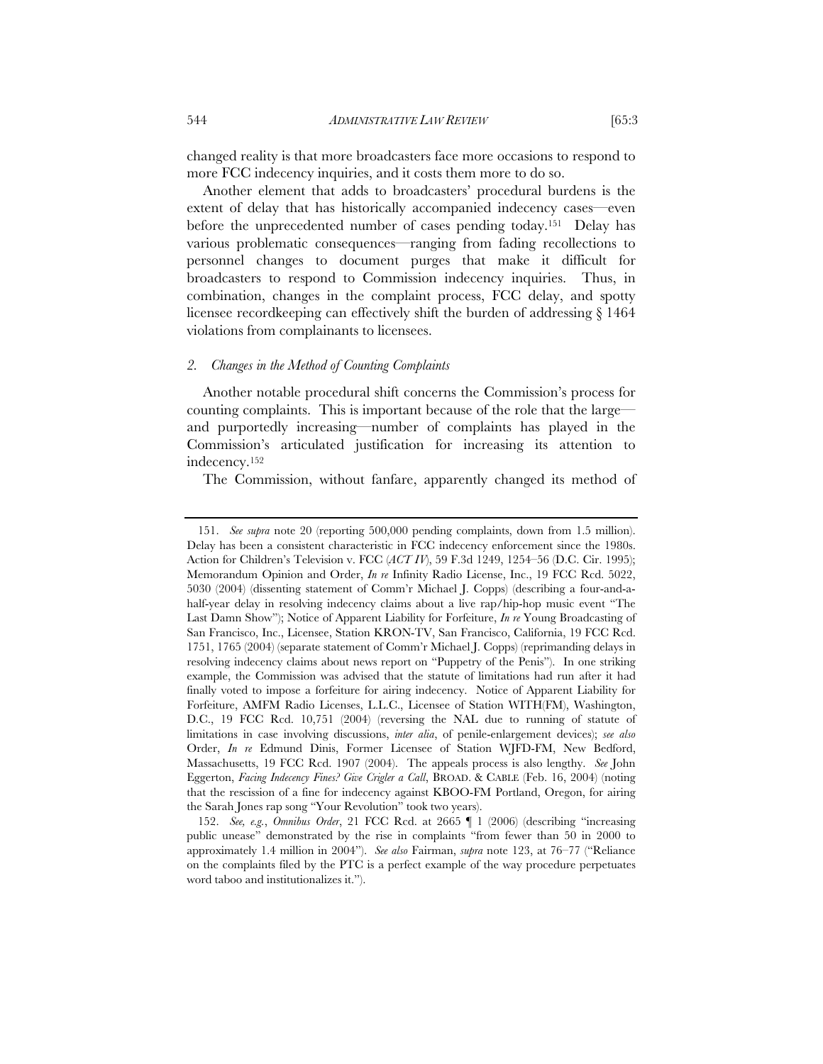changed reality is that more broadcasters face more occasions to respond to more FCC indecency inquiries, and it costs them more to do so.

Another element that adds to broadcasters' procedural burdens is the extent of delay that has historically accompanied indecency cases—even before the unprecedented number of cases pending today.[151] Delay has various problematic consequences—ranging from fading recollections to personnel changes to document purges that make it difficult for broadcasters to respond to Commission indecency inquiries. Thus, in combination, changes in the complaint process, FCC delay, and spotty licensee recordkeeping can effectively shift the burden of addressing § 1464 violations from complainants to licensees.

### *2. Changes in the Method of Counting Complaints*

Another notable procedural shift concerns the Commission's process for counting complaints. This is important because of the role that the large—and purportedly increasing—number of complaints has played in the Commission's articulated justification for increasing its attention to indecency.[152]

The Commission, without fanfare, apparently changed its method of

---

151. *See supra* note 20 (reporting 500,000 pending complaints, down from 1.5 million). Delay has been a consistent characteristic in FCC indecency enforcement since the 1980s. Action for Children's Television v. FCC (*ACT IV*), 59 F.3d 1249, 1254–56 (D.C. Cir. 1995); Memorandum Opinion and Order, *In re* Infinity Radio License, Inc., 19 FCC Rcd. 5022, 5030 (2004) (dissenting statement of Comm'r Michael J. Copps) (describing a four-and-a-half-year delay in resolving indecency claims about a live rap/hip-hop music event "The Last Damn Show"); Notice of Apparent Liability for Forfeiture, *In re* Young Broadcasting of San Francisco, Inc., Licensee, Station KRON-TV, San Francisco, California, 19 FCC Rcd. 1751, 1765 (2004) (separate statement of Comm'r Michael J. Copps) (reprimanding delays in resolving indecency claims about news report on "Puppetry of the Penis"). In one striking example, the Commission was advised that the statute of limitations had run after it had finally voted to impose a forfeiture for airing indecency. Notice of Apparent Liability for Forfeiture, AMFM Radio Licenses, L.L.C., Licensee of Station WITH(FM), Washington, D.C., 19 FCC Rcd. 10,751 (2004) (reversing the NAL due to running of statute of limitations in case involving discussions, *inter alia*, of penile-enlargement devices); *see also* Order, *In re* Edmund Dinis, Former Licensee of Station WJFD-FM, New Bedford, Massachusetts, 19 FCC Rcd. 1907 (2004). The appeals process is also lengthy. *See* John Eggerton, *Facing Indecency Fines? Give Crigler a Call*, BROAD. & CABLE (Feb. 16, 2004) (noting that the rescission of a fine for indecency against KBOO-FM Portland, Oregon, for airing the Sarah Jones rap song "Your Revolution" took two years).

152. *See, e.g.*, *Omnibus Order*, 21 FCC Rcd. at 2665 ¶ 1 (2006) (describing "increasing public unease" demonstrated by the rise in complaints "from fewer than 50 in 2000 to approximately 1.4 million in 2004"). *See also* Fairman, *supra* note 123, at 76–77 ("Reliance on the complaints filed by the PTC is a perfect example of the way procedure perpetuates word taboo and institutionalizes it.").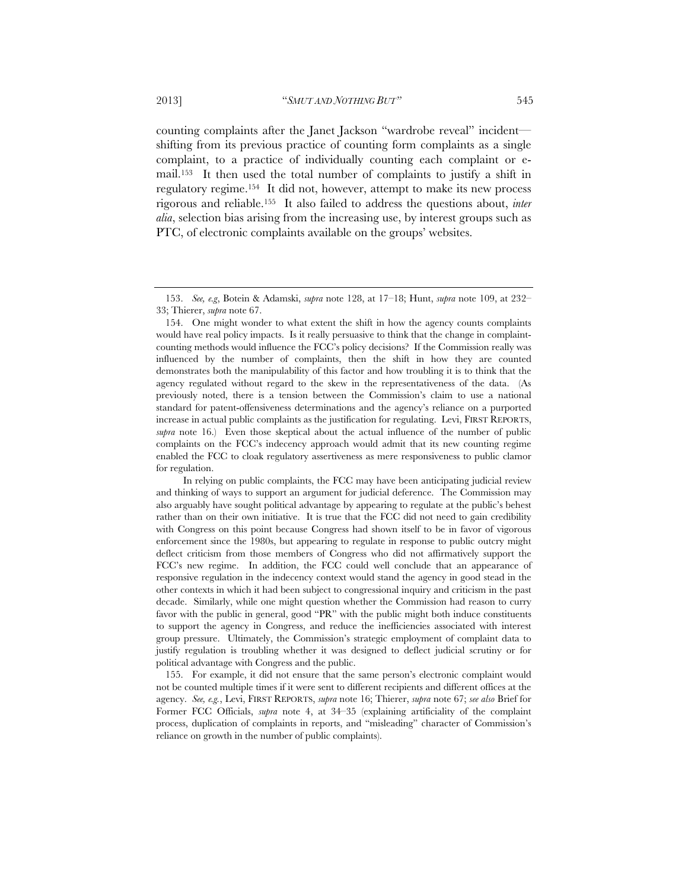counting complaints after the Janet Jackson "wardrobe reveal" incident—shifting from its previous practice of counting form complaints as a single complaint, to a practice of individually counting each complaint or e-mail.[153] It then used the total number of complaints to justify a shift in regulatory regime.[154] It did not, however, attempt to make its new process rigorous and reliable.[155] It also failed to address the questions about, *inter alia*, selection bias arising from the increasing use, by interest groups such as PTC, of electronic complaints available on the groups' websites.

---

153. *See, e.g*, Botein & Adamski, *supra* note 128, at 17–18; Hunt, *supra* note 109, at 232–33; Thierer, *supra* note 67.

154. One might wonder to what extent the shift in how the agency counts complaints would have real policy impacts. Is it really persuasive to think that the change in complaint-counting methods would influence the FCC's policy decisions? If the Commission really was influenced by the number of complaints, then the shift in how they are counted demonstrates both the manipulability of this factor and how troubling it is to think that the agency regulated without regard to the skew in the representativeness of the data. (As previously noted, there is a tension between the Commission's claim to use a national standard for patent-offensiveness determinations and the agency's reliance on a purported increase in actual public complaints as the justification for regulating. Levi, FIRST REPORTS, *supra* note 16.) Even those skeptical about the actual influence of the number of public complaints on the FCC's indecency approach would admit that its new counting regime enabled the FCC to cloak regulatory assertiveness as mere responsiveness to public clamor for regulation.

In relying on public complaints, the FCC may have been anticipating judicial review and thinking of ways to support an argument for judicial deference. The Commission may also arguably have sought political advantage by appearing to regulate at the public's behest rather than on their own initiative. It is true that the FCC did not need to gain credibility with Congress on this point because Congress had shown itself to be in favor of vigorous enforcement since the 1980s, but appearing to regulate in response to public outcry might deflect criticism from those members of Congress who did not affirmatively support the FCC's new regime. In addition, the FCC could well conclude that an appearance of responsive regulation in the indecency context would stand the agency in good stead in the other contexts in which it had been subject to congressional inquiry and criticism in the past decade. Similarly, while one might question whether the Commission had reason to curry favor with the public in general, good "PR" with the public might both induce constituents to support the agency in Congress, and reduce the inefficiencies associated with interest group pressure. Ultimately, the Commission's strategic employment of complaint data to justify regulation is troubling whether it was designed to deflect judicial scrutiny or for political advantage with Congress and the public.

155. For example, it did not ensure that the same person's electronic complaint would not be counted multiple times if it were sent to different recipients and different offices at the agency. *See, e.g.*, Levi, FIRST REPORTS, *supra* note 16; Thierer, *supra* note 67; *see also* Brief for Former FCC Officials, *supra* note 4, at 34–35 (explaining artificiality of the complaint process, duplication of complaints in reports, and "misleading" character of Commission's reliance on growth in the number of public complaints).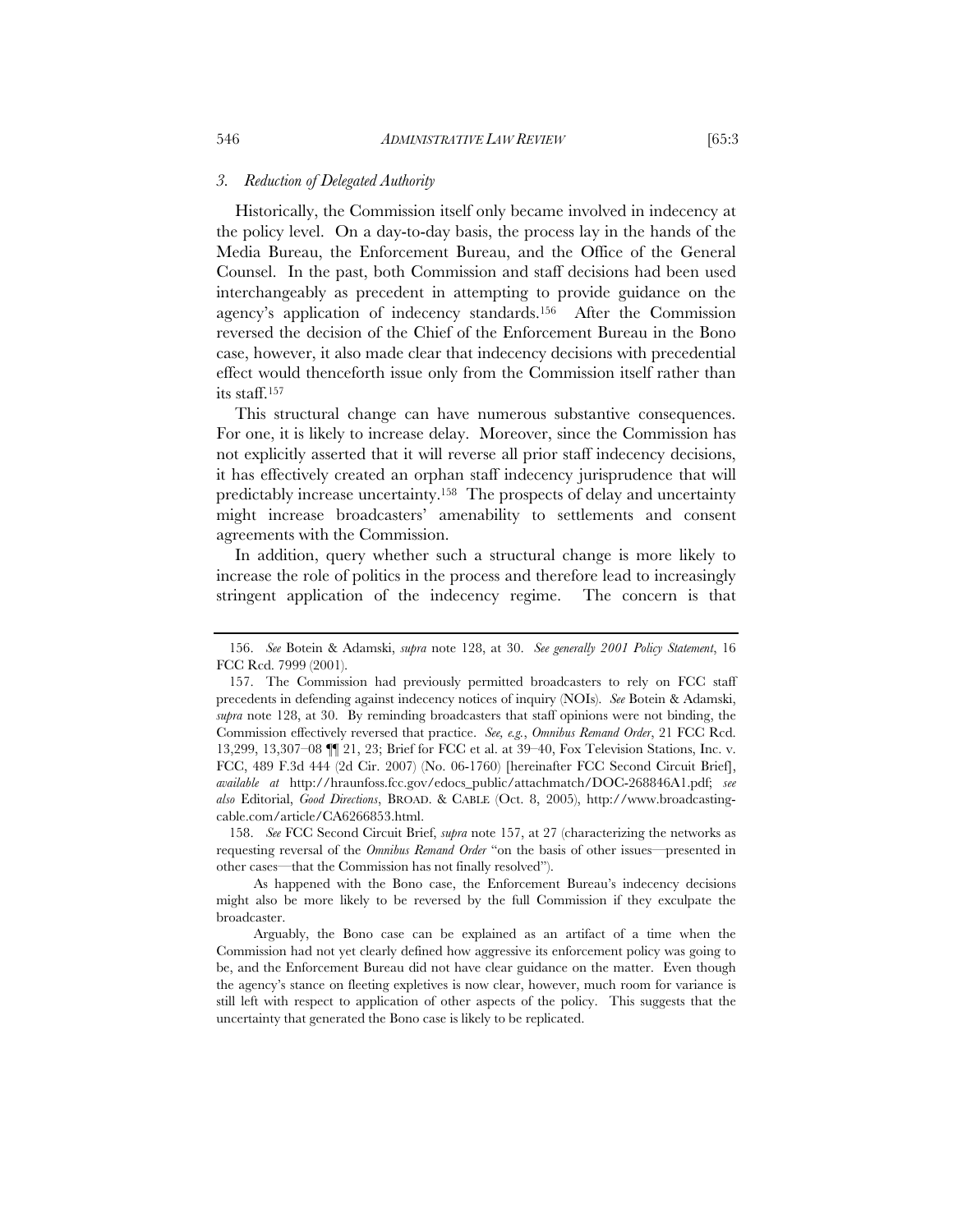### *3. Reduction of Delegated Authority*

Historically, the Commission itself only became involved in indecency at the policy level. On a day-to-day basis, the process lay in the hands of the Media Bureau, the Enforcement Bureau, and the Office of the General Counsel. In the past, both Commission and staff decisions had been used interchangeably as precedent in attempting to provide guidance on the agency's application of indecency standards.[156] After the Commission reversed the decision of the Chief of the Enforcement Bureau in the Bono case, however, it also made clear that indecency decisions with precedential effect would thenceforth issue only from the Commission itself rather than its staff.[157]

This structural change can have numerous substantive consequences. For one, it is likely to increase delay. Moreover, since the Commission has not explicitly asserted that it will reverse all prior staff indecency decisions, it has effectively created an orphan staff indecency jurisprudence that will predictably increase uncertainty.[158] The prospects of delay and uncertainty might increase broadcasters' amenability to settlements and consent agreements with the Commission.

In addition, query whether such a structural change is more likely to increase the role of politics in the process and therefore lead to increasingly stringent application of the indecency regime. The concern is that

---

156. *See* Botein & Adamski, *supra* note 128, at 30. *See generally 2001 Policy Statement*, 16 FCC Rcd. 7999 (2001).

157. The Commission had previously permitted broadcasters to rely on FCC staff precedents in defending against indecency notices of inquiry (NOIs). *See* Botein & Adamski, *supra* note 128, at 30. By reminding broadcasters that staff opinions were not binding, the Commission effectively reversed that practice. *See, e.g.*, *Omnibus Remand Order*, 21 FCC Rcd. 13,299, 13,307–08 ¶¶ 21, 23; Brief for FCC et al. at 39–40, Fox Television Stations, Inc. v. FCC, 489 F.3d 444 (2d Cir. 2007) (No. 06-1760) [hereinafter FCC Second Circuit Brief], *available at* http://hraunfoss.fcc.gov/edocs_public/attachmatch/DOC-268846A1.pdf; *see also* Editorial, *Good Directions*, BROAD. & CABLE (Oct. 8, 2005), http://www.broadcasting-cable.com/article/CA6266853.html.

158. *See* FCC Second Circuit Brief, *supra* note 157, at 27 (characterizing the networks as requesting reversal of the *Omnibus Remand Order* "on the basis of other issues—presented in other cases—that the Commission has not finally resolved").

As happened with the Bono case, the Enforcement Bureau's indecency decisions might also be more likely to be reversed by the full Commission if they exculpate the broadcaster.

Arguably, the Bono case can be explained as an artifact of a time when the Commission had not yet clearly defined how aggressive its enforcement policy was going to be, and the Enforcement Bureau did not have clear guidance on the matter. Even though the agency's stance on fleeting expletives is now clear, however, much room for variance is still left with respect to application of other aspects of the policy. This suggests that the uncertainty that generated the Bono case is likely to be replicated.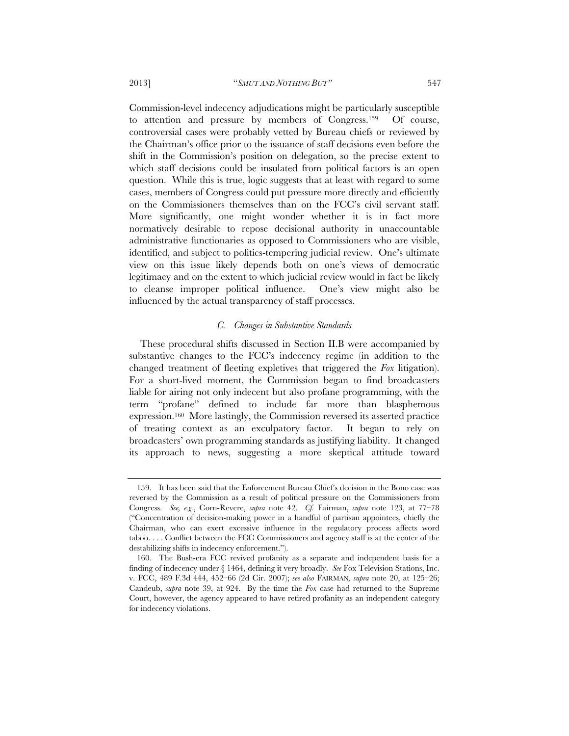Commission-level indecency adjudications might be particularly susceptible to attention and pressure by members of Congress.[159] Of course, controversial cases were probably vetted by Bureau chiefs or reviewed by the Chairman's office prior to the issuance of staff decisions even before the shift in the Commission's position on delegation, so the precise extent to which staff decisions could be insulated from political factors is an open question. While this is true, logic suggests that at least with regard to some cases, members of Congress could put pressure more directly and efficiently on the Commissioners themselves than on the FCC's civil servant staff. More significantly, one might wonder whether it is in fact more normatively desirable to repose decisional authority in unaccountable administrative functionaries as opposed to Commissioners who are visible, identified, and subject to politics-tempering judicial review. One's ultimate view on this issue likely depends both on one's views of democratic legitimacy and on the extent to which judicial review would in fact be likely to cleanse improper political influence. One's view might also be influenced by the actual transparency of staff processes.

### *C. Changes in Substantive Standards*

These procedural shifts discussed in Section II.B were accompanied by substantive changes to the FCC's indecency regime (in addition to the changed treatment of fleeting expletives that triggered the *Fox* litigation). For a short-lived moment, the Commission began to find broadcasters liable for airing not only indecent but also profane programming, with the term "profane" defined to include far more than blasphemous expression.[160] More lastingly, the Commission reversed its asserted practice of treating context as an exculpatory factor. It began to rely on broadcasters' own programming standards as justifying liability. It changed its approach to news, suggesting a more skeptical attitude toward

---

159. It has been said that the Enforcement Bureau Chief's decision in the Bono case was reversed by the Commission as a result of political pressure on the Commissioners from Congress. *See, e.g.*, Corn-Revere, *supra* note 42. *Cf.* Fairman, *supra* note 123, at 77–78 ("Concentration of decision-making power in a handful of partisan appointees, chiefly the Chairman, who can exert excessive influence in the regulatory process affects word taboo. . . . Conflict between the FCC Commissioners and agency staff is at the center of the destabilizing shifts in indecency enforcement.").

160. The Bush-era FCC revived profanity as a separate and independent basis for a finding of indecency under § 1464, defining it very broadly. *See* Fox Television Stations, Inc. v. FCC, 489 F.3d 444, 452–66 (2d Cir. 2007); *see also* FAIRMAN, *supra* note 20, at 125–26; Candeub, *supra* note 39, at 924. By the time the *Fox* case had returned to the Supreme Court, however, the agency appeared to have retired profanity as an independent category for indecency violations.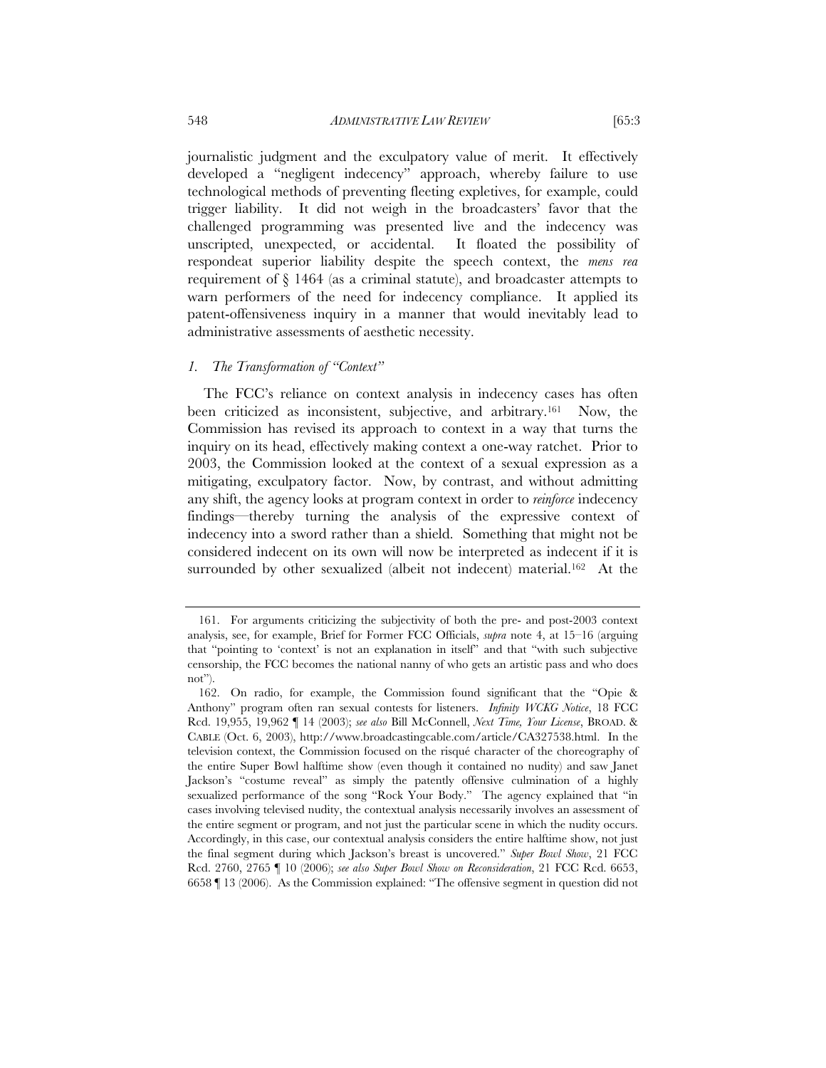journalistic judgment and the exculpatory value of merit. It effectively developed a "negligent indecency" approach, whereby failure to use technological methods of preventing fleeting expletives, for example, could trigger liability. It did not weigh in the broadcasters' favor that the challenged programming was presented live and the indecency was unscripted, unexpected, or accidental. It floated the possibility of respondeat superior liability despite the speech context, the *mens rea* requirement of § 1464 (as a criminal statute), and broadcaster attempts to warn performers of the need for indecency compliance. It applied its patent-offensiveness inquiry in a manner that would inevitably lead to administrative assessments of aesthetic necessity.

### *1. The Transformation of "Context"*

The FCC's reliance on context analysis in indecency cases has often been criticized as inconsistent, subjective, and arbitrary.[161] Now, the Commission has revised its approach to context in a way that turns the inquiry on its head, effectively making context a one-way ratchet. Prior to 2003, the Commission looked at the context of a sexual expression as a mitigating, exculpatory factor. Now, by contrast, and without admitting any shift, the agency looks at program context in order to *reinforce* indecency findings—thereby turning the analysis of the expressive context of indecency into a sword rather than a shield. Something that might not be considered indecent on its own will now be interpreted as indecent if it is surrounded by other sexualized (albeit not indecent) material.[162] At the

---

161. For arguments criticizing the subjectivity of both the pre- and post-2003 context analysis, see, for example, Brief for Former FCC Officials, *supra* note 4, at 15–16 (arguing that "pointing to 'context' is not an explanation in itself" and that "with such subjective censorship, the FCC becomes the national nanny of who gets an artistic pass and who does not").

162. On radio, for example, the Commission found significant that the "Opie & Anthony" program often ran sexual contests for listeners. *Infinity WCKG Notice*, 18 FCC Rcd. 19,955, 19,962 ¶ 14 (2003); *see also* Bill McConnell, *Next Time, Your License*, BROAD. & CABLE (Oct. 6, 2003), http://www.broadcastingcable.com/article/CA327538.html. In the television context, the Commission focused on the risqué character of the choreography of the entire Super Bowl halftime show (even though it contained no nudity) and saw Janet Jackson's "costume reveal" as simply the patently offensive culmination of a highly sexualized performance of the song "Rock Your Body." The agency explained that "in cases involving televised nudity, the contextual analysis necessarily involves an assessment of the entire segment or program, and not just the particular scene in which the nudity occurs. Accordingly, in this case, our contextual analysis considers the entire halftime show, not just the final segment during which Jackson's breast is uncovered." *Super Bowl Show*, 21 FCC Rcd. 2760, 2765 ¶ 10 (2006); *see also Super Bowl Show on Reconsideration*, 21 FCC Rcd. 6653, 6658 ¶ 13 (2006). As the Commission explained: "The offensive segment in question did not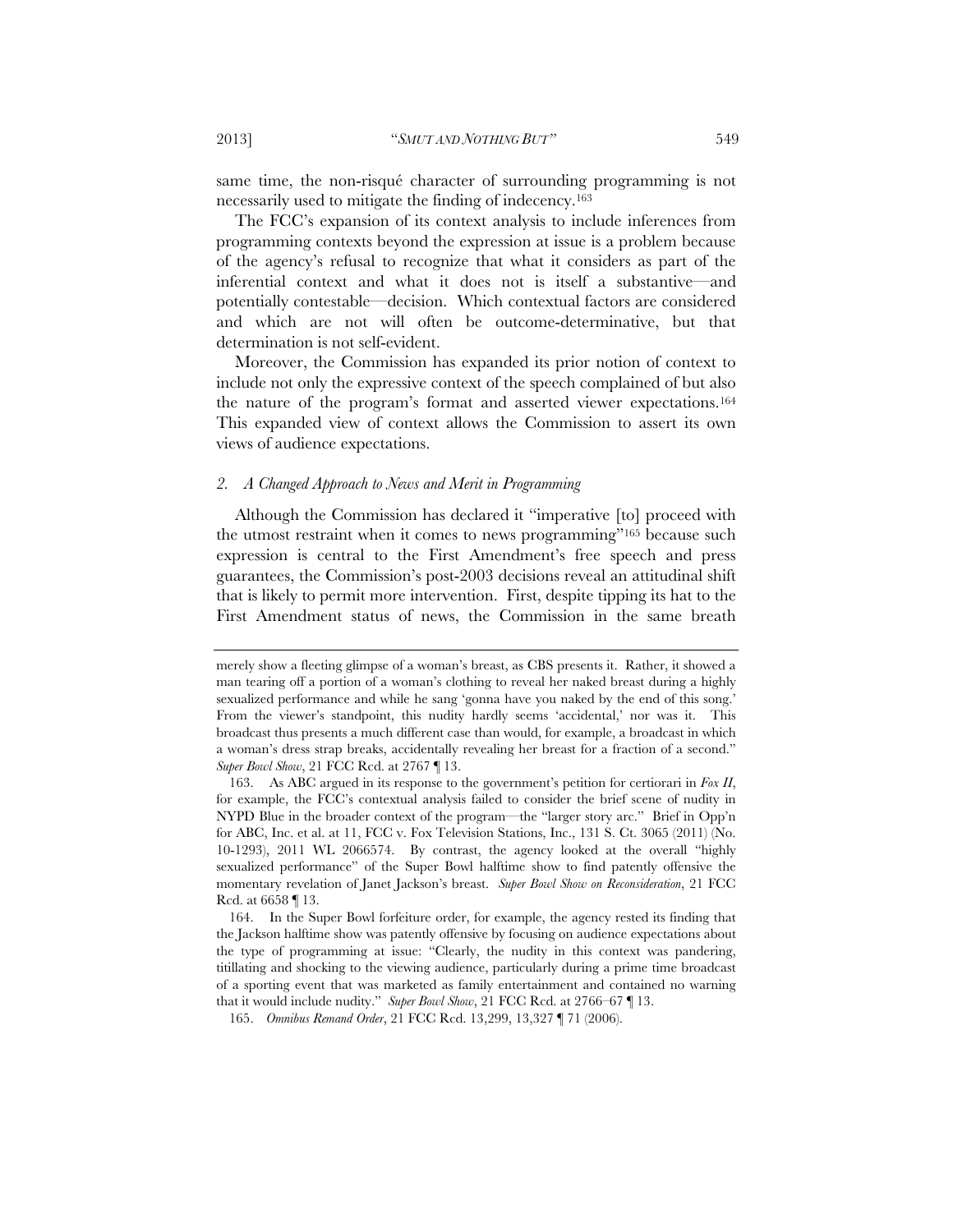same time, the non-risqué character of surrounding programming is not necessarily used to mitigate the finding of indecency.[163]

The FCC's expansion of its context analysis to include inferences from programming contexts beyond the expression at issue is a problem because of the agency's refusal to recognize that what it considers as part of the inferential context and what it does not is itself a substantive—and potentially contestable—decision. Which contextual factors are considered and which are not will often be outcome-determinative, but that determination is not self-evident.

Moreover, the Commission has expanded its prior notion of context to include not only the expressive context of the speech complained of but also the nature of the program's format and asserted viewer expectations.[164] This expanded view of context allows the Commission to assert its own views of audience expectations.

### *2. A Changed Approach to News and Merit in Programming*

Although the Commission has declared it "imperative [to] proceed with the utmost restraint when it comes to news programming"[165] because such expression is central to the First Amendment's free speech and press guarantees, the Commission's post-2003 decisions reveal an attitudinal shift that is likely to permit more intervention. First, despite tipping its hat to the First Amendment status of news, the Commission in the same breath

---

merely show a fleeting glimpse of a woman's breast, as CBS presents it. Rather, it showed a man tearing off a portion of a woman's clothing to reveal her naked breast during a highly sexualized performance and while he sang 'gonna have you naked by the end of this song.' From the viewer's standpoint, this nudity hardly seems 'accidental,' nor was it. This broadcast thus presents a much different case than would, for example, a broadcast in which a woman's dress strap breaks, accidentally revealing her breast for a fraction of a second." *Super Bowl Show*, 21 FCC Rcd. at 2767 ¶ 13.

163. As ABC argued in its response to the government's petition for certiorari in *Fox II*, for example, the FCC's contextual analysis failed to consider the brief scene of nudity in NYPD Blue in the broader context of the program—the "larger story arc." Brief in Opp'n for ABC, Inc. et al. at 11, FCC v. Fox Television Stations, Inc., 131 S. Ct. 3065 (2011) (No. 10-1293), 2011 WL 2066574. By contrast, the agency looked at the overall "highly sexualized performance" of the Super Bowl halftime show to find patently offensive the momentary revelation of Janet Jackson's breast. *Super Bowl Show on Reconsideration*, 21 FCC Rcd. at 6658 ¶ 13.

164. In the Super Bowl forfeiture order, for example, the agency rested its finding that the Jackson halftime show was patently offensive by focusing on audience expectations about the type of programming at issue: "Clearly, the nudity in this context was pandering, titillating and shocking to the viewing audience, particularly during a prime time broadcast of a sporting event that was marketed as family entertainment and contained no warning that it would include nudity." *Super Bowl Show*, 21 FCC Rcd. at 2766–67 ¶ 13.

165. *Omnibus Remand Order*, 21 FCC Rcd. 13,299, 13,327 ¶ 71 (2006).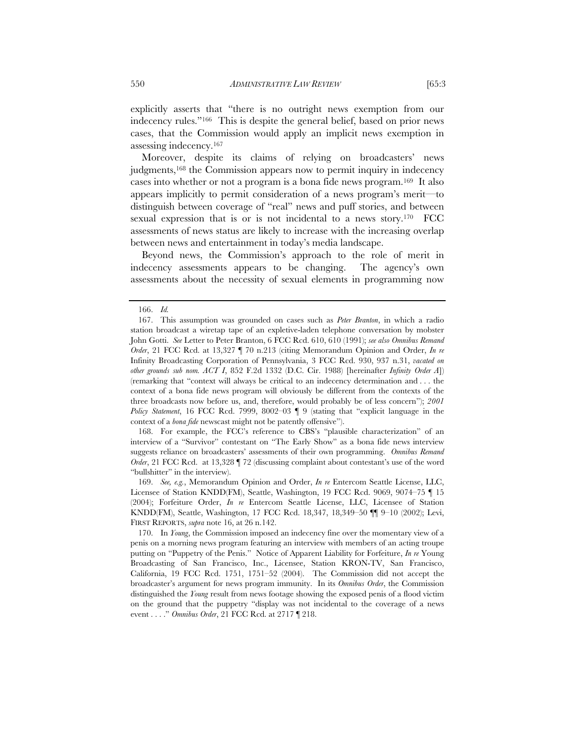explicitly asserts that "there is no outright news exemption from our indecency rules."[166] This is despite the general belief, based on prior news cases, that the Commission would apply an implicit news exemption in assessing indecency.[167]

Moreover, despite its claims of relying on broadcasters' news judgments,[168] the Commission appears now to permit inquiry in indecency cases into whether or not a program is a bona fide news program.[169] It also appears implicitly to permit consideration of a news program's merit—to distinguish between coverage of "real" news and puff stories, and between sexual expression that is or is not incidental to a news story.[170] FCC assessments of news status are likely to increase with the increasing overlap between news and entertainment in today's media landscape.

Beyond news, the Commission's approach to the role of merit in indecency assessments appears to be changing. The agency's own assessments about the necessity of sexual elements in programming now

---

166. *Id.*

167. This assumption was grounded on cases such as *Peter Branton*, in which a radio station broadcast a wiretap tape of an expletive-laden telephone conversation by mobster John Gotti. *See* Letter to Peter Branton, 6 FCC Rcd. 610, 610 (1991); *see also Omnibus Remand Order*, 21 FCC Rcd. at 13,327 ¶ 70 n.213 (citing Memorandum Opinion and Order, *In re* Infinity Broadcasting Corporation of Pennsylvania, 3 FCC Rcd. 930, 937 n.31, *vacated on other grounds sub nom. ACT I*, 852 F.2d 1332 (D.C. Cir. 1988) [hereinafter *Infinity Order A*]) (remarking that "context will always be critical to an indecency determination and . . . the context of a bona fide news program will obviously be different from the contexts of the three broadcasts now before us, and, therefore, would probably be of less concern"); *2001 Policy Statement*, 16 FCC Rcd. 7999, 8002–03 ¶ 9 (stating that "explicit language in the context of a *bona fide* newscast might not be patently offensive").

168. For example, the FCC's reference to CBS's "plausible characterization" of an interview of a "Survivor" contestant on "The Early Show" as a bona fide news interview suggests reliance on broadcasters' assessments of their own programming. *Omnibus Remand Order*, 21 FCC Rcd. at 13,328 ¶ 72 (discussing complaint about contestant's use of the word "bullshitter" in the interview).

169. *See, e.g.*, Memorandum Opinion and Order, *In re* Entercom Seattle License, LLC, Licensee of Station KNDD(FM), Seattle, Washington, 19 FCC Rcd. 9069, 9074–75 ¶ 15 (2004); Forfeiture Order, *In re* Entercom Seattle License, LLC, Licensee of Station KNDD(FM), Seattle, Washington, 17 FCC Rcd. 18,347, 18,349–50 ¶¶ 9–10 (2002); Levi, FIRST REPORTS, *supra* note 16, at 26 n.142.

170. In *Young*, the Commission imposed an indecency fine over the momentary view of a penis on a morning news program featuring an interview with members of an acting troupe putting on "Puppetry of the Penis." Notice of Apparent Liability for Forfeiture, *In re* Young Broadcasting of San Francisco, Inc., Licensee, Station KRON-TV, San Francisco, California, 19 FCC Rcd. 1751, 1751–52 (2004). The Commission did not accept the broadcaster's argument for news program immunity. In its *Omnibus Order*, the Commission distinguished the *Young* result from news footage showing the exposed penis of a flood victim on the ground that the puppetry "display was not incidental to the coverage of a news event . . . ." *Omnibus Order*, 21 FCC Rcd. at 2717 ¶ 218.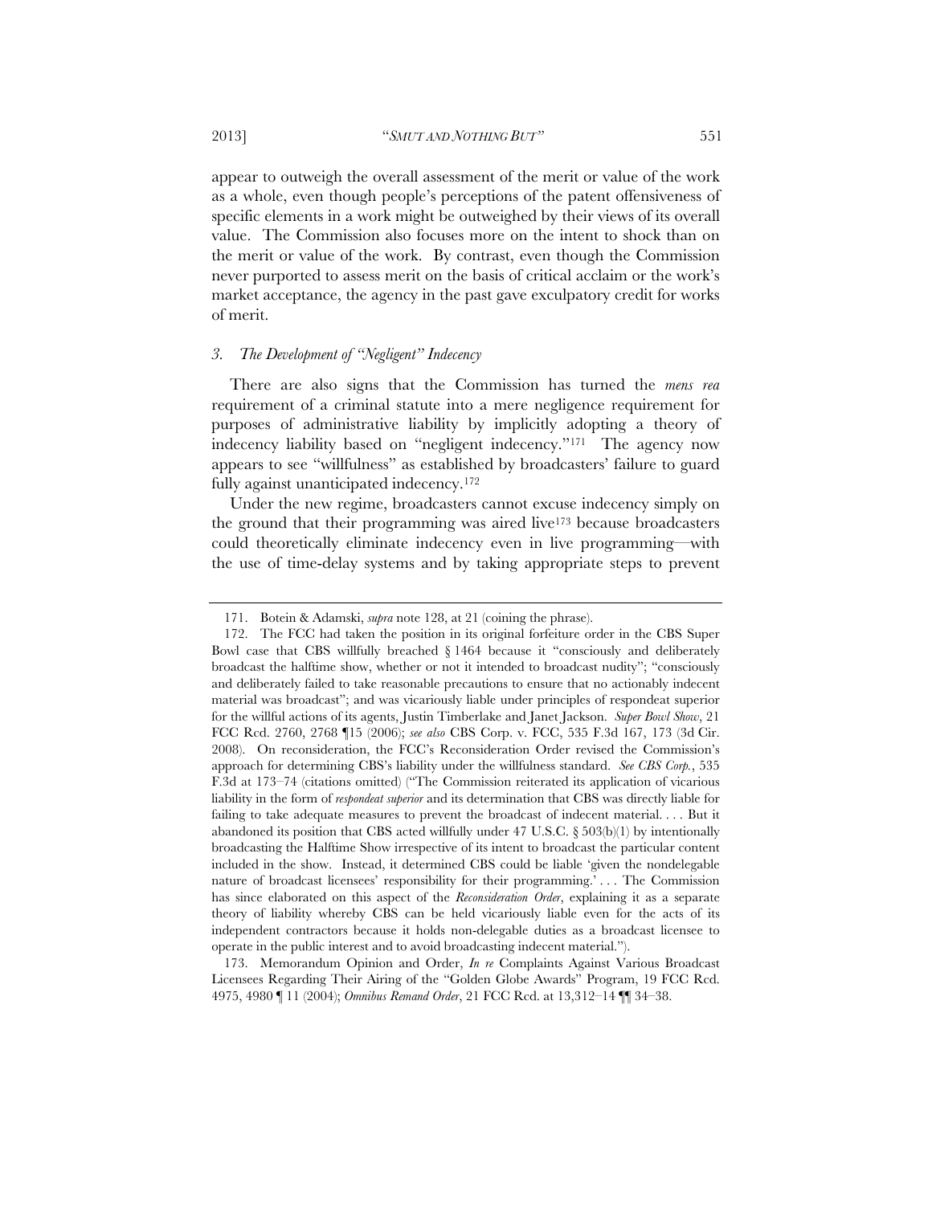appear to outweigh the overall assessment of the merit or value of the work as a whole, even though people's perceptions of the patent offensiveness of specific elements in a work might be outweighed by their views of its overall value. The Commission also focuses more on the intent to shock than on the merit or value of the work. By contrast, even though the Commission never purported to assess merit on the basis of critical acclaim or the work's market acceptance, the agency in the past gave exculpatory credit for works of merit.

### *3. The Development of "Negligent" Indecency*

There are also signs that the Commission has turned the *mens rea* requirement of a criminal statute into a mere negligence requirement for purposes of administrative liability by implicitly adopting a theory of indecency liability based on "negligent indecency."[171] The agency now appears to see "willfulness" as established by broadcasters' failure to guard fully against unanticipated indecency.[172]

Under the new regime, broadcasters cannot excuse indecency simply on the ground that their programming was aired live[173] because broadcasters could theoretically eliminate indecency even in live programming—with the use of time-delay systems and by taking appropriate steps to prevent

---

171. Botein & Adamski, *supra* note 128, at 21 (coining the phrase).

172. The FCC had taken the position in its original forfeiture order in the CBS Super Bowl case that CBS willfully breached § 1464 because it "consciously and deliberately broadcast the halftime show, whether or not it intended to broadcast nudity"; "consciously and deliberately failed to take reasonable precautions to ensure that no actionably indecent material was broadcast"; and was vicariously liable under principles of respondeat superior for the willful actions of its agents, Justin Timberlake and Janet Jackson. *Super Bowl Show*, 21 FCC Rcd. 2760, 2768 ¶15 (2006); *see also* CBS Corp. v. FCC, 535 F.3d 167, 173 (3d Cir. 2008). On reconsideration, the FCC's Reconsideration Order revised the Commission's approach for determining CBS's liability under the willfulness standard. *See CBS Corp.*, 535 F.3d at 173–74 (citations omitted) ("The Commission reiterated its application of vicarious liability in the form of *respondeat superior* and its determination that CBS was directly liable for failing to take adequate measures to prevent the broadcast of indecent material. . . . But it abandoned its position that CBS acted willfully under 47 U.S.C. § 503(b)(1) by intentionally broadcasting the Halftime Show irrespective of its intent to broadcast the particular content included in the show. Instead, it determined CBS could be liable 'given the nondelegable nature of broadcast licensees' responsibility for their programming.' . . . The Commission has since elaborated on this aspect of the *Reconsideration Order*, explaining it as a separate theory of liability whereby CBS can be held vicariously liable even for the acts of its independent contractors because it holds non-delegable duties as a broadcast licensee to operate in the public interest and to avoid broadcasting indecent material.").

173. Memorandum Opinion and Order, *In re* Complaints Against Various Broadcast Licensees Regarding Their Airing of the "Golden Globe Awards" Program, 19 FCC Rcd. 4975, 4980 ¶ 11 (2004); *Omnibus Remand Order*, 21 FCC Rcd. at 13,312–14 ¶¶ 34–38.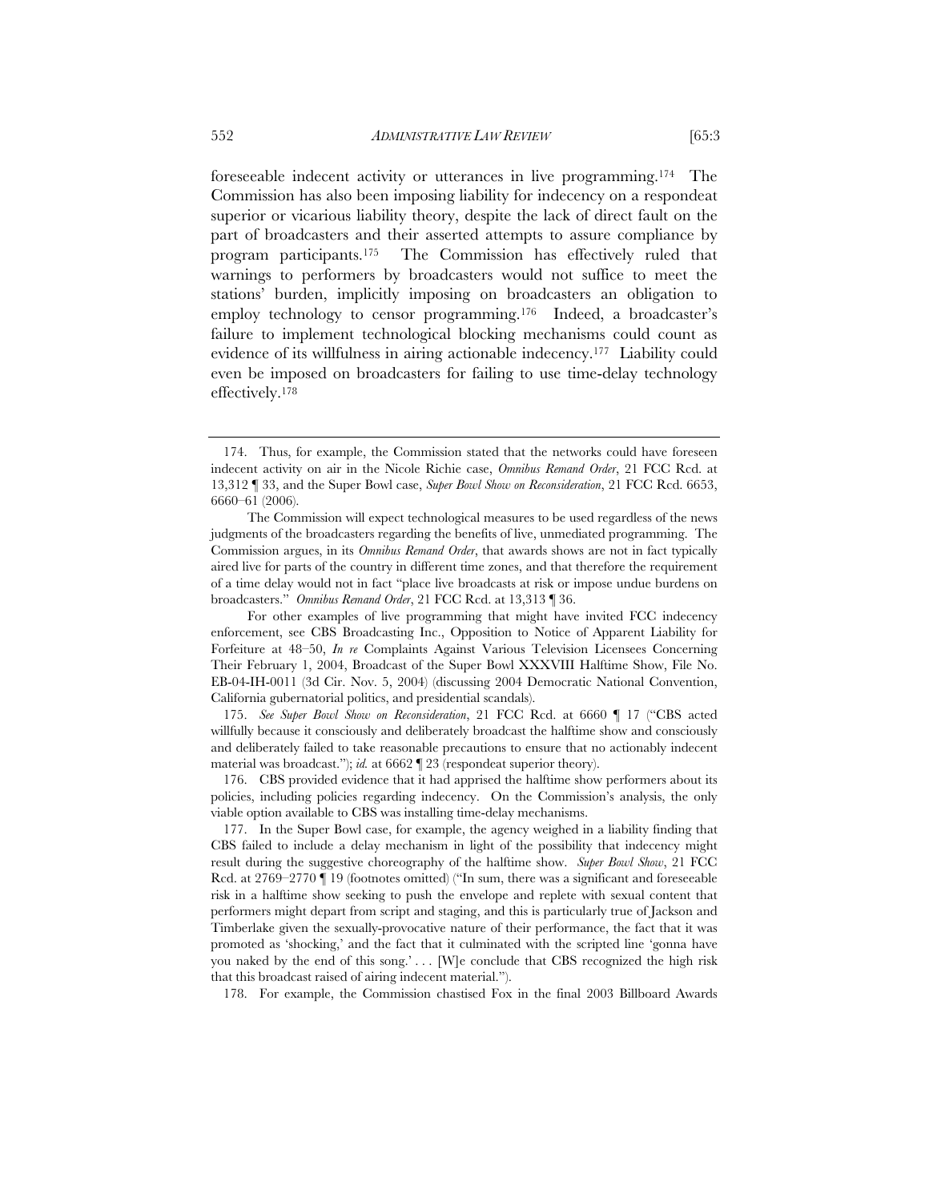foreseeable indecent activity or utterances in live programming.[174] The Commission has also been imposing liability for indecency on a respondeat superior or vicarious liability theory, despite the lack of direct fault on the part of broadcasters and their asserted attempts to assure compliance by program participants.[175] The Commission has effectively ruled that warnings to performers by broadcasters would not suffice to meet the stations' burden, implicitly imposing on broadcasters an obligation to employ technology to censor programming.[176] Indeed, a broadcaster's failure to implement technological blocking mechanisms could count as evidence of its willfulness in airing actionable indecency.[177] Liability could even be imposed on broadcasters for failing to use time-delay technology effectively.[178]

---

174. Thus, for example, the Commission stated that the networks could have foreseen indecent activity on air in the Nicole Richie case, *Omnibus Remand Order*, 21 FCC Rcd. at 13,312 ¶ 33, and the Super Bowl case, *Super Bowl Show on Reconsideration*, 21 FCC Rcd. 6653, 6660–61 (2006).

The Commission will expect technological measures to be used regardless of the news judgments of the broadcasters regarding the benefits of live, unmediated programming. The Commission argues, in its *Omnibus Remand Order*, that awards shows are not in fact typically aired live for parts of the country in different time zones, and that therefore the requirement of a time delay would not in fact "place live broadcasts at risk or impose undue burdens on broadcasters." *Omnibus Remand Order*, 21 FCC Rcd. at 13,313 ¶ 36.

For other examples of live programming that might have invited FCC indecency enforcement, see CBS Broadcasting Inc., Opposition to Notice of Apparent Liability for Forfeiture at 48–50, *In re* Complaints Against Various Television Licensees Concerning Their February 1, 2004, Broadcast of the Super Bowl XXXVIII Halftime Show, File No. EB-04-IH-0011 (3d Cir. Nov. 5, 2004) (discussing 2004 Democratic National Convention, California gubernatorial politics, and presidential scandals).

175. *See Super Bowl Show on Reconsideration*, 21 FCC Rcd. at 6660 ¶ 17 ("CBS acted willfully because it consciously and deliberately broadcast the halftime show and consciously and deliberately failed to take reasonable precautions to ensure that no actionably indecent material was broadcast."); *id.* at 6662 ¶ 23 (respondeat superior theory).

176. CBS provided evidence that it had apprised the halftime show performers about its policies, including policies regarding indecency. On the Commission's analysis, the only viable option available to CBS was installing time-delay mechanisms.

177. In the Super Bowl case, for example, the agency weighed in a liability finding that CBS failed to include a delay mechanism in light of the possibility that indecency might result during the suggestive choreography of the halftime show. *Super Bowl Show*, 21 FCC Rcd. at 2769–2770 ¶ 19 (footnotes omitted) ("In sum, there was a significant and foreseeable risk in a halftime show seeking to push the envelope and replete with sexual content that performers might depart from script and staging, and this is particularly true of Jackson and Timberlake given the sexually-provocative nature of their performance, the fact that it was promoted as 'shocking,' and the fact that it culminated with the scripted line 'gonna have you naked by the end of this song.' . . . [W]e conclude that CBS recognized the high risk that this broadcast raised of airing indecent material.").

178. For example, the Commission chastised Fox in the final 2003 Billboard Awards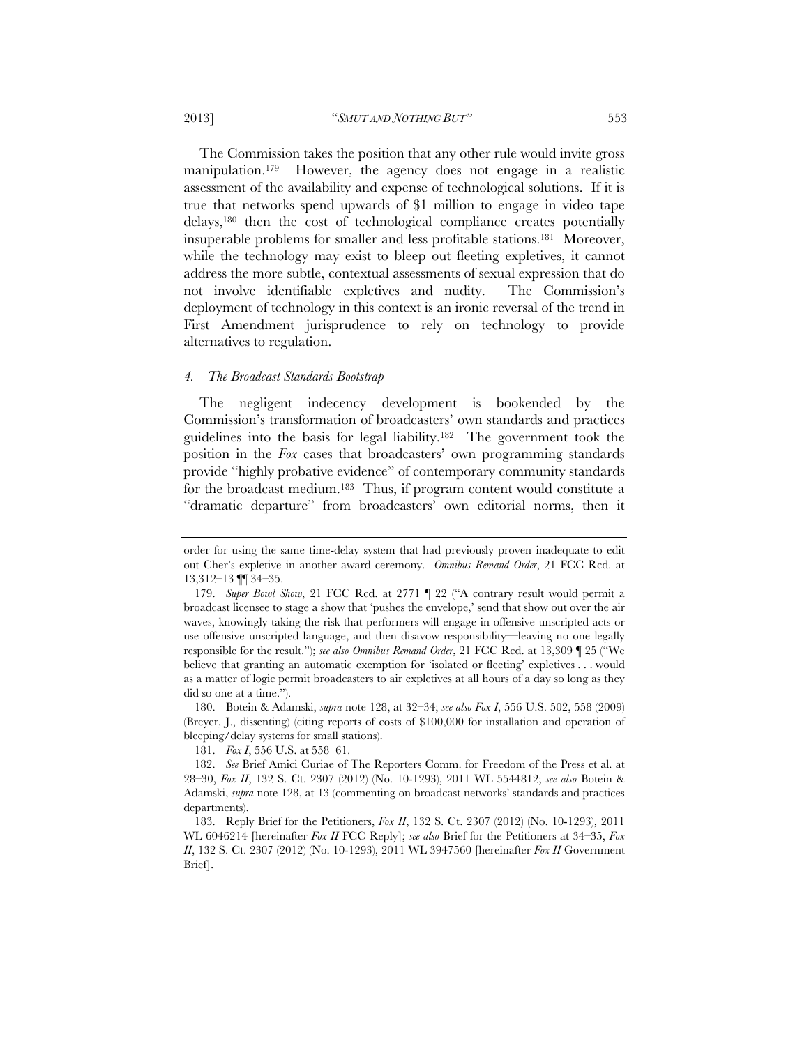The Commission takes the position that any other rule would invite gross manipulation.[179] However, the agency does not engage in a realistic assessment of the availability and expense of technological solutions. If it is true that networks spend upwards of $1 million to engage in video tape delays,[180] then the cost of technological compliance creates potentially insuperable problems for smaller and less profitable stations.[181] Moreover, while the technology may exist to bleep out fleeting expletives, it cannot address the more subtle, contextual assessments of sexual expression that do not involve identifiable expletives and nudity. The Commission's deployment of technology in this context is an ironic reversal of the trend in First Amendment jurisprudence to rely on technology to provide alternatives to regulation.

#### *4. The Broadcast Standards Bootstrap*

The negligent indecency development is bookended by the Commission's transformation of broadcasters' own standards and practices guidelines into the basis for legal liability.[182] The government took the position in the *Fox* cases that broadcasters' own programming standards provide "highly probative evidence" of contemporary community standards for the broadcast medium.[183] Thus, if program content would constitute a "dramatic departure" from broadcasters' own editorial norms, then it

---

order for using the same time-delay system that had previously proven inadequate to edit out Cher's expletive in another award ceremony. *Omnibus Remand Order*, 21 FCC Rcd. at 13,312–13 ¶¶ 34–35.

179. *Super Bowl Show*, 21 FCC Rcd. at 2771 ¶ 22 ("A contrary result would permit a broadcast licensee to stage a show that 'pushes the envelope,' send that show out over the air waves, knowingly taking the risk that performers will engage in offensive unscripted acts or use offensive unscripted language, and then disavow responsibility—leaving no one legally responsible for the result."); *see also Omnibus Remand Order*, 21 FCC Rcd. at 13,309 ¶ 25 ("We believe that granting an automatic exemption for 'isolated or fleeting' expletives . . . would as a matter of logic permit broadcasters to air expletives at all hours of a day so long as they did so one at a time.").

180. Botein & Adamski, *supra* note 128, at 32–34; *see also Fox I*, 556 U.S. 502, 558 (2009) (Breyer, J., dissenting) (citing reports of costs of $100,000 for installation and operation of bleeping/delay systems for small stations).

181. *Fox I*, 556 U.S. at 558–61.

182. *See* Brief Amici Curiae of The Reporters Comm. for Freedom of the Press et al. at 28–30, *Fox II*, 132 S. Ct. 2307 (2012) (No. 10-1293), 2011 WL 5544812; *see also* Botein & Adamski, *supra* note 128, at 13 (commenting on broadcast networks' standards and practices departments).

183. Reply Brief for the Petitioners, *Fox II*, 132 S. Ct. 2307 (2012) (No. 10-1293), 2011 WL 6046214 [hereinafter *Fox II* FCC Reply]; *see also* Brief for the Petitioners at 34–35, *Fox II*, 132 S. Ct. 2307 (2012) (No. 10-1293), 2011 WL 3947560 [hereinafter *Fox II* Government Brief].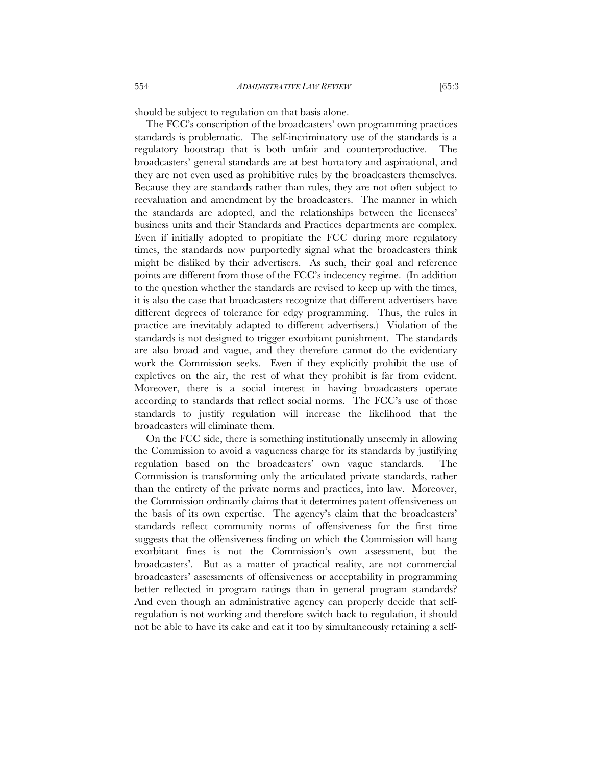should be subject to regulation on that basis alone.

The FCC's conscription of the broadcasters' own programming practices standards is problematic. The self-incriminatory use of the standards is a regulatory bootstrap that is both unfair and counterproductive. The broadcasters' general standards are at best hortatory and aspirational, and they are not even used as prohibitive rules by the broadcasters themselves. Because they are standards rather than rules, they are not often subject to reevaluation and amendment by the broadcasters. The manner in which the standards are adopted, and the relationships between the licensees' business units and their Standards and Practices departments are complex. Even if initially adopted to propitiate the FCC during more regulatory times, the standards now purportedly signal what the broadcasters think might be disliked by their advertisers. As such, their goal and reference points are different from those of the FCC's indecency regime. (In addition to the question whether the standards are revised to keep up with the times, it is also the case that broadcasters recognize that different advertisers have different degrees of tolerance for edgy programming. Thus, the rules in practice are inevitably adapted to different advertisers.) Violation of the standards is not designed to trigger exorbitant punishment. The standards are also broad and vague, and they therefore cannot do the evidentiary work the Commission seeks. Even if they explicitly prohibit the use of expletives on the air, the rest of what they prohibit is far from evident. Moreover, there is a social interest in having broadcasters operate according to standards that reflect social norms. The FCC's use of those standards to justify regulation will increase the likelihood that the broadcasters will eliminate them.

On the FCC side, there is something institutionally unseemly in allowing the Commission to avoid a vagueness charge for its standards by justifying regulation based on the broadcasters' own vague standards. The Commission is transforming only the articulated private standards, rather than the entirety of the private norms and practices, into law. Moreover, the Commission ordinarily claims that it determines patent offensiveness on the basis of its own expertise. The agency's claim that the broadcasters' standards reflect community norms of offensiveness for the first time suggests that the offensiveness finding on which the Commission will hang exorbitant fines is not the Commission's own assessment, but the broadcasters'. But as a matter of practical reality, are not commercial broadcasters' assessments of offensiveness or acceptability in programming better reflected in program ratings than in general program standards? And even though an administrative agency can properly decide that self-regulation is not working and therefore switch back to regulation, it should not be able to have its cake and eat it too by simultaneously retaining a self-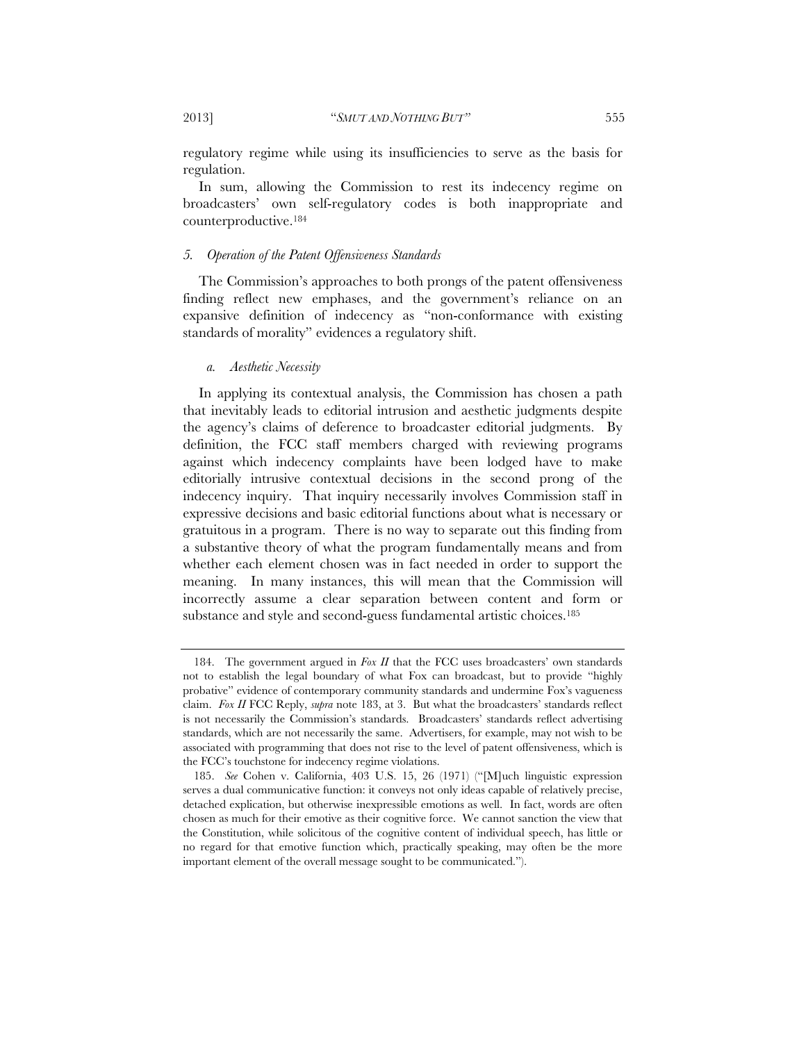regulatory regime while using its insufficiencies to serve as the basis for regulation.

In sum, allowing the Commission to rest its indecency regime on broadcasters' own self-regulatory codes is both inappropriate and counterproductive.[184]

### *5. Operation of the Patent Offensiveness Standards*

The Commission's approaches to both prongs of the patent offensiveness finding reflect new emphases, and the government's reliance on an expansive definition of indecency as "non-conformance with existing standards of morality" evidences a regulatory shift.

#### *a. Aesthetic Necessity*

In applying its contextual analysis, the Commission has chosen a path that inevitably leads to editorial intrusion and aesthetic judgments despite the agency's claims of deference to broadcaster editorial judgments. By definition, the FCC staff members charged with reviewing programs against which indecency complaints have been lodged have to make editorially intrusive contextual decisions in the second prong of the indecency inquiry. That inquiry necessarily involves Commission staff in expressive decisions and basic editorial functions about what is necessary or gratuitous in a program. There is no way to separate out this finding from a substantive theory of what the program fundamentally means and from whether each element chosen was in fact needed in order to support the meaning. In many instances, this will mean that the Commission will incorrectly assume a clear separation between content and form or substance and style and second-guess fundamental artistic choices.[185]

---

184. The government argued in *Fox II* that the FCC uses broadcasters' own standards not to establish the legal boundary of what Fox can broadcast, but to provide "highly probative" evidence of contemporary community standards and undermine Fox's vagueness claim. *Fox II* FCC Reply, *supra* note 183, at 3. But what the broadcasters' standards reflect is not necessarily the Commission's standards. Broadcasters' standards reflect advertising standards, which are not necessarily the same. Advertisers, for example, may not wish to be associated with programming that does not rise to the level of patent offensiveness, which is the FCC's touchstone for indecency regime violations.

185. *See* Cohen v. California, 403 U.S. 15, 26 (1971) ("[M]uch linguistic expression serves a dual communicative function: it conveys not only ideas capable of relatively precise, detached explication, but otherwise inexpressible emotions as well. In fact, words are often chosen as much for their emotive as their cognitive force. We cannot sanction the view that the Constitution, while solicitous of the cognitive content of individual speech, has little or no regard for that emotive function which, practically speaking, may often be the more important element of the overall message sought to be communicated.").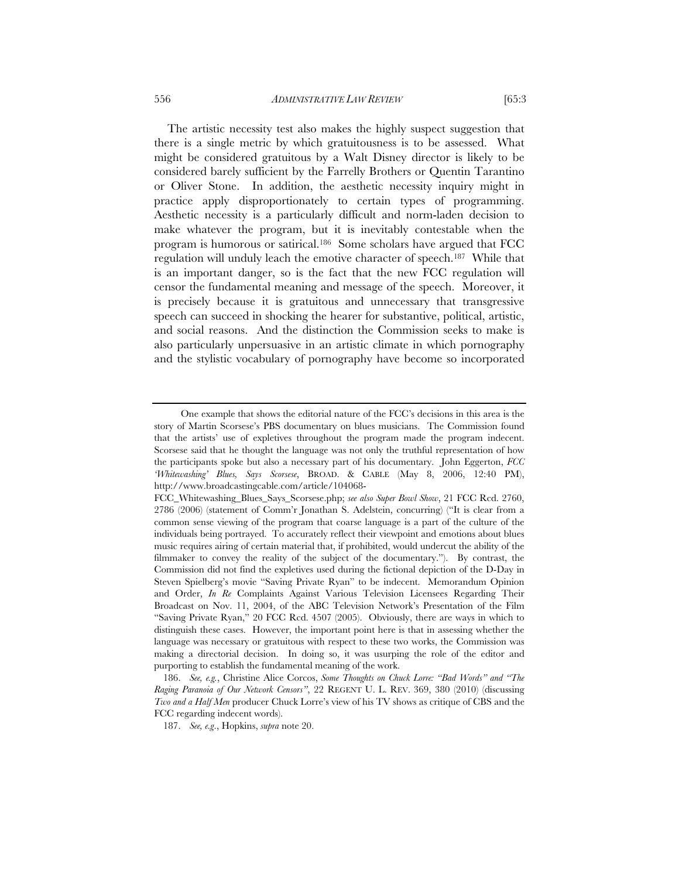The artistic necessity test also makes the highly suspect suggestion that there is a single metric by which gratuitousness is to be assessed. What might be considered gratuitous by a Walt Disney director is likely to be considered barely sufficient by the Farrelly Brothers or Quentin Tarantino or Oliver Stone. In addition, the aesthetic necessity inquiry might in practice apply disproportionately to certain types of programming. Aesthetic necessity is a particularly difficult and norm-laden decision to make whatever the program, but it is inevitably contestable when the program is humorous or satirical.[186] Some scholars have argued that FCC regulation will unduly leach the emotive character of speech.[187] While that is an important danger, so is the fact that the new FCC regulation will censor the fundamental meaning and message of the speech. Moreover, it is precisely because it is gratuitous and unnecessary that transgressive speech can succeed in shocking the hearer for substantive, political, artistic, and social reasons. And the distinction the Commission seeks to make is also particularly unpersuasive in an artistic climate in which pornography and the stylistic vocabulary of pornography have become so incorporated

---

One example that shows the editorial nature of the FCC's decisions in this area is the story of Martin Scorsese's PBS documentary on blues musicians. The Commission found that the artists' use of expletives throughout the program made the program indecent. Scorsese said that he thought the language was not only the truthful representation of how the participants spoke but also a necessary part of his documentary. John Eggerton, *FCC 'Whitewashing' Blues, Says Scorsese*, BROAD. & CABLE (May 8, 2006, 12:40 PM), http://www.broadcastingcable.com/article/104068-FCC_Whitewashing_Blues_Says_Scorsese.php; *see also Super Bowl Show*, 21 FCC Rcd. 2760, 2786 (2006) (statement of Comm'r Jonathan S. Adelstein, concurring) ("It is clear from a common sense viewing of the program that coarse language is a part of the culture of the individuals being portrayed. To accurately reflect their viewpoint and emotions about blues music requires airing of certain material that, if prohibited, would undercut the ability of the filmmaker to convey the reality of the subject of the documentary."). By contrast, the Commission did not find the expletives used during the fictional depiction of the D-Day in Steven Spielberg's movie "Saving Private Ryan" to be indecent. Memorandum Opinion and Order, *In Re* Complaints Against Various Television Licensees Regarding Their Broadcast on Nov. 11, 2004, of the ABC Television Network's Presentation of the Film "Saving Private Ryan," 20 FCC Rcd. 4507 (2005). Obviously, there are ways in which to distinguish these cases. However, the important point here is that in assessing whether the language was necessary or gratuitous with respect to these two works, the Commission was making a directorial decision. In doing so, it was usurping the role of the editor and purporting to establish the fundamental meaning of the work.

186. *See, e.g.*, Christine Alice Corcos, *Some Thoughts on Chuck Lorre: "Bad Words" and "The Raging Paranoia of Our Network Censors"*, 22 REGENT U. L. REV. 369, 380 (2010) (discussing *Two and a Half Men* producer Chuck Lorre's view of his TV shows as critique of CBS and the FCC regarding indecent words).

187. *See, e.g.*, Hopkins, *supra* note 20.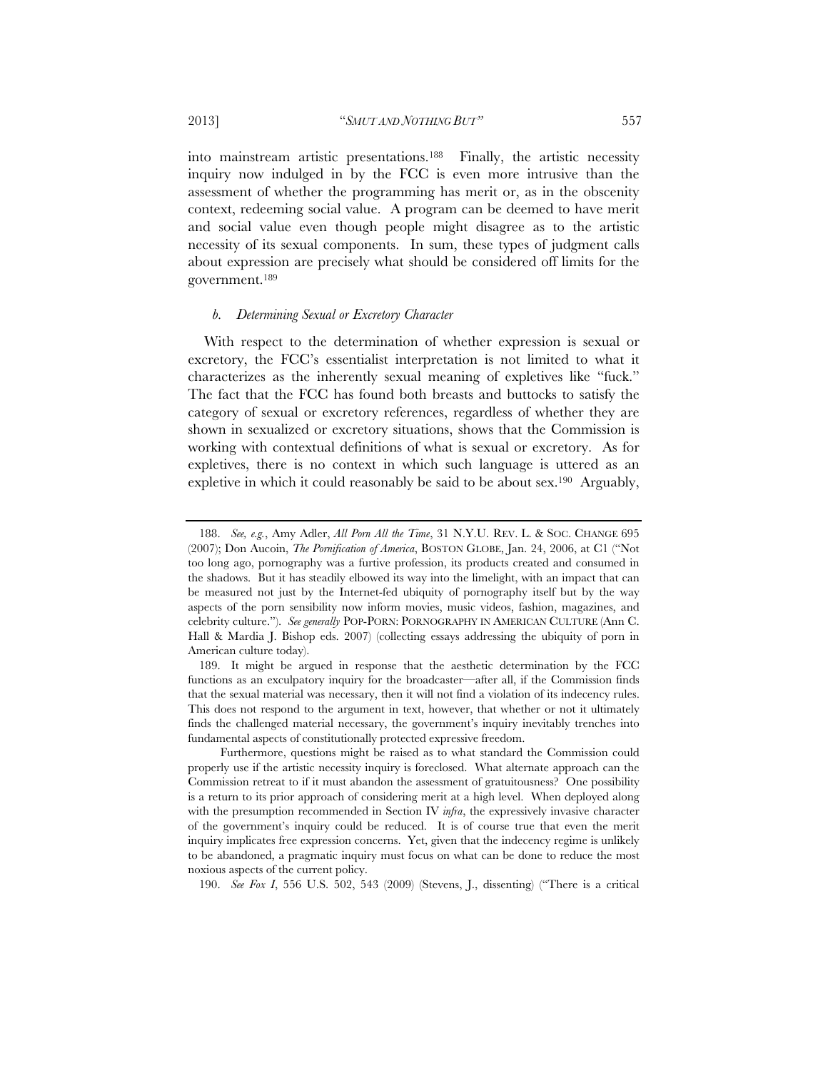into mainstream artistic presentations.[188] Finally, the artistic necessity inquiry now indulged in by the FCC is even more intrusive than the assessment of whether the programming has merit or, as in the obscenity context, redeeming social value. A program can be deemed to have merit and social value even though people might disagree as to the artistic necessity of its sexual components. In sum, these types of judgment calls about expression are precisely what should be considered off limits for the government.[189]

#### *b. Determining Sexual or Excretory Character*

With respect to the determination of whether expression is sexual or excretory, the FCC's essentialist interpretation is not limited to what it characterizes as the inherently sexual meaning of expletives like "fuck." The fact that the FCC has found both breasts and buttocks to satisfy the category of sexual or excretory references, regardless of whether they are shown in sexualized or excretory situations, shows that the Commission is working with contextual definitions of what is sexual or excretory. As for expletives, there is no context in which such language is uttered as an expletive in which it could reasonably be said to be about sex.[190] Arguably,

---

188. *See, e.g.*, Amy Adler, *All Porn All the Time*, 31 N.Y.U. REV. L. & SOC. CHANGE 695 (2007); Don Aucoin, *The Pornification of America*, BOSTON GLOBE, Jan. 24, 2006, at C1 ("Not too long ago, pornography was a furtive profession, its products created and consumed in the shadows. But it has steadily elbowed its way into the limelight, with an impact that can be measured not just by the Internet-fed ubiquity of pornography itself but by the way aspects of the porn sensibility now inform movies, music videos, fashion, magazines, and celebrity culture."). *See generally* POP-PORN: PORNOGRAPHY IN AMERICAN CULTURE (Ann C. Hall & Mardia J. Bishop eds. 2007) (collecting essays addressing the ubiquity of porn in American culture today).

189. It might be argued in response that the aesthetic determination by the FCC functions as an exculpatory inquiry for the broadcaster—after all, if the Commission finds that the sexual material was necessary, then it will not find a violation of its indecency rules. This does not respond to the argument in text, however, that whether or not it ultimately finds the challenged material necessary, the government's inquiry inevitably trenches into fundamental aspects of constitutionally protected expressive freedom.

Furthermore, questions might be raised as to what standard the Commission could properly use if the artistic necessity inquiry is foreclosed. What alternate approach can the Commission retreat to if it must abandon the assessment of gratuitousness? One possibility is a return to its prior approach of considering merit at a high level. When deployed along with the presumption recommended in Section IV *infra*, the expressively invasive character of the government's inquiry could be reduced. It is of course true that even the merit inquiry implicates free expression concerns. Yet, given that the indecency regime is unlikely to be abandoned, a pragmatic inquiry must focus on what can be done to reduce the most noxious aspects of the current policy.

190. *See Fox I*, 556 U.S. 502, 543 (2009) (Stevens, J., dissenting) ("There is a critical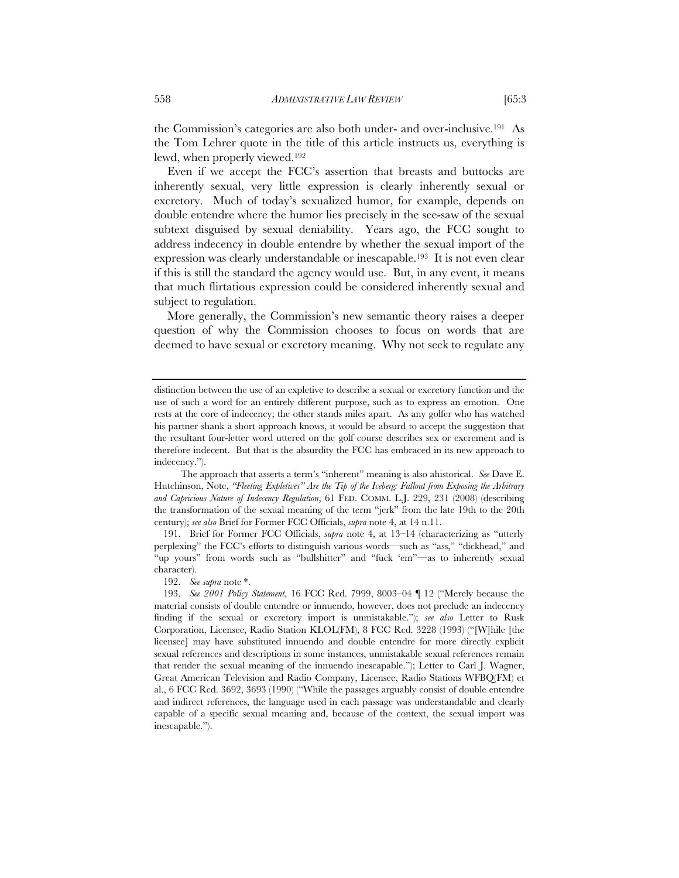the Commission's categories are also both under- and over-inclusive.[191] As the Tom Lehrer quote in the title of this article instructs us, everything is lewd, when properly viewed.[192]

Even if we accept the FCC's assertion that breasts and buttocks are inherently sexual, very little expression is clearly inherently sexual or excretory. Much of today's sexualized humor, for example, depends on double entendre where the humor lies precisely in the see-saw of the sexual subtext disguised by sexual deniability. Years ago, the FCC sought to address indecency in double entendre by whether the sexual import of the expression was clearly understandable or inescapable.[193] It is not even clear if this is still the standard the agency would use. But, in any event, it means that much flirtatious expression could be considered inherently sexual and subject to regulation.

More generally, the Commission's new semantic theory raises a deeper question of why the Commission chooses to focus on words that are deemed to have sexual or excretory meaning. Why not seek to regulate any

---

distinction between the use of an expletive to describe a sexual or excretory function and the use of such a word for an entirely different purpose, such as to express an emotion. One rests at the core of indecency; the other stands miles apart. As any golfer who has watched his partner shank a short approach knows, it would be absurd to accept the suggestion that the resultant four-letter word uttered on the golf course describes sex or excrement and is therefore indecent. But that is the absurdity the FCC has embraced in its new approach to indecency.").

The approach that asserts a term's "inherent" meaning is also ahistorical. *See* Dave E. Hutchinson, Note, *"Fleeting Expletives" Are the Tip of the Iceberg: Fallout from Exposing the Arbitrary and Capricious Nature of Indecency Regulation*, 61 FED. COMM. L.J. 229, 231 (2008) (describing the transformation of the sexual meaning of the term "jerk" from the late 19th to the 20th century); *see also* Brief for Former FCC Officials, *supra* note 4, at 14 n.11.

191. Brief for Former FCC Officials, *supra* note 4, at 13–14 (characterizing as "utterly perplexing" the FCC's efforts to distinguish various words—such as "ass," "dickhead," and "up yours" from words such as "bullshitter" and "fuck 'em"—as to inherently sexual character).

192. *See supra* note *.

193. *See 2001 Policy Statement*, 16 FCC Rcd. 7999, 8003–04 ¶ 12 ("Merely because the material consists of double entendre or innuendo, however, does not preclude an indecency finding if the sexual or excretory import is unmistakable."); *see also* Letter to Rusk Corporation, Licensee, Radio Station KLOL(FM), 8 FCC Rcd. 3228 (1993) ("[W]hile [the licensee] may have substituted innuendo and double entendre for more directly explicit sexual references and descriptions in some instances, unmistakable sexual references remain that render the sexual meaning of the innuendo inescapable."); Letter to Carl J. Wagner, Great American Television and Radio Company, Licensee, Radio Stations WFBQ(FM) et al., 6 FCC Rcd. 3692, 3693 (1990) ("While the passages arguably consist of double entendre and indirect references, the language used in each passage was understandable and clearly capable of a specific sexual meaning and, because of the context, the sexual import was inescapable.").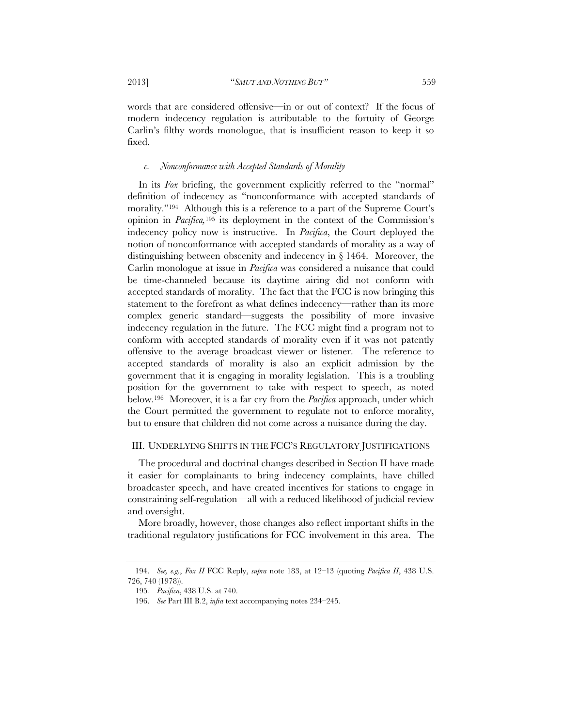words that are considered offensive—in or out of context? If the focus of modern indecency regulation is attributable to the fortuity of George Carlin's filthy words monologue, that is insufficient reason to keep it so fixed.

#### *c. Nonconformance with Accepted Standards of Morality*

In its *Fox* briefing, the government explicitly referred to the "normal" definition of indecency as "nonconformance with accepted standards of morality."[194] Although this is a reference to a part of the Supreme Court's opinion in *Pacifica*,[195] its deployment in the context of the Commission's indecency policy now is instructive. In *Pacifica*, the Court deployed the notion of nonconformance with accepted standards of morality as a way of distinguishing between obscenity and indecency in § 1464. Moreover, the Carlin monologue at issue in *Pacifica* was considered a nuisance that could be time-channeled because its daytime airing did not conform with accepted standards of morality. The fact that the FCC is now bringing this statement to the forefront as what defines indecency—rather than its more complex generic standard—suggests the possibility of more invasive indecency regulation in the future. The FCC might find a program not to conform with accepted standards of morality even if it was not patently offensive to the average broadcast viewer or listener. The reference to accepted standards of morality is also an explicit admission by the government that it is engaging in morality legislation. This is a troubling position for the government to take with respect to speech, as noted below.[196] Moreover, it is a far cry from the *Pacifica* approach, under which the Court permitted the government to regulate not to enforce morality, but to ensure that children did not come across a nuisance during the day.

## III. UNDERLYING SHIFTS IN THE FCC'S REGULATORY JUSTIFICATIONS

The procedural and doctrinal changes described in Section II have made it easier for complainants to bring indecency complaints, have chilled broadcaster speech, and have created incentives for stations to engage in constraining self-regulation—all with a reduced likelihood of judicial review and oversight.

More broadly, however, those changes also reflect important shifts in the traditional regulatory justifications for FCC involvement in this area. The

---

194. *See, e.g.*, *Fox II* FCC Reply, *supra* note 183, at 12–13 (quoting *Pacifica II*, 438 U.S. 726, 740 (1978)).

195. *Pacifica*, 438 U.S. at 740.

196. *See* Part III B.2, *infra* text accompanying notes 234–245.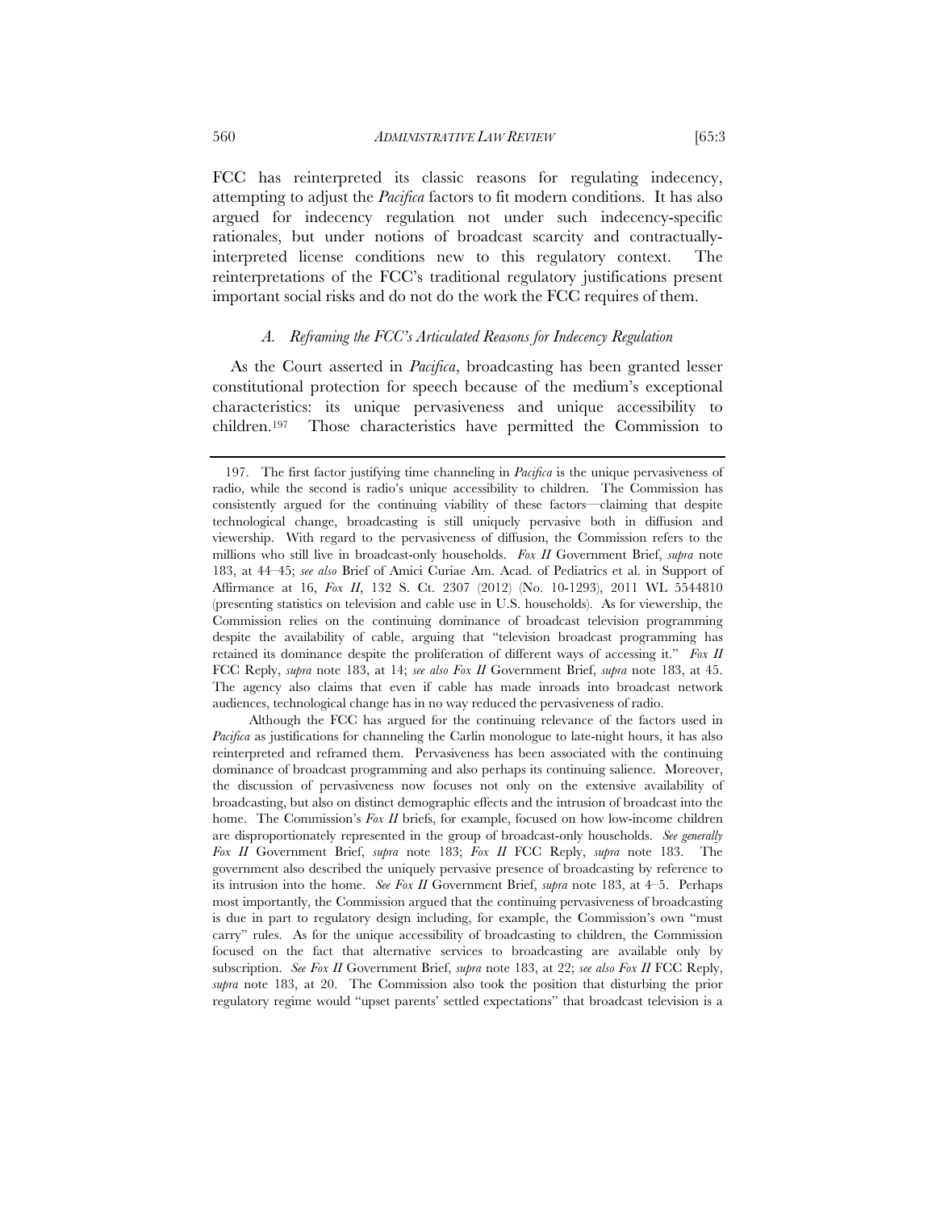FCC has reinterpreted its classic reasons for regulating indecency, attempting to adjust the *Pacifica* factors to fit modern conditions. It has also argued for indecency regulation not under such indecency-specific rationales, but under notions of broadcast scarcity and contractually-interpreted license conditions new to this regulatory context. The reinterpretations of the FCC's traditional regulatory justifications present important social risks and do not do the work the FCC requires of them.

### *A. Reframing the FCC's Articulated Reasons for Indecency Regulation*

As the Court asserted in *Pacifica*, broadcasting has been granted lesser constitutional protection for speech because of the medium's exceptional characteristics: its unique pervasiveness and unique accessibility to children.[197] Those characteristics have permitted the Commission to

---

197. The first factor justifying time channeling in *Pacifica* is the unique pervasiveness of radio, while the second is radio's unique accessibility to children. The Commission has consistently argued for the continuing viability of these factors—claiming that despite technological change, broadcasting is still uniquely pervasive both in diffusion and viewership. With regard to the pervasiveness of diffusion, the Commission refers to the millions who still live in broadcast-only households. *Fox II* Government Brief, *supra* note 183, at 44–45; *see also* Brief of Amici Curiae Am. Acad. of Pediatrics et al. in Support of Affirmance at 16, *Fox II*, 132 S. Ct. 2307 (2012) (No. 10-1293), 2011 WL 5544810 (presenting statistics on television and cable use in U.S. households). As for viewership, the Commission relies on the continuing dominance of broadcast television programming despite the availability of cable, arguing that "television broadcast programming has retained its dominance despite the proliferation of different ways of accessing it." *Fox II* FCC Reply, *supra* note 183, at 14; *see also Fox II* Government Brief, *supra* note 183, at 45. The agency also claims that even if cable has made inroads into broadcast network audiences, technological change has in no way reduced the pervasiveness of radio.

Although the FCC has argued for the continuing relevance of the factors used in *Pacifica* as justifications for channeling the Carlin monologue to late-night hours, it has also reinterpreted and reframed them. Pervasiveness has been associated with the continuing dominance of broadcast programming and also perhaps its continuing salience. Moreover, the discussion of pervasiveness now focuses not only on the extensive availability of broadcasting, but also on distinct demographic effects and the intrusion of broadcast into the home. The Commission's *Fox II* briefs, for example, focused on how low-income children are disproportionately represented in the group of broadcast-only households. *See generally Fox II* Government Brief, *supra* note 183; *Fox II* FCC Reply, *supra* note 183. The government also described the uniquely pervasive presence of broadcasting by reference to its intrusion into the home. *See Fox II* Government Brief, *supra* note 183, at 4–5. Perhaps most importantly, the Commission argued that the continuing pervasiveness of broadcasting is due in part to regulatory design including, for example, the Commission's own "must carry" rules. As for the unique accessibility of broadcasting to children, the Commission focused on the fact that alternative services to broadcasting are available only by subscription. *See Fox II* Government Brief, *supra* note 183, at 22; *see also Fox II* FCC Reply, *supra* note 183, at 20. The Commission also took the position that disturbing the prior regulatory regime would "upset parents' settled expectations" that broadcast television is a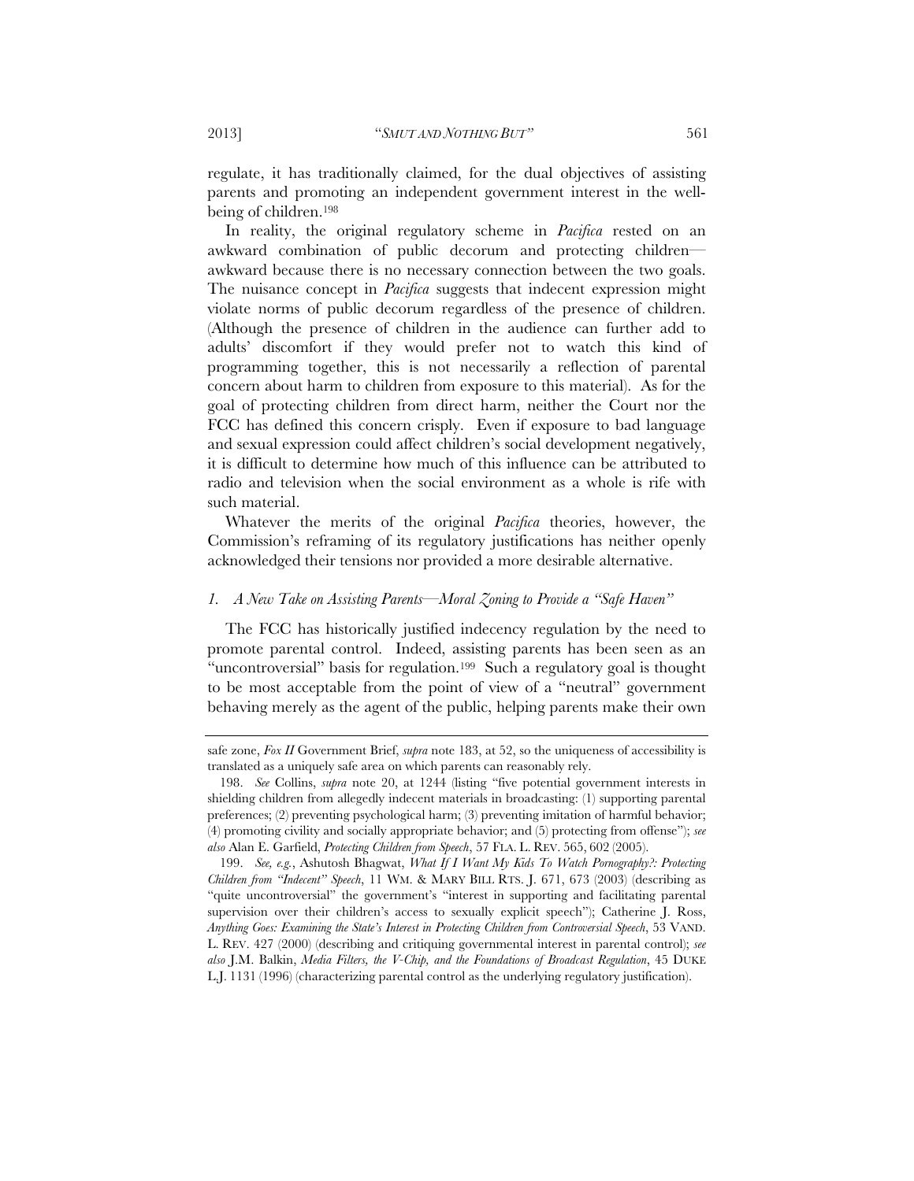regulate, it has traditionally claimed, for the dual objectives of assisting parents and promoting an independent government interest in the well-being of children.[198]

In reality, the original regulatory scheme in *Pacifica* rested on an awkward combination of public decorum and protecting children—awkward because there is no necessary connection between the two goals. The nuisance concept in *Pacifica* suggests that indecent expression might violate norms of public decorum regardless of the presence of children. (Although the presence of children in the audience can further add to adults' discomfort if they would prefer not to watch this kind of programming together, this is not necessarily a reflection of parental concern about harm to children from exposure to this material). As for the goal of protecting children from direct harm, neither the Court nor the FCC has defined this concern crisply. Even if exposure to bad language and sexual expression could affect children's social development negatively, it is difficult to determine how much of this influence can be attributed to radio and television when the social environment as a whole is rife with such material.

Whatever the merits of the original *Pacifica* theories, however, the Commission's reframing of its regulatory justifications has neither openly acknowledged their tensions nor provided a more desirable alternative.

### *1. A New Take on Assisting Parents—Moral Zoning to Provide a "Safe Haven"*

The FCC has historically justified indecency regulation by the need to promote parental control. Indeed, assisting parents has been seen as an "uncontroversial" basis for regulation.[199] Such a regulatory goal is thought to be most acceptable from the point of view of a "neutral" government behaving merely as the agent of the public, helping parents make their own

---

safe zone, *Fox II* Government Brief, *supra* note 183, at 52, so the uniqueness of accessibility is translated as a uniquely safe area on which parents can reasonably rely.

198. *See* Collins, *supra* note 20, at 1244 (listing "five potential government interests in shielding children from allegedly indecent materials in broadcasting: (1) supporting parental preferences; (2) preventing psychological harm; (3) preventing imitation of harmful behavior; (4) promoting civility and socially appropriate behavior; and (5) protecting from offense"); *see also* Alan E. Garfield, *Protecting Children from Speech*, 57 FLA. L. REV. 565, 602 (2005).

199. *See, e.g.*, Ashutosh Bhagwat, *What If I Want My Kids To Watch Pornography?: Protecting Children from "Indecent" Speech*, 11 WM. & MARY BILL RTS. J. 671, 673 (2003) (describing as "quite uncontroversial" the government's "interest in supporting and facilitating parental supervision over their children's access to sexually explicit speech"); Catherine J. Ross, *Anything Goes: Examining the State's Interest in Protecting Children from Controversial Speech*, 53 VAND. L. REV. 427 (2000) (describing and critiquing governmental interest in parental control); *see also* J.M. Balkin, *Media Filters, the V-Chip, and the Foundations of Broadcast Regulation*, 45 DUKE L.J. 1131 (1996) (characterizing parental control as the underlying regulatory justification).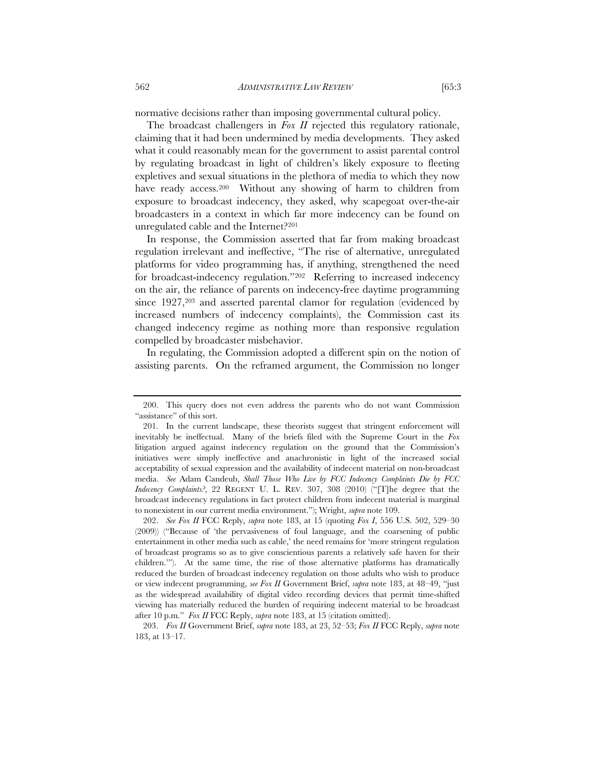normative decisions rather than imposing governmental cultural policy.

The broadcast challengers in *Fox II* rejected this regulatory rationale, claiming that it had been undermined by media developments. They asked what it could reasonably mean for the government to assist parental control by regulating broadcast in light of children's likely exposure to fleeting expletives and sexual situations in the plethora of media to which they now have ready access.[200] Without any showing of harm to children from exposure to broadcast indecency, they asked, why scapegoat over-the-air broadcasters in a context in which far more indecency can be found on unregulated cable and the Internet?[201]

In response, the Commission asserted that far from making broadcast regulation irrelevant and ineffective, "The rise of alternative, unregulated platforms for video programming has, if anything, strengthened the need for broadcast-indecency regulation."[202] Referring to increased indecency on the air, the reliance of parents on indecency-free daytime programming since 1927,[203] and asserted parental clamor for regulation (evidenced by increased numbers of indecency complaints), the Commission cast its changed indecency regime as nothing more than responsive regulation compelled by broadcaster misbehavior.

In regulating, the Commission adopted a different spin on the notion of assisting parents. On the reframed argument, the Commission no longer

---

200. This query does not even address the parents who do not want Commission "assistance" of this sort.

201. In the current landscape, these theorists suggest that stringent enforcement will inevitably be ineffectual. Many of the briefs filed with the Supreme Court in the *Fox* litigation argued against indecency regulation on the ground that the Commission's initiatives were simply ineffective and anachronistic in light of the increased social acceptability of sexual expression and the availability of indecent material on non-broadcast media. *See* Adam Candeub, *Shall Those Who Live by FCC Indecency Complaints Die by FCC Indecency Complaints?*, 22 REGENT U. L. REV. 307, 308 (2010) ("[T]he degree that the broadcast indecency regulations in fact protect children from indecent material is marginal to nonexistent in our current media environment."); Wright, *supra* note 109.

202. *See Fox II* FCC Reply, *supra* note 183, at 15 (quoting *Fox I*, 556 U.S. 502, 529–30 (2009)) ("Because of 'the pervasiveness of foul language, and the coarsening of public entertainment in other media such as cable,' the need remains for 'more stringent regulation of broadcast programs so as to give conscientious parents a relatively safe haven for their children.'"). At the same time, the rise of those alternative platforms has dramatically reduced the burden of broadcast indecency regulation on those adults who wish to produce or view indecent programming, *see Fox II* Government Brief, *supra* note 183, at 48–49, "just as the widespread availability of digital video recording devices that permit time-shifted viewing has materially reduced the burden of requiring indecent material to be broadcast after 10 p.m." *Fox II* FCC Reply, *supra* note 183, at 15 (citation omitted).

203. *Fox II* Government Brief, *supra* note 183, at 23, 52–53; *Fox II* FCC Reply, *supra* note 183, at 13–17.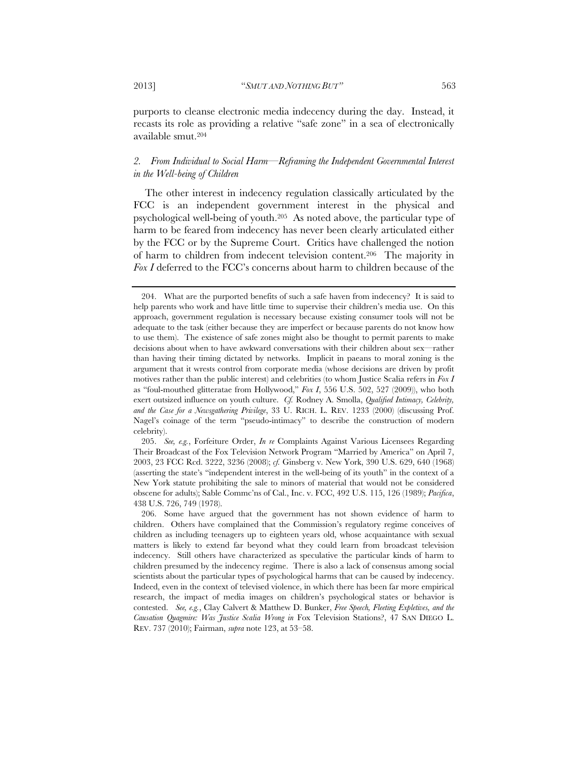purports to cleanse electronic media indecency during the day. Instead, it recasts its role as providing a relative "safe zone" in a sea of electronically available smut.[204]

### *2. From Individual to Social Harm—Reframing the Independent Governmental Interest in the Well-being of Children*

The other interest in indecency regulation classically articulated by the FCC is an independent government interest in the physical and psychological well-being of youth.[205] As noted above, the particular type of harm to be feared from indecency has never been clearly articulated either by the FCC or by the Supreme Court. Critics have challenged the notion of harm to children from indecent television content.[206] The majority in *Fox I* deferred to the FCC's concerns about harm to children because of the

---

204. What are the purported benefits of such a safe haven from indecency? It is said to help parents who work and have little time to supervise their children's media use. On this approach, government regulation is necessary because existing consumer tools will not be adequate to the task (either because they are imperfect or because parents do not know how to use them). The existence of safe zones might also be thought to permit parents to make decisions about when to have awkward conversations with their children about sex—rather than having their timing dictated by networks. Implicit in paeans to moral zoning is the argument that it wrests control from corporate media (whose decisions are driven by profit motives rather than the public interest) and celebrities (to whom Justice Scalia refers in *Fox I* as "foul-mouthed glitteratae from Hollywood," *Fox I*, 556 U.S. 502, 527 (2009)), who both exert outsized influence on youth culture. *Cf.* Rodney A. Smolla, *Qualified Intimacy, Celebrity, and the Case for a Newsgathering Privilege*, 33 U. RICH. L. REV. 1233 (2000) (discussing Prof. Nagel's coinage of the term "pseudo-intimacy" to describe the construction of modern celebrity).

205. *See, e.g.*, Forfeiture Order, *In re* Complaints Against Various Licensees Regarding Their Broadcast of the Fox Television Network Program "Married by America" on April 7, 2003, 23 FCC Rcd. 3222, 3236 (2008); *cf.* Ginsberg v. New York, 390 U.S. 629, 640 (1968) (asserting the state's "independent interest in the well-being of its youth" in the context of a New York statute prohibiting the sale to minors of material that would not be considered obscene for adults); Sable Commc'ns of Cal., Inc. v. FCC, 492 U.S. 115, 126 (1989); *Pacifica*, 438 U.S. 726, 749 (1978).

206. Some have argued that the government has not shown evidence of harm to children. Others have complained that the Commission's regulatory regime conceives of children as including teenagers up to eighteen years old, whose acquaintance with sexual matters is likely to extend far beyond what they could learn from broadcast television indecency. Still others have characterized as speculative the particular kinds of harm to children presumed by the indecency regime. There is also a lack of consensus among social scientists about the particular types of psychological harms that can be caused by indecency. Indeed, even in the context of televised violence, in which there has been far more empirical research, the impact of media images on children's psychological states or behavior is contested. *See, e.g.*, Clay Calvert & Matthew D. Bunker, *Free Speech, Fleeting Expletives, and the Causation Quagmire: Was Justice Scalia Wrong in* Fox Television Stations?, 47 SAN DIEGO L. REV. 737 (2010); Fairman, *supra* note 123, at 53–58.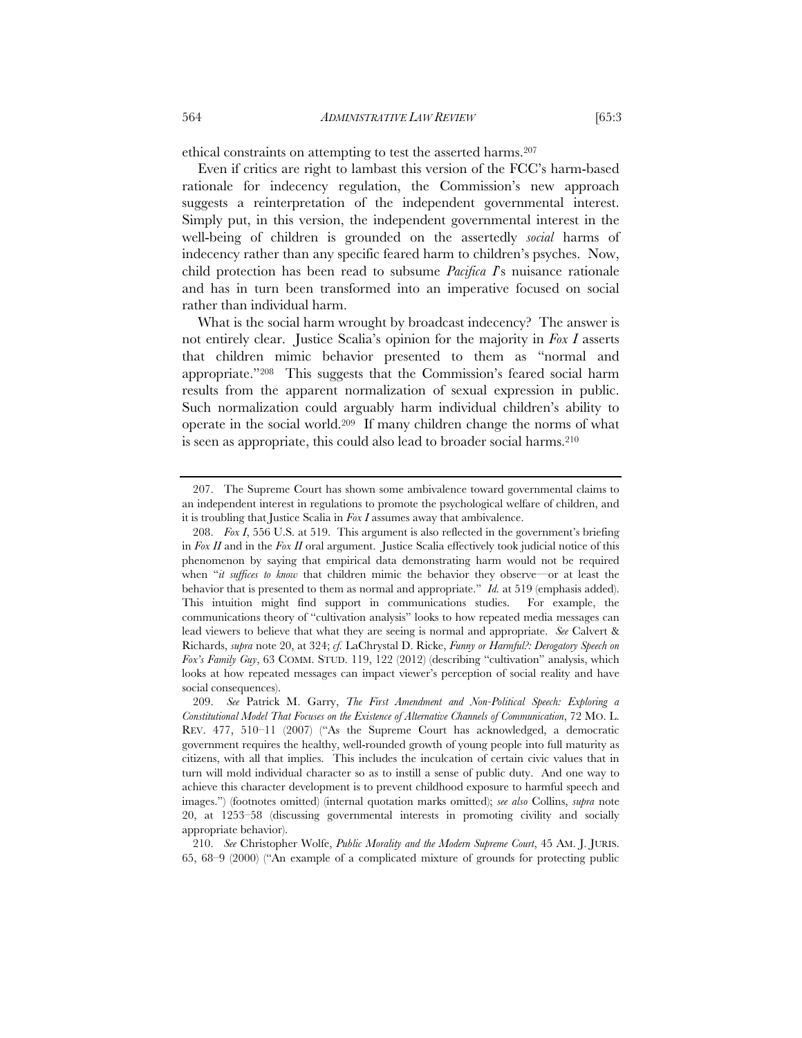ethical constraints on attempting to test the asserted harms.[207]

Even if critics are right to lambast this version of the FCC's harm-based rationale for indecency regulation, the Commission's new approach suggests a reinterpretation of the independent governmental interest. Simply put, in this version, the independent governmental interest in the well-being of children is grounded on the assertedly *social* harms of indecency rather than any specific feared harm to children's psyches. Now, child protection has been read to subsume *Pacifica I*'s nuisance rationale and has in turn been transformed into an imperative focused on social rather than individual harm.

What is the social harm wrought by broadcast indecency? The answer is not entirely clear. Justice Scalia's opinion for the majority in *Fox I* asserts that children mimic behavior presented to them as "normal and appropriate."[208] This suggests that the Commission's feared social harm results from the apparent normalization of sexual expression in public. Such normalization could arguably harm individual children's ability to operate in the social world.[209] If many children change the norms of what is seen as appropriate, this could also lead to broader social harms.[210]

---

207. The Supreme Court has shown some ambivalence toward governmental claims to an independent interest in regulations to promote the psychological welfare of children, and it is troubling that Justice Scalia in *Fox I* assumes away that ambivalence.

208. *Fox I*, 556 U.S. at 519. This argument is also reflected in the government's briefing in *Fox II* and in the *Fox II* oral argument. Justice Scalia effectively took judicial notice of this phenomenon by saying that empirical data demonstrating harm would not be required when "*it suffices to know* that children mimic the behavior they observe—or at least the behavior that is presented to them as normal and appropriate." *Id.* at 519 (emphasis added). This intuition might find support in communications studies. For example, the communications theory of "cultivation analysis" looks to how repeated media messages can lead viewers to believe that what they are seeing is normal and appropriate. *See* Calvert & Richards, *supra* note 20, at 324; *cf.* LaChrystal D. Ricke, *Funny or Harmful?: Derogatory Speech on Fox's Family Guy*, 63 COMM. STUD. 119, 122 (2012) (describing "cultivation" analysis, which looks at how repeated messages can impact viewer's perception of social reality and have social consequences).

209. *See* Patrick M. Garry, *The First Amendment and Non-Political Speech: Exploring a Constitutional Model That Focuses on the Existence of Alternative Channels of Communication*, 72 MO. L. REV. 477, 510–11 (2007) ("As the Supreme Court has acknowledged, a democratic government requires the healthy, well-rounded growth of young people into full maturity as citizens, with all that implies. This includes the inculcation of certain civic values that in turn will mold individual character so as to instill a sense of public duty. And one way to achieve this character development is to prevent childhood exposure to harmful speech and images.") (footnotes omitted) (internal quotation marks omitted); *see also* Collins, *supra* note 20, at 1253–58 (discussing governmental interests in promoting civility and socially appropriate behavior).

210. *See* Christopher Wolfe, *Public Morality and the Modern Supreme Court*, 45 AM. J. JURIS. 65, 68–9 (2000) ("An example of a complicated mixture of grounds for protecting public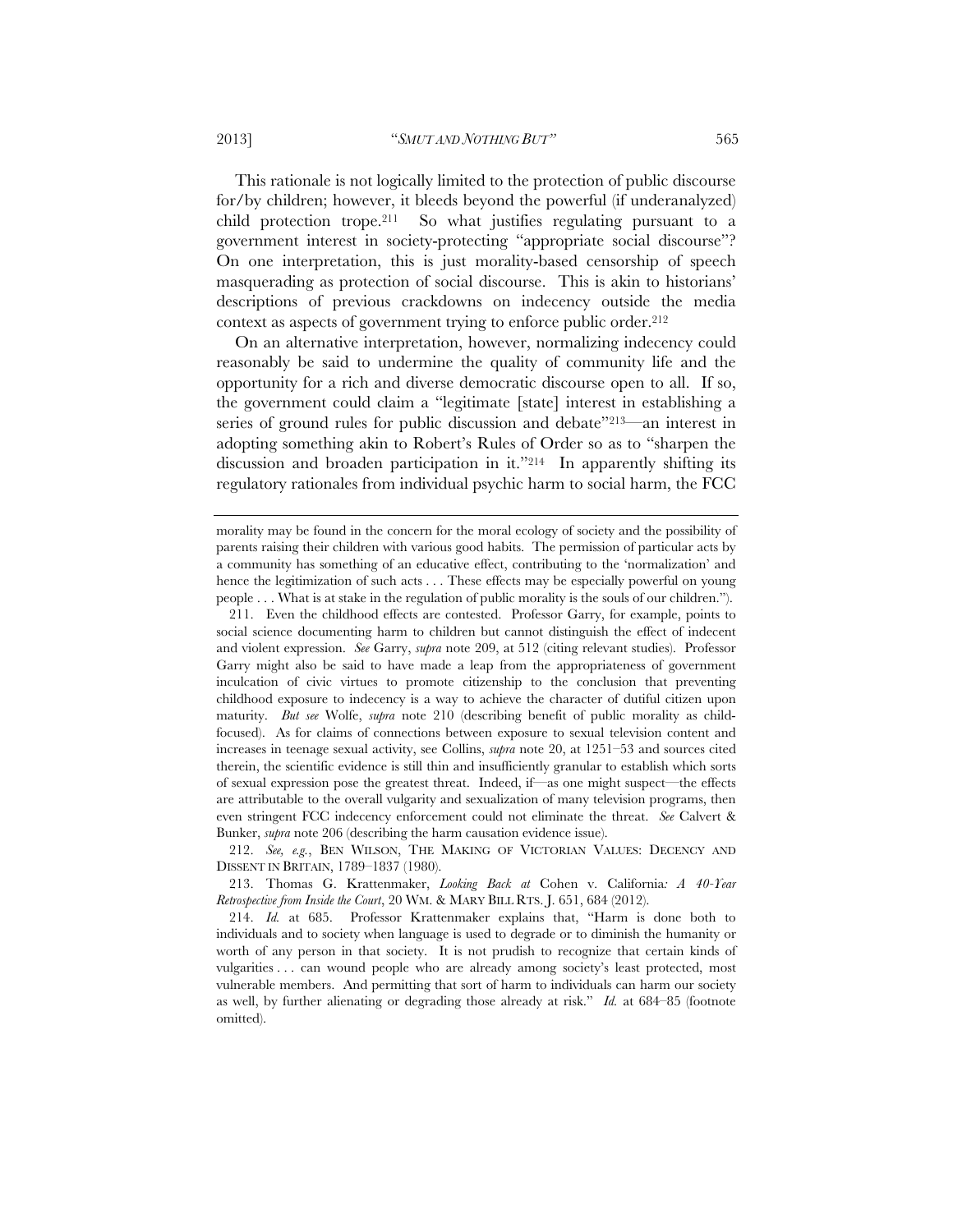This rationale is not logically limited to the protection of public discourse for/by children; however, it bleeds beyond the powerful (if underanalyzed) child protection trope.[211] So what justifies regulating pursuant to a government interest in society-protecting "appropriate social discourse"? On one interpretation, this is just morality-based censorship of speech masquerading as protection of social discourse. This is akin to historians' descriptions of previous crackdowns on indecency outside the media context as aspects of government trying to enforce public order.[212]

On an alternative interpretation, however, normalizing indecency could reasonably be said to undermine the quality of community life and the opportunity for a rich and diverse democratic discourse open to all. If so, the government could claim a "legitimate [state] interest in establishing a series of ground rules for public discussion and debate"[213]—an interest in adopting something akin to Robert's Rules of Order so as to "sharpen the discussion and broaden participation in it."[214] In apparently shifting its regulatory rationales from individual psychic harm to social harm, the FCC

---

morality may be found in the concern for the moral ecology of society and the possibility of parents raising their children with various good habits. The permission of particular acts by a community has something of an educative effect, contributing to the 'normalization' and hence the legitimization of such acts . . . These effects may be especially powerful on young people . . . What is at stake in the regulation of public morality is the souls of our children.").

211. Even the childhood effects are contested. Professor Garry, for example, points to social science documenting harm to children but cannot distinguish the effect of indecent and violent expression. *See* Garry, *supra* note 209, at 512 (citing relevant studies). Professor Garry might also be said to have made a leap from the appropriateness of government inculcation of civic virtues to promote citizenship to the conclusion that preventing childhood exposure to indecency is a way to achieve the character of dutiful citizen upon maturity. *But see* Wolfe, *supra* note 210 (describing benefit of public morality as child-focused). As for claims of connections between exposure to sexual television content and increases in teenage sexual activity, see Collins, *supra* note 20, at 1251–53 and sources cited therein, the scientific evidence is still thin and insufficiently granular to establish which sorts of sexual expression pose the greatest threat. Indeed, if—as one might suspect—the effects are attributable to the overall vulgarity and sexualization of many television programs, then even stringent FCC indecency enforcement could not eliminate the threat. *See* Calvert & Bunker, *supra* note 206 (describing the harm causation evidence issue).

212. *See, e.g.*, BEN WILSON, THE MAKING OF VICTORIAN VALUES: DECENCY AND DISSENT IN BRITAIN, 1789–1837 (1980).

213. Thomas G. Krattenmaker, *Looking Back at* Cohen v. California*: A 40-Year Retrospective from Inside the Court*, 20 WM. & MARY BILL RTS. J. 651, 684 (2012).

214. *Id.* at 685. Professor Krattenmaker explains that, "Harm is done both to individuals and to society when language is used to degrade or to diminish the humanity or worth of any person in that society. It is not prudish to recognize that certain kinds of vulgarities . . . can wound people who are already among society's least protected, most vulnerable members. And permitting that sort of harm to individuals can harm our society as well, by further alienating or degrading those already at risk." *Id.* at 684–85 (footnote omitted).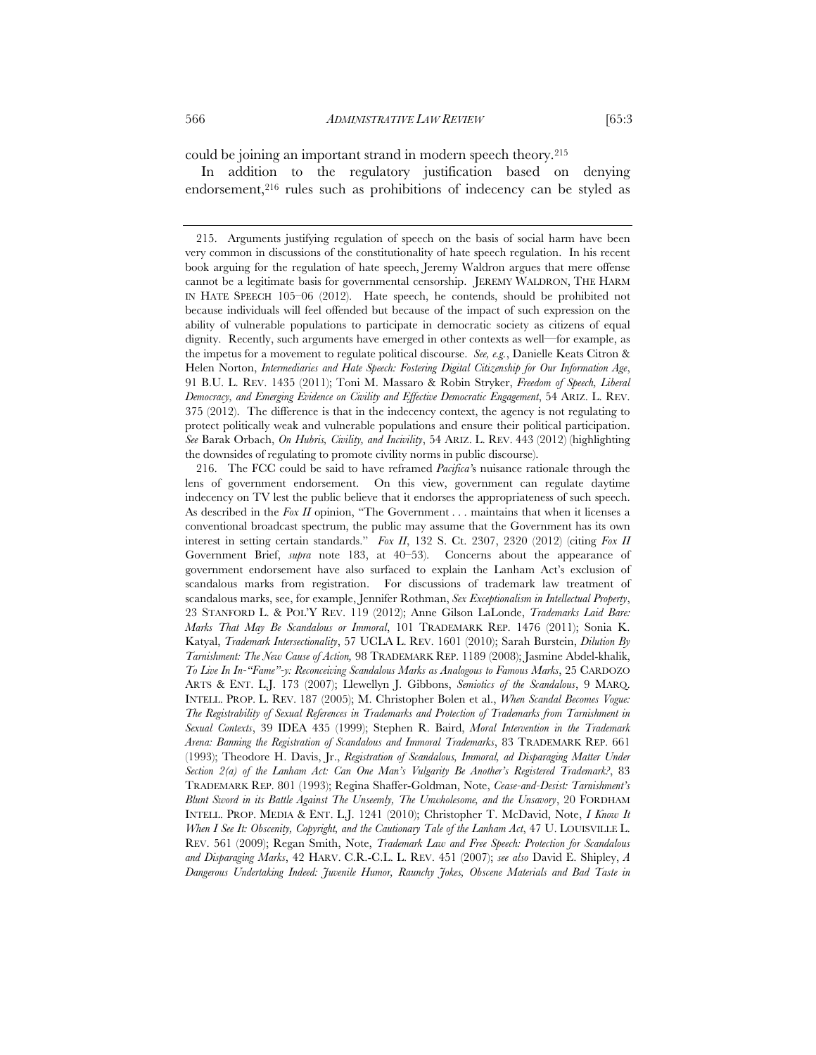could be joining an important strand in modern speech theory.[215]

In addition to the regulatory justification based on denying endorsement,[216] rules such as prohibitions of indecency can be styled as

---

215. Arguments justifying regulation of speech on the basis of social harm have been very common in discussions of the constitutionality of hate speech regulation. In his recent book arguing for the regulation of hate speech, Jeremy Waldron argues that mere offense cannot be a legitimate basis for governmental censorship. JEREMY WALDRON, THE HARM IN HATE SPEECH 105–06 (2012). Hate speech, he contends, should be prohibited not because individuals will feel offended but because of the impact of such expression on the ability of vulnerable populations to participate in democratic society as citizens of equal dignity. Recently, such arguments have emerged in other contexts as well—for example, as the impetus for a movement to regulate political discourse. *See, e.g.*, Danielle Keats Citron & Helen Norton, *Intermediaries and Hate Speech: Fostering Digital Citizenship for Our Information Age*, 91 B.U. L. REV. 1435 (2011); Toni M. Massaro & Robin Stryker, *Freedom of Speech, Liberal Democracy, and Emerging Evidence on Civility and Effective Democratic Engagement*, 54 ARIZ. L. REV. 375 (2012). The difference is that in the indecency context, the agency is not regulating to protect politically weak and vulnerable populations and ensure their political participation. *See* Barak Orbach, *On Hubris, Civility, and Incivility*, 54 ARIZ. L. REV. 443 (2012) (highlighting the downsides of regulating to promote civility norms in public discourse).

216. The FCC could be said to have reframed *Pacifica*'s nuisance rationale through the lens of government endorsement. On this view, government can regulate daytime indecency on TV lest the public believe that it endorses the appropriateness of such speech. As described in the *Fox II* opinion, "The Government . . . maintains that when it licenses a conventional broadcast spectrum, the public may assume that the Government has its own interest in setting certain standards." *Fox II*, 132 S. Ct. 2307, 2320 (2012) (citing *Fox II* Government Brief, *supra* note 183, at 40–53). Concerns about the appearance of government endorsement have also surfaced to explain the Lanham Act's exclusion of scandalous marks from registration. For discussions of trademark law treatment of scandalous marks, see, for example, Jennifer Rothman, *Sex Exceptionalism in Intellectual Property*, 23 STANFORD L. & POL'Y REV. 119 (2012); Anne Gilson LaLonde, *Trademarks Laid Bare: Marks That May Be Scandalous or Immoral*, 101 TRADEMARK REP. 1476 (2011); Sonia K. Katyal, *Trademark Intersectionality*, 57 UCLA L. REV. 1601 (2010); Sarah Burstein, *Dilution By Tarnishment: The New Cause of Action,* 98 TRADEMARK REP. 1189 (2008); Jasmine Abdel-khalik, *To Live In In-"Fame"-y: Reconceiving Scandalous Marks as Analogous to Famous Marks*, 25 CARDOZO ARTS & ENT. L.J. 173 (2007); Llewellyn J. Gibbons, *Semiotics of the Scandalous*, 9 MARQ. INTELL. PROP. L. REV. 187 (2005); M. Christopher Bolen et al., *When Scandal Becomes Vogue: The Registrability of Sexual References in Trademarks and Protection of Trademarks from Tarnishment in Sexual Contexts*, 39 IDEA 435 (1999); Stephen R. Baird, *Moral Intervention in the Trademark Arena: Banning the Registration of Scandalous and Immoral Trademarks*, 83 TRADEMARK REP. 661 (1993); Theodore H. Davis, Jr., *Registration of Scandalous, Immoral, ad Disparaging Matter Under Section 2(a) of the Lanham Act: Can One Man's Vulgarity Be Another's Registered Trademark?*, 83 TRADEMARK REP. 801 (1993); Regina Shaffer-Goldman, Note, *Cease-and-Desist: Tarnishment's Blunt Sword in its Battle Against The Unseemly, The Unwholesome, and the Unsavory*, 20 FORDHAM INTELL. PROP. MEDIA & ENT. L.J. 1241 (2010); Christopher T. McDavid, Note, *I Know It When I See It: Obscenity, Copyright, and the Cautionary Tale of the Lanham Act*, 47 U. LOUISVILLE L. REV. 561 (2009); Regan Smith, Note, *Trademark Law and Free Speech: Protection for Scandalous and Disparaging Marks*, 42 HARV. C.R.-C.L. L. REV. 451 (2007); *see also* David E. Shipley, *A Dangerous Undertaking Indeed: Juvenile Humor, Raunchy Jokes, Obscene Materials and Bad Taste in*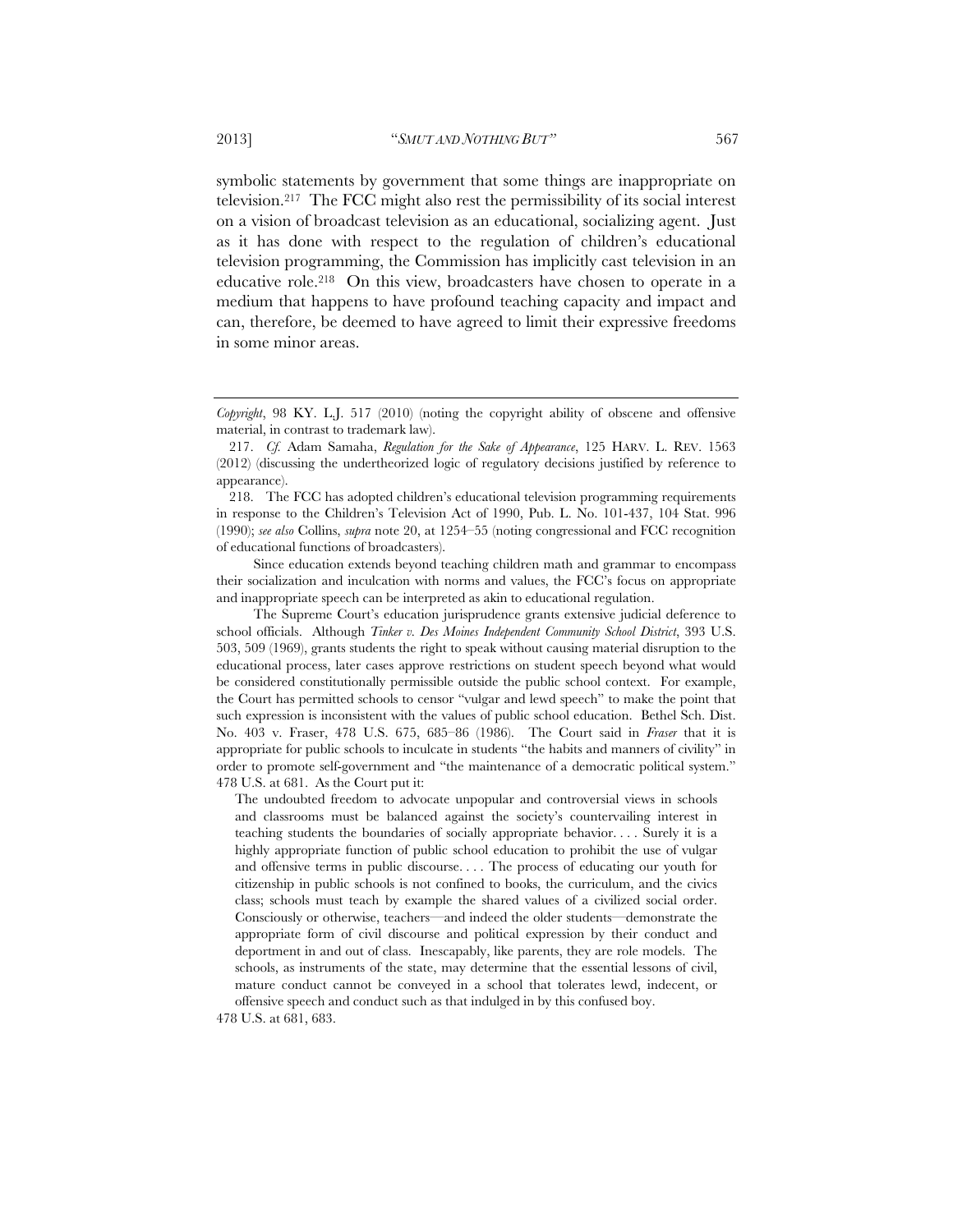symbolic statements by government that some things are inappropriate on television.[217] The FCC might also rest the permissibility of its social interest on a vision of broadcast television as an educational, socializing agent. Just as it has done with respect to the regulation of children's educational television programming, the Commission has implicitly cast television in an educative role.[218] On this view, broadcasters have chosen to operate in a medium that happens to have profound teaching capacity and impact and can, therefore, be deemed to have agreed to limit their expressive freedoms in some minor areas.

---

*Copyright*, 98 KY. L.J. 517 (2010) (noting the copyright ability of obscene and offensive material, in contrast to trademark law).

217. *Cf.* Adam Samaha, *Regulation for the Sake of Appearance*, 125 HARV. L. REV. 1563 (2012) (discussing the undertheorized logic of regulatory decisions justified by reference to appearance).

218. The FCC has adopted children's educational television programming requirements in response to the Children's Television Act of 1990, Pub. L. No. 101-437, 104 Stat. 996 (1990); *see also* Collins, *supra* note 20, at 1254–55 (noting congressional and FCC recognition of educational functions of broadcasters).

Since education extends beyond teaching children math and grammar to encompass their socialization and inculcation with norms and values, the FCC's focus on appropriate and inappropriate speech can be interpreted as akin to educational regulation.

The Supreme Court's education jurisprudence grants extensive judicial deference to school officials. Although *Tinker v. Des Moines Independent Community School District*, 393 U.S. 503, 509 (1969), grants students the right to speak without causing material disruption to the educational process, later cases approve restrictions on student speech beyond what would be considered constitutionally permissible outside the public school context. For example, the Court has permitted schools to censor "vulgar and lewd speech" to make the point that such expression is inconsistent with the values of public school education. Bethel Sch. Dist. No. 403 v. Fraser, 478 U.S. 675, 685–86 (1986). The Court said in *Fraser* that it is appropriate for public schools to inculcate in students "the habits and manners of civility" in order to promote self-government and "the maintenance of a democratic political system." 478 U.S. at 681. As the Court put it:

> The undoubted freedom to advocate unpopular and controversial views in schools and classrooms must be balanced against the society's countervailing interest in teaching students the boundaries of socially appropriate behavior. . . . Surely it is a highly appropriate function of public school education to prohibit the use of vulgar and offensive terms in public discourse. . . . The process of educating our youth for citizenship in public schools is not confined to books, the curriculum, and the civics class; schools must teach by example the shared values of a civilized social order. Consciously or otherwise, teachers—and indeed the older students—demonstrate the appropriate form of civil discourse and political expression by their conduct and deportment in and out of class. Inescapably, like parents, they are role models. The schools, as instruments of the state, may determine that the essential lessons of civil, mature conduct cannot be conveyed in a school that tolerates lewd, indecent, or offensive speech and conduct such as that indulged in by this confused boy.

478 U.S. at 681, 683.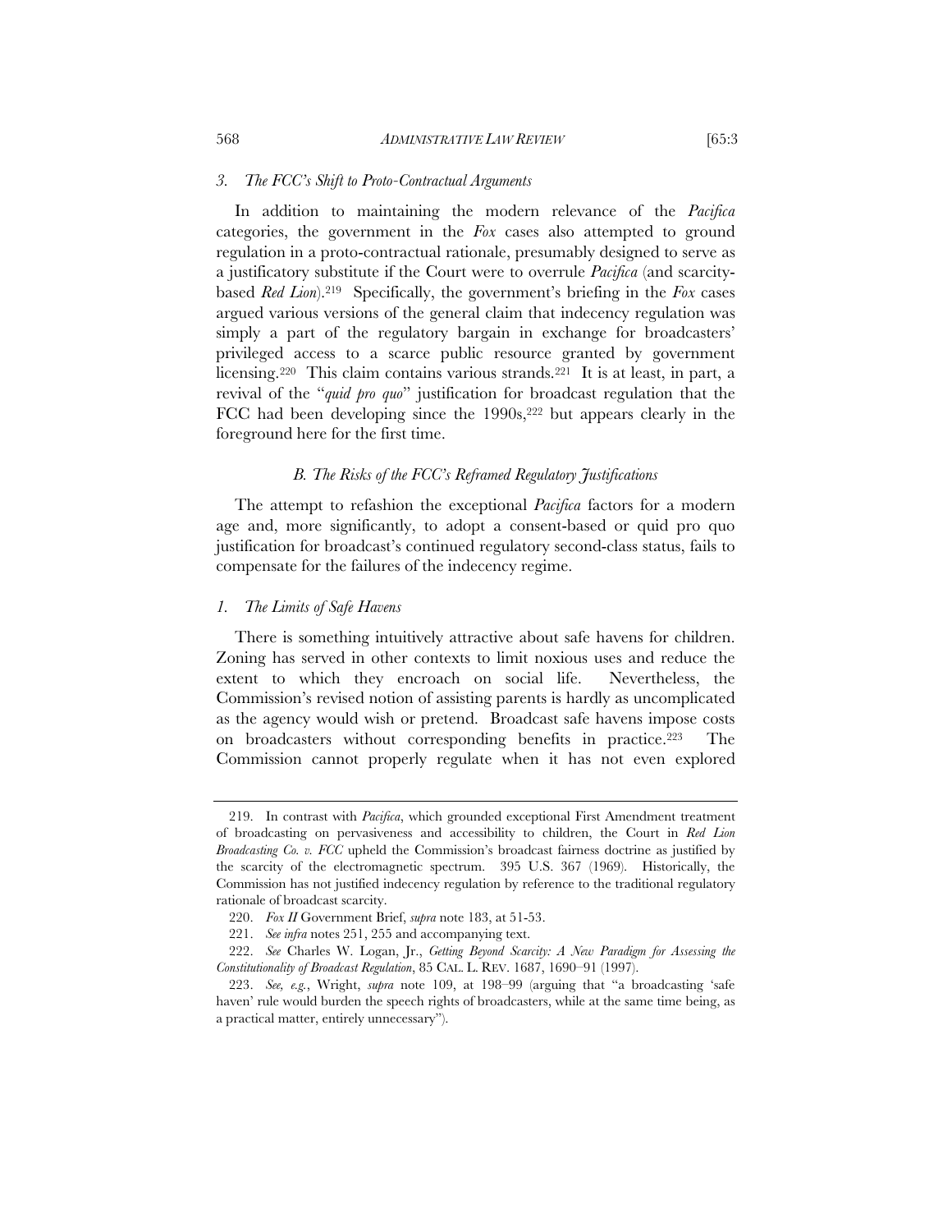### *3. The FCC's Shift to Proto-Contractual Arguments*

In addition to maintaining the modern relevance of the *Pacifica* categories, the government in the *Fox* cases also attempted to ground regulation in a proto-contractual rationale, presumably designed to serve as a justificatory substitute if the Court were to overrule *Pacifica* (and scarcity-based *Red Lion*).[219] Specifically, the government's briefing in the *Fox* cases argued various versions of the general claim that indecency regulation was simply a part of the regulatory bargain in exchange for broadcasters' privileged access to a scarce public resource granted by government licensing.[220] This claim contains various strands.[221] It is at least, in part, a revival of the "*quid pro quo*" justification for broadcast regulation that the FCC had been developing since the 1990s,[222] but appears clearly in the foreground here for the first time.

## *B. The Risks of the FCC's Reframed Regulatory Justifications*

The attempt to refashion the exceptional *Pacifica* factors for a modern age and, more significantly, to adopt a consent-based or quid pro quo justification for broadcast's continued regulatory second-class status, fails to compensate for the failures of the indecency regime.

### *1. The Limits of Safe Havens*

There is something intuitively attractive about safe havens for children. Zoning has served in other contexts to limit noxious uses and reduce the extent to which they encroach on social life. Nevertheless, the Commission's revised notion of assisting parents is hardly as uncomplicated as the agency would wish or pretend. Broadcast safe havens impose costs on broadcasters without corresponding benefits in practice.[223] The Commission cannot properly regulate when it has not even explored

---

219. In contrast with *Pacifica*, which grounded exceptional First Amendment treatment of broadcasting on pervasiveness and accessibility to children, the Court in *Red Lion Broadcasting Co. v. FCC* upheld the Commission's broadcast fairness doctrine as justified by the scarcity of the electromagnetic spectrum. 395 U.S. 367 (1969). Historically, the Commission has not justified indecency regulation by reference to the traditional regulatory rationale of broadcast scarcity.

220. *Fox II* Government Brief, *supra* note 183, at 51-53.

221. *See infra* notes 251, 255 and accompanying text.

222. *See* Charles W. Logan, Jr., *Getting Beyond Scarcity: A New Paradigm for Assessing the Constitutionality of Broadcast Regulation*, 85 CAL. L. REV. 1687, 1690–91 (1997).

223. *See, e.g.*, Wright, *supra* note 109, at 198–99 (arguing that "a broadcasting 'safe haven' rule would burden the speech rights of broadcasters, while at the same time being, as a practical matter, entirely unnecessary").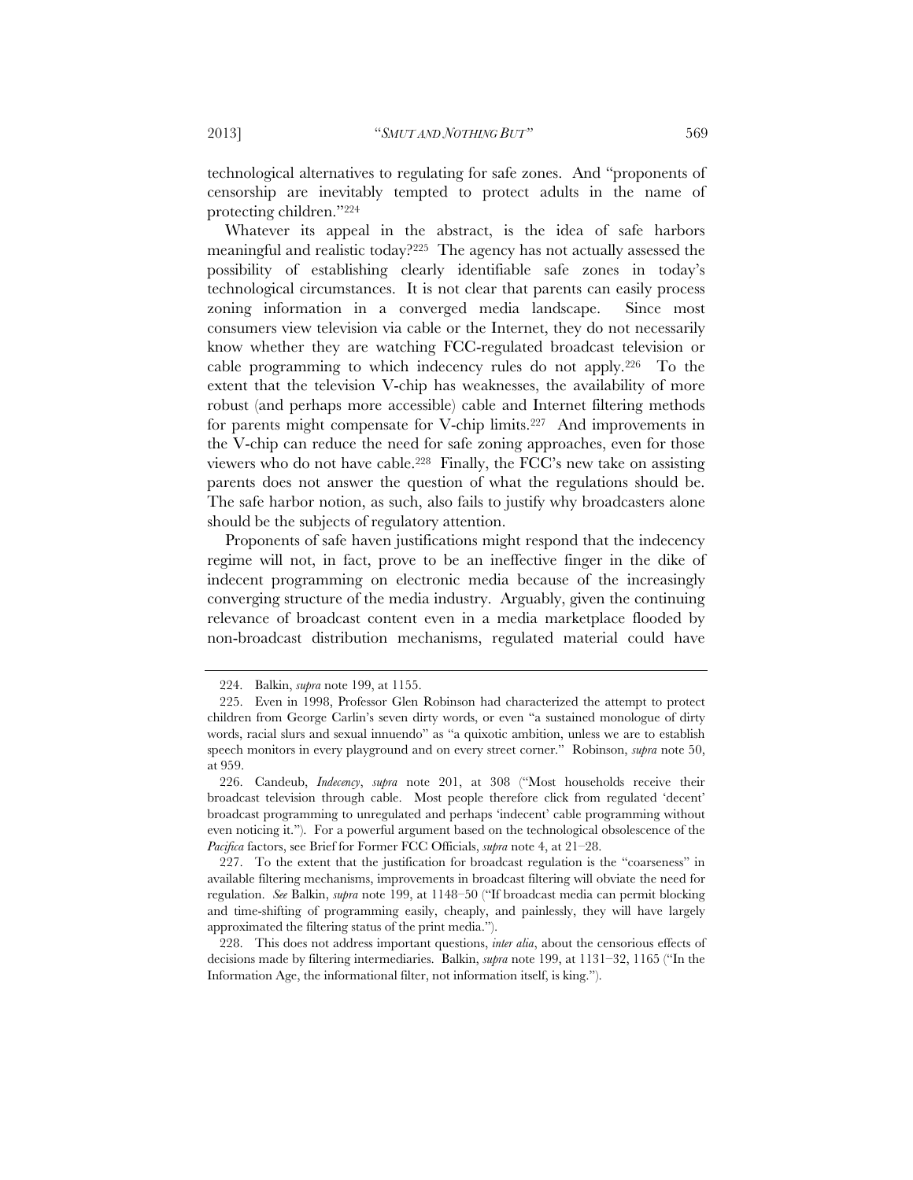technological alternatives to regulating for safe zones. And "proponents of censorship are inevitably tempted to protect adults in the name of protecting children."[224]

Whatever its appeal in the abstract, is the idea of safe harbors meaningful and realistic today?[225] The agency has not actually assessed the possibility of establishing clearly identifiable safe zones in today's technological circumstances. It is not clear that parents can easily process zoning information in a converged media landscape. Since most consumers view television via cable or the Internet, they do not necessarily know whether they are watching FCC-regulated broadcast television or cable programming to which indecency rules do not apply.[226] To the extent that the television V-chip has weaknesses, the availability of more robust (and perhaps more accessible) cable and Internet filtering methods for parents might compensate for V-chip limits.[227] And improvements in the V-chip can reduce the need for safe zoning approaches, even for those viewers who do not have cable.[228] Finally, the FCC's new take on assisting parents does not answer the question of what the regulations should be. The safe harbor notion, as such, also fails to justify why broadcasters alone should be the subjects of regulatory attention.

Proponents of safe haven justifications might respond that the indecency regime will not, in fact, prove to be an ineffective finger in the dike of indecent programming on electronic media because of the increasingly converging structure of the media industry. Arguably, given the continuing relevance of broadcast content even in a media marketplace flooded by non-broadcast distribution mechanisms, regulated material could have

---

224. Balkin, *supra* note 199, at 1155.

225. Even in 1998, Professor Glen Robinson had characterized the attempt to protect children from George Carlin's seven dirty words, or even "a sustained monologue of dirty words, racial slurs and sexual innuendo" as "a quixotic ambition, unless we are to establish speech monitors in every playground and on every street corner." Robinson, *supra* note 50, at 959.

226. Candeub, *Indecency*, *supra* note 201, at 308 ("Most households receive their broadcast television through cable. Most people therefore click from regulated 'decent' broadcast programming to unregulated and perhaps 'indecent' cable programming without even noticing it."). For a powerful argument based on the technological obsolescence of the *Pacifica* factors, see Brief for Former FCC Officials, *supra* note 4, at 21–28.

227. To the extent that the justification for broadcast regulation is the "coarseness" in available filtering mechanisms, improvements in broadcast filtering will obviate the need for regulation. *See* Balkin, *supra* note 199, at 1148–50 ("If broadcast media can permit blocking and time-shifting of programming easily, cheaply, and painlessly, they will have largely approximated the filtering status of the print media.").

228. This does not address important questions, *inter alia*, about the censorious effects of decisions made by filtering intermediaries. Balkin, *supra* note 199, at 1131–32, 1165 ("In the Information Age, the informational filter, not information itself, is king.").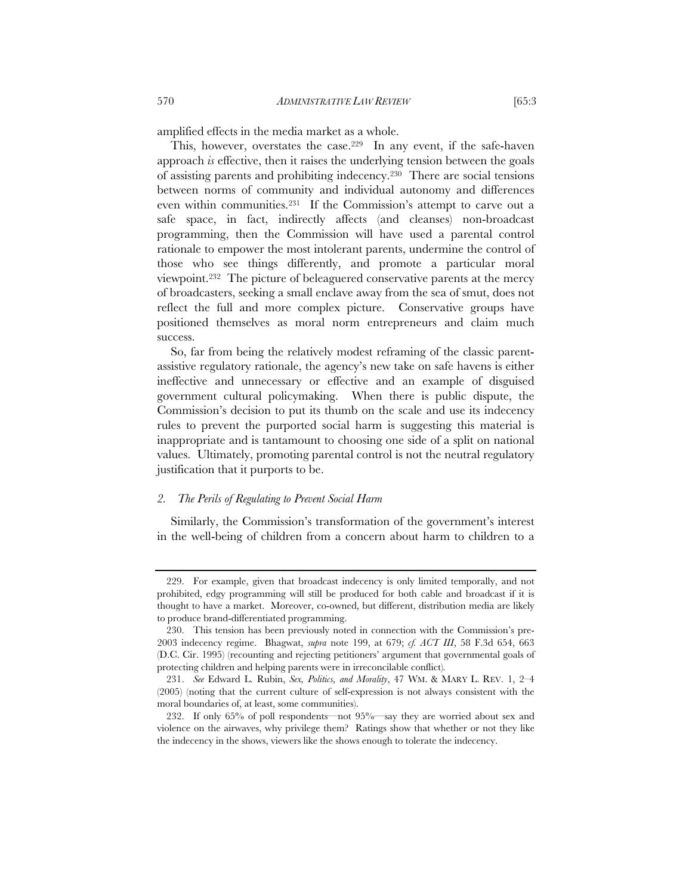amplified effects in the media market as a whole.

This, however, overstates the case.[229] In any event, if the safe-haven approach *is* effective, then it raises the underlying tension between the goals of assisting parents and prohibiting indecency.[230] There are social tensions between norms of community and individual autonomy and differences even within communities.[231] If the Commission's attempt to carve out a safe space, in fact, indirectly affects (and cleanses) non-broadcast programming, then the Commission will have used a parental control rationale to empower the most intolerant parents, undermine the control of those who see things differently, and promote a particular moral viewpoint.[232] The picture of beleaguered conservative parents at the mercy of broadcasters, seeking a small enclave away from the sea of smut, does not reflect the full and more complex picture. Conservative groups have positioned themselves as moral norm entrepreneurs and claim much success.

So, far from being the relatively modest reframing of the classic parent-assistive regulatory rationale, the agency's new take on safe havens is either ineffective and unnecessary or effective and an example of disguised government cultural policymaking. When there is public dispute, the Commission's decision to put its thumb on the scale and use its indecency rules to prevent the purported social harm is suggesting this material is inappropriate and is tantamount to choosing one side of a split on national values. Ultimately, promoting parental control is not the neutral regulatory justification that it purports to be.

### *2. The Perils of Regulating to Prevent Social Harm*

Similarly, the Commission's transformation of the government's interest in the well-being of children from a concern about harm to children to a

---

229. For example, given that broadcast indecency is only limited temporally, and not prohibited, edgy programming will still be produced for both cable and broadcast if it is thought to have a market. Moreover, co-owned, but different, distribution media are likely to produce brand-differentiated programming.

230. This tension has been previously noted in connection with the Commission's pre-2003 indecency regime. Bhagwat, *supra* note 199, at 679; *cf. ACT III*, 58 F.3d 654, 663 (D.C. Cir. 1995) (recounting and rejecting petitioners' argument that governmental goals of protecting children and helping parents were in irreconcilable conflict).

231. *See* Edward L. Rubin, *Sex, Politics, and Morality*, 47 WM. & MARY L. REV. 1, 2–4 (2005) (noting that the current culture of self-expression is not always consistent with the moral boundaries of, at least, some communities).

232. If only 65% of poll respondents—not 95%—say they are worried about sex and violence on the airwaves, why privilege them? Ratings show that whether or not they like the indecency in the shows, viewers like the shows enough to tolerate the indecency.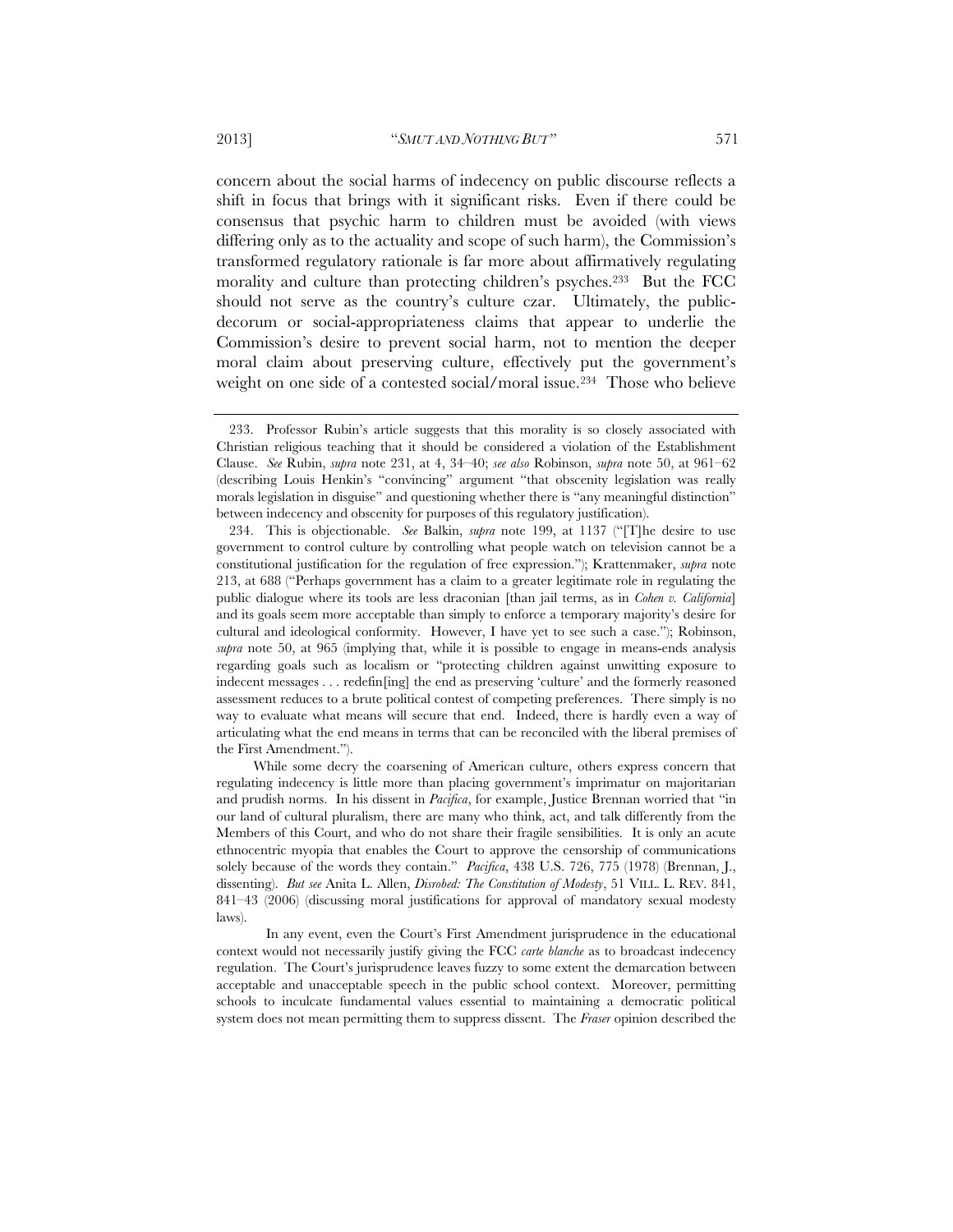concern about the social harms of indecency on public discourse reflects a shift in focus that brings with it significant risks. Even if there could be consensus that psychic harm to children must be avoided (with views differing only as to the actuality and scope of such harm), the Commission's transformed regulatory rationale is far more about affirmatively regulating morality and culture than protecting children's psyches.[233] But the FCC should not serve as the country's culture czar. Ultimately, the public-decorum or social-appropriateness claims that appear to underlie the Commission's desire to prevent social harm, not to mention the deeper moral claim about preserving culture, effectively put the government's weight on one side of a contested social/moral issue.[234] Those who believe

---

233. Professor Rubin's article suggests that this morality is so closely associated with Christian religious teaching that it should be considered a violation of the Establishment Clause. *See* Rubin, *supra* note 231, at 4, 34–40; *see also* Robinson, *supra* note 50, at 961–62 (describing Louis Henkin's "convincing" argument "that obscenity legislation was really morals legislation in disguise" and questioning whether there is "any meaningful distinction" between indecency and obscenity for purposes of this regulatory justification).

234. This is objectionable. *See* Balkin, *supra* note 199, at 1137 ("[T]he desire to use government to control culture by controlling what people watch on television cannot be a constitutional justification for the regulation of free expression."); Krattenmaker, *supra* note 213, at 688 ("Perhaps government has a claim to a greater legitimate role in regulating the public dialogue where its tools are less draconian [than jail terms, as in *Cohen v. California*] and its goals seem more acceptable than simply to enforce a temporary majority's desire for cultural and ideological conformity. However, I have yet to see such a case."); Robinson, *supra* note 50, at 965 (implying that, while it is possible to engage in means-ends analysis regarding goals such as localism or "protecting children against unwitting exposure to indecent messages . . . redefin[ing] the end as preserving 'culture' and the formerly reasoned assessment reduces to a brute political contest of competing preferences. There simply is no way to evaluate what means will secure that end. Indeed, there is hardly even a way of articulating what the end means in terms that can be reconciled with the liberal premises of the First Amendment.").

While some decry the coarsening of American culture, others express concern that regulating indecency is little more than placing government's imprimatur on majoritarian and prudish norms. In his dissent in *Pacifica*, for example, Justice Brennan worried that "in our land of cultural pluralism, there are many who think, act, and talk differently from the Members of this Court, and who do not share their fragile sensibilities. It is only an acute ethnocentric myopia that enables the Court to approve the censorship of communications solely because of the words they contain." *Pacifica*, 438 U.S. 726, 775 (1978) (Brennan, J., dissenting). *But see* Anita L. Allen, *Disrobed: The Constitution of Modesty*, 51 VILL. L. REV. 841, 841–43 (2006) (discussing moral justifications for approval of mandatory sexual modesty laws).

In any event, even the Court's First Amendment jurisprudence in the educational context would not necessarily justify giving the FCC *carte blanche* as to broadcast indecency regulation. The Court's jurisprudence leaves fuzzy to some extent the demarcation between acceptable and unacceptable speech in the public school context. Moreover, permitting schools to inculcate fundamental values essential to maintaining a democratic political system does not mean permitting them to suppress dissent. The *Fraser* opinion described the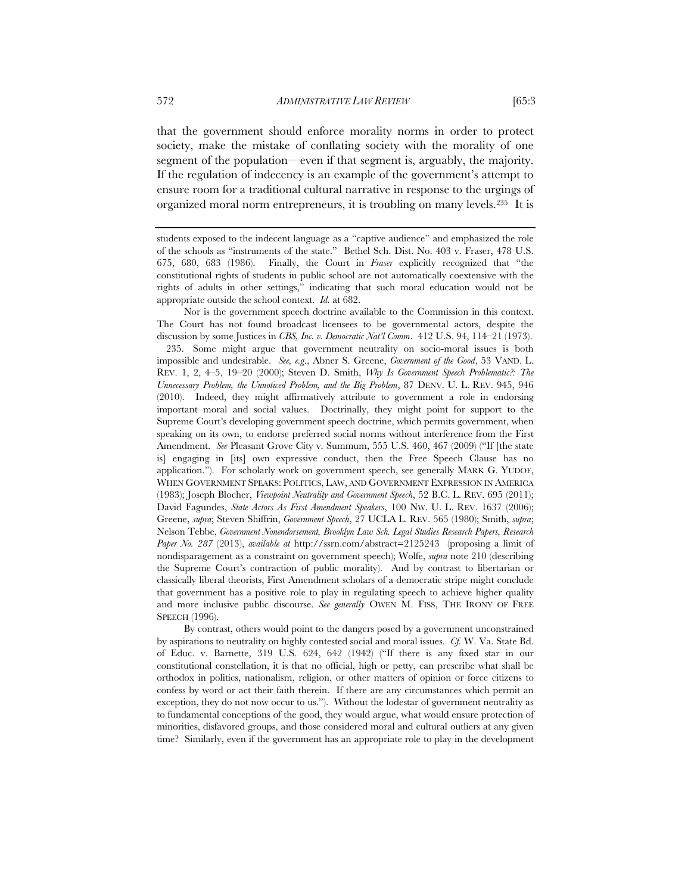that the government should enforce morality norms in order to protect society, make the mistake of conflating society with the morality of one segment of the population—even if that segment is, arguably, the majority. If the regulation of indecency is an example of the government's attempt to ensure room for a traditional cultural narrative in response to the urgings of organized moral norm entrepreneurs, it is troubling on many levels.[235] It is

---

students exposed to the indecent language as a "captive audience" and emphasized the role of the schools as "instruments of the state." Bethel Sch. Dist. No. 403 v. Fraser, 478 U.S. 675, 680, 683 (1986). Finally, the Court in *Fraser* explicitly recognized that "the constitutional rights of students in public school are not automatically coextensive with the rights of adults in other settings," indicating that such moral education would not be appropriate outside the school context. *Id.* at 682.

Nor is the government speech doctrine available to the Commission in this context. The Court has not found broadcast licensees to be governmental actors, despite the discussion by some Justices in *CBS, Inc. v. Democratic Nat'l Comm*. 412 U.S. 94, 114–21 (1973).

235. Some might argue that government neutrality on socio-moral issues is both impossible and undesirable. *See, e.g.*, Abner S. Greene, *Government of the Good*, 53 VAND. L. REV. 1, 2, 4–5, 19–20 (2000); Steven D. Smith, *Why Is Government Speech Problematic?: The Unnecessary Problem, the Unnoticed Problem, and the Big Problem*, 87 DENV. U. L. REV. 945, 946 (2010). Indeed, they might affirmatively attribute to government a role in endorsing important moral and social values. Doctrinally, they might point for support to the Supreme Court's developing government speech doctrine, which permits government, when speaking on its own, to endorse preferred social norms without interference from the First Amendment. *See* Pleasant Grove City v. Summum, 555 U.S. 460, 467 (2009) ("If [the state is] engaging in [its] own expressive conduct, then the Free Speech Clause has no application."). For scholarly work on government speech, see generally MARK G. YUDOF, WHEN GOVERNMENT SPEAKS: POLITICS, LAW, AND GOVERNMENT EXPRESSION IN AMERICA (1983); Joseph Blocher, *Viewpoint Neutrality and Government Speech*, 52 B.C. L. REV. 695 (2011); David Fagundes, *State Actors As First Amendment Speakers*, 100 NW. U. L. REV. 1637 (2006); Greene, *supra*; Steven Shiffrin, *Government Speech*, 27 UCLA L. REV. 565 (1980); Smith, *supra*; Nelson Tebbe, *Government Nonendorsement, Brooklyn Law Sch. Legal Studies Research Papers, Research Paper No. 287* (2013), *available at* http://ssrn.com/abstract=2125243 (proposing a limit of nondisparagement as a constraint on government speech); Wolfe, *supra* note 210 (describing the Supreme Court's contraction of public morality). And by contrast to libertarian or classically liberal theorists, First Amendment scholars of a democratic stripe might conclude that government has a positive role to play in regulating speech to achieve higher quality and more inclusive public discourse. *See generally* OWEN M. FISS, THE IRONY OF FREE SPEECH (1996).

By contrast, others would point to the dangers posed by a government unconstrained by aspirations to neutrality on highly contested social and moral issues. *Cf.* W. Va. State Bd. of Educ. v. Barnette, 319 U.S. 624, 642 (1942) ("If there is any fixed star in our constitutional constellation, it is that no official, high or petty, can prescribe what shall be orthodox in politics, nationalism, religion, or other matters of opinion or force citizens to confess by word or act their faith therein. If there are any circumstances which permit an exception, they do not now occur to us."). Without the lodestar of government neutrality as to fundamental conceptions of the good, they would argue, what would ensure protection of minorities, disfavored groups, and those considered moral and cultural outliers at any given time? Similarly, even if the government has an appropriate role to play in the development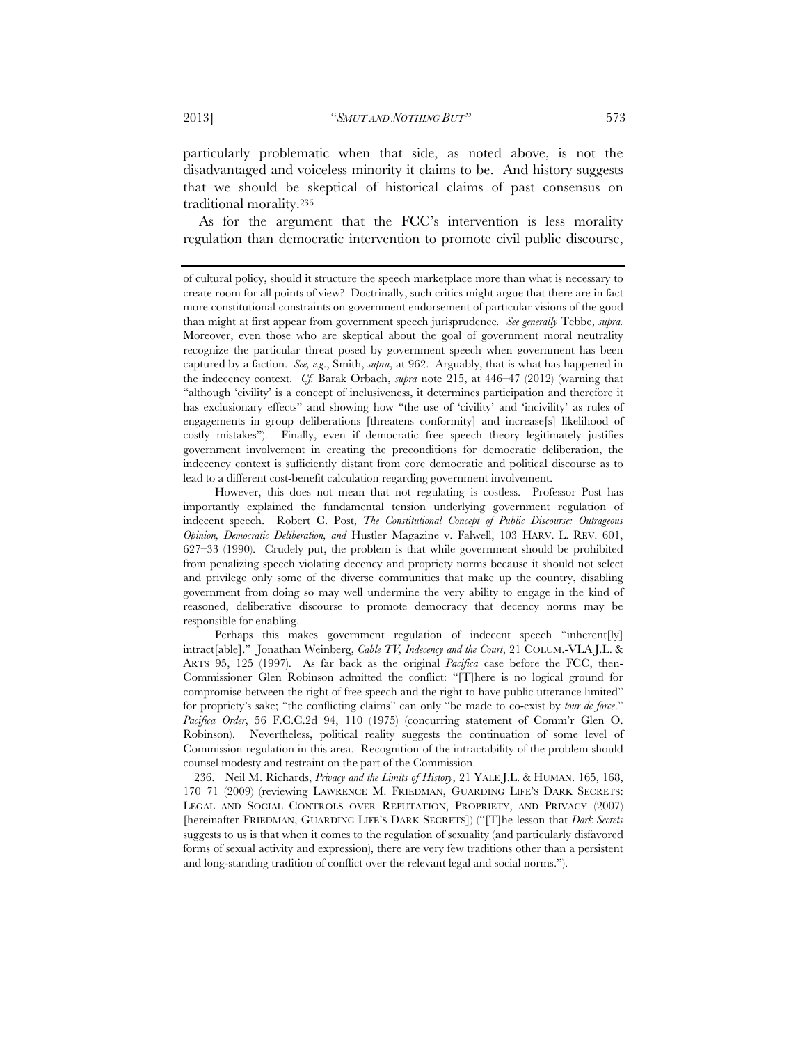particularly problematic when that side, as noted above, is not the disadvantaged and voiceless minority it claims to be. And history suggests that we should be skeptical of historical claims of past consensus on traditional morality.[236]

As for the argument that the FCC's intervention is less morality regulation than democratic intervention to promote civil public discourse,

---

of cultural policy, should it structure the speech marketplace more than what is necessary to create room for all points of view? Doctrinally, such critics might argue that there are in fact more constitutional constraints on government endorsement of particular visions of the good than might at first appear from government speech jurisprudence. *See generally* Tebbe, *supra*. Moreover, even those who are skeptical about the goal of government moral neutrality recognize the particular threat posed by government speech when government has been captured by a faction. *See, e.g.*, Smith, *supra*, at 962. Arguably, that is what has happened in the indecency context. *Cf.* Barak Orbach, *supra* note 215, at 446–47 (2012) (warning that "although 'civility' is a concept of inclusiveness, it determines participation and therefore it has exclusionary effects" and showing how "the use of 'civility' and 'incivility' as rules of engagements in group deliberations [threatens conformity] and increase[s] likelihood of costly mistakes"). Finally, even if democratic free speech theory legitimately justifies government involvement in creating the preconditions for democratic deliberation, the indecency context is sufficiently distant from core democratic and political discourse as to lead to a different cost-benefit calculation regarding government involvement.

However, this does not mean that not regulating is costless. Professor Post has importantly explained the fundamental tension underlying government regulation of indecent speech. Robert C. Post, *The Constitutional Concept of Public Discourse: Outrageous Opinion, Democratic Deliberation, and* Hustler Magazine v. Falwell, 103 HARV. L. REV. 601, 627–33 (1990). Crudely put, the problem is that while government should be prohibited from penalizing speech violating decency and propriety norms because it should not select and privilege only some of the diverse communities that make up the country, disabling government from doing so may well undermine the very ability to engage in the kind of reasoned, deliberative discourse to promote democracy that decency norms may be responsible for enabling.

Perhaps this makes government regulation of indecent speech "inherent[ly] intract[able]." Jonathan Weinberg, *Cable TV, Indecency and the Court*, 21 COLUM.-VLA J.L. & ARTS 95, 125 (1997). As far back as the original *Pacifica* case before the FCC, then-Commissioner Glen Robinson admitted the conflict: "[T]here is no logical ground for compromise between the right of free speech and the right to have public utterance limited" for propriety's sake; "the conflicting claims" can only "be made to co-exist by *tour de force*." *Pacifica Order*, 56 F.C.C.2d 94, 110 (1975) (concurring statement of Comm'r Glen O. Robinson). Nevertheless, political reality suggests the continuation of some level of Commission regulation in this area. Recognition of the intractability of the problem should counsel modesty and restraint on the part of the Commission.

236. Neil M. Richards, *Privacy and the Limits of History*, 21 YALE J.L. & HUMAN. 165, 168, 170–71 (2009) (reviewing LAWRENCE M. FRIEDMAN, GUARDING LIFE'S DARK SECRETS: LEGAL AND SOCIAL CONTROLS OVER REPUTATION, PROPRIETY, AND PRIVACY (2007) [hereinafter FRIEDMAN, GUARDING LIFE'S DARK SECRETS]) ("[T]he lesson that *Dark Secrets* suggests to us is that when it comes to the regulation of sexuality (and particularly disfavored forms of sexual activity and expression), there are very few traditions other than a persistent and long-standing tradition of conflict over the relevant legal and social norms.").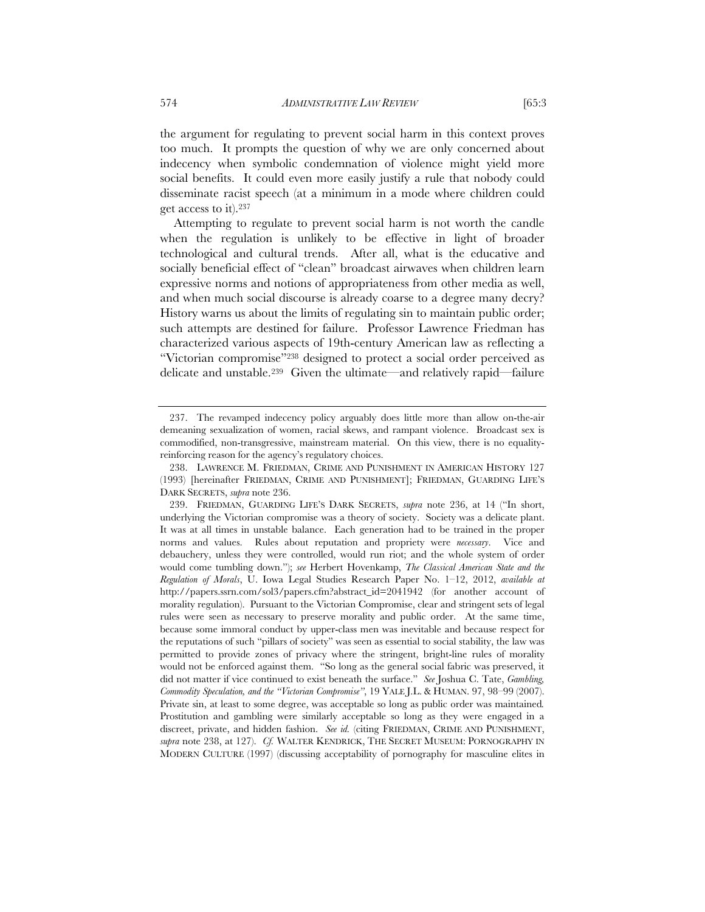the argument for regulating to prevent social harm in this context proves too much. It prompts the question of why we are only concerned about indecency when symbolic condemnation of violence might yield more social benefits. It could even more easily justify a rule that nobody could disseminate racist speech (at a minimum in a mode where children could get access to it).[237]

Attempting to regulate to prevent social harm is not worth the candle when the regulation is unlikely to be effective in light of broader technological and cultural trends. After all, what is the educative and socially beneficial effect of "clean" broadcast airwaves when children learn expressive norms and notions of appropriateness from other media as well, and when much social discourse is already coarse to a degree many decry? History warns us about the limits of regulating sin to maintain public order; such attempts are destined for failure. Professor Lawrence Friedman has characterized various aspects of 19th-century American law as reflecting a "Victorian compromise"[238] designed to protect a social order perceived as delicate and unstable.[239] Given the ultimate—and relatively rapid—failure

---

237. The revamped indecency policy arguably does little more than allow on-the-air demeaning sexualization of women, racial skews, and rampant violence. Broadcast sex is commodified, non-transgressive, mainstream material. On this view, there is no equality-reinforcing reason for the agency's regulatory choices.

238. LAWRENCE M. FRIEDMAN, CRIME AND PUNISHMENT IN AMERICAN HISTORY 127 (1993) [hereinafter FRIEDMAN, CRIME AND PUNISHMENT]; FRIEDMAN, GUARDING LIFE'S DARK SECRETS, *supra* note 236.

239. FRIEDMAN, GUARDING LIFE'S DARK SECRETS, *supra* note 236, at 14 ("In short, underlying the Victorian compromise was a theory of society. Society was a delicate plant. It was at all times in unstable balance. Each generation had to be trained in the proper norms and values. Rules about reputation and propriety were *necessary*. Vice and debauchery, unless they were controlled, would run riot; and the whole system of order would come tumbling down."); *see* Herbert Hovenkamp, *The Classical American State and the Regulation of Morals*, U. Iowa Legal Studies Research Paper No. 1–12, 2012, *available at* http://papers.ssrn.com/sol3/papers.cfm?abstract_id=2041942 (for another account of morality regulation). Pursuant to the Victorian Compromise, clear and stringent sets of legal rules were seen as necessary to preserve morality and public order. At the same time, because some immoral conduct by upper-class men was inevitable and because respect for the reputations of such "pillars of society" was seen as essential to social stability, the law was permitted to provide zones of privacy where the stringent, bright-line rules of morality would not be enforced against them. "So long as the general social fabric was preserved, it did not matter if vice continued to exist beneath the surface." *See* Joshua C. Tate, *Gambling, Commodity Speculation, and the "Victorian Compromise"*, 19 YALE J.L. & HUMAN. 97, 98–99 (2007). Private sin, at least to some degree, was acceptable so long as public order was maintained. Prostitution and gambling were similarly acceptable so long as they were engaged in a discreet, private, and hidden fashion. *See id.* (citing FRIEDMAN, CRIME AND PUNISHMENT, *supra* note 238, at 127). *Cf.* WALTER KENDRICK, THE SECRET MUSEUM: PORNOGRAPHY IN MODERN CULTURE (1997) (discussing acceptability of pornography for masculine elites in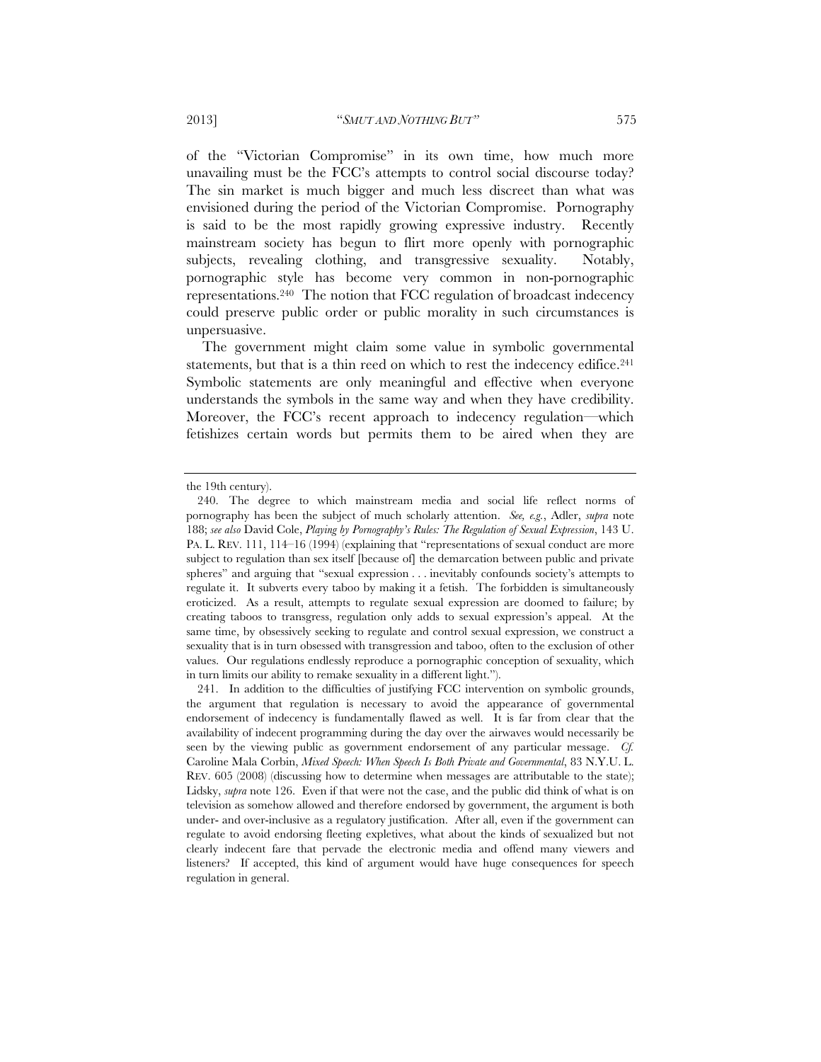of the "Victorian Compromise" in its own time, how much more unavailing must be the FCC's attempts to control social discourse today? The sin market is much bigger and much less discreet than what was envisioned during the period of the Victorian Compromise. Pornography is said to be the most rapidly growing expressive industry. Recently mainstream society has begun to flirt more openly with pornographic subjects, revealing clothing, and transgressive sexuality. Notably, pornographic style has become very common in non-pornographic representations.[240] The notion that FCC regulation of broadcast indecency could preserve public order or public morality in such circumstances is unpersuasive.

The government might claim some value in symbolic governmental statements, but that is a thin reed on which to rest the indecency edifice.[241] Symbolic statements are only meaningful and effective when everyone understands the symbols in the same way and when they have credibility. Moreover, the FCC's recent approach to indecency regulation—which fetishizes certain words but permits them to be aired when they are

---

the 19th century).

240. The degree to which mainstream media and social life reflect norms of pornography has been the subject of much scholarly attention. *See, e.g.*, Adler, *supra* note 188; *see also* David Cole, *Playing by Pornography's Rules: The Regulation of Sexual Expression*, 143 U. PA. L. REV. 111, 114–16 (1994) (explaining that "representations of sexual conduct are more subject to regulation than sex itself [because of] the demarcation between public and private spheres" and arguing that "sexual expression . . . inevitably confounds society's attempts to regulate it. It subverts every taboo by making it a fetish. The forbidden is simultaneously eroticized. As a result, attempts to regulate sexual expression are doomed to failure; by creating taboos to transgress, regulation only adds to sexual expression's appeal. At the same time, by obsessively seeking to regulate and control sexual expression, we construct a sexuality that is in turn obsessed with transgression and taboo, often to the exclusion of other values. Our regulations endlessly reproduce a pornographic conception of sexuality, which in turn limits our ability to remake sexuality in a different light.").

241. In addition to the difficulties of justifying FCC intervention on symbolic grounds, the argument that regulation is necessary to avoid the appearance of governmental endorsement of indecency is fundamentally flawed as well. It is far from clear that the availability of indecent programming during the day over the airwaves would necessarily be seen by the viewing public as government endorsement of any particular message. *Cf.* Caroline Mala Corbin, *Mixed Speech: When Speech Is Both Private and Governmental*, 83 N.Y.U. L. REV. 605 (2008) (discussing how to determine when messages are attributable to the state); Lidsky, *supra* note 126. Even if that were not the case, and the public did think of what is on television as somehow allowed and therefore endorsed by government, the argument is both under- and over-inclusive as a regulatory justification. After all, even if the government can regulate to avoid endorsing fleeting expletives, what about the kinds of sexualized but not clearly indecent fare that pervade the electronic media and offend many viewers and listeners? If accepted, this kind of argument would have huge consequences for speech regulation in general.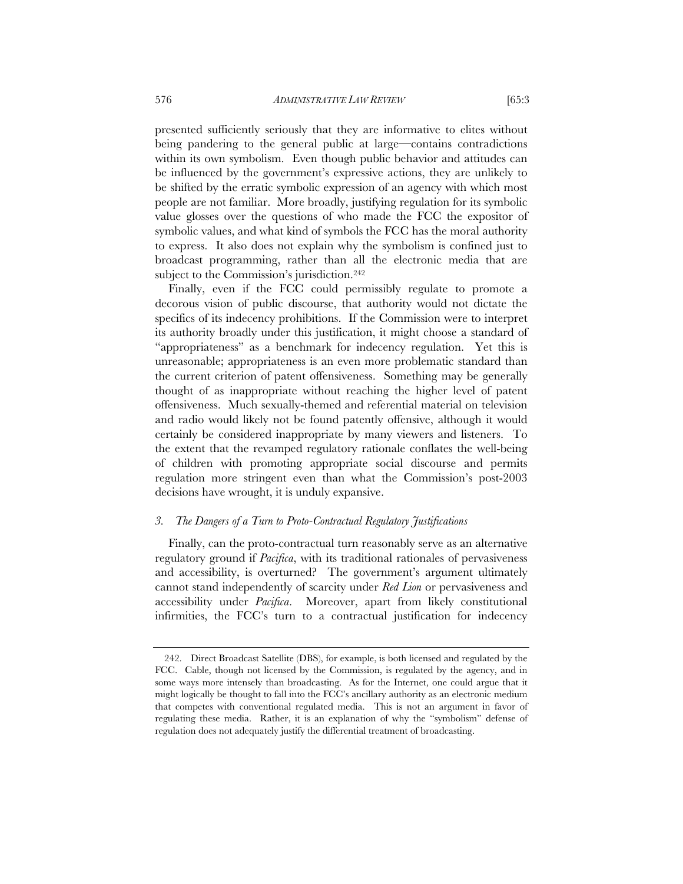presented sufficiently seriously that they are informative to elites without being pandering to the general public at large—contains contradictions within its own symbolism. Even though public behavior and attitudes can be influenced by the government's expressive actions, they are unlikely to be shifted by the erratic symbolic expression of an agency with which most people are not familiar. More broadly, justifying regulation for its symbolic value glosses over the questions of who made the FCC the expositor of symbolic values, and what kind of symbols the FCC has the moral authority to express. It also does not explain why the symbolism is confined just to broadcast programming, rather than all the electronic media that are subject to the Commission's jurisdiction.[242]

Finally, even if the FCC could permissibly regulate to promote a decorous vision of public discourse, that authority would not dictate the specifics of its indecency prohibitions. If the Commission were to interpret its authority broadly under this justification, it might choose a standard of "appropriateness" as a benchmark for indecency regulation. Yet this is unreasonable; appropriateness is an even more problematic standard than the current criterion of patent offensiveness. Something may be generally thought of as inappropriate without reaching the higher level of patent offensiveness. Much sexually-themed and referential material on television and radio would likely not be found patently offensive, although it would certainly be considered inappropriate by many viewers and listeners. To the extent that the revamped regulatory rationale conflates the well-being of children with promoting appropriate social discourse and permits regulation more stringent even than what the Commission's post-2003 decisions have wrought, it is unduly expansive.

### *3. The Dangers of a Turn to Proto-Contractual Regulatory Justifications*

Finally, can the proto-contractual turn reasonably serve as an alternative regulatory ground if *Pacifica*, with its traditional rationales of pervasiveness and accessibility, is overturned? The government's argument ultimately cannot stand independently of scarcity under *Red Lion* or pervasiveness and accessibility under *Pacifica*. Moreover, apart from likely constitutional infirmities, the FCC's turn to a contractual justification for indecency

---

242. Direct Broadcast Satellite (DBS), for example, is both licensed and regulated by the FCC. Cable, though not licensed by the Commission, is regulated by the agency, and in some ways more intensely than broadcasting. As for the Internet, one could argue that it might logically be thought to fall into the FCC's ancillary authority as an electronic medium that competes with conventional regulated media. This is not an argument in favor of regulating these media. Rather, it is an explanation of why the "symbolism" defense of regulation does not adequately justify the differential treatment of broadcasting.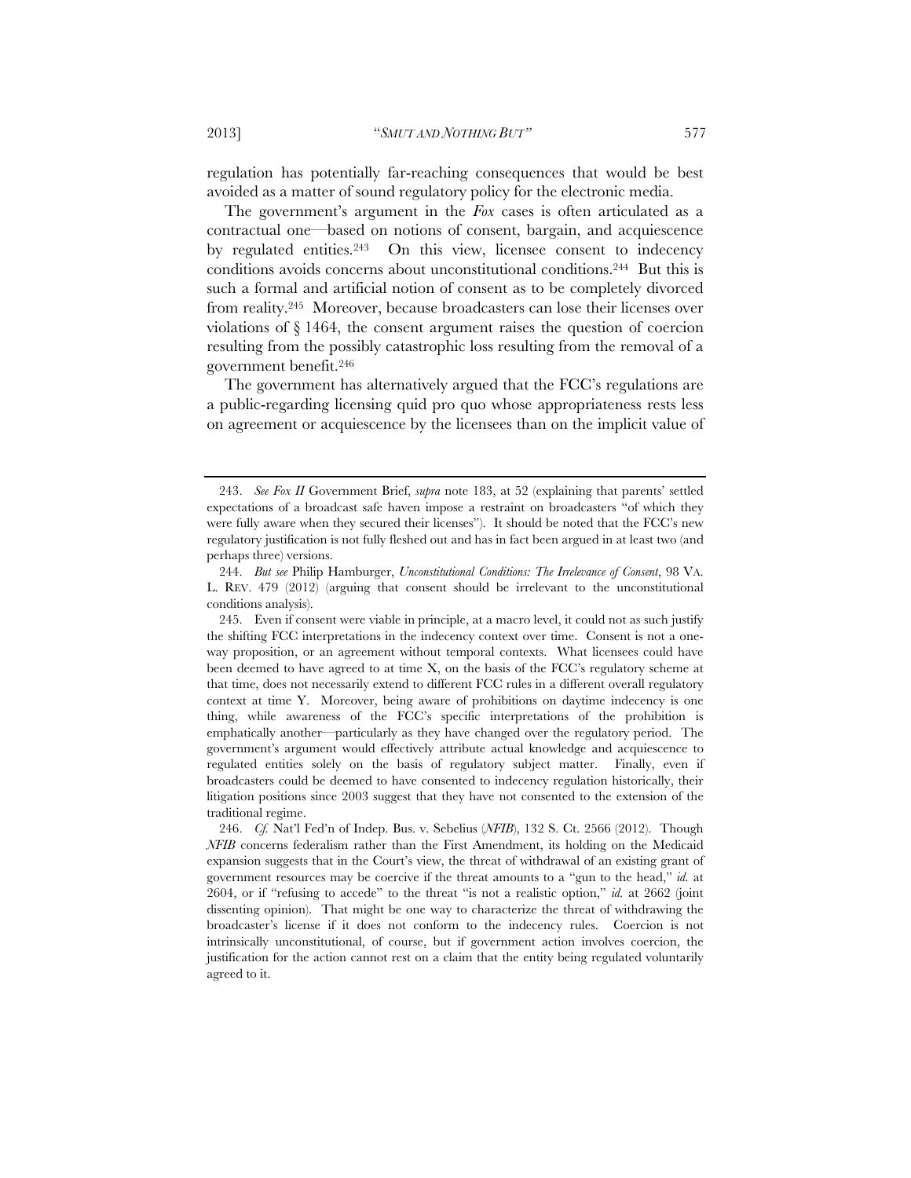regulation has potentially far-reaching consequences that would be best avoided as a matter of sound regulatory policy for the electronic media.

The government's argument in the *Fox* cases is often articulated as a contractual one—based on notions of consent, bargain, and acquiescence by regulated entities.[243] On this view, licensee consent to indecency conditions avoids concerns about unconstitutional conditions.[244] But this is such a formal and artificial notion of consent as to be completely divorced from reality.[245] Moreover, because broadcasters can lose their licenses over violations of § 1464, the consent argument raises the question of coercion resulting from the possibly catastrophic loss resulting from the removal of a government benefit.[246]

The government has alternatively argued that the FCC's regulations are a public-regarding licensing quid pro quo whose appropriateness rests less on agreement or acquiescence by the licensees than on the implicit value of

---

243. *See Fox II* Government Brief, *supra* note 183, at 52 (explaining that parents' settled expectations of a broadcast safe haven impose a restraint on broadcasters "of which they were fully aware when they secured their licenses"). It should be noted that the FCC's new regulatory justification is not fully fleshed out and has in fact been argued in at least two (and perhaps three) versions.

244. *But see* Philip Hamburger, *Unconstitutional Conditions: The Irrelevance of Consent*, 98 VA. L. REV. 479 (2012) (arguing that consent should be irrelevant to the unconstitutional conditions analysis).

245. Even if consent were viable in principle, at a macro level, it could not as such justify the shifting FCC interpretations in the indecency context over time. Consent is not a one-way proposition, or an agreement without temporal contexts. What licensees could have been deemed to have agreed to at time X, on the basis of the FCC's regulatory scheme at that time, does not necessarily extend to different FCC rules in a different overall regulatory context at time Y. Moreover, being aware of prohibitions on daytime indecency is one thing, while awareness of the FCC's specific interpretations of the prohibition is emphatically another—particularly as they have changed over the regulatory period. The government's argument would effectively attribute actual knowledge and acquiescence to regulated entities solely on the basis of regulatory subject matter. Finally, even if broadcasters could be deemed to have consented to indecency regulation historically, their litigation positions since 2003 suggest that they have not consented to the extension of the traditional regime.

246. *Cf.* Nat'l Fed'n of Indep. Bus. v. Sebelius (*NFIB*), 132 S. Ct. 2566 (2012). Though *NFIB* concerns federalism rather than the First Amendment, its holding on the Medicaid expansion suggests that in the Court's view, the threat of withdrawal of an existing grant of government resources may be coercive if the threat amounts to a "gun to the head," *id.* at 2604, or if "refusing to accede" to the threat "is not a realistic option," *id.* at 2662 (joint dissenting opinion). That might be one way to characterize the threat of withdrawing the broadcaster's license if it does not conform to the indecency rules. Coercion is not intrinsically unconstitutional, of course, but if government action involves coercion, the justification for the action cannot rest on a claim that the entity being regulated voluntarily agreed to it.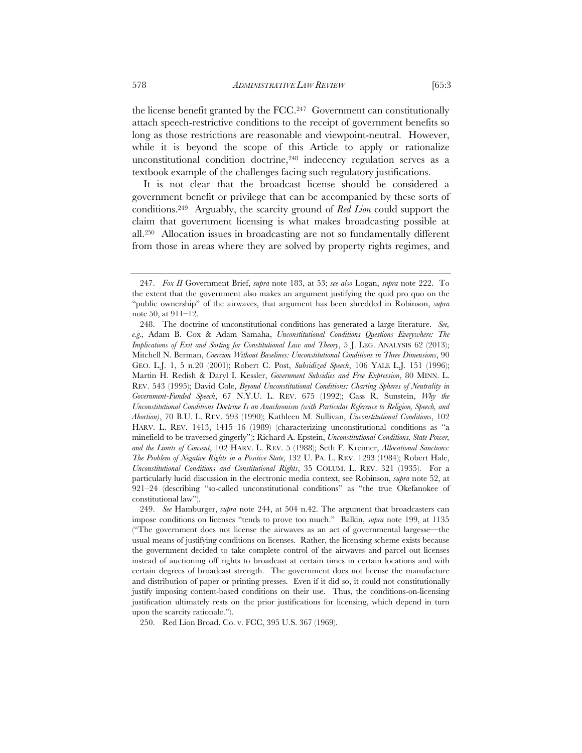the license benefit granted by the FCC.[247] Government can constitutionally attach speech-restrictive conditions to the receipt of government benefits so long as those restrictions are reasonable and viewpoint-neutral. However, while it is beyond the scope of this Article to apply or rationalize unconstitutional condition doctrine,[248] indecency regulation serves as a textbook example of the challenges facing such regulatory justifications.

It is not clear that the broadcast license should be considered a government benefit or privilege that can be accompanied by these sorts of conditions.[249] Arguably, the scarcity ground of *Red Lion* could support the claim that government licensing is what makes broadcasting possible at all.[250] Allocation issues in broadcasting are not so fundamentally different from those in areas where they are solved by property rights regimes, and

---

247. *Fox II* Government Brief, *supra* note 183, at 53; *see also* Logan, *supra* note 222. To the extent that the government also makes an argument justifying the quid pro quo on the "public ownership" of the airwaves, that argument has been shredded in Robinson, *supra* note 50, at 911–12.

248. The doctrine of unconstitutional conditions has generated a large literature. *See, e.g.,* Adam B. Cox & Adam Samaha, *Unconstitutional Conditions Questions Everywhere: The Implications of Exit and Sorting for Constitutional Law and Theory*, 5 J. LEG. ANALYSIS 62 (2013); Mitchell N. Berman, *Coercion Without Baselines: Unconstitutional Conditions in Three Dimensions*, 90 GEO. L.J. 1, 5 n.20 (2001); Robert C. Post, *Subsidized Speech*, 106 YALE L.J. 151 (1996); Martin H. Redish & Daryl I. Kessler, *Government Subsidies and Free Expression*, 80 MINN. L. REV. 543 (1995); David Cole, *Beyond Unconstitutional Conditions: Charting Spheres of Neutrality in Government-Funded Speech*, 67 N.Y.U. L. REV. 675 (1992); Cass R. Sunstein, *Why the Unconstitutional Conditions Doctrine Is an Anachronism (with Particular Reference to Religion, Speech, and Abortion)*, 70 B.U. L. REV. 593 (1990); Kathleen M. Sullivan, *Unconstitutional Conditions*, 102 HARV. L. REV. 1413, 1415–16 (1989) (characterizing unconstitutional conditions as "a minefield to be traversed gingerly"); Richard A. Epstein, *Unconstitutional Conditions, State Power, and the Limits of Consent*, 102 HARV. L. REV. 5 (1988); Seth F. Kreimer, *Allocational Sanctions: The Problem of Negative Rights in a Positive State*, 132 U. PA. L. REV. 1293 (1984); Robert Hale, *Unconstitutional Conditions and Constitutional Rights*, 35 COLUM. L. REV. 321 (1935). For a particularly lucid discussion in the electronic media context, see Robinson, *supra* note 52, at 921–24 (describing "so-called unconstitutional conditions" as "the true Okefanokee of constitutional law").

249. *See* Hamburger, *supra* note 244, at 504 n.42. The argument that broadcasters can impose conditions on licenses "tends to prove too much." Balkin, *supra* note 199, at 1135 ("The government does not license the airwaves as an act of governmental largesse—the usual means of justifying conditions on licenses. Rather, the licensing scheme exists because the government decided to take complete control of the airwaves and parcel out licenses instead of auctioning off rights to broadcast at certain times in certain locations and with certain degrees of broadcast strength. The government does not license the manufacture and distribution of paper or printing presses. Even if it did so, it could not constitutionally justify imposing content-based conditions on their use. Thus, the conditions-on-licensing justification ultimately rests on the prior justifications for licensing, which depend in turn upon the scarcity rationale.").

250. Red Lion Broad. Co. v. FCC, 395 U.S. 367 (1969).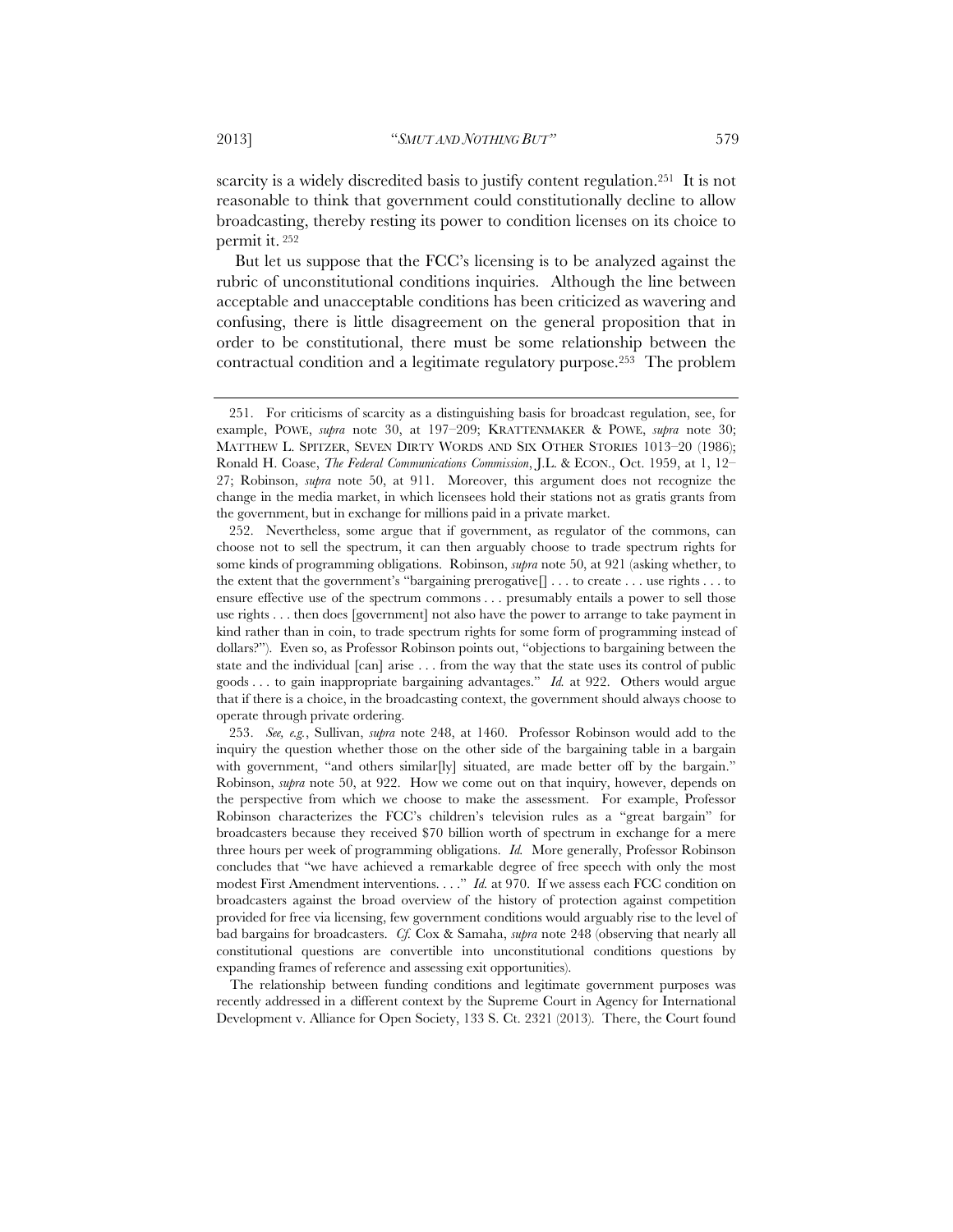scarcity is a widely discredited basis to justify content regulation.[251] It is not reasonable to think that government could constitutionally decline to allow broadcasting, thereby resting its power to condition licenses on its choice to permit it.[252]

But let us suppose that the FCC's licensing is to be analyzed against the rubric of unconstitutional conditions inquiries. Although the line between acceptable and unacceptable conditions has been criticized as wavering and confusing, there is little disagreement on the general proposition that in order to be constitutional, there must be some relationship between the contractual condition and a legitimate regulatory purpose.[253] The problem

---

251. For criticisms of scarcity as a distinguishing basis for broadcast regulation, see, for example, POWE, *supra* note 30, at 197–209; KRATTENMAKER & POWE, *supra* note 30; MATTHEW L. SPITZER, SEVEN DIRTY WORDS AND SIX OTHER STORIES 1013–20 (1986); Ronald H. Coase, *The Federal Communications Commission*, J.L. & ECON., Oct. 1959, at 1, 12–27; Robinson, *supra* note 50, at 911. Moreover, this argument does not recognize the change in the media market, in which licensees hold their stations not as gratis grants from the government, but in exchange for millions paid in a private market.

252. Nevertheless, some argue that if government, as regulator of the commons, can choose not to sell the spectrum, it can then arguably choose to trade spectrum rights for some kinds of programming obligations. Robinson, *supra* note 50, at 921 (asking whether, to the extent that the government's "bargaining prerogative[] . . . to create . . . use rights . . . to ensure effective use of the spectrum commons . . . presumably entails a power to sell those use rights . . . then does [government] not also have the power to arrange to take payment in kind rather than in coin, to trade spectrum rights for some form of programming instead of dollars?"). Even so, as Professor Robinson points out, "objections to bargaining between the state and the individual [can] arise . . . from the way that the state uses its control of public goods . . . to gain inappropriate bargaining advantages." *Id.* at 922. Others would argue that if there is a choice, in the broadcasting context, the government should always choose to operate through private ordering.

253. *See, e.g.*, Sullivan, *supra* note 248, at 1460. Professor Robinson would add to the inquiry the question whether those on the other side of the bargaining table in a bargain with government, "and others similar[ly] situated, are made better off by the bargain." Robinson, *supra* note 50, at 922. How we come out on that inquiry, however, depends on the perspective from which we choose to make the assessment. For example, Professor Robinson characterizes the FCC's children's television rules as a "great bargain" for broadcasters because they received $70 billion worth of spectrum in exchange for a mere three hours per week of programming obligations. *Id.* More generally, Professor Robinson concludes that "we have achieved a remarkable degree of free speech with only the most modest First Amendment interventions. . . ." *Id.* at 970. If we assess each FCC condition on broadcasters against the broad overview of the history of protection against competition provided for free via licensing, few government conditions would arguably rise to the level of bad bargains for broadcasters. *Cf.* Cox & Samaha, *supra* note 248 (observing that nearly all constitutional questions are convertible into unconstitutional conditions questions by expanding frames of reference and assessing exit opportunities).

The relationship between funding conditions and legitimate government purposes was recently addressed in a different context by the Supreme Court in Agency for International Development v. Alliance for Open Society, 133 S. Ct. 2321 (2013). There, the Court found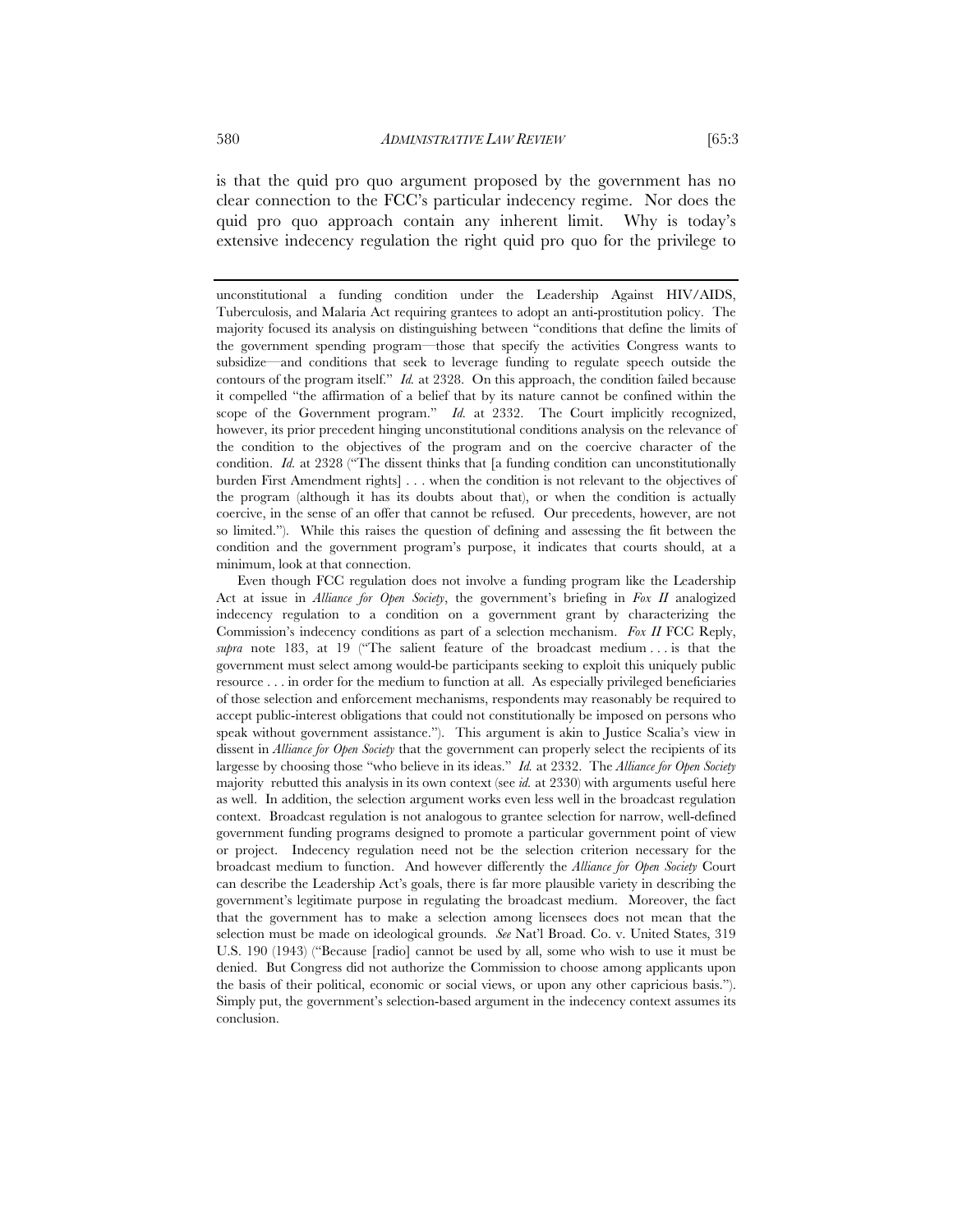is that the quid pro quo argument proposed by the government has no clear connection to the FCC's particular indecency regime. Nor does the quid pro quo approach contain any inherent limit. Why is today's extensive indecency regulation the right quid pro quo for the privilege to

---

unconstitutional a funding condition under the Leadership Against HIV/AIDS, Tuberculosis, and Malaria Act requiring grantees to adopt an anti-prostitution policy. The majority focused its analysis on distinguishing between "conditions that define the limits of the government spending program—those that specify the activities Congress wants to subsidize—and conditions that seek to leverage funding to regulate speech outside the contours of the program itself." *Id.* at 2328. On this approach, the condition failed because it compelled "the affirmation of a belief that by its nature cannot be confined within the scope of the Government program." *Id.* at 2332. The Court implicitly recognized, however, its prior precedent hinging unconstitutional conditions analysis on the relevance of the condition to the objectives of the program and on the coercive character of the condition. *Id.* at 2328 ("The dissent thinks that [a funding condition can unconstitutionally burden First Amendment rights] . . . when the condition is not relevant to the objectives of the program (although it has its doubts about that), or when the condition is actually coercive, in the sense of an offer that cannot be refused. Our precedents, however, are not so limited."). While this raises the question of defining and assessing the fit between the condition and the government program's purpose, it indicates that courts should, at a minimum, look at that connection.

Even though FCC regulation does not involve a funding program like the Leadership Act at issue in *Alliance for Open Society*, the government's briefing in *Fox II* analogized indecency regulation to a condition on a government grant by characterizing the Commission's indecency conditions as part of a selection mechanism. *Fox II* FCC Reply, *supra* note 183, at 19 ("The salient feature of the broadcast medium . . . is that the government must select among would-be participants seeking to exploit this uniquely public resource . . . in order for the medium to function at all. As especially privileged beneficiaries of those selection and enforcement mechanisms, respondents may reasonably be required to accept public-interest obligations that could not constitutionally be imposed on persons who speak without government assistance."). This argument is akin to Justice Scalia's view in dissent in *Alliance for Open Society* that the government can properly select the recipients of its largesse by choosing those "who believe in its ideas." *Id.* at 2332. The *Alliance for Open Society* majority rebutted this analysis in its own context (see *id.* at 2330) with arguments useful here as well. In addition, the selection argument works even less well in the broadcast regulation context. Broadcast regulation is not analogous to grantee selection for narrow, well-defined government funding programs designed to promote a particular government point of view or project. Indecency regulation need not be the selection criterion necessary for the broadcast medium to function. And however differently the *Alliance for Open Society* Court can describe the Leadership Act's goals, there is far more plausible variety in describing the government's legitimate purpose in regulating the broadcast medium. Moreover, the fact that the government has to make a selection among licensees does not mean that the selection must be made on ideological grounds. *See* Nat'l Broad. Co. v. United States, 319 U.S. 190 (1943) ("Because [radio] cannot be used by all, some who wish to use it must be denied. But Congress did not authorize the Commission to choose among applicants upon the basis of their political, economic or social views, or upon any other capricious basis."). Simply put, the government's selection-based argument in the indecency context assumes its conclusion.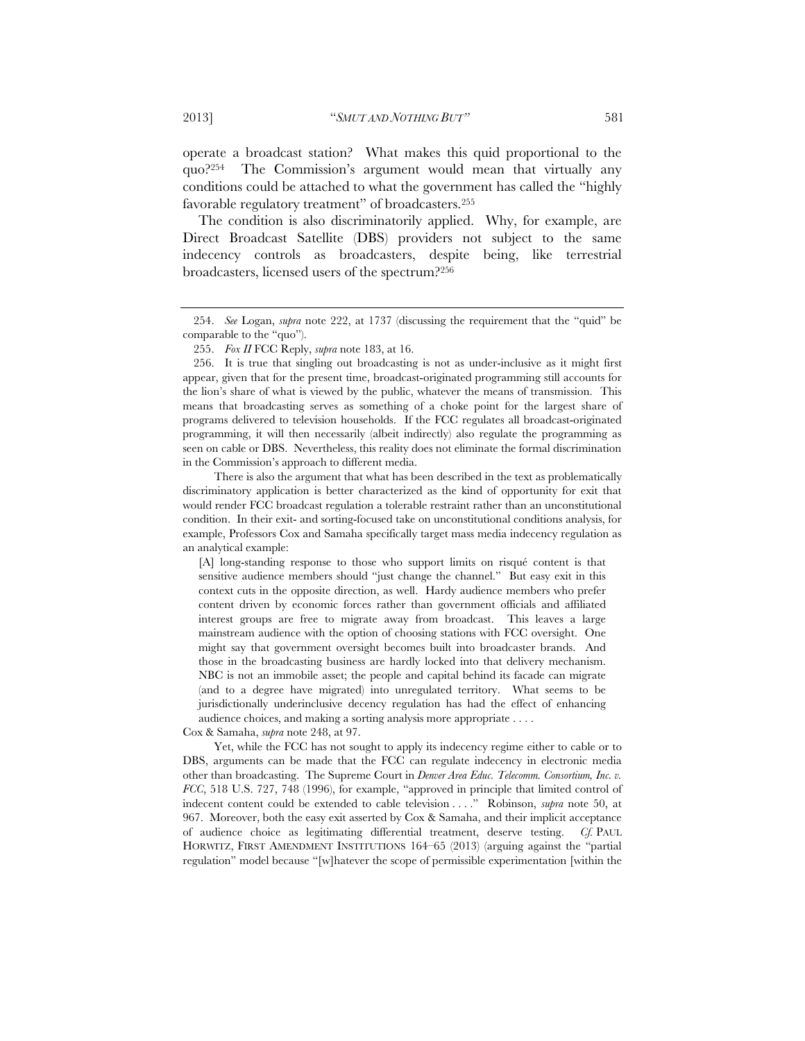operate a broadcast station? What makes this quid proportional to the quo?[254] The Commission's argument would mean that virtually any conditions could be attached to what the government has called the "highly favorable regulatory treatment" of broadcasters.[255]

The condition is also discriminatorily applied. Why, for example, are Direct Broadcast Satellite (DBS) providers not subject to the same indecency controls as broadcasters, despite being, like terrestrial broadcasters, licensed users of the spectrum?[256]

---

254. *See* Logan, *supra* note 222, at 1737 (discussing the requirement that the "quid" be comparable to the "quo").

255. *Fox II* FCC Reply, *supra* note 183, at 16.

256. It is true that singling out broadcasting is not as under-inclusive as it might first appear, given that for the present time, broadcast-originated programming still accounts for the lion's share of what is viewed by the public, whatever the means of transmission. This means that broadcasting serves as something of a choke point for the largest share of programs delivered to television households. If the FCC regulates all broadcast-originated programming, it will then necessarily (albeit indirectly) also regulate the programming as seen on cable or DBS. Nevertheless, this reality does not eliminate the formal discrimination in the Commission's approach to different media.

There is also the argument that what has been described in the text as problematically discriminatory application is better characterized as the kind of opportunity for exit that would render FCC broadcast regulation a tolerable restraint rather than an unconstitutional condition. In their exit- and sorting-focused take on unconstitutional conditions analysis, for example, Professors Cox and Samaha specifically target mass media indecency regulation as an analytical example:

> [A] long-standing response to those who support limits on risqué content is that sensitive audience members should "just change the channel." But easy exit in this context cuts in the opposite direction, as well. Hardy audience members who prefer content driven by economic forces rather than government officials and affiliated interest groups are free to migrate away from broadcast. This leaves a large mainstream audience with the option of choosing stations with FCC oversight. One might say that government oversight becomes built into broadcaster brands. And those in the broadcasting business are hardly locked into that delivery mechanism. NBC is not an immobile asset; the people and capital behind its facade can migrate (and to a degree have migrated) into unregulated territory. What seems to be jurisdictionally underinclusive decency regulation has had the effect of enhancing audience choices, and making a sorting analysis more appropriate . . . .

Cox & Samaha, *supra* note 248, at 97.

Yet, while the FCC has not sought to apply its indecency regime either to cable or to DBS, arguments can be made that the FCC can regulate indecency in electronic media other than broadcasting. The Supreme Court in *Denver Area Educ. Telecomm. Consortium, Inc. v. FCC*, 518 U.S. 727, 748 (1996), for example, "approved in principle that limited control of indecent content could be extended to cable television . . . ." Robinson, *supra* note 50, at 967. Moreover, both the easy exit asserted by Cox & Samaha, and their implicit acceptance of audience choice as legitimating differential treatment, deserve testing. *Cf.* PAUL HORWITZ, FIRST AMENDMENT INSTITUTIONS 164–65 (2013) (arguing against the "partial regulation" model because "[w]hatever the scope of permissible experimentation [within the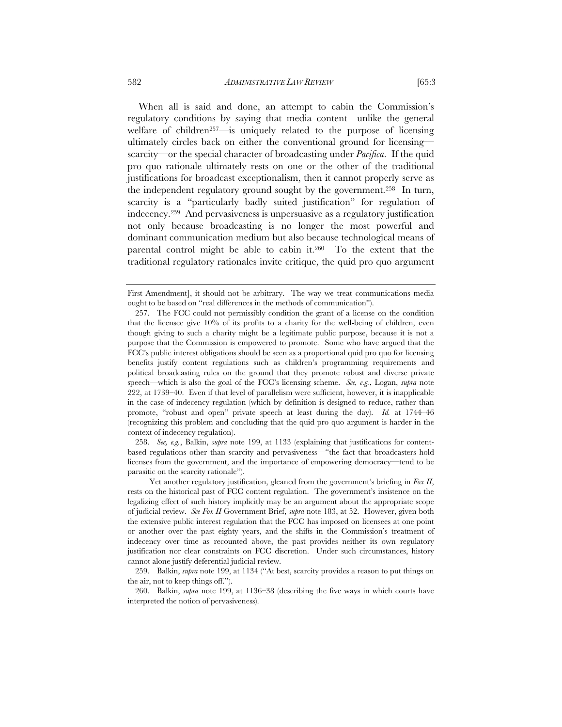When all is said and done, an attempt to cabin the Commission's regulatory conditions by saying that media content—unlike the general welfare of children[257]—is uniquely related to the purpose of licensing ultimately circles back on either the conventional ground for licensing—scarcity—or the special character of broadcasting under *Pacifica*. If the quid pro quo rationale ultimately rests on one or the other of the traditional justifications for broadcast exceptionalism, then it cannot properly serve as the independent regulatory ground sought by the government.[258] In turn, scarcity is a "particularly badly suited justification" for regulation of indecency.[259] And pervasiveness is unpersuasive as a regulatory justification not only because broadcasting is no longer the most powerful and dominant communication medium but also because technological means of parental control might be able to cabin it.[260] To the extent that the traditional regulatory rationales invite critique, the quid pro quo argument

---

First Amendment], it should not be arbitrary. The way we treat communications media ought to be based on "real differences in the methods of communication").

257. The FCC could not permissibly condition the grant of a license on the condition that the licensee give 10% of its profits to a charity for the well-being of children, even though giving to such a charity might be a legitimate public purpose, because it is not a purpose that the Commission is empowered to promote. Some who have argued that the FCC's public interest obligations should be seen as a proportional quid pro quo for licensing benefits justify content regulations such as children's programming requirements and political broadcasting rules on the ground that they promote robust and diverse private speech—which is also the goal of the FCC's licensing scheme. *See, e.g.*, Logan, *supra* note 222, at 1739–40. Even if that level of parallelism were sufficient, however, it is inapplicable in the case of indecency regulation (which by definition is designed to reduce, rather than promote, "robust and open" private speech at least during the day). *Id.* at 1744–46 (recognizing this problem and concluding that the quid pro quo argument is harder in the context of indecency regulation).

258. *See, e.g.*, Balkin, *supra* note 199, at 1133 (explaining that justifications for content-based regulations other than scarcity and pervasiveness—"the fact that broadcasters hold licenses from the government, and the importance of empowering democracy—tend to be parasitic on the scarcity rationale").

Yet another regulatory justification, gleaned from the government's briefing in *Fox II*, rests on the historical past of FCC content regulation. The government's insistence on the legalizing effect of such history implicitly may be an argument about the appropriate scope of judicial review. *See Fox II* Government Brief, *supra* note 183, at 52. However, given both the extensive public interest regulation that the FCC has imposed on licensees at one point or another over the past eighty years, and the shifts in the Commission's treatment of indecency over time as recounted above, the past provides neither its own regulatory justification nor clear constraints on FCC discretion. Under such circumstances, history cannot alone justify deferential judicial review.

259. Balkin, *supra* note 199, at 1134 ("At best, scarcity provides a reason to put things on the air, not to keep things off.").

260. Balkin, *supra* note 199, at 1136–38 (describing the five ways in which courts have interpreted the notion of pervasiveness).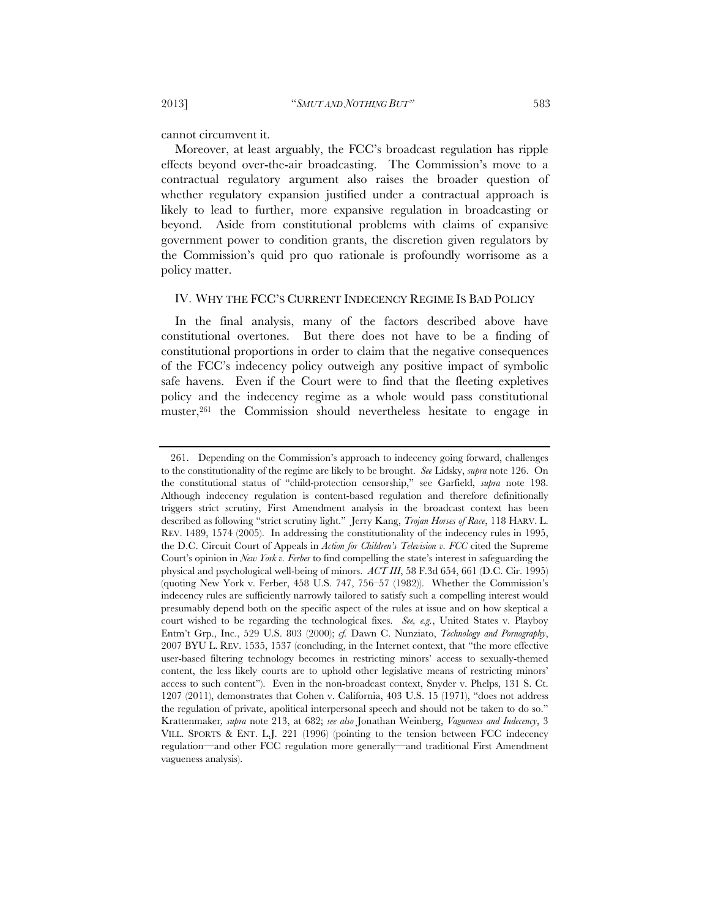cannot circumvent it.

Moreover, at least arguably, the FCC's broadcast regulation has ripple effects beyond over-the-air broadcasting. The Commission's move to a contractual regulatory argument also raises the broader question of whether regulatory expansion justified under a contractual approach is likely to lead to further, more expansive regulation in broadcasting or beyond. Aside from constitutional problems with claims of expansive government power to condition grants, the discretion given regulators by the Commission's quid pro quo rationale is profoundly worrisome as a policy matter.

## IV. WHY THE FCC'S CURRENT INDECENCY REGIME IS BAD POLICY

In the final analysis, many of the factors described above have constitutional overtones. But there does not have to be a finding of constitutional proportions in order to claim that the negative consequences of the FCC's indecency policy outweigh any positive impact of symbolic safe havens. Even if the Court were to find that the fleeting expletives policy and the indecency regime as a whole would pass constitutional muster,[261] the Commission should nevertheless hesitate to engage in

---

261. Depending on the Commission's approach to indecency going forward, challenges to the constitutionality of the regime are likely to be brought. *See* Lidsky, *supra* note 126. On the constitutional status of "child-protection censorship," see Garfield, *supra* note 198. Although indecency regulation is content-based regulation and therefore definitionally triggers strict scrutiny, First Amendment analysis in the broadcast context has been described as following "strict scrutiny light." Jerry Kang, *Trojan Horses of Race*, 118 HARV. L. REV. 1489, 1574 (2005). In addressing the constitutionality of the indecency rules in 1995, the D.C. Circuit Court of Appeals in *Action for Children's Television v. FCC* cited the Supreme Court's opinion in *New York v. Ferber* to find compelling the state's interest in safeguarding the physical and psychological well-being of minors. *ACT III*, 58 F.3d 654, 661 (D.C. Cir. 1995) (quoting New York v. Ferber, 458 U.S. 747, 756–57 (1982)). Whether the Commission's indecency rules are sufficiently narrowly tailored to satisfy such a compelling interest would presumably depend both on the specific aspect of the rules at issue and on how skeptical a court wished to be regarding the technological fixes. *See, e.g.*, United States v. Playboy Entm't Grp., Inc., 529 U.S. 803 (2000); *cf.* Dawn C. Nunziato, *Technology and Pornography*, 2007 BYU L. REV. 1535, 1537 (concluding, in the Internet context, that "the more effective user-based filtering technology becomes in restricting minors' access to sexually-themed content, the less likely courts are to uphold other legislative means of restricting minors' access to such content"). Even in the non-broadcast context, Snyder v. Phelps, 131 S. Ct. 1207 (2011), demonstrates that Cohen v. California, 403 U.S. 15 (1971), "does not address the regulation of private, apolitical interpersonal speech and should not be taken to do so." Krattenmaker, *supra* note 213, at 682; *see also* Jonathan Weinberg, *Vagueness and Indecency*, 3 VILL. SPORTS & ENT. L.J. 221 (1996) (pointing to the tension between FCC indecency regulation—and other FCC regulation more generally—and traditional First Amendment vagueness analysis).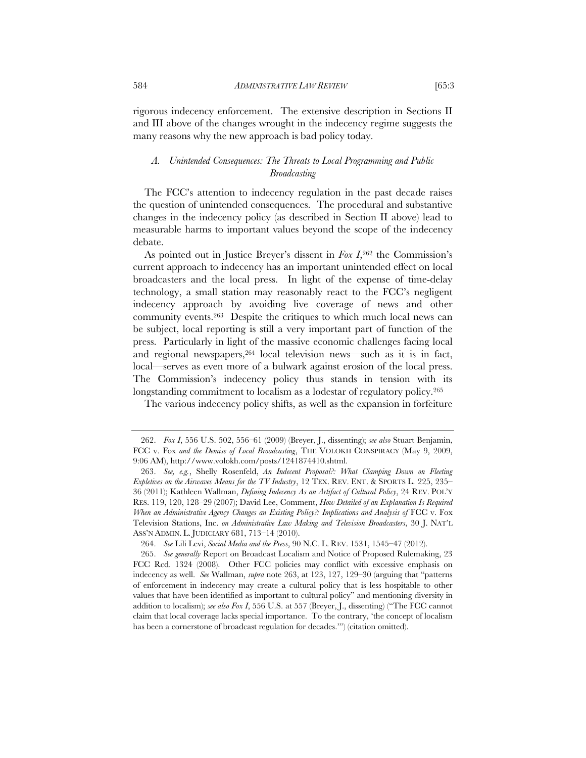rigorous indecency enforcement. The extensive description in Sections II and III above of the changes wrought in the indecency regime suggests the many reasons why the new approach is bad policy today.

### *A. Unintended Consequences: The Threats to Local Programming and Public Broadcasting*

The FCC's attention to indecency regulation in the past decade raises the question of unintended consequences. The procedural and substantive changes in the indecency policy (as described in Section II above) lead to measurable harms to important values beyond the scope of the indecency debate.

As pointed out in Justice Breyer's dissent in *Fox I*,[262] the Commission's current approach to indecency has an important unintended effect on local broadcasters and the local press. In light of the expense of time-delay technology, a small station may reasonably react to the FCC's negligent indecency approach by avoiding live coverage of news and other community events.[263] Despite the critiques to which much local news can be subject, local reporting is still a very important part of function of the press. Particularly in light of the massive economic challenges facing local and regional newspapers,[264] local television news—such as it is in fact, local—serves as even more of a bulwark against erosion of the local press. The Commission's indecency policy thus stands in tension with its longstanding commitment to localism as a lodestar of regulatory policy.[265]

The various indecency policy shifts, as well as the expansion in forfeiture

---

262. *Fox I*, 556 U.S. 502, 556–61 (2009) (Breyer, J., dissenting); *see also* Stuart Benjamin, FCC v. Fox *and the Demise of Local Broadcasting*, THE VOLOKH CONSPIRACY (May 9, 2009, 9:06 AM), http://www.volokh.com/posts/1241874410.shtml.

263. *See, e.g.*, Shelly Rosenfeld, *An Indecent Proposal?: What Clamping Down on Fleeting Expletives on the Airwaves Means for the TV Industry*, 12 TEX. REV. ENT. & SPORTS L. 225, 235–36 (2011); Kathleen Wallman, *Defining Indecency As an Artifact of Cultural Policy*, 24 REV. POL'Y RES. 119, 120, 128–29 (2007); David Lee, Comment, *How Detailed of an Explanation Is Required When an Administrative Agency Changes an Existing Policy?: Implications and Analysis of* FCC v. Fox Television Stations, Inc. *on Administrative Law Making and Television Broadcasters*, 30 J. NAT'L ASS'N ADMIN. L. JUDICIARY 681, 713–14 (2010).

264. *See* Lili Levi, *Social Media and the Press*, 90 N.C. L. REV. 1531, 1545–47 (2012).

265. *See generally* Report on Broadcast Localism and Notice of Proposed Rulemaking, 23 FCC Rcd. 1324 (2008). Other FCC policies may conflict with excessive emphasis on indecency as well. *See* Wallman, *supra* note 263, at 123, 127, 129–30 (arguing that "patterns of enforcement in indecency may create a cultural policy that is less hospitable to other values that have been identified as important to cultural policy" and mentioning diversity in addition to localism); *see also Fox I*, 556 U.S. at 557 (Breyer, J., dissenting) ("The FCC cannot claim that local coverage lacks special importance. To the contrary, 'the concept of localism has been a cornerstone of broadcast regulation for decades.'") (citation omitted).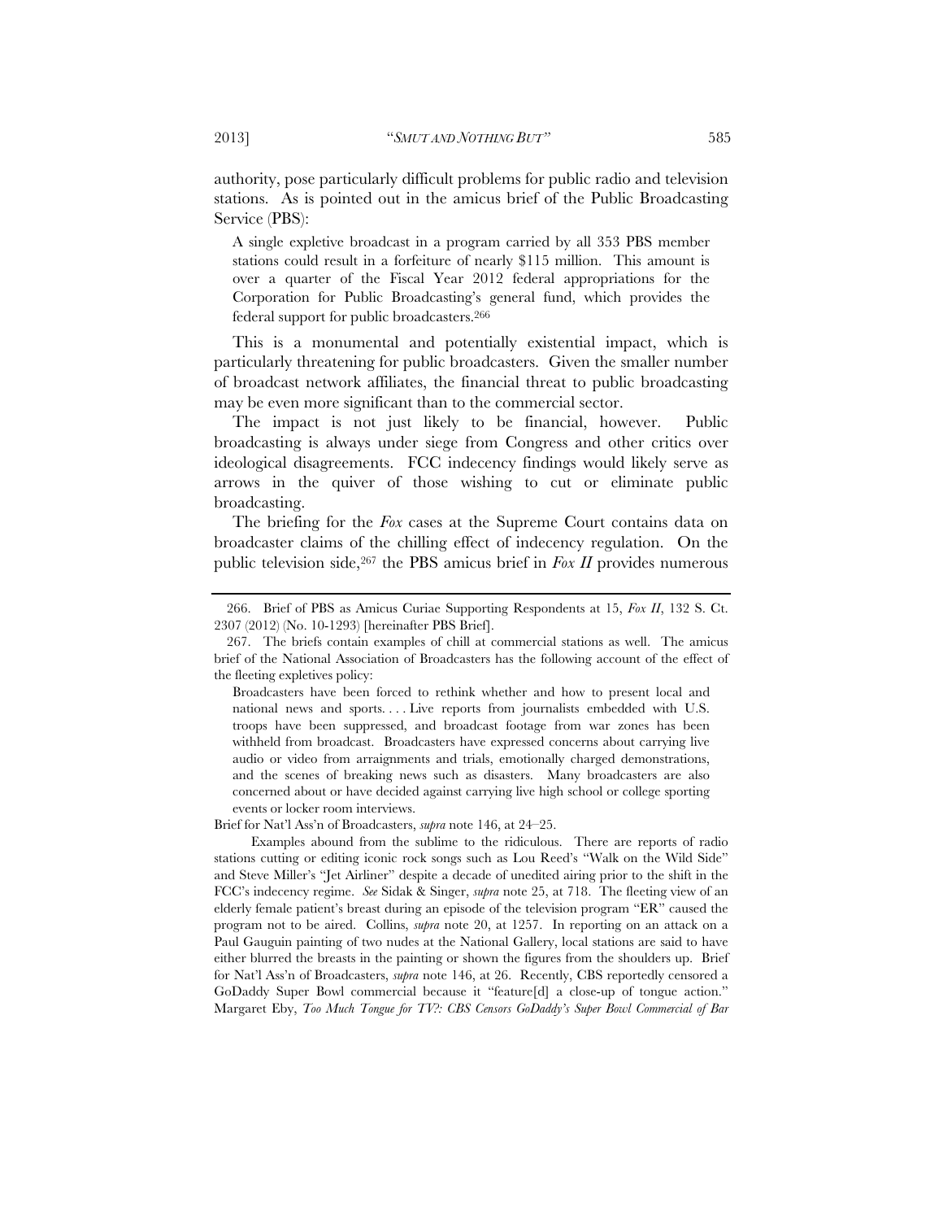authority, pose particularly difficult problems for public radio and television stations. As is pointed out in the amicus brief of the Public Broadcasting Service (PBS):

> A single expletive broadcast in a program carried by all 353 PBS member stations could result in a forfeiture of nearly $115 million. This amount is over a quarter of the Fiscal Year 2012 federal appropriations for the Corporation for Public Broadcasting's general fund, which provides the federal support for public broadcasters.[266]

This is a monumental and potentially existential impact, which is particularly threatening for public broadcasters. Given the smaller number of broadcast network affiliates, the financial threat to public broadcasting may be even more significant than to the commercial sector.

The impact is not just likely to be financial, however. Public broadcasting is always under siege from Congress and other critics over ideological disagreements. FCC indecency findings would likely serve as arrows in the quiver of those wishing to cut or eliminate public broadcasting.

The briefing for the *Fox* cases at the Supreme Court contains data on broadcaster claims of the chilling effect of indecency regulation. On the public television side,[267] the PBS amicus brief in *Fox II* provides numerous

---

266. Brief of PBS as Amicus Curiae Supporting Respondents at 15, *Fox II*, 132 S. Ct. 2307 (2012) (No. 10-1293) [hereinafter PBS Brief].

267. The briefs contain examples of chill at commercial stations as well. The amicus brief of the National Association of Broadcasters has the following account of the effect of the fleeting expletives policy:

> Broadcasters have been forced to rethink whether and how to present local and national news and sports. . . . Live reports from journalists embedded with U.S. troops have been suppressed, and broadcast footage from war zones has been withheld from broadcast. Broadcasters have expressed concerns about carrying live audio or video from arraignments and trials, emotionally charged demonstrations, and the scenes of breaking news such as disasters. Many broadcasters are also concerned about or have decided against carrying live high school or college sporting events or locker room interviews.

Brief for Nat'l Ass'n of Broadcasters, *supra* note 146, at 24–25.

Examples abound from the sublime to the ridiculous. There are reports of radio stations cutting or editing iconic rock songs such as Lou Reed's "Walk on the Wild Side" and Steve Miller's "Jet Airliner" despite a decade of unedited airing prior to the shift in the FCC's indecency regime. *See* Sidak & Singer, *supra* note 25, at 718. The fleeting view of an elderly female patient's breast during an episode of the television program "ER" caused the program not to be aired. Collins, *supra* note 20, at 1257. In reporting on an attack on a Paul Gauguin painting of two nudes at the National Gallery, local stations are said to have either blurred the breasts in the painting or shown the figures from the shoulders up. Brief for Nat'l Ass'n of Broadcasters, *supra* note 146, at 26. Recently, CBS reportedly censored a GoDaddy Super Bowl commercial because it "feature[d] a close-up of tongue action." Margaret Eby, *Too Much Tongue for TV?: CBS Censors GoDaddy's Super Bowl Commercial of Bar*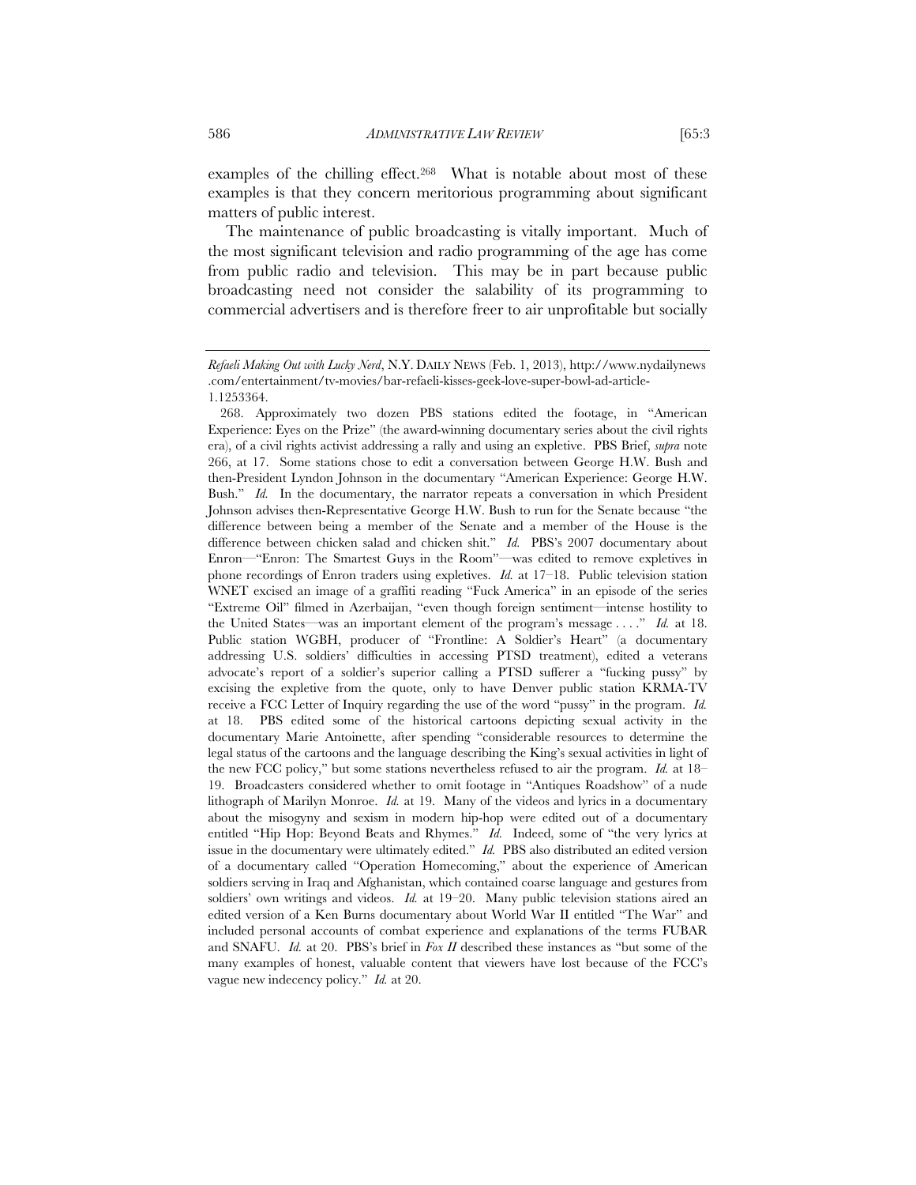examples of the chilling effect.[268] What is notable about most of these examples is that they concern meritorious programming about significant matters of public interest.

The maintenance of public broadcasting is vitally important. Much of the most significant television and radio programming of the age has come from public radio and television. This may be in part because public broadcasting need not consider the salability of its programming to commercial advertisers and is therefore freer to air unprofitable but socially

---

*Refaeli Making Out with Lucky Nerd*, N.Y. DAILY NEWS (Feb. 1, 2013), http://www.nydailynews.com/entertainment/tv-movies/bar-refaeli-kisses-geek-love-super-bowl-ad-article-1.1253364.

268. Approximately two dozen PBS stations edited the footage, in "American Experience: Eyes on the Prize" (the award-winning documentary series about the civil rights era), of a civil rights activist addressing a rally and using an expletive. PBS Brief, *supra* note 266, at 17. Some stations chose to edit a conversation between George H.W. Bush and then-President Lyndon Johnson in the documentary "American Experience: George H.W. Bush." *Id.* In the documentary, the narrator repeats a conversation in which President Johnson advises then-Representative George H.W. Bush to run for the Senate because "the difference between being a member of the Senate and a member of the House is the difference between chicken salad and chicken shit." *Id.* PBS's 2007 documentary about Enron—"Enron: The Smartest Guys in the Room"—was edited to remove expletives in phone recordings of Enron traders using expletives. *Id.* at 17–18. Public television station WNET excised an image of a graffiti reading "Fuck America" in an episode of the series "Extreme Oil" filmed in Azerbaijan, "even though foreign sentiment—intense hostility to the United States—was an important element of the program's message . . . ." *Id.* at 18. Public station WGBH, producer of "Frontline: A Soldier's Heart" (a documentary addressing U.S. soldiers' difficulties in accessing PTSD treatment), edited a veterans advocate's report of a soldier's superior calling a PTSD sufferer a "fucking pussy" by excising the expletive from the quote, only to have Denver public station KRMA-TV receive a FCC Letter of Inquiry regarding the use of the word "pussy" in the program. *Id.* at 18. PBS edited some of the historical cartoons depicting sexual activity in the documentary Marie Antoinette, after spending "considerable resources to determine the legal status of the cartoons and the language describing the King's sexual activities in light of the new FCC policy," but some stations nevertheless refused to air the program. *Id.* at 18–19. Broadcasters considered whether to omit footage in "Antiques Roadshow" of a nude lithograph of Marilyn Monroe. *Id.* at 19. Many of the videos and lyrics in a documentary about the misogyny and sexism in modern hip-hop were edited out of a documentary entitled "Hip Hop: Beyond Beats and Rhymes." *Id.* Indeed, some of "the very lyrics at issue in the documentary were ultimately edited." *Id.* PBS also distributed an edited version of a documentary called "Operation Homecoming," about the experience of American soldiers serving in Iraq and Afghanistan, which contained coarse language and gestures from soldiers' own writings and videos. *Id.* at 19–20. Many public television stations aired an edited version of a Ken Burns documentary about World War II entitled "The War" and included personal accounts of combat experience and explanations of the terms FUBAR and SNAFU. *Id.* at 20. PBS's brief in *Fox II* described these instances as "but some of the many examples of honest, valuable content that viewers have lost because of the FCC's vague new indecency policy." *Id.* at 20.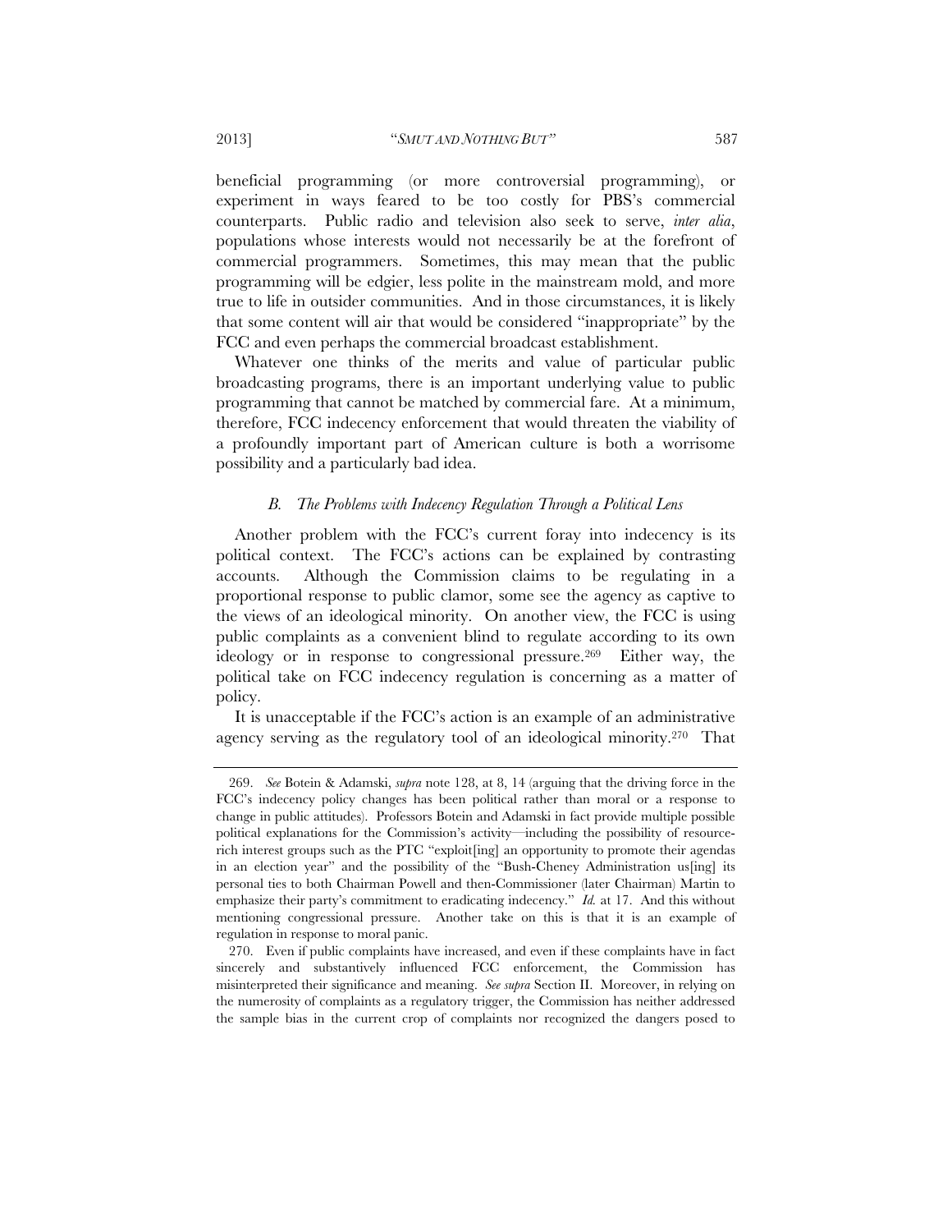beneficial programming (or more controversial programming), or experiment in ways feared to be too costly for PBS's commercial counterparts. Public radio and television also seek to serve, *inter alia*, populations whose interests would not necessarily be at the forefront of commercial programmers. Sometimes, this may mean that the public programming will be edgier, less polite in the mainstream mold, and more true to life in outsider communities. And in those circumstances, it is likely that some content will air that would be considered "inappropriate" by the FCC and even perhaps the commercial broadcast establishment.

Whatever one thinks of the merits and value of particular public broadcasting programs, there is an important underlying value to public programming that cannot be matched by commercial fare. At a minimum, therefore, FCC indecency enforcement that would threaten the viability of a profoundly important part of American culture is both a worrisome possibility and a particularly bad idea.

### *B. The Problems with Indecency Regulation Through a Political Lens*

Another problem with the FCC's current foray into indecency is its political context. The FCC's actions can be explained by contrasting accounts. Although the Commission claims to be regulating in a proportional response to public clamor, some see the agency as captive to the views of an ideological minority. On another view, the FCC is using public complaints as a convenient blind to regulate according to its own ideology or in response to congressional pressure.[269] Either way, the political take on FCC indecency regulation is concerning as a matter of policy.

It is unacceptable if the FCC's action is an example of an administrative agency serving as the regulatory tool of an ideological minority.[270] That

---

269. *See* Botein & Adamski, *supra* note 128, at 8, 14 (arguing that the driving force in the FCC's indecency policy changes has been political rather than moral or a response to change in public attitudes). Professors Botein and Adamski in fact provide multiple possible political explanations for the Commission's activity—including the possibility of resource-rich interest groups such as the PTC "exploit[ing] an opportunity to promote their agendas in an election year" and the possibility of the "Bush-Cheney Administration us[ing] its personal ties to both Chairman Powell and then-Commissioner (later Chairman) Martin to emphasize their party's commitment to eradicating indecency." *Id.* at 17. And this without mentioning congressional pressure. Another take on this is that it is an example of regulation in response to moral panic.

270. Even if public complaints have increased, and even if these complaints have in fact sincerely and substantively influenced FCC enforcement, the Commission has misinterpreted their significance and meaning. *See supra* Section II. Moreover, in relying on the numerosity of complaints as a regulatory trigger, the Commission has neither addressed the sample bias in the current crop of complaints nor recognized the dangers posed to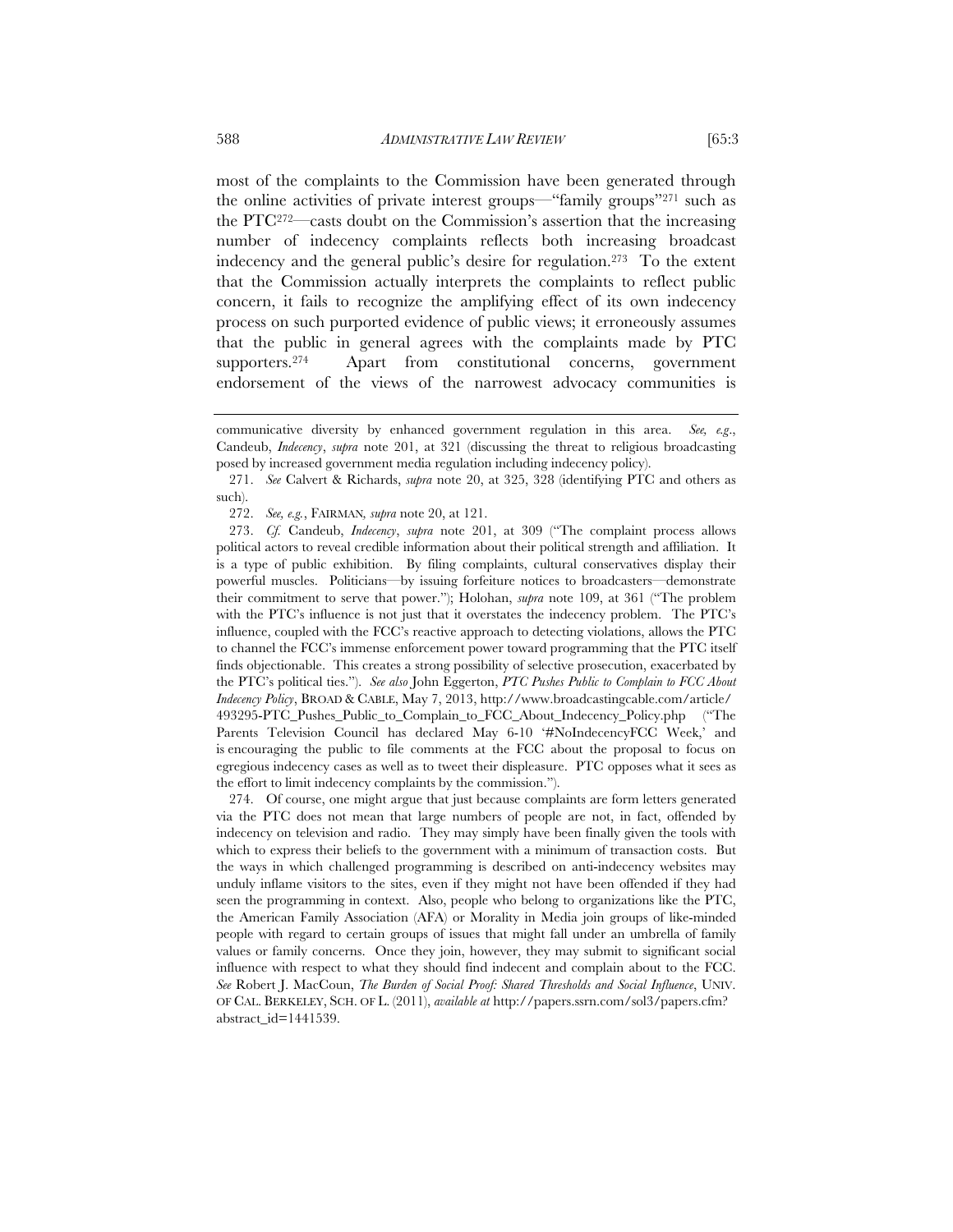most of the complaints to the Commission have been generated through the online activities of private interest groups—"family groups"[271] such as the PTC[272]—casts doubt on the Commission's assertion that the increasing number of indecency complaints reflects both increasing broadcast indecency and the general public's desire for regulation.[273] To the extent that the Commission actually interprets the complaints to reflect public concern, it fails to recognize the amplifying effect of its own indecency process on such purported evidence of public views; it erroneously assumes that the public in general agrees with the complaints made by PTC supporters.[274] Apart from constitutional concerns, government endorsement of the views of the narrowest advocacy communities is

---

communicative diversity by enhanced government regulation in this area. *See, e.g.*, Candeub, *Indecency*, *supra* note 201, at 321 (discussing the threat to religious broadcasting posed by increased government media regulation including indecency policy).

271. *See* Calvert & Richards, *supra* note 20, at 325, 328 (identifying PTC and others as such).

272. *See, e.g.*, FAIRMAN, *supra* note 20, at 121.

273. *Cf.* Candeub, *Indecency*, *supra* note 201, at 309 ("The complaint process allows political actors to reveal credible information about their political strength and affiliation. It is a type of public exhibition. By filing complaints, cultural conservatives display their powerful muscles. Politicians—by issuing forfeiture notices to broadcasters—demonstrate their commitment to serve that power."); Holohan, *supra* note 109, at 361 ("The problem with the PTC's influence is not just that it overstates the indecency problem. The PTC's influence, coupled with the FCC's reactive approach to detecting violations, allows the PTC to channel the FCC's immense enforcement power toward programming that the PTC itself finds objectionable. This creates a strong possibility of selective prosecution, exacerbated by the PTC's political ties."). *See also* John Eggerton, *PTC Pushes Public to Complain to FCC About Indecency Policy*, BROAD & CABLE, May 7, 2013, http://www.broadcastingcable.com/article/493295-PTC_Pushes_Public_to_Complain_to_FCC_About_Indecency_Policy.php ("The Parents Television Council has declared May 6-10 '#NoIndecencyFCC Week,' and is encouraging the public to file comments at the FCC about the proposal to focus on egregious indecency cases as well as to tweet their displeasure. PTC opposes what it sees as the effort to limit indecency complaints by the commission.").

274. Of course, one might argue that just because complaints are form letters generated via the PTC does not mean that large numbers of people are not, in fact, offended by indecency on television and radio. They may simply have been finally given the tools with which to express their beliefs to the government with a minimum of transaction costs. But the ways in which challenged programming is described on anti-indecency websites may unduly inflame visitors to the sites, even if they might not have been offended if they had seen the programming in context. Also, people who belong to organizations like the PTC, the American Family Association (AFA) or Morality in Media join groups of like-minded people with regard to certain groups of issues that might fall under an umbrella of family values or family concerns. Once they join, however, they may submit to significant social influence with respect to what they should find indecent and complain about to the FCC. *See* Robert J. MacCoun, *The Burden of Social Proof: Shared Thresholds and Social Influence*, UNIV. OF CAL. BERKELEY, SCH. OF L. (2011), *available at* http://papers.ssrn.com/sol3/papers.cfm?abstract_id=1441539.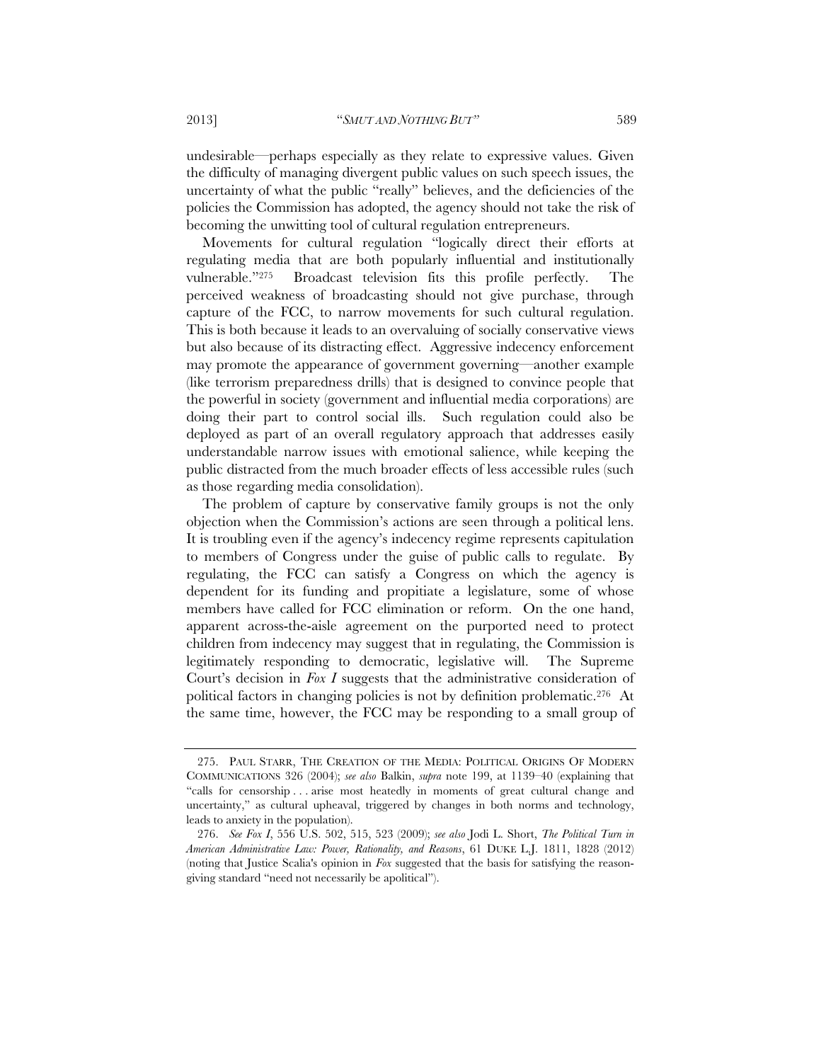undesirable—perhaps especially as they relate to expressive values. Given the difficulty of managing divergent public values on such speech issues, the uncertainty of what the public "really" believes, and the deficiencies of the policies the Commission has adopted, the agency should not take the risk of becoming the unwitting tool of cultural regulation entrepreneurs.

Movements for cultural regulation "logically direct their efforts at regulating media that are both popularly influential and institutionally vulnerable."[275] Broadcast television fits this profile perfectly. The perceived weakness of broadcasting should not give purchase, through capture of the FCC, to narrow movements for such cultural regulation. This is both because it leads to an overvaluing of socially conservative views but also because of its distracting effect. Aggressive indecency enforcement may promote the appearance of government governing—another example (like terrorism preparedness drills) that is designed to convince people that the powerful in society (government and influential media corporations) are doing their part to control social ills. Such regulation could also be deployed as part of an overall regulatory approach that addresses easily understandable narrow issues with emotional salience, while keeping the public distracted from the much broader effects of less accessible rules (such as those regarding media consolidation).

The problem of capture by conservative family groups is not the only objection when the Commission's actions are seen through a political lens. It is troubling even if the agency's indecency regime represents capitulation to members of Congress under the guise of public calls to regulate. By regulating, the FCC can satisfy a Congress on which the agency is dependent for its funding and propitiate a legislature, some of whose members have called for FCC elimination or reform. On the one hand, apparent across-the-aisle agreement on the purported need to protect children from indecency may suggest that in regulating, the Commission is legitimately responding to democratic, legislative will. The Supreme Court's decision in *Fox I* suggests that the administrative consideration of political factors in changing policies is not by definition problematic.[276] At the same time, however, the FCC may be responding to a small group of

---

275. PAUL STARR, THE CREATION OF THE MEDIA: POLITICAL ORIGINS OF MODERN COMMUNICATIONS 326 (2004); *see also* Balkin, *supra* note 199, at 1139–40 (explaining that "calls for censorship . . . arise most heatedly in moments of great cultural change and uncertainty," as cultural upheaval, triggered by changes in both norms and technology, leads to anxiety in the population).

276. *See Fox I*, 556 U.S. 502, 515, 523 (2009); *see also* Jodi L. Short, *The Political Turn in American Administrative Law: Power, Rationality, and Reasons*, 61 DUKE L.J. 1811, 1828 (2012) (noting that Justice Scalia's opinion in *Fox* suggested that the basis for satisfying the reason-giving standard "need not necessarily be apolitical").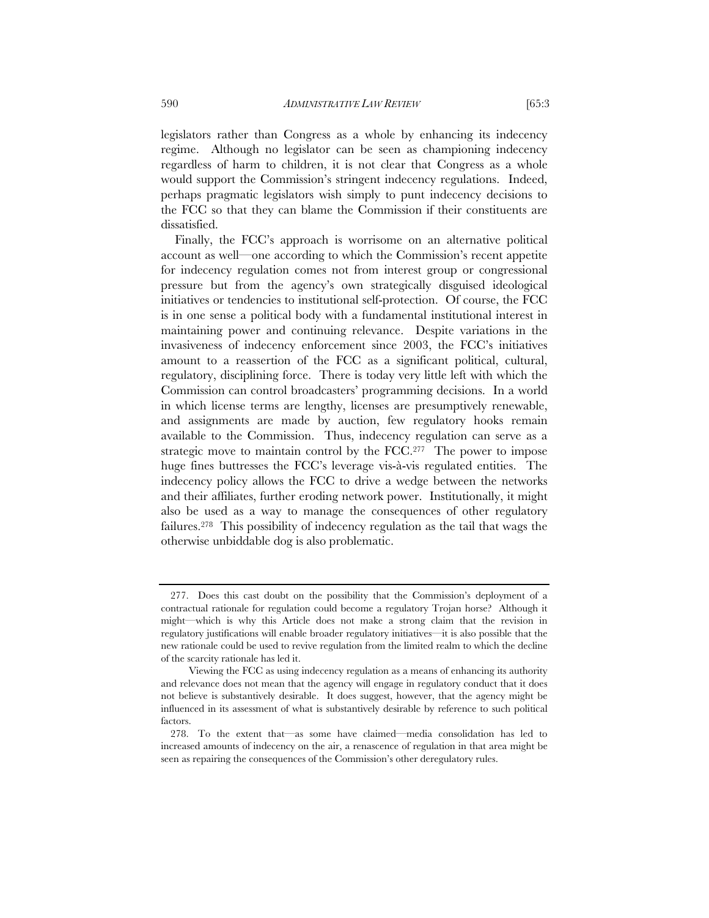legislators rather than Congress as a whole by enhancing its indecency regime. Although no legislator can be seen as championing indecency regardless of harm to children, it is not clear that Congress as a whole would support the Commission's stringent indecency regulations. Indeed, perhaps pragmatic legislators wish simply to punt indecency decisions to the FCC so that they can blame the Commission if their constituents are dissatisfied.

Finally, the FCC's approach is worrisome on an alternative political account as well—one according to which the Commission's recent appetite for indecency regulation comes not from interest group or congressional pressure but from the agency's own strategically disguised ideological initiatives or tendencies to institutional self-protection. Of course, the FCC is in one sense a political body with a fundamental institutional interest in maintaining power and continuing relevance. Despite variations in the invasiveness of indecency enforcement since 2003, the FCC's initiatives amount to a reassertion of the FCC as a significant political, cultural, regulatory, disciplining force. There is today very little left with which the Commission can control broadcasters' programming decisions. In a world in which license terms are lengthy, licenses are presumptively renewable, and assignments are made by auction, few regulatory hooks remain available to the Commission. Thus, indecency regulation can serve as a strategic move to maintain control by the FCC.[277] The power to impose huge fines buttresses the FCC's leverage vis-à-vis regulated entities. The indecency policy allows the FCC to drive a wedge between the networks and their affiliates, further eroding network power. Institutionally, it might also be used as a way to manage the consequences of other regulatory failures.[278] This possibility of indecency regulation as the tail that wags the otherwise unbiddable dog is also problematic.

---

277. Does this cast doubt on the possibility that the Commission's deployment of a contractual rationale for regulation could become a regulatory Trojan horse? Although it might—which is why this Article does not make a strong claim that the revision in regulatory justifications will enable broader regulatory initiatives—it is also possible that the new rationale could be used to revive regulation from the limited realm to which the decline of the scarcity rationale has led it.

Viewing the FCC as using indecency regulation as a means of enhancing its authority and relevance does not mean that the agency will engage in regulatory conduct that it does not believe is substantively desirable. It does suggest, however, that the agency might be influenced in its assessment of what is substantively desirable by reference to such political factors.

278. To the extent that—as some have claimed—media consolidation has led to increased amounts of indecency on the air, a renascence of regulation in that area might be seen as repairing the consequences of the Commission's other deregulatory rules.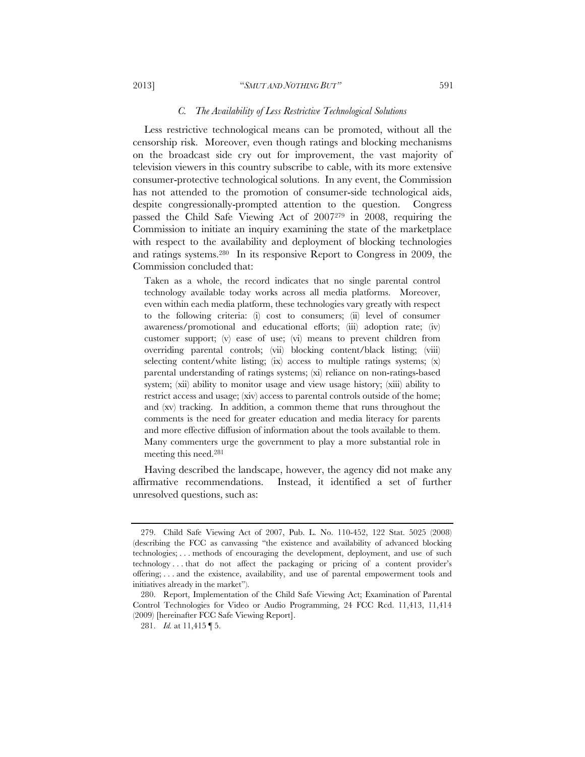### *C. The Availability of Less Restrictive Technological Solutions*

Less restrictive technological means can be promoted, without all the censorship risk. Moreover, even though ratings and blocking mechanisms on the broadcast side cry out for improvement, the vast majority of television viewers in this country subscribe to cable, with its more extensive consumer-protective technological solutions. In any event, the Commission has not attended to the promotion of consumer-side technological aids, despite congressionally-prompted attention to the question. Congress passed the Child Safe Viewing Act of 2007[279] in 2008, requiring the Commission to initiate an inquiry examining the state of the marketplace with respect to the availability and deployment of blocking technologies and ratings systems.[280] In its responsive Report to Congress in 2009, the Commission concluded that:

> Taken as a whole, the record indicates that no single parental control technology available today works across all media platforms. Moreover, even within each media platform, these technologies vary greatly with respect to the following criteria: (i) cost to consumers; (ii) level of consumer awareness/promotional and educational efforts; (iii) adoption rate; (iv) customer support; (v) ease of use; (vi) means to prevent children from overriding parental controls; (vii) blocking content/black listing; (viii) selecting content/white listing; (ix) access to multiple ratings systems; (x) parental understanding of ratings systems; (xi) reliance on non-ratings-based system; (xii) ability to monitor usage and view usage history; (xiii) ability to restrict access and usage; (xiv) access to parental controls outside of the home; and (xv) tracking. In addition, a common theme that runs throughout the comments is the need for greater education and media literacy for parents and more effective diffusion of information about the tools available to them. Many commenters urge the government to play a more substantial role in meeting this need.[281]

Having described the landscape, however, the agency did not make any affirmative recommendations. Instead, it identified a set of further unresolved questions, such as:

---

279. Child Safe Viewing Act of 2007, Pub. L. No. 110-452, 122 Stat. 5025 (2008) (describing the FCC as canvassing "the existence and availability of advanced blocking technologies; . . . methods of encouraging the development, deployment, and use of such technology . . . that do not affect the packaging or pricing of a content provider's offering; . . . and the existence, availability, and use of parental empowerment tools and initiatives already in the market").

280. Report, Implementation of the Child Safe Viewing Act; Examination of Parental Control Technologies for Video or Audio Programming, 24 FCC Rcd. 11,413, 11,414 (2009) [hereinafter FCC Safe Viewing Report].

281. *Id.* at 11,415 ¶ 5.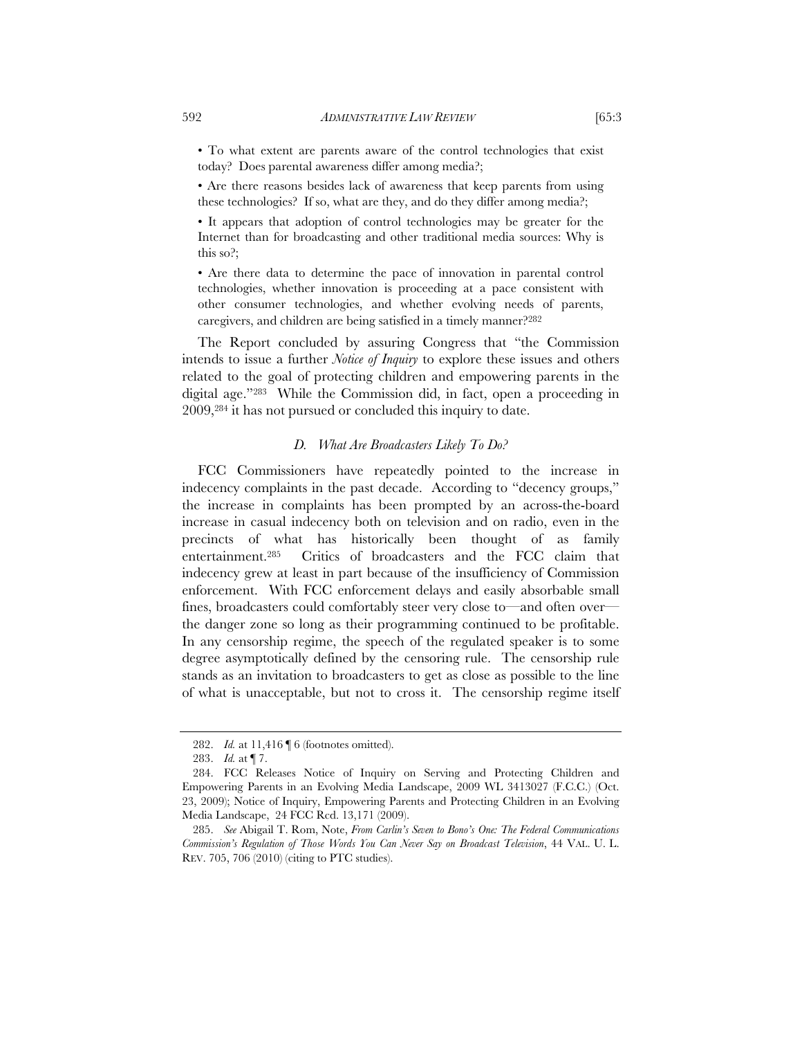- To what extent are parents aware of the control technologies that exist today? Does parental awareness differ among media?;
- Are there reasons besides lack of awareness that keep parents from using these technologies? If so, what are they, and do they differ among media?;
- It appears that adoption of control technologies may be greater for the Internet than for broadcasting and other traditional media sources: Why is this so?;
- Are there data to determine the pace of innovation in parental control technologies, whether innovation is proceeding at a pace consistent with other consumer technologies, and whether evolving needs of parents, caregivers, and children are being satisfied in a timely manner?[282]

The Report concluded by assuring Congress that "the Commission intends to issue a further *Notice of Inquiry* to explore these issues and others related to the goal of protecting children and empowering parents in the digital age."[283] While the Commission did, in fact, open a proceeding in 2009,[284] it has not pursued or concluded this inquiry to date.

### *D. What Are Broadcasters Likely To Do?*

FCC Commissioners have repeatedly pointed to the increase in indecency complaints in the past decade. According to "decency groups," the increase in complaints has been prompted by an across-the-board increase in casual indecency both on television and on radio, even in the precincts of what has historically been thought of as family entertainment.[285] Critics of broadcasters and the FCC claim that indecency grew at least in part because of the insufficiency of Commission enforcement. With FCC enforcement delays and easily absorbable small fines, broadcasters could comfortably steer very close to—and often over—the danger zone so long as their programming continued to be profitable. In any censorship regime, the speech of the regulated speaker is to some degree asymptotically defined by the censoring rule. The censorship rule stands as an invitation to broadcasters to get as close as possible to the line of what is unacceptable, but not to cross it. The censorship regime itself

---

282. *Id.* at 11,416 ¶ 6 (footnotes omitted).

283. *Id.* at ¶ 7.

284. FCC Releases Notice of Inquiry on Serving and Protecting Children and Empowering Parents in an Evolving Media Landscape, 2009 WL 3413027 (F.C.C.) (Oct. 23, 2009); Notice of Inquiry, Empowering Parents and Protecting Children in an Evolving Media Landscape, 24 FCC Rcd. 13,171 (2009).

285. *See* Abigail T. Rom, Note, *From Carlin's Seven to Bono's One: The Federal Communications Commission's Regulation of Those Words You Can Never Say on Broadcast Television*, 44 VAL. U. L. REV. 705, 706 (2010) (citing to PTC studies).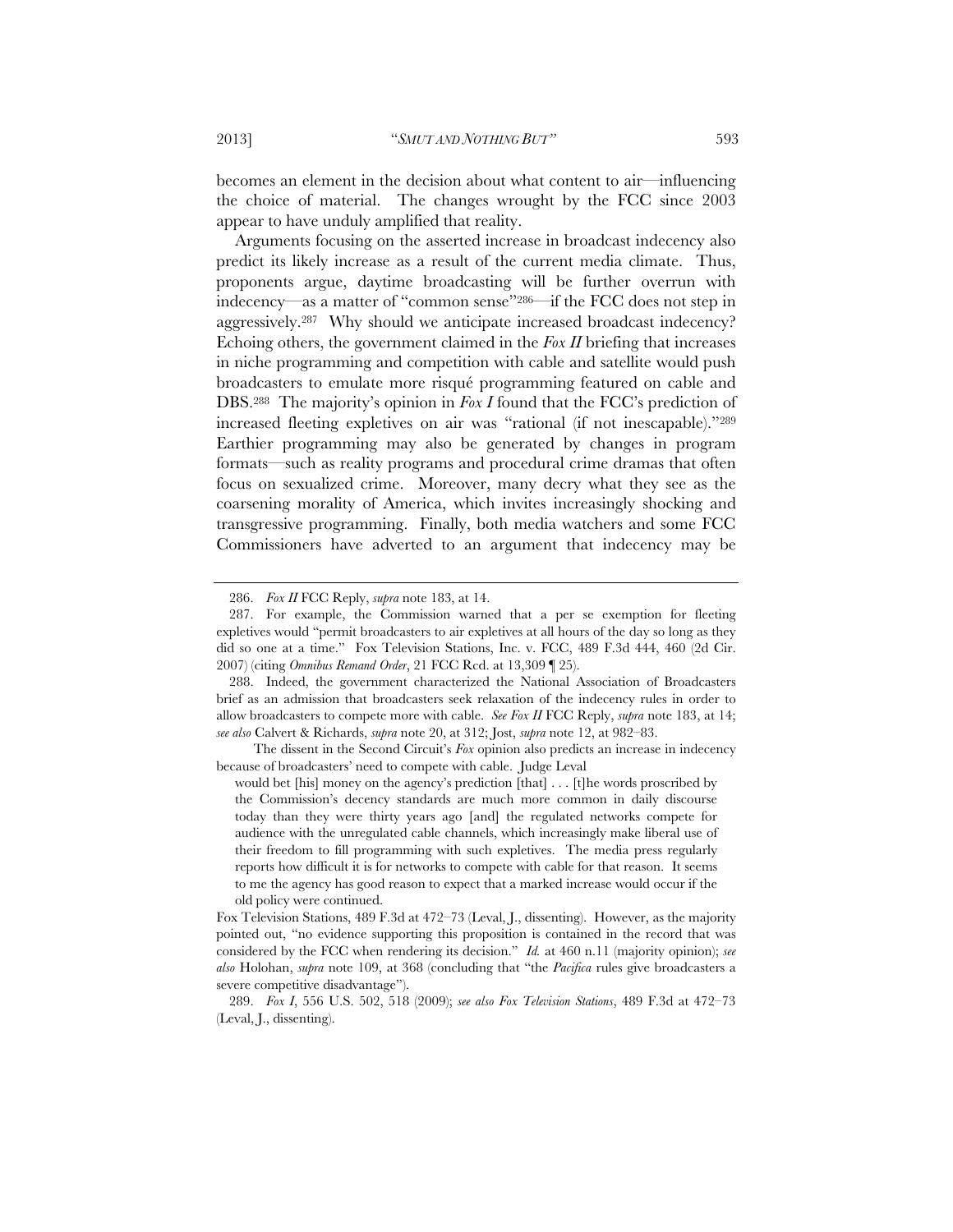becomes an element in the decision about what content to air—influencing the choice of material. The changes wrought by the FCC since 2003 appear to have unduly amplified that reality.

Arguments focusing on the asserted increase in broadcast indecency also predict its likely increase as a result of the current media climate. Thus, proponents argue, daytime broadcasting will be further overrun with indecency—as a matter of "common sense"[286]—if the FCC does not step in aggressively.[287] Why should we anticipate increased broadcast indecency? Echoing others, the government claimed in the *Fox II* briefing that increases in niche programming and competition with cable and satellite would push broadcasters to emulate more risqué programming featured on cable and DBS.[288] The majority's opinion in *Fox I* found that the FCC's prediction of increased fleeting expletives on air was "rational (if not inescapable)."[289] Earthier programming may also be generated by changes in program formats—such as reality programs and procedural crime dramas that often focus on sexualized crime. Moreover, many decry what they see as the coarsening morality of America, which invites increasingly shocking and transgressive programming. Finally, both media watchers and some FCC Commissioners have adverted to an argument that indecency may be

---

286. *Fox II* FCC Reply, *supra* note 183, at 14.

287. For example, the Commission warned that a per se exemption for fleeting expletives would "permit broadcasters to air expletives at all hours of the day so long as they did so one at a time." Fox Television Stations, Inc. v. FCC, 489 F.3d 444, 460 (2d Cir. 2007) (citing *Omnibus Remand Order*, 21 FCC Rcd. at 13,309 ¶ 25).

288. Indeed, the government characterized the National Association of Broadcasters brief as an admission that broadcasters seek relaxation of the indecency rules in order to allow broadcasters to compete more with cable. *See Fox II* FCC Reply, *supra* note 183, at 14; *see also* Calvert & Richards, *supra* note 20, at 312; Jost, *supra* note 12, at 982–83.

The dissent in the Second Circuit's *Fox* opinion also predicts an increase in indecency because of broadcasters' need to compete with cable. Judge Leval

> would bet [his] money on the agency's prediction [that] . . . [t]he words proscribed by the Commission's decency standards are much more common in daily discourse today than they were thirty years ago [and] the regulated networks compete for audience with the unregulated cable channels, which increasingly make liberal use of their freedom to fill programming with such expletives. The media press regularly reports how difficult it is for networks to compete with cable for that reason. It seems to me the agency has good reason to expect that a marked increase would occur if the old policy were continued.

Fox Television Stations, 489 F.3d at 472–73 (Leval, J., dissenting). However, as the majority pointed out, "no evidence supporting this proposition is contained in the record that was considered by the FCC when rendering its decision." *Id.* at 460 n.11 (majority opinion); *see also* Holohan, *supra* note 109, at 368 (concluding that "the *Pacifica* rules give broadcasters a severe competitive disadvantage").

289. *Fox I*, 556 U.S. 502, 518 (2009); *see also Fox Television Stations*, 489 F.3d at 472–73 (Leval, J., dissenting).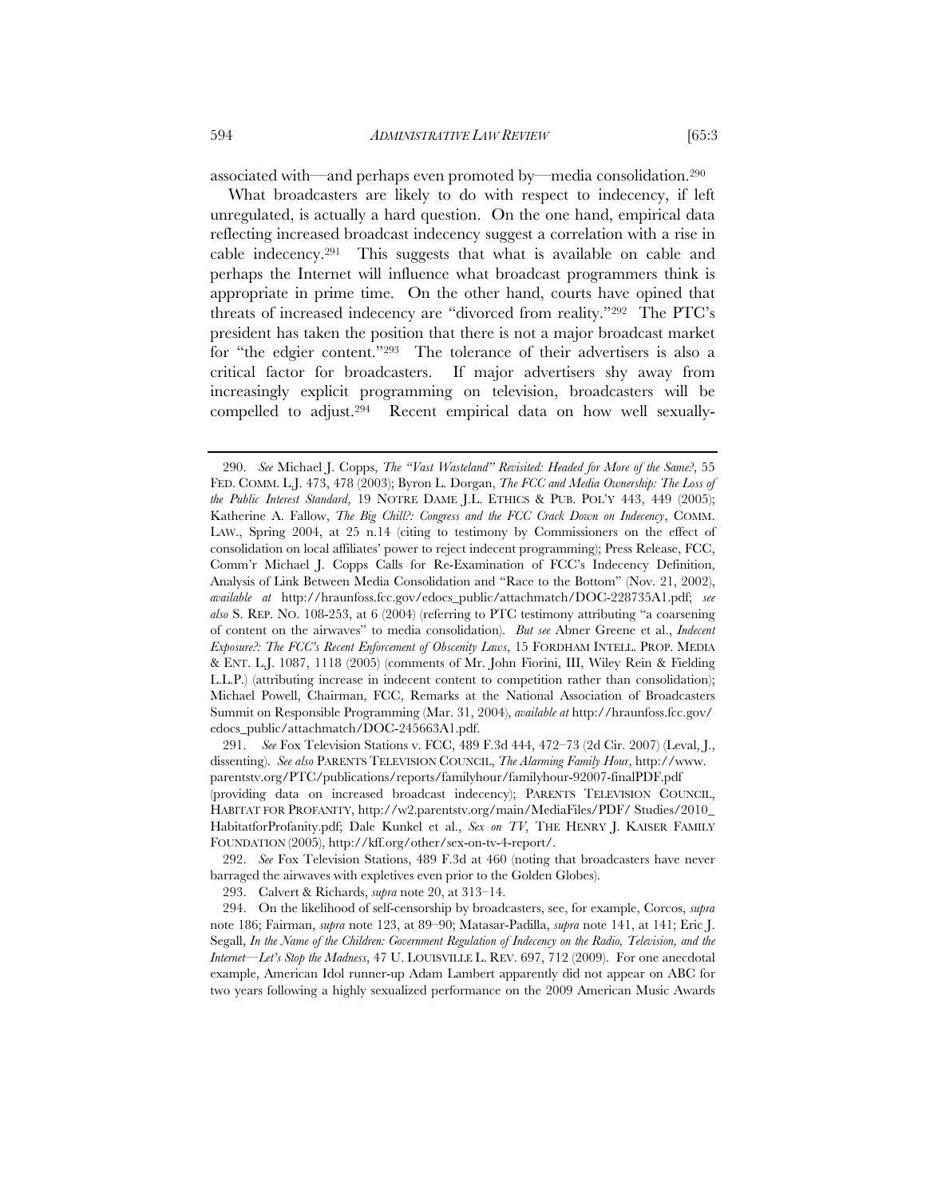associated with—and perhaps even promoted by—media consolidation.[290]

What broadcasters are likely to do with respect to indecency, if left unregulated, is actually a hard question. On the one hand, empirical data reflecting increased broadcast indecency suggest a correlation with a rise in cable indecency.[291] This suggests that what is available on cable and perhaps the Internet will influence what broadcast programmers think is appropriate in prime time. On the other hand, courts have opined that threats of increased indecency are "divorced from reality."[292] The PTC's president has taken the position that there is not a major broadcast market for "the edgier content."[293] The tolerance of their advertisers is also a critical factor for broadcasters. If major advertisers shy away from increasingly explicit programming on television, broadcasters will be compelled to adjust.[294] Recent empirical data on how well sexually-

---

290. *See* Michael J. Copps, *The "Vast Wasteland" Revisited: Headed for More of the Same?*, 55 FED. COMM. L.J. 473, 478 (2003); Byron L. Dorgan, *The FCC and Media Ownership: The Loss of the Public Interest Standard*, 19 NOTRE DAME J.L. ETHICS & PUB. POL'Y 443, 449 (2005); Katherine A. Fallow, *The Big Chill?: Congress and the FCC Crack Down on Indecency*, COMM. LAW., Spring 2004, at 25 n.14 (citing to testimony by Commissioners on the effect of consolidation on local affiliates' power to reject indecent programming); Press Release, FCC, Comm'r Michael J. Copps Calls for Re-Examination of FCC's Indecency Definition, Analysis of Link Between Media Consolidation and "Race to the Bottom" (Nov. 21, 2002), *available at* http://hraunfoss.fcc.gov/edocs_public/attachmatch/DOC-228735A1.pdf; *see also* S. REP. NO. 108-253, at 6 (2004) (referring to PTC testimony attributing "a coarsening of content on the airwaves" to media consolidation). *But see* Abner Greene et al., *Indecent Exposure?: The FCC's Recent Enforcement of Obscenity Laws*, 15 FORDHAM INTELL. PROP. MEDIA & ENT. L.J. 1087, 1118 (2005) (comments of Mr. John Fiorini, III, Wiley Rein & Fielding L.L.P.) (attributing increase in indecent content to competition rather than consolidation); Michael Powell, Chairman, FCC, Remarks at the National Association of Broadcasters Summit on Responsible Programming (Mar. 31, 2004), *available at* http://hraunfoss.fcc.gov/edocs_public/attachmatch/DOC-245663A1.pdf.

291. *See* Fox Television Stations v. FCC, 489 F.3d 444, 472–73 (2d Cir. 2007) (Leval, J., dissenting). *See also* PARENTS TELEVISION COUNCIL, *The Alarming Family Hour*, http://www.parentstv.org/PTC/publications/reports/familyhour/familyhour-92007-finalPDF.pdf (providing data on increased broadcast indecency); PARENTS TELEVISION COUNCIL, HABITAT FOR PROFANITY, http://w2.parentstv.org/main/MediaFiles/PDF/ Studies/2010_HabitatforProfanity.pdf; Dale Kunkel et al., *Sex on TV*, THE HENRY J. KAISER FAMILY FOUNDATION (2005), http://kff.org/other/sex-on-tv-4-report/.

292. *See* Fox Television Stations, 489 F.3d at 460 (noting that broadcasters have never barraged the airwaves with expletives even prior to the Golden Globes).

293. Calvert & Richards, *supra* note 20, at 313–14.

294. On the likelihood of self-censorship by broadcasters, see, for example, Corcos, *supra* note 186; Fairman, *supra* note 123, at 89–90; Matasar-Padilla, *supra* note 141, at 141; Eric J. Segall, *In the Name of the Children: Government Regulation of Indecency on the Radio, Television, and the Internet—Let's Stop the Madness*, 47 U. LOUISVILLE L. REV. 697, 712 (2009). For one anecdotal example, American Idol runner-up Adam Lambert apparently did not appear on ABC for two years following a highly sexualized performance on the 2009 American Music Awards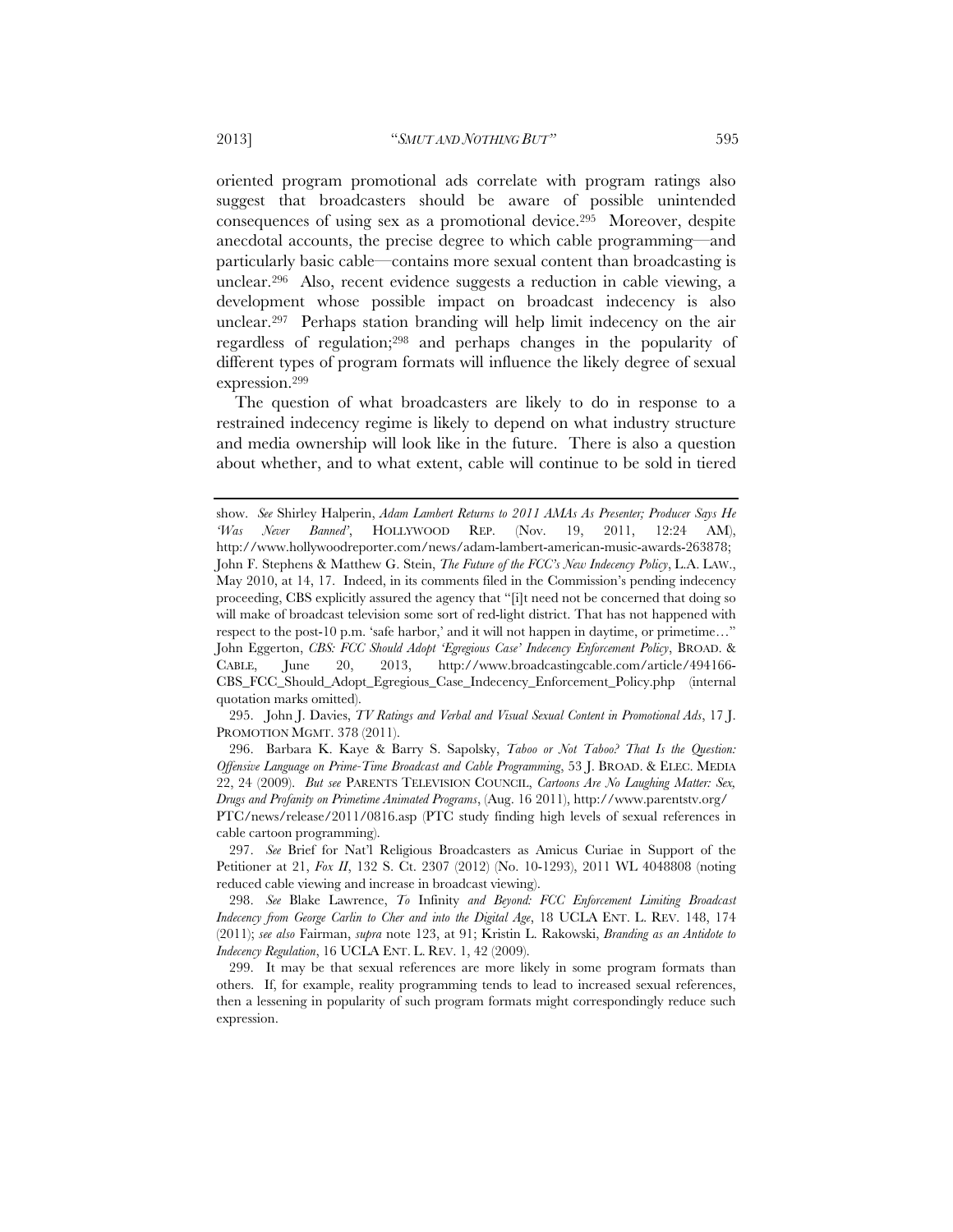oriented program promotional ads correlate with program ratings also suggest that broadcasters should be aware of possible unintended consequences of using sex as a promotional device.[295] Moreover, despite anecdotal accounts, the precise degree to which cable programming—and particularly basic cable—contains more sexual content than broadcasting is unclear.[296] Also, recent evidence suggests a reduction in cable viewing, a development whose possible impact on broadcast indecency is also unclear.[297] Perhaps station branding will help limit indecency on the air regardless of regulation;[298] and perhaps changes in the popularity of different types of program formats will influence the likely degree of sexual expression.[299]

The question of what broadcasters are likely to do in response to a restrained indecency regime is likely to depend on what industry structure and media ownership will look like in the future. There is also a question about whether, and to what extent, cable will continue to be sold in tiered

---

show. *See* Shirley Halperin, *Adam Lambert Returns to 2011 AMAs As Presenter; Producer Says He 'Was Never Banned'*, HOLLYWOOD REP. (Nov. 19, 2011, 12:24 AM), http://www.hollywoodreporter.com/news/adam-lambert-american-music-awards-263878; John F. Stephens & Matthew G. Stein, *The Future of the FCC's New Indecency Policy*, L.A. LAW., May 2010, at 14, 17. Indeed, in its comments filed in the Commission's pending indecency proceeding, CBS explicitly assured the agency that "[i]t need not be concerned that doing so will make of broadcast television some sort of red-light district. That has not happened with respect to the post-10 p.m. 'safe harbor,' and it will not happen in daytime, or primetime…" John Eggerton, *CBS: FCC Should Adopt 'Egregious Case' Indecency Enforcement Policy*, BROAD. & CABLE, June 20, 2013, http://www.broadcastingcable.com/article/494166-CBS_FCC_Should_Adopt_Egregious_Case_Indecency_Enforcement_Policy.php (internal quotation marks omitted).

295. John J. Davies, *TV Ratings and Verbal and Visual Sexual Content in Promotional Ads*, 17 J. PROMOTION MGMT. 378 (2011).

296. Barbara K. Kaye & Barry S. Sapolsky, *Taboo or Not Taboo? That Is the Question: Offensive Language on Prime-Time Broadcast and Cable Programming*, 53 J. BROAD. & ELEC. MEDIA 22, 24 (2009). *But see* PARENTS TELEVISION COUNCIL, *Cartoons Are No Laughing Matter: Sex, Drugs and Profanity on Primetime Animated Programs*, (Aug. 16 2011), http://www.parentstv.org/PTC/news/release/2011/0816.asp (PTC study finding high levels of sexual references in cable cartoon programming).

297. *See* Brief for Nat'l Religious Broadcasters as Amicus Curiae in Support of the Petitioner at 21, *Fox II*, 132 S. Ct. 2307 (2012) (No. 10-1293), 2011 WL 4048808 (noting reduced cable viewing and increase in broadcast viewing).

298. *See* Blake Lawrence, *To* Infinity *and Beyond: FCC Enforcement Limiting Broadcast Indecency from George Carlin to Cher and into the Digital Age*, 18 UCLA ENT. L. REV. 148, 174 (2011); *see also* Fairman, *supra* note 123, at 91; Kristin L. Rakowski, *Branding as an Antidote to Indecency Regulation*, 16 UCLA ENT. L. REV. 1, 42 (2009).

299. It may be that sexual references are more likely in some program formats than others. If, for example, reality programming tends to lead to increased sexual references, then a lessening in popularity of such program formats might correspondingly reduce such expression.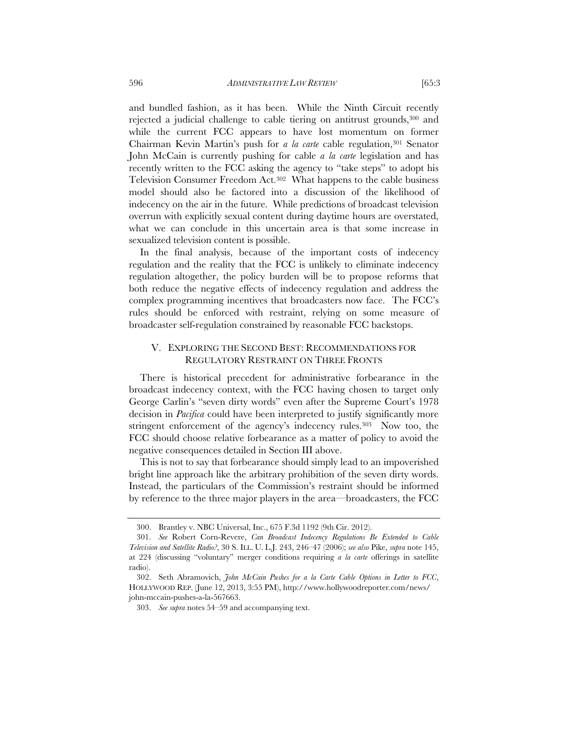and bundled fashion, as it has been. While the Ninth Circuit recently rejected a judicial challenge to cable tiering on antitrust grounds,[300] and while the current FCC appears to have lost momentum on former Chairman Kevin Martin's push for *a la carte* cable regulation,[301] Senator John McCain is currently pushing for cable *a la carte* legislation and has recently written to the FCC asking the agency to "take steps" to adopt his Television Consumer Freedom Act.[302] What happens to the cable business model should also be factored into a discussion of the likelihood of indecency on the air in the future. While predictions of broadcast television overrun with explicitly sexual content during daytime hours are overstated, what we can conclude in this uncertain area is that some increase in sexualized television content is possible.

In the final analysis, because of the important costs of indecency regulation and the reality that the FCC is unlikely to eliminate indecency regulation altogether, the policy burden will be to propose reforms that both reduce the negative effects of indecency regulation and address the complex programming incentives that broadcasters now face. The FCC's rules should be enforced with restraint, relying on some measure of broadcaster self-regulation constrained by reasonable FCC backstops.

## V. EXPLORING THE SECOND BEST: RECOMMENDATIONS FOR REGULATORY RESTRAINT ON THREE FRONTS

There is historical precedent for administrative forbearance in the broadcast indecency context, with the FCC having chosen to target only George Carlin's "seven dirty words" even after the Supreme Court's 1978 decision in *Pacifica* could have been interpreted to justify significantly more stringent enforcement of the agency's indecency rules.[303] Now too, the FCC should choose relative forbearance as a matter of policy to avoid the negative consequences detailed in Section III above.

This is not to say that forbearance should simply lead to an impoverished bright line approach like the arbitrary prohibition of the seven dirty words. Instead, the particulars of the Commission's restraint should be informed by reference to the three major players in the area—broadcasters, the FCC

---

300. Brantley v. NBC Universal, Inc., 675 F.3d 1192 (9th Cir. 2012).

301. *See* Robert Corn-Revere, *Can Broadcast Indecency Regulations Be Extended to Cable Television and Satellite Radio?*, 30 S. ILL. U. L.J. 243, 246–47 (2006); *see also* Pike, *supra* note 145, at 224 (discussing "voluntary" merger conditions requiring *a la carte* offerings in satellite radio).

302. Seth Abramovich, *John McCain Pushes for a la Carte Cable Options in Letter to FCC*, HOLLYWOOD REP. (June 12, 2013, 3:55 PM), http://www.hollywoodreporter.com/news/john-mccain-pushes-a-la-567663.

303. *See supra* notes 54–59 and accompanying text.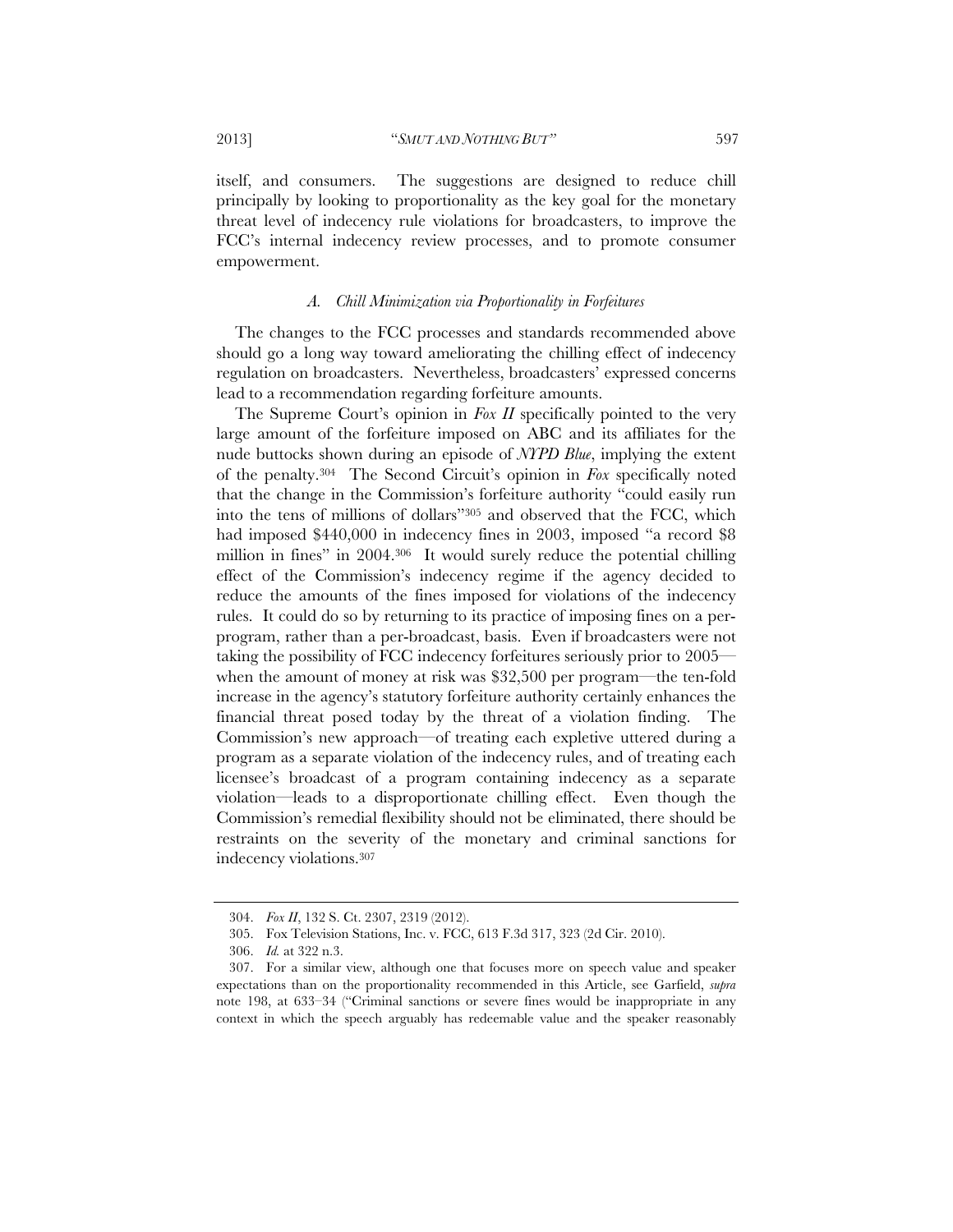itself, and consumers. The suggestions are designed to reduce chill principally by looking to proportionality as the key goal for the monetary threat level of indecency rule violations for broadcasters, to improve the FCC's internal indecency review processes, and to promote consumer empowerment.

### *A. Chill Minimization via Proportionality in Forfeitures*

The changes to the FCC processes and standards recommended above should go a long way toward ameliorating the chilling effect of indecency regulation on broadcasters. Nevertheless, broadcasters' expressed concerns lead to a recommendation regarding forfeiture amounts.

The Supreme Court's opinion in *Fox II* specifically pointed to the very large amount of the forfeiture imposed on ABC and its affiliates for the nude buttocks shown during an episode of *NYPD Blue*, implying the extent of the penalty.[304] The Second Circuit's opinion in *Fox* specifically noted that the change in the Commission's forfeiture authority "could easily run into the tens of millions of dollars"[305] and observed that the FCC, which had imposed $440,000 in indecency fines in 2003, imposed "a record $8 million in fines" in 2004.[306] It would surely reduce the potential chilling effect of the Commission's indecency regime if the agency decided to reduce the amounts of the fines imposed for violations of the indecency rules. It could do so by returning to its practice of imposing fines on a per-program, rather than a per-broadcast, basis. Even if broadcasters were not taking the possibility of FCC indecency forfeitures seriously prior to 2005—when the amount of money at risk was $32,500 per program—the ten-fold increase in the agency's statutory forfeiture authority certainly enhances the financial threat posed today by the threat of a violation finding. The Commission's new approach—of treating each expletive uttered during a program as a separate violation of the indecency rules, and of treating each licensee's broadcast of a program containing indecency as a separate violation—leads to a disproportionate chilling effect. Even though the Commission's remedial flexibility should not be eliminated, there should be restraints on the severity of the monetary and criminal sanctions for indecency violations.[307]

---

304. *Fox II*, 132 S. Ct. 2307, 2319 (2012).

305. Fox Television Stations, Inc. v. FCC, 613 F.3d 317, 323 (2d Cir. 2010).

306. *Id.* at 322 n.3.

307. For a similar view, although one that focuses more on speech value and speaker expectations than on the proportionality recommended in this Article, see Garfield, *supra* note 198, at 633–34 ("Criminal sanctions or severe fines would be inappropriate in any context in which the speech arguably has redeemable value and the speaker reasonably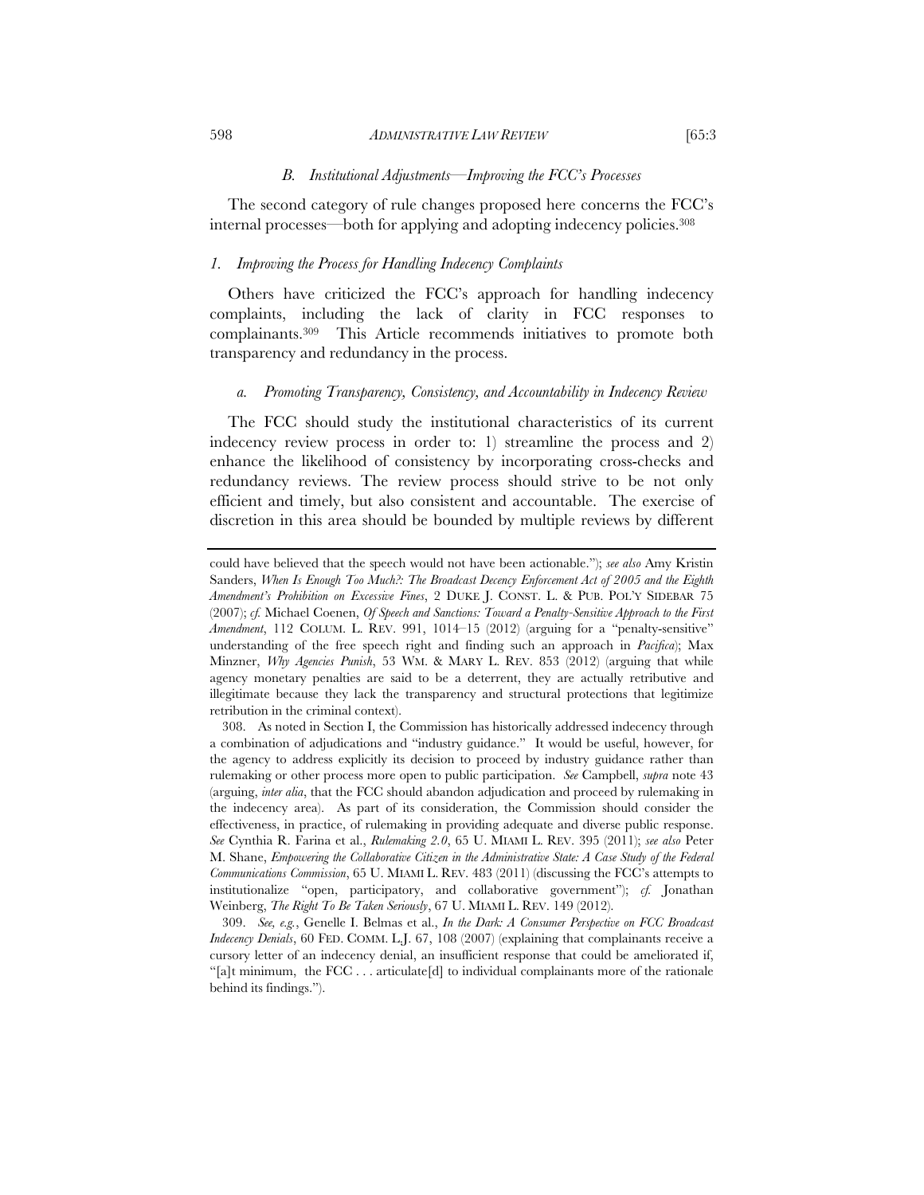### *B. Institutional Adjustments—Improving the FCC's Processes*

The second category of rule changes proposed here concerns the FCC's internal processes—both for applying and adopting indecency policies.[308]

#### *1. Improving the Process for Handling Indecency Complaints*

Others have criticized the FCC's approach for handling indecency complaints, including the lack of clarity in FCC responses to complainants.[309] This Article recommends initiatives to promote both transparency and redundancy in the process.

##### *a. Promoting Transparency, Consistency, and Accountability in Indecency Review*

The FCC should study the institutional characteristics of its current indecency review process in order to: 1) streamline the process and 2) enhance the likelihood of consistency by incorporating cross-checks and redundancy reviews. The review process should strive to be not only efficient and timely, but also consistent and accountable. The exercise of discretion in this area should be bounded by multiple reviews by different

---

could have believed that the speech would not have been actionable."); *see also* Amy Kristin Sanders, *When Is Enough Too Much?: The Broadcast Decency Enforcement Act of 2005 and the Eighth Amendment's Prohibition on Excessive Fines*, 2 DUKE J. CONST. L. & PUB. POL'Y SIDEBAR 75 (2007); *cf.* Michael Coenen, *Of Speech and Sanctions: Toward a Penalty-Sensitive Approach to the First Amendment*, 112 COLUM. L. REV. 991, 1014–15 (2012) (arguing for a "penalty-sensitive" understanding of the free speech right and finding such an approach in *Pacifica*); Max Minzner, *Why Agencies Punish*, 53 WM. & MARY L. REV. 853 (2012) (arguing that while agency monetary penalties are said to be a deterrent, they are actually retributive and illegitimate because they lack the transparency and structural protections that legitimize retribution in the criminal context).

308. As noted in Section I, the Commission has historically addressed indecency through a combination of adjudications and "industry guidance." It would be useful, however, for the agency to address explicitly its decision to proceed by industry guidance rather than rulemaking or other process more open to public participation. *See* Campbell, *supra* note 43 (arguing, *inter alia*, that the FCC should abandon adjudication and proceed by rulemaking in the indecency area). As part of its consideration, the Commission should consider the effectiveness, in practice, of rulemaking in providing adequate and diverse public response. *See* Cynthia R. Farina et al., *Rulemaking 2.0*, 65 U. MIAMI L. REV. 395 (2011); *see also* Peter M. Shane, *Empowering the Collaborative Citizen in the Administrative State: A Case Study of the Federal Communications Commission*, 65 U. MIAMI L. REV. 483 (2011) (discussing the FCC's attempts to institutionalize "open, participatory, and collaborative government"); *cf.* Jonathan Weinberg, *The Right To Be Taken Seriously*, 67 U. MIAMI L. REV. 149 (2012).

309. *See, e.g.*, Genelle I. Belmas et al., *In the Dark: A Consumer Perspective on FCC Broadcast Indecency Denials*, 60 FED. COMM. L.J. 67, 108 (2007) (explaining that complainants receive a cursory letter of an indecency denial, an insufficient response that could be ameliorated if, "[a]t minimum, the FCC . . . articulate[d] to individual complainants more of the rationale behind its findings.").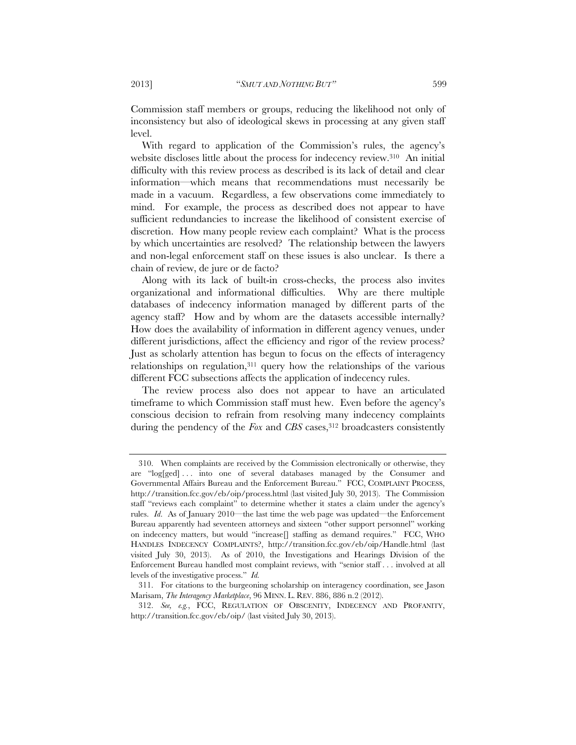Commission staff members or groups, reducing the likelihood not only of inconsistency but also of ideological skews in processing at any given staff level.

With regard to application of the Commission's rules, the agency's website discloses little about the process for indecency review.[310] An initial difficulty with this review process as described is its lack of detail and clear information—which means that recommendations must necessarily be made in a vacuum. Regardless, a few observations come immediately to mind. For example, the process as described does not appear to have sufficient redundancies to increase the likelihood of consistent exercise of discretion. How many people review each complaint? What is the process by which uncertainties are resolved? The relationship between the lawyers and non-legal enforcement staff on these issues is also unclear. Is there a chain of review, de jure or de facto?

Along with its lack of built-in cross-checks, the process also invites organizational and informational difficulties. Why are there multiple databases of indecency information managed by different parts of the agency staff? How and by whom are the datasets accessible internally? How does the availability of information in different agency venues, under different jurisdictions, affect the efficiency and rigor of the review process? Just as scholarly attention has begun to focus on the effects of interagency relationships on regulation,[311] query how the relationships of the various different FCC subsections affects the application of indecency rules.

The review process also does not appear to have an articulated timeframe to which Commission staff must hew. Even before the agency's conscious decision to refrain from resolving many indecency complaints during the pendency of the *Fox* and *CBS* cases,[312] broadcasters consistently

---

310. When complaints are received by the Commission electronically or otherwise, they are "log[ged] . . . into one of several databases managed by the Consumer and Governmental Affairs Bureau and the Enforcement Bureau." FCC, COMPLAINT PROCESS, http://transition.fcc.gov/eb/oip/process.html (last visited July 30, 2013). The Commission staff "reviews each complaint" to determine whether it states a claim under the agency's rules. *Id*. As of January 2010—the last time the web page was updated—the Enforcement Bureau apparently had seventeen attorneys and sixteen "other support personnel" working on indecency matters, but would "increase[] staffing as demand requires." FCC, WHO HANDLES INDECENCY COMPLAINTS?, http://transition.fcc.gov/eb/oip/Handle.html (last visited July 30, 2013). As of 2010, the Investigations and Hearings Division of the Enforcement Bureau handled most complaint reviews, with "senior staff . . . involved at all levels of the investigative process." *Id.*

311. For citations to the burgeoning scholarship on interagency coordination, see Jason Marisam, *The Interagency Marketplace*, 96 MINN. L. REV. 886, 886 n.2 (2012).

312. *See, e.g.*, FCC, REGULATION OF OBSCENITY, INDECENCY AND PROFANITY, http://transition.fcc.gov/eb/oip/ (last visited July 30, 2013).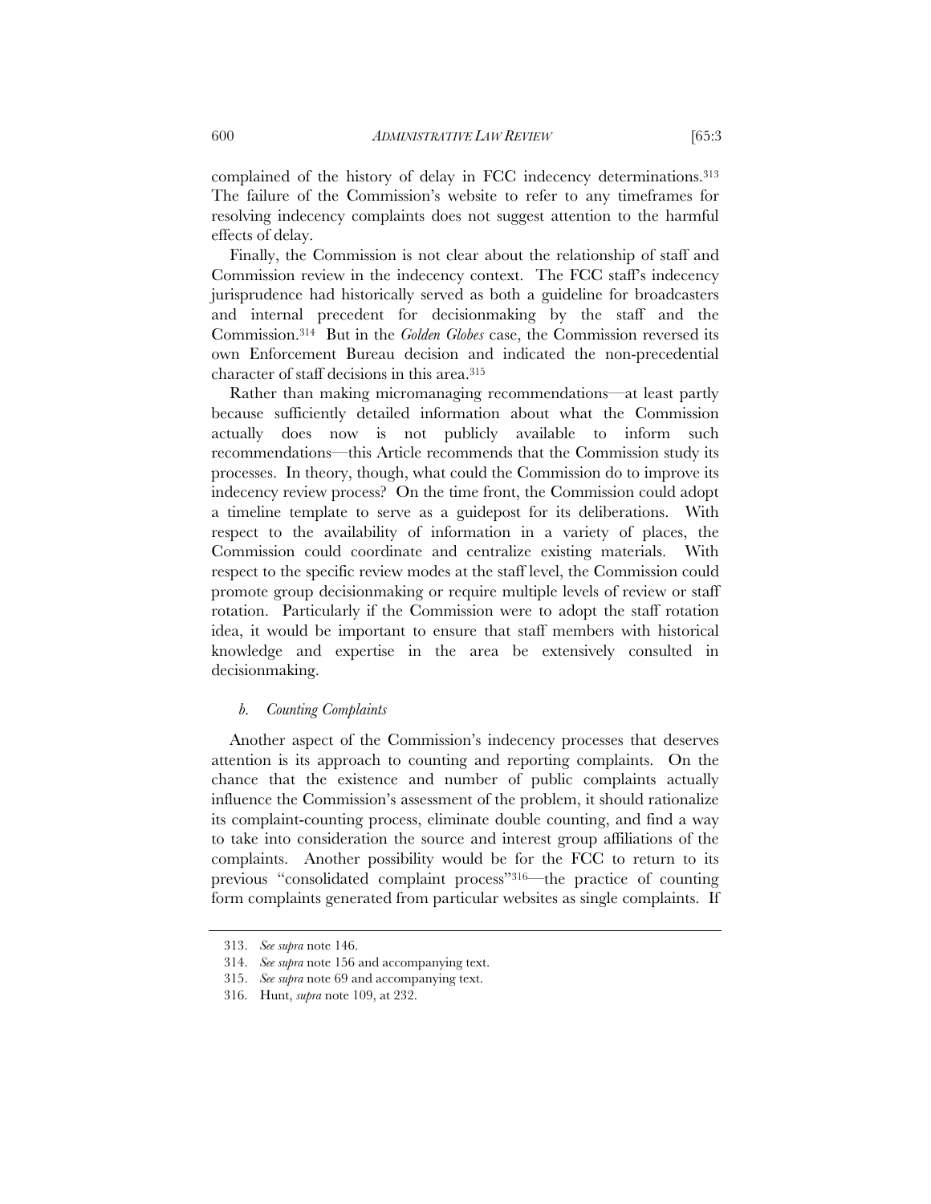complained of the history of delay in FCC indecency determinations.[313] The failure of the Commission's website to refer to any timeframes for resolving indecency complaints does not suggest attention to the harmful effects of delay.

Finally, the Commission is not clear about the relationship of staff and Commission review in the indecency context. The FCC staff's indecency jurisprudence had historically served as both a guideline for broadcasters and internal precedent for decisionmaking by the staff and the Commission.[314] But in the *Golden Globes* case, the Commission reversed its own Enforcement Bureau decision and indicated the non-precedential character of staff decisions in this area.[315]

Rather than making micromanaging recommendations—at least partly because sufficiently detailed information about what the Commission actually does now is not publicly available to inform such recommendations—this Article recommends that the Commission study its processes. In theory, though, what could the Commission do to improve its indecency review process? On the time front, the Commission could adopt a timeline template to serve as a guidepost for its deliberations. With respect to the availability of information in a variety of places, the Commission could coordinate and centralize existing materials. With respect to the specific review modes at the staff level, the Commission could promote group decisionmaking or require multiple levels of review or staff rotation. Particularly if the Commission were to adopt the staff rotation idea, it would be important to ensure that staff members with historical knowledge and expertise in the area be extensively consulted in decisionmaking.

#### *b. Counting Complaints*

Another aspect of the Commission's indecency processes that deserves attention is its approach to counting and reporting complaints. On the chance that the existence and number of public complaints actually influence the Commission's assessment of the problem, it should rationalize its complaint-counting process, eliminate double counting, and find a way to take into consideration the source and interest group affiliations of the complaints. Another possibility would be for the FCC to return to its previous "consolidated complaint process"[316]—the practice of counting form complaints generated from particular websites as single complaints. If

---

313. *See supra* note 146.

314. *See supra* note 156 and accompanying text.

315. *See supra* note 69 and accompanying text.

316. Hunt, *supra* note 109, at 232.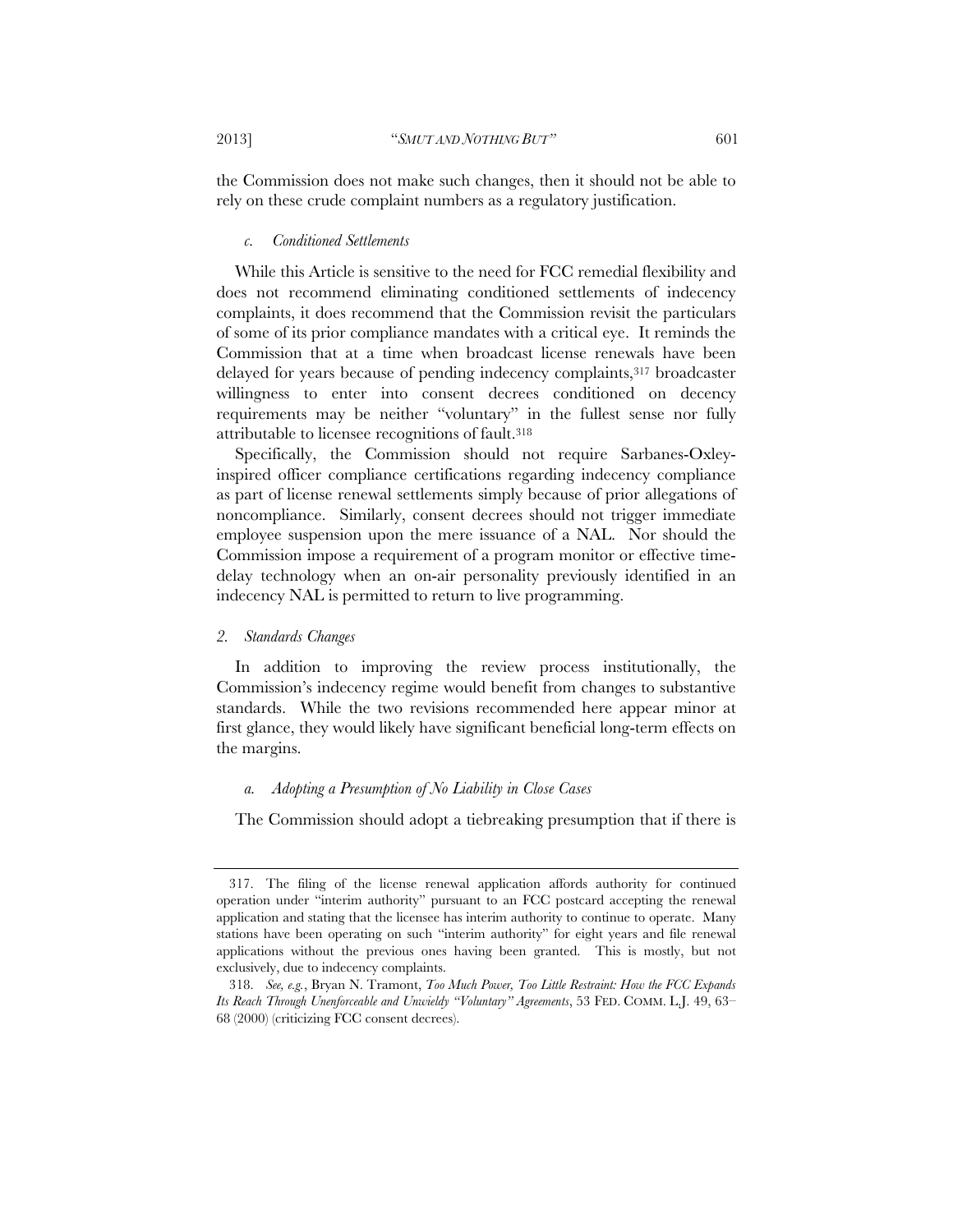the Commission does not make such changes, then it should not be able to rely on these crude complaint numbers as a regulatory justification.

#### *c. Conditioned Settlements*

While this Article is sensitive to the need for FCC remedial flexibility and does not recommend eliminating conditioned settlements of indecency complaints, it does recommend that the Commission revisit the particulars of some of its prior compliance mandates with a critical eye. It reminds the Commission that at a time when broadcast license renewals have been delayed for years because of pending indecency complaints,[317] broadcaster willingness to enter into consent decrees conditioned on decency requirements may be neither "voluntary" in the fullest sense nor fully attributable to licensee recognitions of fault.[318]

Specifically, the Commission should not require Sarbanes-Oxley-inspired officer compliance certifications regarding indecency compliance as part of license renewal settlements simply because of prior allegations of noncompliance. Similarly, consent decrees should not trigger immediate employee suspension upon the mere issuance of a NAL. Nor should the Commission impose a requirement of a program monitor or effective time-delay technology when an on-air personality previously identified in an indecency NAL is permitted to return to live programming.

### *2. Standards Changes*

In addition to improving the review process institutionally, the Commission's indecency regime would benefit from changes to substantive standards. While the two revisions recommended here appear minor at first glance, they would likely have significant beneficial long-term effects on the margins.

#### *a. Adopting a Presumption of No Liability in Close Cases*

The Commission should adopt a tiebreaking presumption that if there is

---

317. The filing of the license renewal application affords authority for continued operation under "interim authority" pursuant to an FCC postcard accepting the renewal application and stating that the licensee has interim authority to continue to operate. Many stations have been operating on such "interim authority" for eight years and file renewal applications without the previous ones having been granted. This is mostly, but not exclusively, due to indecency complaints.

318. *See, e.g.*, Bryan N. Tramont, *Too Much Power, Too Little Restraint: How the FCC Expands Its Reach Through Unenforceable and Unwieldy "Voluntary" Agreements*, 53 FED. COMM. L.J. 49, 63–68 (2000) (criticizing FCC consent decrees).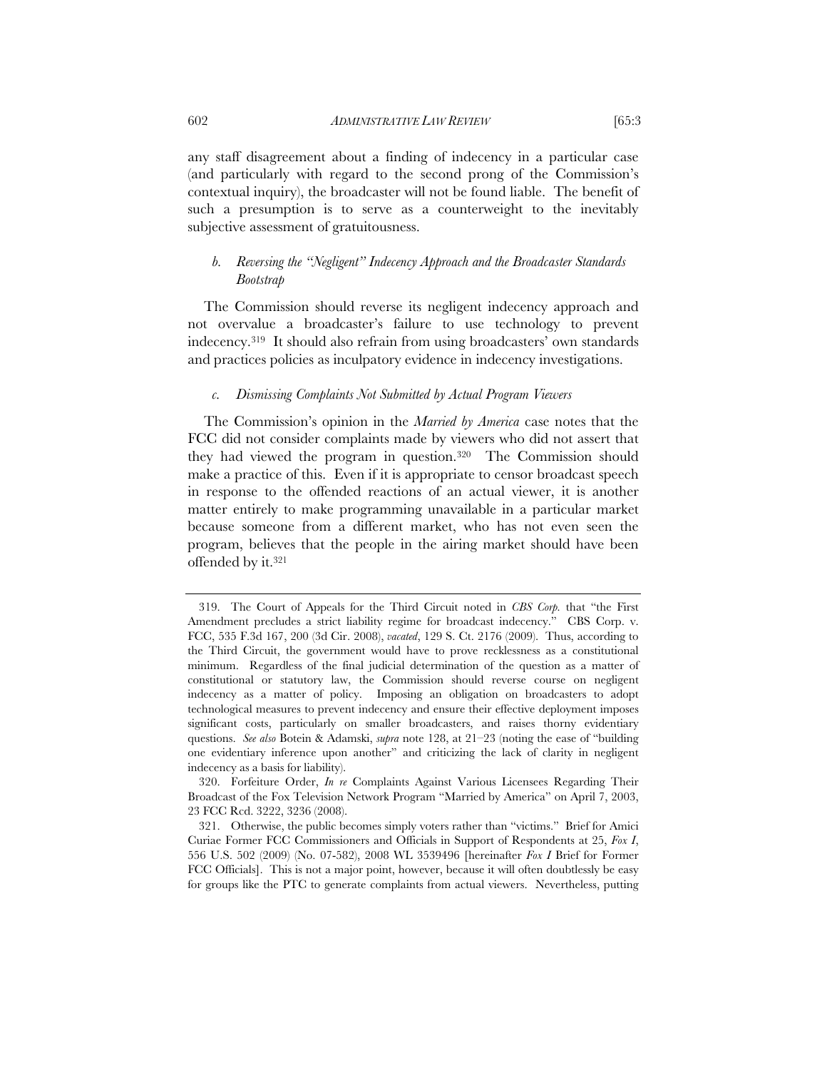any staff disagreement about a finding of indecency in a particular case (and particularly with regard to the second prong of the Commission's contextual inquiry), the broadcaster will not be found liable. The benefit of such a presumption is to serve as a counterweight to the inevitably subjective assessment of gratuitousness.

#### *b. Reversing the "Negligent" Indecency Approach and the Broadcaster Standards Bootstrap*

The Commission should reverse its negligent indecency approach and not overvalue a broadcaster's failure to use technology to prevent indecency.[319] It should also refrain from using broadcasters' own standards and practices policies as inculpatory evidence in indecency investigations.

#### *c. Dismissing Complaints Not Submitted by Actual Program Viewers*

The Commission's opinion in the *Married by America* case notes that the FCC did not consider complaints made by viewers who did not assert that they had viewed the program in question.[320] The Commission should make a practice of this. Even if it is appropriate to censor broadcast speech in response to the offended reactions of an actual viewer, it is another matter entirely to make programming unavailable in a particular market because someone from a different market, who has not even seen the program, believes that the people in the airing market should have been offended by it.[321]

---

319. The Court of Appeals for the Third Circuit noted in *CBS Corp.* that "the First Amendment precludes a strict liability regime for broadcast indecency." CBS Corp. v. FCC, 535 F.3d 167, 200 (3d Cir. 2008), *vacated*, 129 S. Ct. 2176 (2009). Thus, according to the Third Circuit, the government would have to prove recklessness as a constitutional minimum. Regardless of the final judicial determination of the question as a matter of constitutional or statutory law, the Commission should reverse course on negligent indecency as a matter of policy. Imposing an obligation on broadcasters to adopt technological measures to prevent indecency and ensure their effective deployment imposes significant costs, particularly on smaller broadcasters, and raises thorny evidentiary questions. *See also* Botein & Adamski, *supra* note 128, at 21–23 (noting the ease of "building one evidentiary inference upon another" and criticizing the lack of clarity in negligent indecency as a basis for liability).

320. Forfeiture Order, *In re* Complaints Against Various Licensees Regarding Their Broadcast of the Fox Television Network Program "Married by America" on April 7, 2003, 23 FCC Rcd. 3222, 3236 (2008).

321. Otherwise, the public becomes simply voters rather than "victims." Brief for Amici Curiae Former FCC Commissioners and Officials in Support of Respondents at 25, *Fox I*, 556 U.S. 502 (2009) (No. 07-582), 2008 WL 3539496 [hereinafter *Fox I* Brief for Former FCC Officials]. This is not a major point, however, because it will often doubtlessly be easy for groups like the PTC to generate complaints from actual viewers. Nevertheless, putting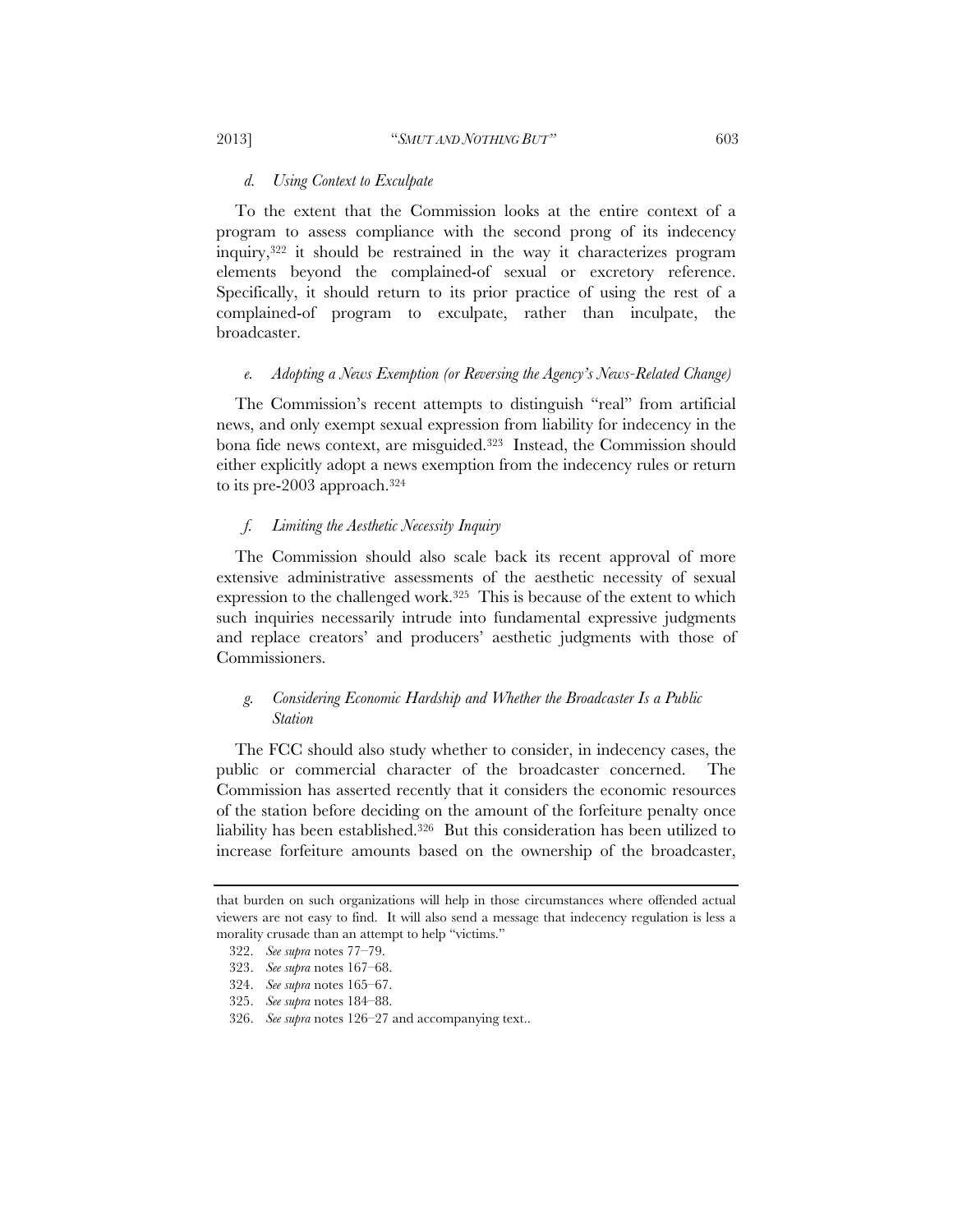#### *d. Using Context to Exculpate*

To the extent that the Commission looks at the entire context of a program to assess compliance with the second prong of its indecency inquiry,[322] it should be restrained in the way it characterizes program elements beyond the complained-of sexual or excretory reference. Specifically, it should return to its prior practice of using the rest of a complained-of program to exculpate, rather than inculpate, the broadcaster.

#### *e. Adopting a News Exemption (or Reversing the Agency's News-Related Change)*

The Commission's recent attempts to distinguish "real" from artificial news, and only exempt sexual expression from liability for indecency in the bona fide news context, are misguided.[323] Instead, the Commission should either explicitly adopt a news exemption from the indecency rules or return to its pre-2003 approach.[324]

#### *f. Limiting the Aesthetic Necessity Inquiry*

The Commission should also scale back its recent approval of more extensive administrative assessments of the aesthetic necessity of sexual expression to the challenged work.[325] This is because of the extent to which such inquiries necessarily intrude into fundamental expressive judgments and replace creators' and producers' aesthetic judgments with those of Commissioners.

#### *g. Considering Economic Hardship and Whether the Broadcaster Is a Public Station*

The FCC should also study whether to consider, in indecency cases, the public or commercial character of the broadcaster concerned. The Commission has asserted recently that it considers the economic resources of the station before deciding on the amount of the forfeiture penalty once liability has been established.[326] But this consideration has been utilized to increase forfeiture amounts based on the ownership of the broadcaster,

---

that burden on such organizations will help in those circumstances where offended actual viewers are not easy to find. It will also send a message that indecency regulation is less a morality crusade than an attempt to help "victims."

322. *See supra* notes 77–79.

323. *See supra* notes 167–68.

324. *See supra* notes 165–67.

325. *See supra* notes 184–88.

326. *See supra* notes 126–27 and accompanying text..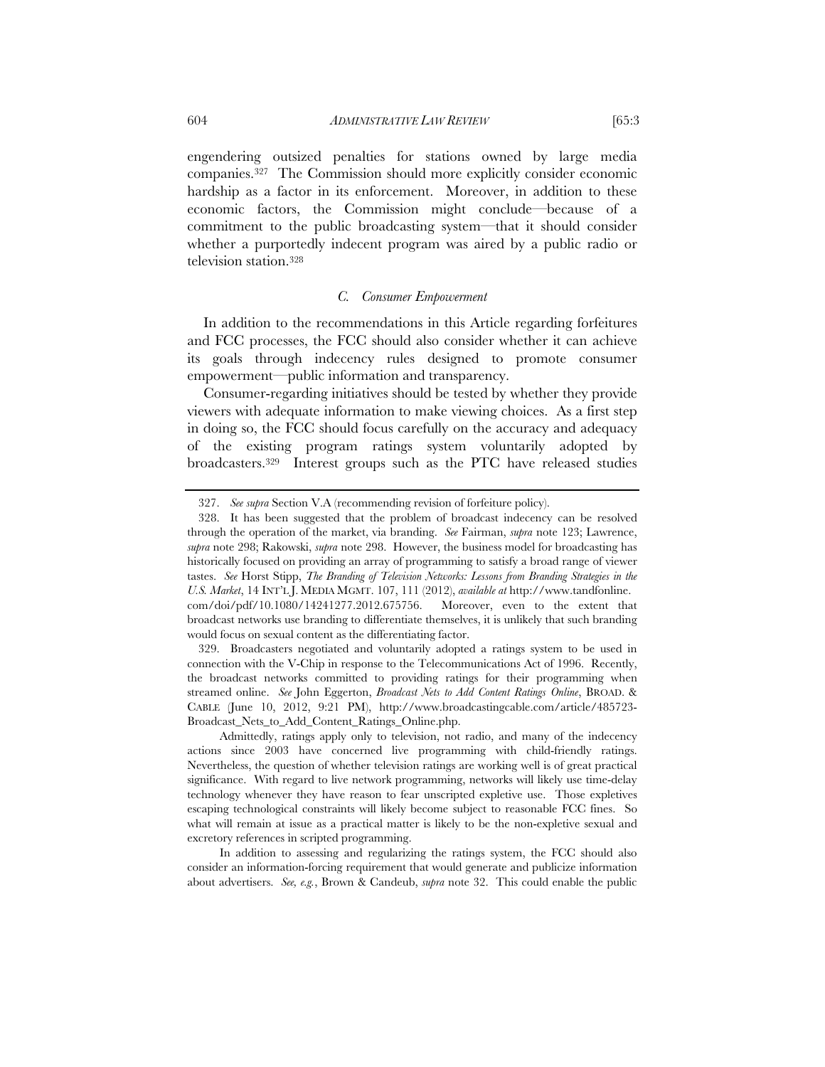engendering outsized penalties for stations owned by large media companies.[327] The Commission should more explicitly consider economic hardship as a factor in its enforcement. Moreover, in addition to these economic factors, the Commission might conclude—because of a commitment to the public broadcasting system—that it should consider whether a purportedly indecent program was aired by a public radio or television station.[328]

### *C. Consumer Empowerment*

In addition to the recommendations in this Article regarding forfeitures and FCC processes, the FCC should also consider whether it can achieve its goals through indecency rules designed to promote consumer empowerment—public information and transparency.

Consumer-regarding initiatives should be tested by whether they provide viewers with adequate information to make viewing choices. As a first step in doing so, the FCC should focus carefully on the accuracy and adequacy of the existing program ratings system voluntarily adopted by broadcasters.[329] Interest groups such as the PTC have released studies

---

327. *See supra* Section V.A (recommending revision of forfeiture policy).

328. It has been suggested that the problem of broadcast indecency can be resolved through the operation of the market, via branding. *See* Fairman, *supra* note 123; Lawrence, *supra* note 298; Rakowski, *supra* note 298. However, the business model for broadcasting has historically focused on providing an array of programming to satisfy a broad range of viewer tastes. *See* Horst Stipp, *The Branding of Television Networks: Lessons from Branding Strategies in the U.S. Market*, 14 INT'L J. MEDIA MGMT. 107, 111 (2012), *available at* http://www.tandfonline.com/doi/pdf/10.1080/14241277.2012.675756. Moreover, even to the extent that broadcast networks use branding to differentiate themselves, it is unlikely that such branding would focus on sexual content as the differentiating factor.

329. Broadcasters negotiated and voluntarily adopted a ratings system to be used in connection with the V-Chip in response to the Telecommunications Act of 1996. Recently, the broadcast networks committed to providing ratings for their programming when streamed online. *See* John Eggerton, *Broadcast Nets to Add Content Ratings Online*, BROAD. & CABLE (June 10, 2012, 9:21 PM), http://www.broadcastingcable.com/article/485723-Broadcast_Nets_to_Add_Content_Ratings_Online.php.

Admittedly, ratings apply only to television, not radio, and many of the indecency actions since 2003 have concerned live programming with child-friendly ratings. Nevertheless, the question of whether television ratings are working well is of great practical significance. With regard to live network programming, networks will likely use time-delay technology whenever they have reason to fear unscripted expletive use. Those expletives escaping technological constraints will likely become subject to reasonable FCC fines. So what will remain at issue as a practical matter is likely to be the non-expletive sexual and excretory references in scripted programming.

In addition to assessing and regularizing the ratings system, the FCC should also consider an information-forcing requirement that would generate and publicize information about advertisers. *See, e.g.*, Brown & Candeub, *supra* note 32. This could enable the public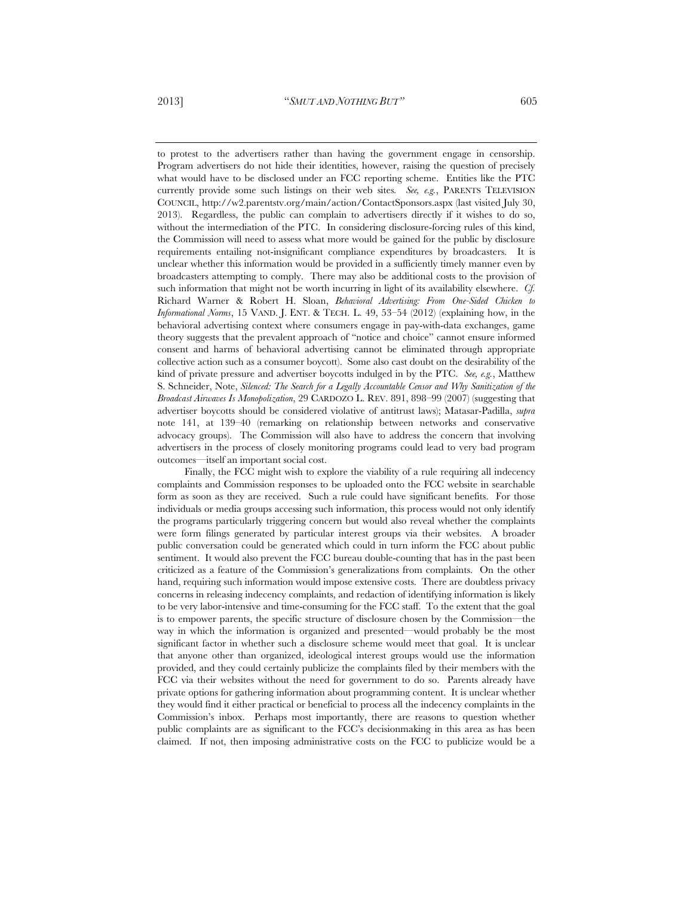to protest to the advertisers rather than having the government engage in censorship. Program advertisers do not hide their identities, however, raising the question of precisely what would have to be disclosed under an FCC reporting scheme. Entities like the PTC currently provide some such listings on their web sites. *See, e.g.*, PARENTS TELEVISION COUNCIL, http://w2.parentstv.org/main/action/ContactSponsors.aspx (last visited July 30, 2013). Regardless, the public can complain to advertisers directly if it wishes to do so, without the intermediation of the PTC. In considering disclosure-forcing rules of this kind, the Commission will need to assess what more would be gained for the public by disclosure requirements entailing not-insignificant compliance expenditures by broadcasters. It is unclear whether this information would be provided in a sufficiently timely manner even by broadcasters attempting to comply. There may also be additional costs to the provision of such information that might not be worth incurring in light of its availability elsewhere. *Cf.* Richard Warner & Robert H. Sloan, *Behavioral Advertising: From One-Sided Chicken to Informational Norms*, 15 VAND. J. ENT. & TECH. L. 49, 53–54 (2012) (explaining how, in the behavioral advertising context where consumers engage in pay-with-data exchanges, game theory suggests that the prevalent approach of "notice and choice" cannot ensure informed consent and harms of behavioral advertising cannot be eliminated through appropriate collective action such as a consumer boycott). Some also cast doubt on the desirability of the kind of private pressure and advertiser boycotts indulged in by the PTC. *See, e.g.*, Matthew S. Schneider, Note, *Silenced: The Search for a Legally Accountable Censor and Why Sanitization of the Broadcast Airwaves Is Monopolization*, 29 CARDOZO L. REV. 891, 898–99 (2007) (suggesting that advertiser boycotts should be considered violative of antitrust laws); Matasar-Padilla, *supra* note 141, at 139–40 (remarking on relationship between networks and conservative advocacy groups). The Commission will also have to address the concern that involving advertisers in the process of closely monitoring programs could lead to very bad program outcomes—itself an important social cost.

Finally, the FCC might wish to explore the viability of a rule requiring all indecency complaints and Commission responses to be uploaded onto the FCC website in searchable form as soon as they are received. Such a rule could have significant benefits. For those individuals or media groups accessing such information, this process would not only identify the programs particularly triggering concern but would also reveal whether the complaints were form filings generated by particular interest groups via their websites. A broader public conversation could be generated which could in turn inform the FCC about public sentiment. It would also prevent the FCC bureau double-counting that has in the past been criticized as a feature of the Commission's generalizations from complaints. On the other hand, requiring such information would impose extensive costs. There are doubtless privacy concerns in releasing indecency complaints, and redaction of identifying information is likely to be very labor-intensive and time-consuming for the FCC staff. To the extent that the goal is to empower parents, the specific structure of disclosure chosen by the Commission—the way in which the information is organized and presented—would probably be the most significant factor in whether such a disclosure scheme would meet that goal. It is unclear that anyone other than organized, ideological interest groups would use the information provided, and they could certainly publicize the complaints filed by their members with the FCC via their websites without the need for government to do so. Parents already have private options for gathering information about programming content. It is unclear whether they would find it either practical or beneficial to process all the indecency complaints in the Commission's inbox. Perhaps most importantly, there are reasons to question whether public complaints are as significant to the FCC's decisionmaking in this area as has been claimed. If not, then imposing administrative costs on the FCC to publicize would be a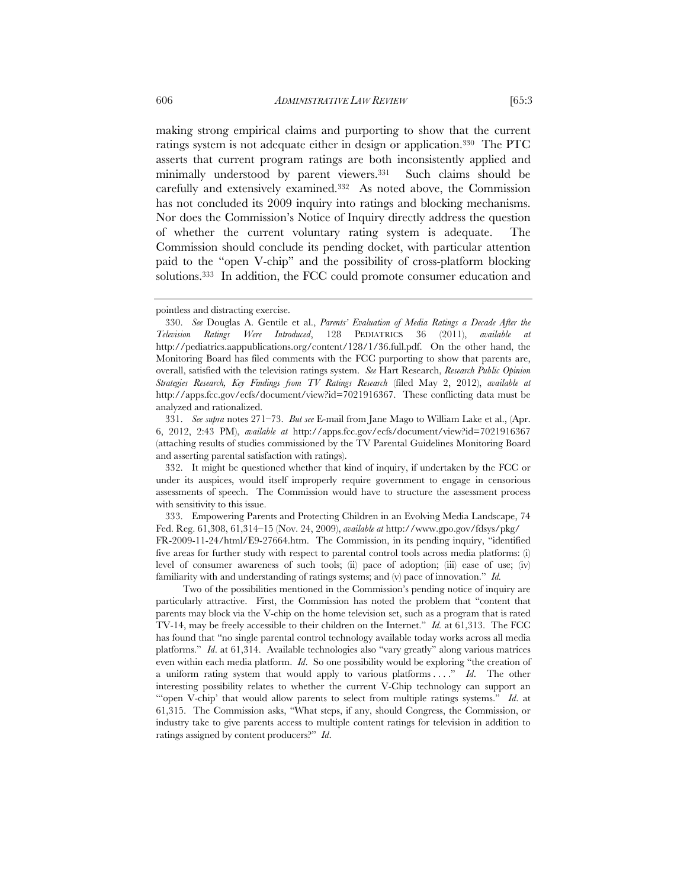making strong empirical claims and purporting to show that the current ratings system is not adequate either in design or application.[330] The PTC asserts that current program ratings are both inconsistently applied and minimally understood by parent viewers.[331] Such claims should be carefully and extensively examined.[332] As noted above, the Commission has not concluded its 2009 inquiry into ratings and blocking mechanisms. Nor does the Commission's Notice of Inquiry directly address the question of whether the current voluntary rating system is adequate. The Commission should conclude its pending docket, with particular attention paid to the "open V-chip" and the possibility of cross-platform blocking solutions.[333] In addition, the FCC could promote consumer education and

---

pointless and distracting exercise.

330. *See* Douglas A. Gentile et al., *Parents' Evaluation of Media Ratings a Decade After the Television Ratings Were Introduced*, 128 PEDIATRICS 36 (2011), *available at* http://pediatrics.aappublications.org/content/128/1/36.full.pdf. On the other hand, the Monitoring Board has filed comments with the FCC purporting to show that parents are, overall, satisfied with the television ratings system. *See* Hart Research, *Research Public Opinion Strategies Research, Key Findings from TV Ratings Research* (filed May 2, 2012), *available at* http://apps.fcc.gov/ecfs/document/view?id=7021916367. These conflicting data must be analyzed and rationalized.

331. *See supra* notes 271–73. *But see* E-mail from Jane Mago to William Lake et al., (Apr. 6, 2012, 2:43 PM), *available at* http://apps.fcc.gov/ecfs/document/view?id=7021916367 (attaching results of studies commissioned by the TV Parental Guidelines Monitoring Board and asserting parental satisfaction with ratings).

332. It might be questioned whether that kind of inquiry, if undertaken by the FCC or under its auspices, would itself improperly require government to engage in censorious assessments of speech. The Commission would have to structure the assessment process with sensitivity to this issue.

333. Empowering Parents and Protecting Children in an Evolving Media Landscape, 74 Fed. Reg. 61,308, 61,314–15 (Nov. 24, 2009), *available at* http://www.gpo.gov/fdsys/pkg/FR-2009-11-24/html/E9-27664.htm. The Commission, in its pending inquiry, "identified five areas for further study with respect to parental control tools across media platforms: (i) level of consumer awareness of such tools; (ii) pace of adoption; (iii) ease of use; (iv) familiarity with and understanding of ratings systems; and (v) pace of innovation." *Id.*

Two of the possibilities mentioned in the Commission's pending notice of inquiry are particularly attractive. First, the Commission has noted the problem that "content that parents may block via the V-chip on the home television set, such as a program that is rated TV-14, may be freely accessible to their children on the Internet." *Id.* at 61,313. The FCC has found that "no single parental control technology available today works across all media platforms." *Id*. at 61,314. Available technologies also "vary greatly" along various matrices even within each media platform. *Id*. So one possibility would be exploring "the creation of a uniform rating system that would apply to various platforms . . . ." *Id*. The other interesting possibility relates to whether the current V-Chip technology can support an "'open V-chip' that would allow parents to select from multiple ratings systems." *Id*. at 61,315. The Commission asks, "What steps, if any, should Congress, the Commission, or industry take to give parents access to multiple content ratings for television in addition to ratings assigned by content producers?" *Id*.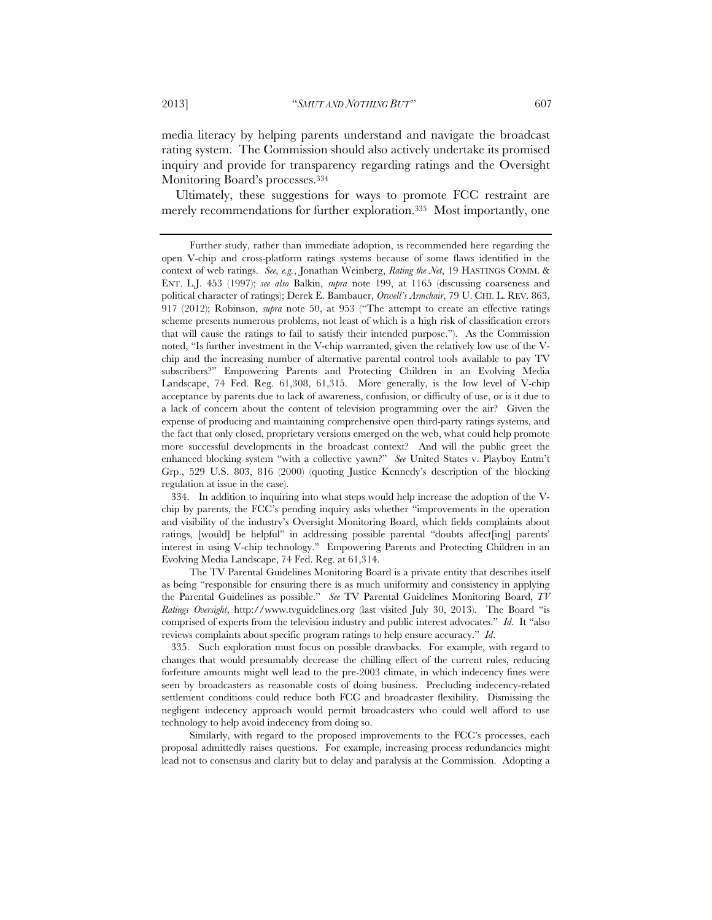media literacy by helping parents understand and navigate the broadcast rating system. The Commission should also actively undertake its promised inquiry and provide for transparency regarding ratings and the Oversight Monitoring Board's processes.[334]

Ultimately, these suggestions for ways to promote FCC restraint are merely recommendations for further exploration.[335] Most importantly, one

---

Further study, rather than immediate adoption, is recommended here regarding the open V-chip and cross-platform ratings systems because of some flaws identified in the context of web ratings. *See, e.g.*, Jonathan Weinberg, *Rating the Net*, 19 HASTINGS COMM. & ENT. L.J. 453 (1997); *see also* Balkin, *supra* note 199, at 1165 (discussing coarseness and political character of ratings); Derek E. Bambauer, *Orwell's Armchair*, 79 U. CHI. L. REV. 863, 917 (2012); Robinson, *supra* note 50, at 953 ("The attempt to create an effective ratings scheme presents numerous problems, not least of which is a high risk of classification errors that will cause the ratings to fail to satisfy their intended purpose."). As the Commission noted, "Is further investment in the V-chip warranted, given the relatively low use of the V-chip and the increasing number of alternative parental control tools available to pay TV subscribers?" Empowering Parents and Protecting Children in an Evolving Media Landscape, 74 Fed. Reg. 61,308, 61,315. More generally, is the low level of V-chip acceptance by parents due to lack of awareness, confusion, or difficulty of use, or is it due to a lack of concern about the content of television programming over the air? Given the expense of producing and maintaining comprehensive open third-party ratings systems, and the fact that only closed, proprietary versions emerged on the web, what could help promote more successful developments in the broadcast context? And will the public greet the enhanced blocking system "with a collective yawn?" *See* United States v. Playboy Entm't Grp., 529 U.S. 803, 816 (2000) (quoting Justice Kennedy's description of the blocking regulation at issue in the case).

334. In addition to inquiring into what steps would help increase the adoption of the V-chip by parents, the FCC's pending inquiry asks whether "improvements in the operation and visibility of the industry's Oversight Monitoring Board, which fields complaints about ratings, [would] be helpful" in addressing possible parental "doubts affect[ing] parents' interest in using V-chip technology." Empowering Parents and Protecting Children in an Evolving Media Landscape, 74 Fed. Reg. at 61,314.

The TV Parental Guidelines Monitoring Board is a private entity that describes itself as being "responsible for ensuring there is as much uniformity and consistency in applying the Parental Guidelines as possible." *See* TV Parental Guidelines Monitoring Board, *TV Ratings Oversight*, http://www.tvguidelines.org (last visited July 30, 2013). The Board "is comprised of experts from the television industry and public interest advocates." *Id*. It "also reviews complaints about specific program ratings to help ensure accuracy." *Id*.

335. Such exploration must focus on possible drawbacks. For example, with regard to changes that would presumably decrease the chilling effect of the current rules, reducing forfeiture amounts might well lead to the pre-2003 climate, in which indecency fines were seen by broadcasters as reasonable costs of doing business. Precluding indecency-related settlement conditions could reduce both FCC and broadcaster flexibility. Dismissing the negligent indecency approach would permit broadcasters who could well afford to use technology to help avoid indecency from doing so.

Similarly, with regard to the proposed improvements to the FCC's processes, each proposal admittedly raises questions. For example, increasing process redundancies might lead not to consensus and clarity but to delay and paralysis at the Commission. Adopting a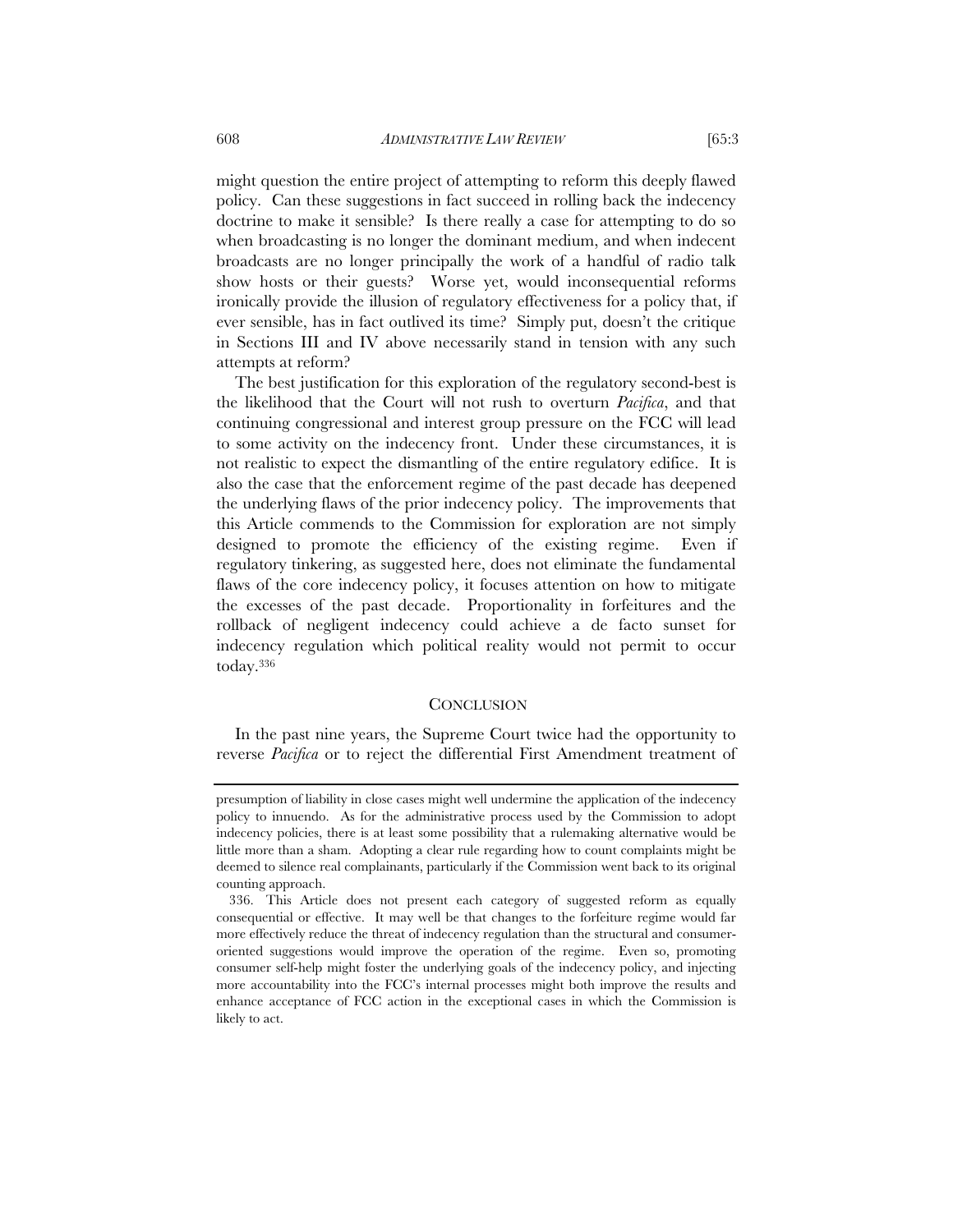might question the entire project of attempting to reform this deeply flawed policy. Can these suggestions in fact succeed in rolling back the indecency doctrine to make it sensible? Is there really a case for attempting to do so when broadcasting is no longer the dominant medium, and when indecent broadcasts are no longer principally the work of a handful of radio talk show hosts or their guests? Worse yet, would inconsequential reforms ironically provide the illusion of regulatory effectiveness for a policy that, if ever sensible, has in fact outlived its time? Simply put, doesn't the critique in Sections III and IV above necessarily stand in tension with any such attempts at reform?

The best justification for this exploration of the regulatory second-best is the likelihood that the Court will not rush to overturn *Pacifica*, and that continuing congressional and interest group pressure on the FCC will lead to some activity on the indecency front. Under these circumstances, it is not realistic to expect the dismantling of the entire regulatory edifice. It is also the case that the enforcement regime of the past decade has deepened the underlying flaws of the prior indecency policy. The improvements that this Article commends to the Commission for exploration are not simply designed to promote the efficiency of the existing regime. Even if regulatory tinkering, as suggested here, does not eliminate the fundamental flaws of the core indecency policy, it focuses attention on how to mitigate the excesses of the past decade. Proportionality in forfeitures and the rollback of negligent indecency could achieve a de facto sunset for indecency regulation which political reality would not permit to occur today.[336]

## CONCLUSION

In the past nine years, the Supreme Court twice had the opportunity to reverse *Pacifica* or to reject the differential First Amendment treatment of

---

presumption of liability in close cases might well undermine the application of the indecency policy to innuendo. As for the administrative process used by the Commission to adopt indecency policies, there is at least some possibility that a rulemaking alternative would be little more than a sham. Adopting a clear rule regarding how to count complaints might be deemed to silence real complainants, particularly if the Commission went back to its original counting approach.

336. This Article does not present each category of suggested reform as equally consequential or effective. It may well be that changes to the forfeiture regime would far more effectively reduce the threat of indecency regulation than the structural and consumer-oriented suggestions would improve the operation of the regime. Even so, promoting consumer self-help might foster the underlying goals of the indecency policy, and injecting more accountability into the FCC's internal processes might both improve the results and enhance acceptance of FCC action in the exceptional cases in which the Commission is likely to act.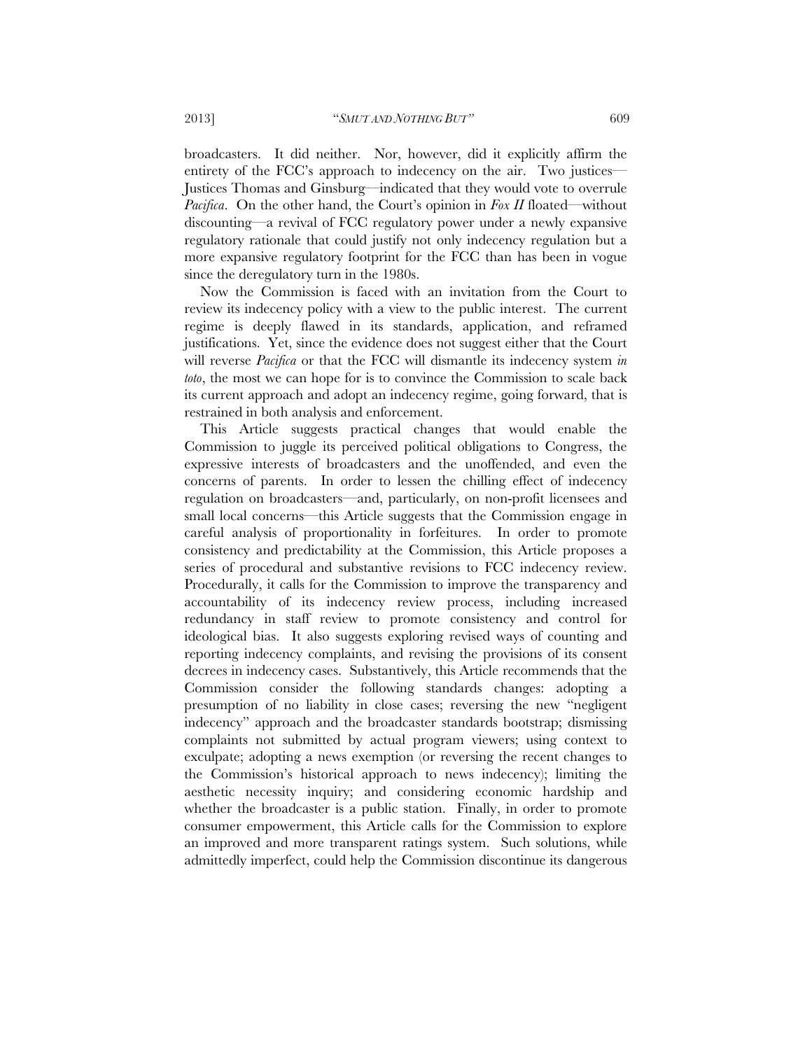broadcasters. It did neither. Nor, however, did it explicitly affirm the entirety of the FCC's approach to indecency on the air. Two justices—Justices Thomas and Ginsburg—indicated that they would vote to overrule *Pacifica*. On the other hand, the Court's opinion in *Fox II* floated—without discounting—a revival of FCC regulatory power under a newly expansive regulatory rationale that could justify not only indecency regulation but a more expansive regulatory footprint for the FCC than has been in vogue since the deregulatory turn in the 1980s.

Now the Commission is faced with an invitation from the Court to review its indecency policy with a view to the public interest. The current regime is deeply flawed in its standards, application, and reframed justifications. Yet, since the evidence does not suggest either that the Court will reverse *Pacifica* or that the FCC will dismantle its indecency system *in toto*, the most we can hope for is to convince the Commission to scale back its current approach and adopt an indecency regime, going forward, that is restrained in both analysis and enforcement.

This Article suggests practical changes that would enable the Commission to juggle its perceived political obligations to Congress, the expressive interests of broadcasters and the unoffended, and even the concerns of parents. In order to lessen the chilling effect of indecency regulation on broadcasters—and, particularly, on non-profit licensees and small local concerns—this Article suggests that the Commission engage in careful analysis of proportionality in forfeitures. In order to promote consistency and predictability at the Commission, this Article proposes a series of procedural and substantive revisions to FCC indecency review. Procedurally, it calls for the Commission to improve the transparency and accountability of its indecency review process, including increased redundancy in staff review to promote consistency and control for ideological bias. It also suggests exploring revised ways of counting and reporting indecency complaints, and revising the provisions of its consent decrees in indecency cases. Substantively, this Article recommends that the Commission consider the following standards changes: adopting a presumption of no liability in close cases; reversing the new "negligent indecency" approach and the broadcaster standards bootstrap; dismissing complaints not submitted by actual program viewers; using context to exculpate; adopting a news exemption (or reversing the recent changes to the Commission's historical approach to news indecency); limiting the aesthetic necessity inquiry; and considering economic hardship and whether the broadcaster is a public station. Finally, in order to promote consumer empowerment, this Article calls for the Commission to explore an improved and more transparent ratings system. Such solutions, while admittedly imperfect, could help the Commission discontinue its dangerous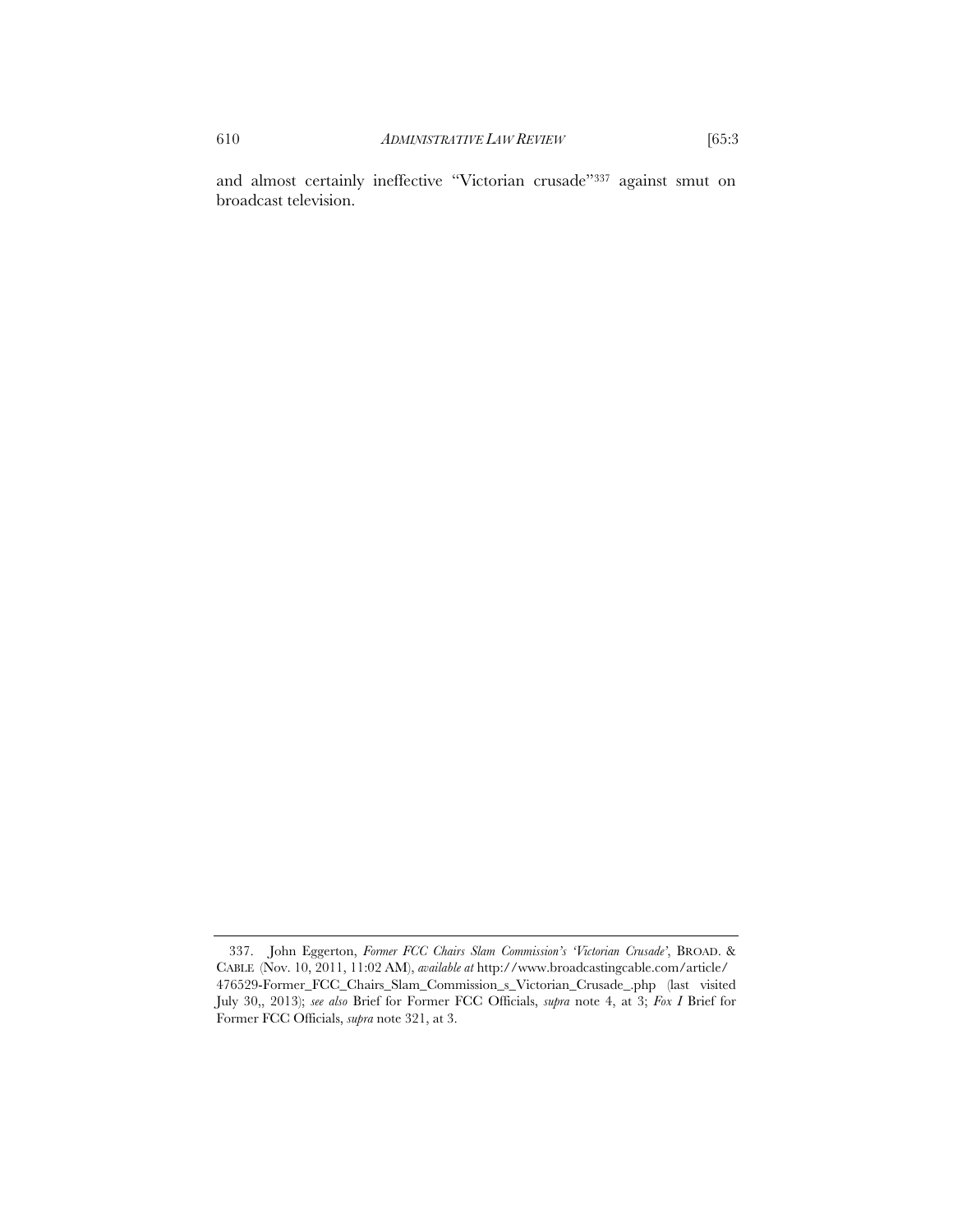and almost certainly ineffective "Victorian crusade"[337] against smut on broadcast television.

---

337. John Eggerton, *Former FCC Chairs Slam Commission's 'Victorian Crusade'*, BROAD. & CABLE (Nov. 10, 2011, 11:02 AM), *available at* http://www.broadcastingcable.com/article/476529-Former_FCC_Chairs_Slam_Commission_s_Victorian_Crusade_.php (last visited July 30,, 2013); *see also* Brief for Former FCC Officials, *supra* note 4, at 3; *Fox I* Brief for Former FCC Officials, *supra* note 321, at 3.